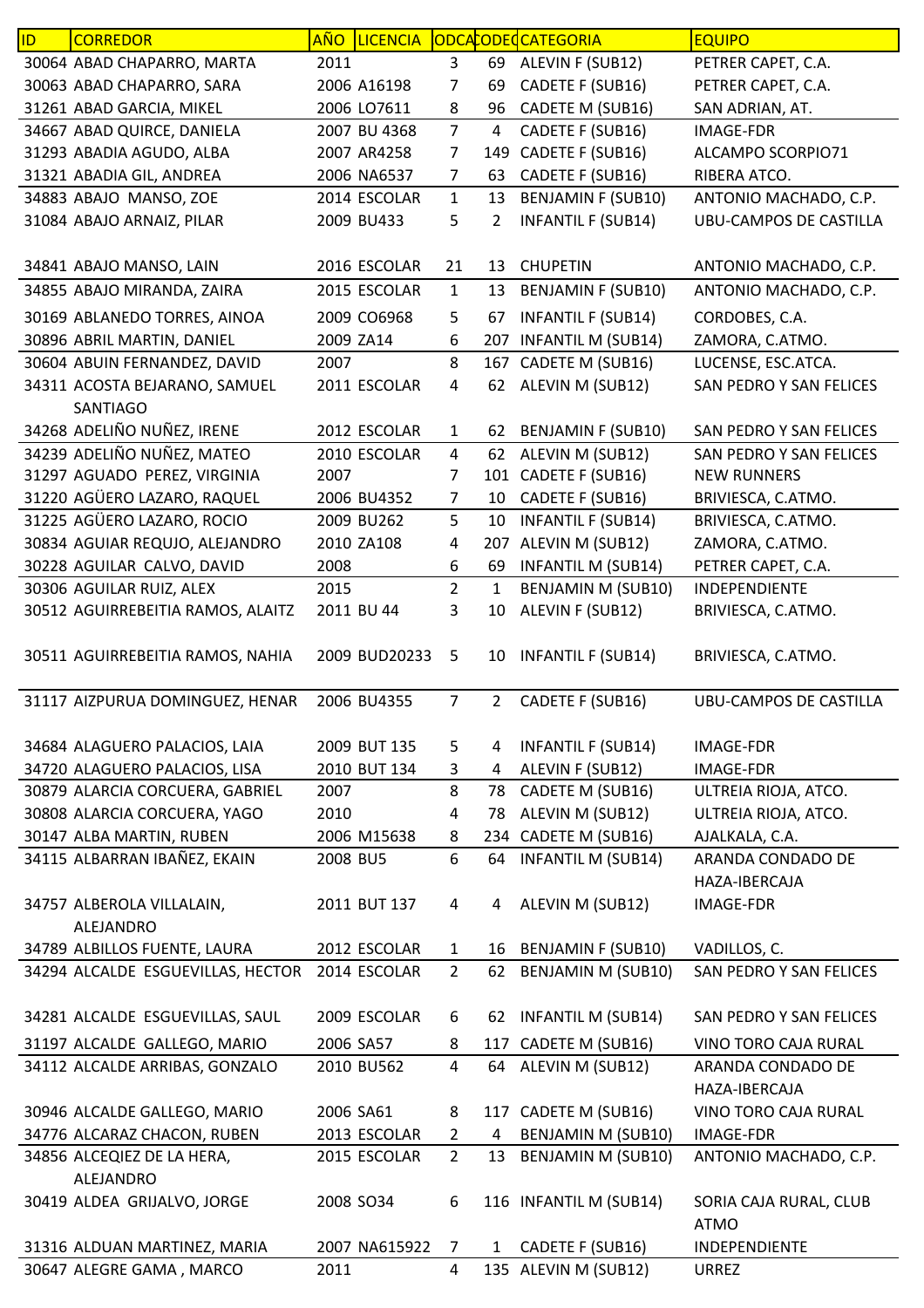| ID | CORREDOR | AÑO | LICENCIA | ODCA | CODEQ | CATEGORIA | EQUIPO |
|---|---|---|---|---|---|---|---|
| 30064 | ABAD CHAPARRO, MARTA | 2011 | | 3 | 69 | ALEVIN F (SUB12) | PETRER CAPET, C.A. |
| 30063 | ABAD CHAPARRO, SARA | 2006 | A16198 | 7 | 69 | CADETE F (SUB16) | PETRER CAPET, C.A. |
| 31261 | ABAD GARCIA, MIKEL | 2006 | LO7611 | 8 | 96 | CADETE M (SUB16) | SAN ADRIAN, AT. |
| 34667 | ABAD QUIRCE, DANIELA | 2007 | BU 4368 | 7 | 4 | CADETE F (SUB16) | IMAGE-FDR |
| 31293 | ABADIA AGUDO, ALBA | 2007 | AR4258 | 7 | 149 | CADETE F (SUB16) | ALCAMPO SCORPIO71 |
| 31321 | ABADIA GIL, ANDREA | 2006 | NA6537 | 7 | 63 | CADETE F (SUB16) | RIBERA ATCO. |
| 34883 | ABAJO MANSO, ZOE | 2014 | ESCOLAR | 1 | 13 | BENJAMIN F (SUB10) | ANTONIO MACHADO, C.P. |
| 31084 | ABAJO ARNAIZ, PILAR | 2009 | BU433 | 5 | 2 | INFANTIL F (SUB14) | UBU-CAMPOS DE CASTILLA |
| 34841 | ABAJO MANSO, LAIN | 2016 | ESCOLAR | 21 | 13 | CHUPETIN | ANTONIO MACHADO, C.P. |
| 34855 | ABAJO MIRANDA, ZAIRA | 2015 | ESCOLAR | 1 | 13 | BENJAMIN F (SUB10) | ANTONIO MACHADO, C.P. |
| 30169 | ABLANEDO TORRES, AINOA | 2009 | CO6968 | 5 | 67 | INFANTIL F (SUB14) | CORDOBES, C.A. |
| 30896 | ABRIL MARTIN, DANIEL | 2009 | ZA14 | 6 | 207 | INFANTIL M (SUB14) | ZAMORA, C.ATMO. |
| 30604 | ABUIN FERNANDEZ, DAVID | 2007 | | 8 | 167 | CADETE M (SUB16) | LUCENSE, ESC.ATCA. |
| 34311 | ACOSTA BEJARANO, SAMUEL SANTIAGO | 2011 | ESCOLAR | 4 | 62 | ALEVIN M (SUB12) | SAN PEDRO Y SAN FELICES |
| 34268 | ADELIÑO NUÑEZ, IRENE | 2012 | ESCOLAR | 1 | 62 | BENJAMIN F (SUB10) | SAN PEDRO Y SAN FELICES |
| 34239 | ADELIÑO NUÑEZ, MATEO | 2010 | ESCOLAR | 4 | 62 | ALEVIN M (SUB12) | SAN PEDRO Y SAN FELICES |
| 31297 | AGUADO PEREZ, VIRGINIA | 2007 | | 7 | 101 | CADETE F (SUB16) | NEW RUNNERS |
| 31220 | AGÜERO LAZARO, RAQUEL | 2006 | BU4352 | 7 | 10 | CADETE F (SUB16) | BRIVIESCA, C.ATMO. |
| 31225 | AGÜERO LAZARO, ROCIO | 2009 | BU262 | 5 | 10 | INFANTIL F (SUB14) | BRIVIESCA, C.ATMO. |
| 30834 | AGUIAR REQUJO, ALEJANDRO | 2010 | ZA108 | 4 | 207 | ALEVIN M (SUB12) | ZAMORA, C.ATMO. |
| 30228 | AGUILAR CALVO, DAVID | 2008 | | 6 | 69 | INFANTIL M (SUB14) | PETRER CAPET, C.A. |
| 30306 | AGUILAR RUIZ, ALEX | 2015 | | 2 | 1 | BENJAMIN M (SUB10) | INDEPENDIENTE |
| 30512 | AGUIRREBEITIA RAMOS, ALAITZ | 2011 | BU 44 | 3 | 10 | ALEVIN F (SUB12) | BRIVIESCA, C.ATMO. |
| 30511 | AGUIRREBEITIA RAMOS, NAHIA | 2009 | BUD20233 | 5 | 10 | INFANTIL F (SUB14) | BRIVIESCA, C.ATMO. |
| 31117 | AIZPURUA DOMINGUEZ, HENAR | 2006 | BU4355 | 7 | 2 | CADETE F (SUB16) | UBU-CAMPOS DE CASTILLA |
| 34684 | ALAGUERO PALACIOS, LAIA | 2009 | BUT 135 | 5 | 4 | INFANTIL F (SUB14) | IMAGE-FDR |
| 34720 | ALAGUERO PALACIOS, LISA | 2010 | BUT 134 | 3 | 4 | ALEVIN F (SUB12) | IMAGE-FDR |
| 30879 | ALARCIA CORCUERA, GABRIEL | 2007 | | 8 | 78 | CADETE M (SUB16) | ULTREIA RIOJA, ATCO. |
| 30808 | ALARCIA CORCUERA, YAGO | 2010 | | 4 | 78 | ALEVIN M (SUB12) | ULTREIA RIOJA, ATCO. |
| 30147 | ALBA MARTIN, RUBEN | 2006 | M15638 | 8 | 234 | CADETE M (SUB16) | AJALKALA, C.A. |
| 34115 | ALBARRAN IBAÑEZ, EKAIN | 2008 | BU5 | 6 | 64 | INFANTIL M (SUB14) | ARANDA CONDADO DE HAZA-IBERCAJA |
| 34757 | ALBEROLA VILLALAIN, ALEJANDRO | 2011 | BUT 137 | 4 | 4 | ALEVIN M (SUB12) | IMAGE-FDR |
| 34789 | ALBILLOS FUENTE, LAURA | 2012 | ESCOLAR | 1 | 16 | BENJAMIN F (SUB10) | VADILLOS, C. |
| 34294 | ALCALDE ESGUEVILLAS, HECTOR | 2014 | ESCOLAR | 2 | 62 | BENJAMIN M (SUB10) | SAN PEDRO Y SAN FELICES |
| 34281 | ALCALDE ESGUEVILLAS, SAUL | 2009 | ESCOLAR | 6 | 62 | INFANTIL M (SUB14) | SAN PEDRO Y SAN FELICES |
| 31197 | ALCALDE GALLEGO, MARIO | 2006 | SA57 | 8 | 117 | CADETE M (SUB16) | VINO TORO CAJA RURAL |
| 34112 | ALCALDE ARRIBAS, GONZALO | 2010 | BU562 | 4 | 64 | ALEVIN M (SUB12) | ARANDA CONDADO DE HAZA-IBERCAJA |
| 30946 | ALCALDE GALLEGO, MARIO | 2006 | SA61 | 8 | 117 | CADETE M (SUB16) | VINO TORO CAJA RURAL |
| 34776 | ALCARAZ CHACON, RUBEN | 2013 | ESCOLAR | 2 | 4 | BENJAMIN M (SUB10) | IMAGE-FDR |
| 34856 | ALCEQIEZ DE LA HERA, ALEJANDRO | 2015 | ESCOLAR | 2 | 13 | BENJAMIN M (SUB10) | ANTONIO MACHADO, C.P. |
| 30419 | ALDEA GRIJALVO, JORGE | 2008 | SO34 | 6 | 116 | INFANTIL M (SUB14) | SORIA CAJA RURAL, CLUB ATMO |
| 31316 | ALDUAN MARTINEZ, MARIA | 2007 | NA615922 | 7 | 1 | CADETE F (SUB16) | INDEPENDIENTE |
| 30647 | ALEGRE GAMA , MARCO | 2011 | | 4 | 135 | ALEVIN M (SUB12) | URREZ |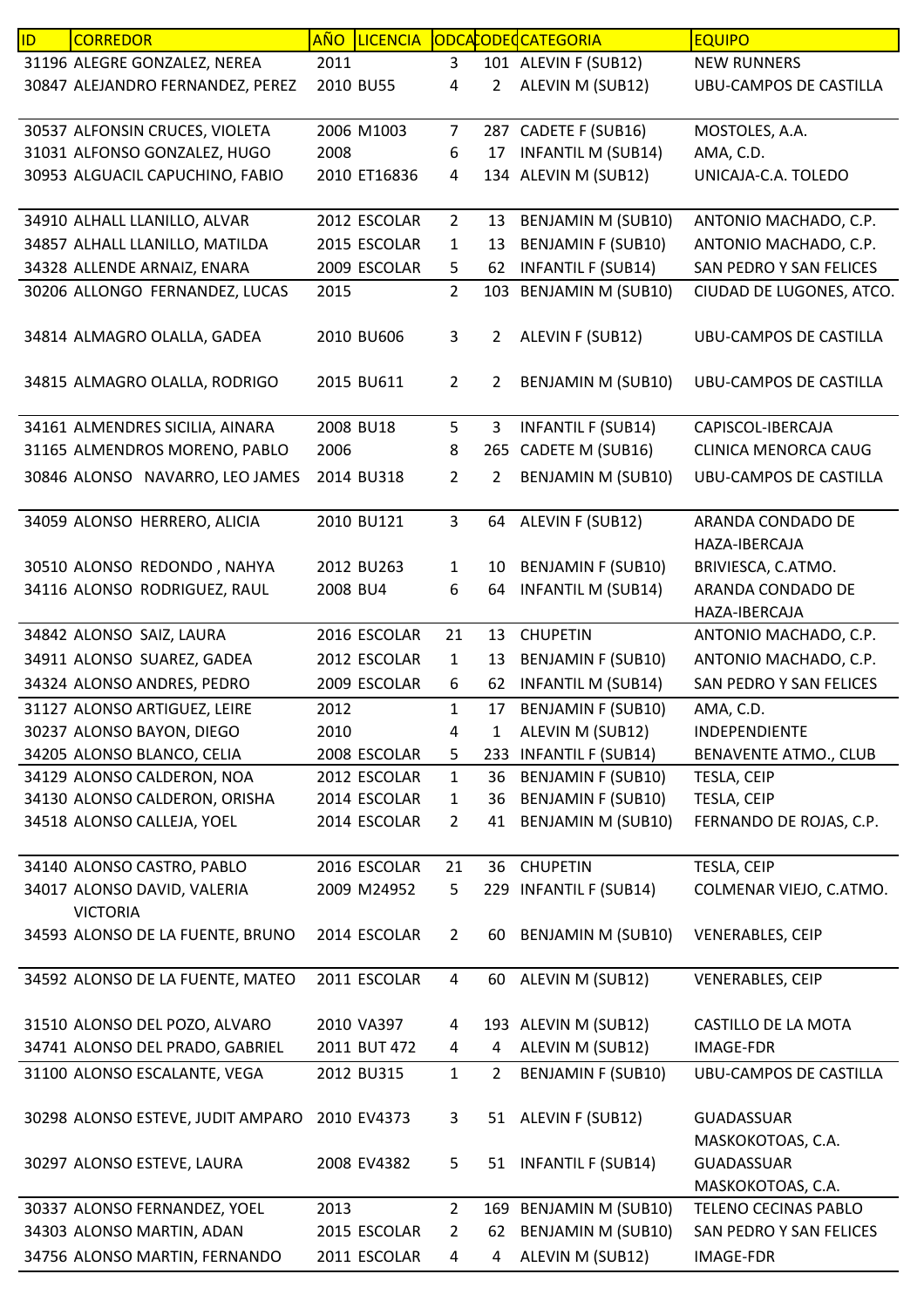| ID | CORREDOR | AÑO | LICENCIA | ODCA | CODEC | CATEGORIA | EQUIPO |
|---|---|---|---|---|---|---|---|
| 31196 | ALEGRE GONZALEZ, NEREA | 2011 | | 3 | 101 | ALEVIN F (SUB12) | NEW RUNNERS |
| 30847 | ALEJANDRO FERNANDEZ, PEREZ | 2010 | BU55 | 4 | 2 | ALEVIN M (SUB12) | UBU-CAMPOS DE CASTILLA |
| 30537 | ALFONSIN CRUCES, VIOLETA | 2006 | M1003 | 7 | 287 | CADETE F (SUB16) | MOSTOLES, A.A. |
| 31031 | ALFONSO GONZALEZ, HUGO | 2008 | | 6 | 17 | INFANTIL M (SUB14) | AMA, C.D. |
| 30953 | ALGUACIL CAPUCHINO, FABIO | 2010 | ET16836 | 4 | 134 | ALEVIN M (SUB12) | UNICAJA-C.A. TOLEDO |
| 34910 | ALHALL LLANILLO, ALVAR | 2012 | ESCOLAR | 2 | 13 | BENJAMIN M (SUB10) | ANTONIO MACHADO, C.P. |
| 34857 | ALHALL LLANILLO, MATILDA | 2015 | ESCOLAR | 1 | 13 | BENJAMIN F (SUB10) | ANTONIO MACHADO, C.P. |
| 34328 | ALLENDE ARNAIZ, ENARA | 2009 | ESCOLAR | 5 | 62 | INFANTIL F (SUB14) | SAN PEDRO Y SAN FELICES |
| 30206 | ALLONGO FERNANDEZ, LUCAS | 2015 | | 2 | 103 | BENJAMIN M (SUB10) | CIUDAD DE LUGONES, ATCO. |
| 34814 | ALMAGRO OLALLA, GADEA | 2010 | BU606 | 3 | 2 | ALEVIN F (SUB12) | UBU-CAMPOS DE CASTILLA |
| 34815 | ALMAGRO OLALLA, RODRIGO | 2015 | BU611 | 2 | 2 | BENJAMIN M (SUB10) | UBU-CAMPOS DE CASTILLA |
| 34161 | ALMENDRES SICILIA, AINARA | 2008 | BU18 | 5 | 3 | INFANTIL F (SUB14) | CAPISCOL-IBERCAJA |
| 31165 | ALMENDROS MORENO, PABLO | 2006 | | 8 | 265 | CADETE M (SUB16) | CLINICA MENORCA CAUG |
| 30846 | ALONSO NAVARRO, LEO JAMES | 2014 | BU318 | 2 | 2 | BENJAMIN M (SUB10) | UBU-CAMPOS DE CASTILLA |
| 34059 | ALONSO HERRERO, ALICIA | 2010 | BU121 | 3 | 64 | ALEVIN F (SUB12) | ARANDA CONDADO DE HAZA-IBERCAJA |
| 30510 | ALONSO REDONDO , NAHYA | 2012 | BU263 | 1 | 10 | BENJAMIN F (SUB10) | BRIVIESCA, C.ATMO. |
| 34116 | ALONSO RODRIGUEZ, RAUL | 2008 | BU4 | 6 | 64 | INFANTIL M (SUB14) | ARANDA CONDADO DE HAZA-IBERCAJA |
| 34842 | ALONSO SAIZ, LAURA | 2016 | ESCOLAR | 21 | 13 | CHUPETIN | ANTONIO MACHADO, C.P. |
| 34911 | ALONSO SUAREZ, GADEA | 2012 | ESCOLAR | 1 | 13 | BENJAMIN F (SUB10) | ANTONIO MACHADO, C.P. |
| 34324 | ALONSO ANDRES, PEDRO | 2009 | ESCOLAR | 6 | 62 | INFANTIL M (SUB14) | SAN PEDRO Y SAN FELICES |
| 31127 | ALONSO ARTIGUEZ, LEIRE | 2012 | | 1 | 17 | BENJAMIN F (SUB10) | AMA, C.D. |
| 30237 | ALONSO BAYON, DIEGO | 2010 | | 4 | 1 | ALEVIN M (SUB12) | INDEPENDIENTE |
| 34205 | ALONSO BLANCO, CELIA | 2008 | ESCOLAR | 5 | 233 | INFANTIL F (SUB14) | BENAVENTE ATMO., CLUB |
| 34129 | ALONSO CALDERON, NOA | 2012 | ESCOLAR | 1 | 36 | BENJAMIN F (SUB10) | TESLA, CEIP |
| 34130 | ALONSO CALDERON, ORISHA | 2014 | ESCOLAR | 1 | 36 | BENJAMIN F (SUB10) | TESLA, CEIP |
| 34518 | ALONSO CALLEJA, YOEL | 2014 | ESCOLAR | 2 | 41 | BENJAMIN M (SUB10) | FERNANDO DE ROJAS, C.P. |
| 34140 | ALONSO CASTRO, PABLO | 2016 | ESCOLAR | 21 | 36 | CHUPETIN | TESLA, CEIP |
| 34017 | ALONSO DAVID, VALERIA VICTORIA | 2009 | M24952 | 5 | 229 | INFANTIL F (SUB14) | COLMENAR VIEJO, C.ATMO. |
| 34593 | ALONSO DE LA FUENTE, BRUNO | 2014 | ESCOLAR | 2 | 60 | BENJAMIN M (SUB10) | VENERABLES, CEIP |
| 34592 | ALONSO DE LA FUENTE, MATEO | 2011 | ESCOLAR | 4 | 60 | ALEVIN M (SUB12) | VENERABLES, CEIP |
| 31510 | ALONSO DEL POZO, ALVARO | 2010 | VA397 | 4 | 193 | ALEVIN M (SUB12) | CASTILLO DE LA MOTA |
| 34741 | ALONSO DEL PRADO, GABRIEL | 2011 | BUT 472 | 4 | 4 | ALEVIN M (SUB12) | IMAGE-FDR |
| 31100 | ALONSO ESCALANTE, VEGA | 2012 | BU315 | 1 | 2 | BENJAMIN F (SUB10) | UBU-CAMPOS DE CASTILLA |
| 30298 | ALONSO ESTEVE, JUDIT AMPARO | 2010 | EV4373 | 3 | 51 | ALEVIN F (SUB12) | GUADASSUAR MASKOKOTOAS, C.A. |
| 30297 | ALONSO ESTEVE, LAURA | 2008 | EV4382 | 5 | 51 | INFANTIL F (SUB14) | GUADASSUAR MASKOKOTOAS, C.A. |
| 30337 | ALONSO FERNANDEZ, YOEL | 2013 | | 2 | 169 | BENJAMIN M (SUB10) | TELENO CECINAS PABLO |
| 34303 | ALONSO MARTIN, ADAN | 2015 | ESCOLAR | 2 | 62 | BENJAMIN M (SUB10) | SAN PEDRO Y SAN FELICES |
| 34756 | ALONSO MARTIN, FERNANDO | 2011 | ESCOLAR | 4 | 4 | ALEVIN M (SUB12) | IMAGE-FDR |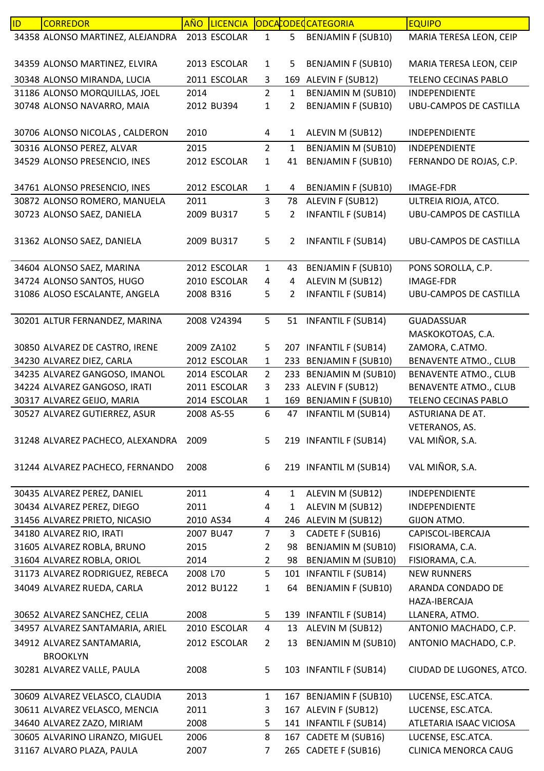| ID | CORREDOR | AÑO | LICENCIA | ODCA | CODEQ | CATEGORIA | EQUIPO |
| --- | --- | --- | --- | --- | --- | --- | --- |
| 34358 | ALONSO MARTINEZ, ALEJANDRA | 2013 | ESCOLAR | 1 | 5 | BENJAMIN F (SUB10) | MARIA TERESA LEON, CEIP |
| 34359 | ALONSO MARTINEZ, ELVIRA | 2013 | ESCOLAR | 1 | 5 | BENJAMIN F (SUB10) | MARIA TERESA LEON, CEIP |
| 30348 | ALONSO MIRANDA, LUCIA | 2011 | ESCOLAR | 3 | 169 | ALEVIN F (SUB12) | TELENO CECINAS PABLO |
| 31186 | ALONSO MORQUILLAS, JOEL | 2014 | | 2 | 1 | BENJAMIN M (SUB10) | INDEPENDIENTE |
| 30748 | ALONSO NAVARRO, MAIA | 2012 | BU394 | 1 | 2 | BENJAMIN F (SUB10) | UBU-CAMPOS DE CASTILLA |
| 30706 | ALONSO NICOLAS , CALDERON | 2010 | | 4 | 1 | ALEVIN M (SUB12) | INDEPENDIENTE |
| 30316 | ALONSO PEREZ, ALVAR | 2015 | | 2 | 1 | BENJAMIN M (SUB10) | INDEPENDIENTE |
| 34529 | ALONSO PRESENCIO, INES | 2012 | ESCOLAR | 1 | 41 | BENJAMIN F (SUB10) | FERNANDO DE ROJAS, C.P. |
| 34761 | ALONSO PRESENCIO, INES | 2012 | ESCOLAR | 1 | 4 | BENJAMIN F (SUB10) | IMAGE-FDR |
| 30872 | ALONSO ROMERO, MANUELA | 2011 | | 3 | 78 | ALEVIN F (SUB12) | ULTREIA RIOJA, ATCO. |
| 30723 | ALONSO SAEZ, DANIELA | 2009 | BU317 | 5 | 2 | INFANTIL F (SUB14) | UBU-CAMPOS DE CASTILLA |
| 31362 | ALONSO SAEZ, DANIELA | 2009 | BU317 | 5 | 2 | INFANTIL F (SUB14) | UBU-CAMPOS DE CASTILLA |
| 34604 | ALONSO SAEZ, MARINA | 2012 | ESCOLAR | 1 | 43 | BENJAMIN F (SUB10) | PONS SOROLLA, C.P. |
| 34724 | ALONSO SANTOS, HUGO | 2010 | ESCOLAR | 4 | 4 | ALEVIN M (SUB12) | IMAGE-FDR |
| 31086 | ALOSO ESCALANTE, ANGELA | 2008 | B316 | 5 | 2 | INFANTIL F (SUB14) | UBU-CAMPOS DE CASTILLA |
| 30201 | ALTUR FERNANDEZ, MARINA | 2008 | V24394 | 5 | 51 | INFANTIL F (SUB14) | GUADASSUAR MASKOKOTOAS, C.A. |
| 30850 | ALVAREZ DE CASTRO, IRENE | 2009 | ZA102 | 5 | 207 | INFANTIL F (SUB14) | ZAMORA, C.ATMO. |
| 34230 | ALVAREZ DIEZ, CARLA | 2012 | ESCOLAR | 1 | 233 | BENJAMIN F (SUB10) | BENAVENTE ATMO., CLUB |
| 34235 | ALVAREZ GANGOSO, IMANOL | 2014 | ESCOLAR | 2 | 233 | BENJAMIN M (SUB10) | BENAVENTE ATMO., CLUB |
| 34224 | ALVAREZ GANGOSO, IRATI | 2011 | ESCOLAR | 3 | 233 | ALEVIN F (SUB12) | BENAVENTE ATMO., CLUB |
| 30317 | ALVAREZ GEIJO, MARIA | 2014 | ESCOLAR | 1 | 169 | BENJAMIN F (SUB10) | TELENO CECINAS PABLO |
| 30527 | ALVAREZ GUTIERREZ, ASUR | 2008 | AS-55 | 6 | 47 | INFANTIL M (SUB14) | ASTURIANA DE AT. VETERANOS, AS. |
| 31248 | ALVAREZ PACHECO, ALEXANDRA | 2009 | | 5 | 219 | INFANTIL F (SUB14) | VAL MIÑOR, S.A. |
| 31244 | ALVAREZ PACHECO, FERNANDO | 2008 | | 6 | 219 | INFANTIL M (SUB14) | VAL MIÑOR, S.A. |
| 30435 | ALVAREZ PEREZ, DANIEL | 2011 | | 4 | 1 | ALEVIN M (SUB12) | INDEPENDIENTE |
| 30434 | ALVAREZ PEREZ, DIEGO | 2011 | | 4 | 1 | ALEVIN M (SUB12) | INDEPENDIENTE |
| 31456 | ALVAREZ PRIETO, NICASIO | 2010 | AS34 | 4 | 246 | ALEVIN M (SUB12) | GIJON ATMO. |
| 34180 | ALVAREZ RIO, IRATI | 2007 | BU47 | 7 | 3 | CADETE F (SUB16) | CAPISCOL-IBERCAJA |
| 31605 | ALVAREZ ROBLA, BRUNO | 2015 | | 2 | 98 | BENJAMIN M (SUB10) | FISIORAMA, C.A. |
| 31604 | ALVAREZ ROBLA, ORIOL | 2014 | | 2 | 98 | BENJAMIN M (SUB10) | FISIORAMA, C.A. |
| 31173 | ALVAREZ RODRIGUEZ, REBECA | 2008 | L70 | 5 | 101 | INFANTIL F (SUB14) | NEW RUNNERS |
| 34049 | ALVAREZ RUEDA, CARLA | 2012 | BU122 | 1 | 64 | BENJAMIN F (SUB10) | ARANDA CONDADO DE HAZA-IBERCAJA |
| 30652 | ALVAREZ SANCHEZ, CELIA | 2008 | | 5 | 139 | INFANTIL F (SUB14) | LLANERA, ATMO. |
| 34957 | ALVAREZ SANTAMARIA, ARIEL | 2010 | ESCOLAR | 4 | 13 | ALEVIN M (SUB12) | ANTONIO MACHADO, C.P. |
| 34912 | ALVAREZ SANTAMARIA, BROOKLYN | 2012 | ESCOLAR | 2 | 13 | BENJAMIN M (SUB10) | ANTONIO MACHADO, C.P. |
| 30281 | ALVAREZ VALLE, PAULA | 2008 | | 5 | 103 | INFANTIL F (SUB14) | CIUDAD DE LUGONES, ATCO. |
| 30609 | ALVAREZ VELASCO, CLAUDIA | 2013 | | 1 | 167 | BENJAMIN F (SUB10) | LUCENSE, ESC.ATCA. |
| 30611 | ALVAREZ VELASCO, MENCIA | 2011 | | 3 | 167 | ALEVIN F (SUB12) | LUCENSE, ESC.ATCA. |
| 34640 | ALVAREZ ZAZO, MIRIAM | 2008 | | 5 | 141 | INFANTIL F (SUB14) | ATLETARIA ISAAC VICIOSA |
| 30605 | ALVARINO LIRANZO, MIGUEL | 2006 | | 8 | 167 | CADETE M (SUB16) | LUCENSE, ESC.ATCA. |
| 31167 | ALVARO PLAZA, PAULA | 2007 | | 7 | 265 | CADETE F (SUB16) | CLINICA MENORCA CAUG |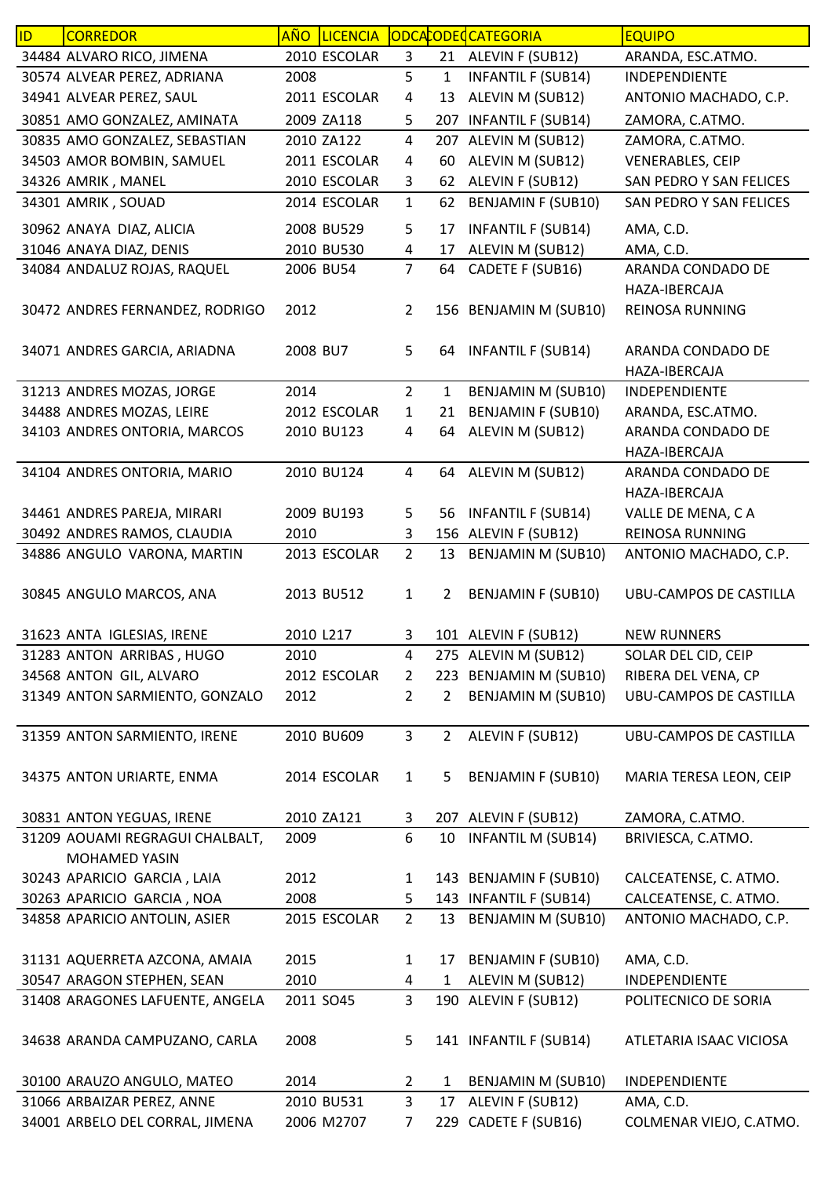| ID | CORREDOR | AÑO | LICENCIA | ODCA | CODEQ | CATEGORIA | EQUIPO |
|---|---|---|---|---|---|---|---|
| 34484 | ALVARO RICO, JIMENA | 2010 | ESCOLAR | 3 | 21 | ALEVIN F (SUB12) | ARANDA, ESC.ATMO. |
| 30574 | ALVEAR PEREZ, ADRIANA | 2008 | | 5 | 1 | INFANTIL F (SUB14) | INDEPENDIENTE |
| 34941 | ALVEAR PEREZ, SAUL | 2011 | ESCOLAR | 4 | 13 | ALEVIN M (SUB12) | ANTONIO MACHADO, C.P. |
| 30851 | AMO GONZALEZ, AMINATA | 2009 | ZA118 | 5 | 207 | INFANTIL F (SUB14) | ZAMORA, C.ATMO. |
| 30835 | AMO GONZALEZ, SEBASTIAN | 2010 | ZA122 | 4 | 207 | ALEVIN M (SUB12) | ZAMORA, C.ATMO. |
| 34503 | AMOR BOMBIN, SAMUEL | 2011 | ESCOLAR | 4 | 60 | ALEVIN M (SUB12) | VENERABLES, CEIP |
| 34326 | AMRIK , MANEL | 2010 | ESCOLAR | 3 | 62 | ALEVIN F (SUB12) | SAN PEDRO Y SAN FELICES |
| 34301 | AMRIK , SOUAD | 2014 | ESCOLAR | 1 | 62 | BENJAMIN F (SUB10) | SAN PEDRO Y SAN FELICES |
| 30962 | ANAYA DIAZ, ALICIA | 2008 | BU529 | 5 | 17 | INFANTIL F (SUB14) | AMA, C.D. |
| 31046 | ANAYA DIAZ, DENIS | 2010 | BU530 | 4 | 17 | ALEVIN M (SUB12) | AMA, C.D. |
| 34084 | ANDALUZ ROJAS, RAQUEL | 2006 | BU54 | 7 | 64 | CADETE F (SUB16) | ARANDA CONDADO DE HAZA-IBERCAJA |
| 30472 | ANDRES FERNANDEZ, RODRIGO | 2012 | | 2 | 156 | BENJAMIN M (SUB10) | REINOSA RUNNING |
| 34071 | ANDRES GARCIA, ARIADNA | 2008 | BU7 | 5 | 64 | INFANTIL F (SUB14) | ARANDA CONDADO DE HAZA-IBERCAJA |
| 31213 | ANDRES MOZAS, JORGE | 2014 | | 2 | 1 | BENJAMIN M (SUB10) | INDEPENDIENTE |
| 34488 | ANDRES MOZAS, LEIRE | 2012 | ESCOLAR | 1 | 21 | BENJAMIN F (SUB10) | ARANDA, ESC.ATMO. |
| 34103 | ANDRES ONTORIA, MARCOS | 2010 | BU123 | 4 | 64 | ALEVIN M (SUB12) | ARANDA CONDADO DE HAZA-IBERCAJA |
| 34104 | ANDRES ONTORIA, MARIO | 2010 | BU124 | 4 | 64 | ALEVIN M (SUB12) | ARANDA CONDADO DE HAZA-IBERCAJA |
| 34461 | ANDRES PAREJA, MIRARI | 2009 | BU193 | 5 | 56 | INFANTIL F (SUB14) | VALLE DE MENA, C A |
| 30492 | ANDRES RAMOS, CLAUDIA | 2010 | | 3 | 156 | ALEVIN F (SUB12) | REINOSA RUNNING |
| 34886 | ANGULO VARONA, MARTIN | 2013 | ESCOLAR | 2 | 13 | BENJAMIN M (SUB10) | ANTONIO MACHADO, C.P. |
| 30845 | ANGULO MARCOS, ANA | 2013 | BU512 | 1 | 2 | BENJAMIN F (SUB10) | UBU-CAMPOS DE CASTILLA |
| 31623 | ANTA IGLESIAS, IRENE | 2010 | L217 | 3 | 101 | ALEVIN F (SUB12) | NEW RUNNERS |
| 31283 | ANTON ARRIBAS , HUGO | 2010 | | 4 | 275 | ALEVIN M (SUB12) | SOLAR DEL CID, CEIP |
| 34568 | ANTON GIL, ALVARO | 2012 | ESCOLAR | 2 | 223 | BENJAMIN M (SUB10) | RIBERA DEL VENA, CP |
| 31349 | ANTON SARMIENTO, GONZALO | 2012 | | 2 | 2 | BENJAMIN M (SUB10) | UBU-CAMPOS DE CASTILLA |
| 31359 | ANTON SARMIENTO, IRENE | 2010 | BU609 | 3 | 2 | ALEVIN F (SUB12) | UBU-CAMPOS DE CASTILLA |
| 34375 | ANTON URIARTE, ENMA | 2014 | ESCOLAR | 1 | 5 | BENJAMIN F (SUB10) | MARIA TERESA LEON, CEIP |
| 30831 | ANTON YEGUAS, IRENE | 2010 | ZA121 | 3 | 207 | ALEVIN F (SUB12) | ZAMORA, C.ATMO. |
| 31209 | AOUAMI REGRAGUI CHALBALT, MOHAMED YASIN | 2009 | | 6 | 10 | INFANTIL M (SUB14) | BRIVIESCA, C.ATMO. |
| 30243 | APARICIO GARCIA , LAIA | 2012 | | 1 | 143 | BENJAMIN F (SUB10) | CALCEATENSE, C. ATMO. |
| 30263 | APARICIO GARCIA , NOA | 2008 | | 5 | 143 | INFANTIL F (SUB14) | CALCEATENSE, C. ATMO. |
| 34858 | APARICIO ANTOLIN, ASIER | 2015 | ESCOLAR | 2 | 13 | BENJAMIN M (SUB10) | ANTONIO MACHADO, C.P. |
| 31131 | AQUERRETA AZCONA, AMAIA | 2015 | | 1 | 17 | BENJAMIN F (SUB10) | AMA, C.D. |
| 30547 | ARAGON STEPHEN, SEAN | 2010 | | 4 | 1 | ALEVIN M (SUB12) | INDEPENDIENTE |
| 31408 | ARAGONES LAFUENTE, ANGELA | 2011 | SO45 | 3 | 190 | ALEVIN F (SUB12) | POLITECNICO DE SORIA |
| 34638 | ARANDA CAMPUZANO, CARLA | 2008 | | 5 | 141 | INFANTIL F (SUB14) | ATLETARIA ISAAC VICIOSA |
| 30100 | ARAUZO ANGULO, MATEO | 2014 | | 2 | 1 | BENJAMIN M (SUB10) | INDEPENDIENTE |
| 31066 | ARBAIZAR PEREZ, ANNE | 2010 | BU531 | 3 | 17 | ALEVIN F (SUB12) | AMA, C.D. |
| 34001 | ARBELO DEL CORRAL, JIMENA | 2006 | M2707 | 7 | 229 | CADETE F (SUB16) | COLMENAR VIEJO, C.ATMO. |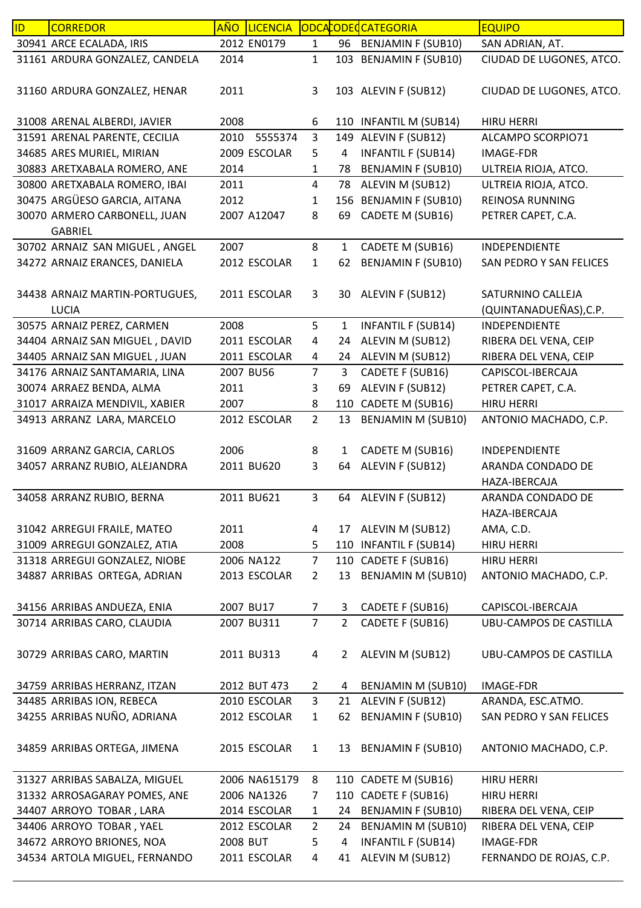| ID | CORREDOR | AÑO | LICENCIA | CODCAT | CODEQ | CATEGORIA | EQUIPO |
|---|---|---|---|---|---|---|---|
| 30941 | ARCE ECALADA, IRIS | 2012 | EN0179 | 1 | 96 | BENJAMIN F (SUB10) | SAN ADRIAN, AT. |
| 31161 | ARDURA GONZALEZ, CANDELA | 2014 | | 1 | 103 | BENJAMIN F (SUB10) | CIUDAD DE LUGONES, ATCO. |
| 31160 | ARDURA GONZALEZ, HENAR | 2011 | | 3 | 103 | ALEVIN F (SUB12) | CIUDAD DE LUGONES, ATCO. |
| 31008 | ARENAL ALBERDI, JAVIER | 2008 | | 6 | 110 | INFANTIL M (SUB14) | HIRU HERRI |
| 31591 | ARENAL PARENTE, CECILIA | 2010 | 5555374 | 3 | 149 | ALEVIN F (SUB12) | ALCAMPO SCORPIO71 |
| 34685 | ARES MURIEL, MIRIAN | 2009 | ESCOLAR | 5 | 4 | INFANTIL F (SUB14) | IMAGE-FDR |
| 30883 | ARETXABALA ROMERO, ANE | 2014 | | 1 | 78 | BENJAMIN F (SUB10) | ULTREIA RIOJA, ATCO. |
| 30800 | ARETXABALA ROMERO, IBAI | 2011 | | 4 | 78 | ALEVIN M (SUB12) | ULTREIA RIOJA, ATCO. |
| 30475 | ARGÜESO GARCIA, AITANA | 2012 | | 1 | 156 | BENJAMIN F (SUB10) | REINOSA RUNNING |
| 30070 | ARMERO CARBONELL, JUAN GABRIEL | 2007 | A12047 | 8 | 69 | CADETE M (SUB16) | PETRER CAPET, C.A. |
| 30702 | ARNAIZ SAN MIGUEL , ANGEL | 2007 | | 8 | 1 | CADETE M (SUB16) | INDEPENDIENTE |
| 34272 | ARNAIZ ERANCES, DANIELA | 2012 | ESCOLAR | 1 | 62 | BENJAMIN F (SUB10) | SAN PEDRO Y SAN FELICES |
| 34438 | ARNAIZ MARTIN-PORTUGUES, LUCIA | 2011 | ESCOLAR | 3 | 30 | ALEVIN F (SUB12) | SATURNINO CALLEJA (QUINTANADUEÑAS),C.P. |
| 30575 | ARNAIZ PEREZ, CARMEN | 2008 | | 5 | 1 | INFANTIL F (SUB14) | INDEPENDIENTE |
| 34404 | ARNAIZ SAN MIGUEL , DAVID | 2011 | ESCOLAR | 4 | 24 | ALEVIN M (SUB12) | RIBERA DEL VENA, CEIP |
| 34405 | ARNAIZ SAN MIGUEL , JUAN | 2011 | ESCOLAR | 4 | 24 | ALEVIN M (SUB12) | RIBERA DEL VENA, CEIP |
| 34176 | ARNAIZ SANTAMARIA, LINA | 2007 | BU56 | 7 | 3 | CADETE F (SUB16) | CAPISCOL-IBERCAJA |
| 30074 | ARRAEZ BENDA, ALMA | 2011 | | 3 | 69 | ALEVIN F (SUB12) | PETRER CAPET, C.A. |
| 31017 | ARRAIZA MENDIVIL, XABIER | 2007 | | 8 | 110 | CADETE M (SUB16) | HIRU HERRI |
| 34913 | ARRANZ LARA, MARCELO | 2012 | ESCOLAR | 2 | 13 | BENJAMIN M (SUB10) | ANTONIO MACHADO, C.P. |
| 31609 | ARRANZ GARCIA, CARLOS | 2006 | | 8 | 1 | CADETE M (SUB16) | INDEPENDIENTE |
| 34057 | ARRANZ RUBIO, ALEJANDRA | 2011 | BU620 | 3 | 64 | ALEVIN F (SUB12) | ARANDA CONDADO DE HAZA-IBERCAJA |
| 34058 | ARRANZ RUBIO, BERNA | 2011 | BU621 | 3 | 64 | ALEVIN F (SUB12) | ARANDA CONDADO DE HAZA-IBERCAJA |
| 31042 | ARREGUI FRAILE, MATEO | 2011 | | 4 | 17 | ALEVIN M (SUB12) | AMA, C.D. |
| 31009 | ARREGUI GONZALEZ, ATIA | 2008 | | 5 | 110 | INFANTIL F (SUB14) | HIRU HERRI |
| 31318 | ARREGUI GONZALEZ, NIOBE | 2006 | NA122 | 7 | 110 | CADETE F (SUB16) | HIRU HERRI |
| 34887 | ARRIBAS ORTEGA, ADRIAN | 2013 | ESCOLAR | 2 | 13 | BENJAMIN M (SUB10) | ANTONIO MACHADO, C.P. |
| 34156 | ARRIBAS ANDUEZA, ENIA | 2007 | BU17 | 7 | 3 | CADETE F (SUB16) | CAPISCOL-IBERCAJA |
| 30714 | ARRIBAS CARO, CLAUDIA | 2007 | BU311 | 7 | 2 | CADETE F (SUB16) | UBU-CAMPOS DE CASTILLA |
| 30729 | ARRIBAS CARO, MARTIN | 2011 | BU313 | 4 | 2 | ALEVIN M (SUB12) | UBU-CAMPOS DE CASTILLA |
| 34759 | ARRIBAS HERRANZ, ITZAN | 2012 | BUT 473 | 2 | 4 | BENJAMIN M (SUB10) | IMAGE-FDR |
| 34485 | ARRIBAS ION, REBECA | 2010 | ESCOLAR | 3 | 21 | ALEVIN F (SUB12) | ARANDA, ESC.ATMO. |
| 34255 | ARRIBAS NUÑO, ADRIANA | 2012 | ESCOLAR | 1 | 62 | BENJAMIN F (SUB10) | SAN PEDRO Y SAN FELICES |
| 34859 | ARRIBAS ORTEGA, JIMENA | 2015 | ESCOLAR | 1 | 13 | BENJAMIN F (SUB10) | ANTONIO MACHADO, C.P. |
| 31327 | ARRIBAS SABALZA, MIGUEL | 2006 | NA615179 | 8 | 110 | CADETE M (SUB16) | HIRU HERRI |
| 31332 | ARROSAGARAY POMES, ANE | 2006 | NA1326 | 7 | 110 | CADETE F (SUB16) | HIRU HERRI |
| 34407 | ARROYO TOBAR , LARA | 2014 | ESCOLAR | 1 | 24 | BENJAMIN F (SUB10) | RIBERA DEL VENA, CEIP |
| 34406 | ARROYO TOBAR , YAEL | 2012 | ESCOLAR | 2 | 24 | BENJAMIN M (SUB10) | RIBERA DEL VENA, CEIP |
| 34672 | ARROYO BRIONES, NOA | 2008 | BUT | 5 | 4 | INFANTIL F (SUB14) | IMAGE-FDR |
| 34534 | ARTOLA MIGUEL, FERNANDO | 2011 | ESCOLAR | 4 | 41 | ALEVIN M (SUB12) | FERNANDO DE ROJAS, C.P. |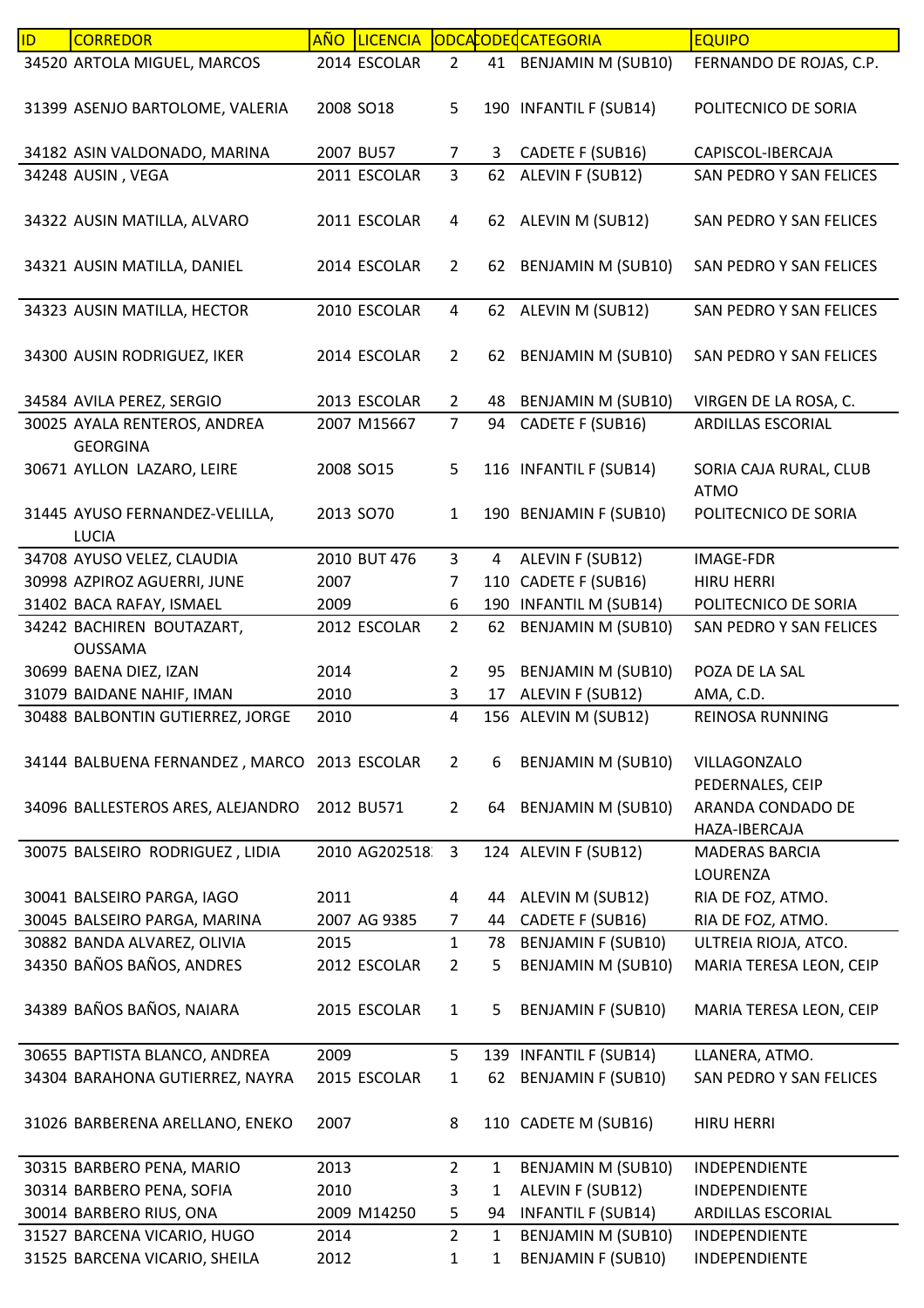| ID | CORREDOR | AÑO | LICENCIA | ODCA | CODEQ | CATEGORIA | EQUIPO |
|---|---|---|---|---|---|---|---|
| 34520 | ARTOLA MIGUEL, MARCOS | 2014 | ESCOLAR | 2 | 41 | BENJAMIN M (SUB10) | FERNANDO DE ROJAS, C.P. |
| 31399 | ASENJO BARTOLOME, VALERIA | 2008 | SO18 | 5 | 190 | INFANTIL F (SUB14) | POLITECNICO DE SORIA |
| 34182 | ASIN VALDONADO, MARINA | 2007 | BU57 | 7 | 3 | CADETE F (SUB16) | CAPISCOL-IBERCAJA |
| 34248 | AUSIN , VEGA | 2011 | ESCOLAR | 3 | 62 | ALEVIN F (SUB12) | SAN PEDRO Y SAN FELICES |
| 34322 | AUSIN MATILLA, ALVARO | 2011 | ESCOLAR | 4 | 62 | ALEVIN M (SUB12) | SAN PEDRO Y SAN FELICES |
| 34321 | AUSIN MATILLA, DANIEL | 2014 | ESCOLAR | 2 | 62 | BENJAMIN M (SUB10) | SAN PEDRO Y SAN FELICES |
| 34323 | AUSIN MATILLA, HECTOR | 2010 | ESCOLAR | 4 | 62 | ALEVIN M (SUB12) | SAN PEDRO Y SAN FELICES |
| 34300 | AUSIN RODRIGUEZ, IKER | 2014 | ESCOLAR | 2 | 62 | BENJAMIN M (SUB10) | SAN PEDRO Y SAN FELICES |
| 34584 | AVILA PEREZ, SERGIO | 2013 | ESCOLAR | 2 | 48 | BENJAMIN M (SUB10) | VIRGEN DE LA ROSA, C. |
| 30025 | AYALA RENTEROS, ANDREA GEORGINA | 2007 | M15667 | 7 | 94 | CADETE F (SUB16) | ARDILLAS ESCORIAL |
| 30671 | AYLLON LAZARO, LEIRE | 2008 | SO15 | 5 | 116 | INFANTIL F (SUB14) | SORIA CAJA RURAL, CLUB ATMO |
| 31445 | AYUSO FERNANDEZ-VELILLA, LUCIA | 2013 | SO70 | 1 | 190 | BENJAMIN F (SUB10) | POLITECNICO DE SORIA |
| 34708 | AYUSO VELEZ, CLAUDIA | 2010 | BUT 476 | 3 | 4 | ALEVIN F (SUB12) | IMAGE-FDR |
| 30998 | AZPIROZ AGUERRI, JUNE | 2007 | | 7 | 110 | CADETE F (SUB16) | HIRU HERRI |
| 31402 | BACA RAFAY, ISMAEL | 2009 | | 6 | 190 | INFANTIL M (SUB14) | POLITECNICO DE SORIA |
| 34242 | BACHIREN BOUTAZART, OUSSAMA | 2012 | ESCOLAR | 2 | 62 | BENJAMIN M (SUB10) | SAN PEDRO Y SAN FELICES |
| 30699 | BAENA DIEZ, IZAN | 2014 | | 2 | 95 | BENJAMIN M (SUB10) | POZA DE LA SAL |
| 31079 | BAIDANE NAHIF, IMAN | 2010 | | 3 | 17 | ALEVIN F (SUB12) | AMA, C.D. |
| 30488 | BALBONTIN GUTIERREZ, JORGE | 2010 | | 4 | 156 | ALEVIN M (SUB12) | REINOSA RUNNING |
| 34144 | BALBUENA FERNANDEZ , MARCO | 2013 | ESCOLAR | 2 | 6 | BENJAMIN M (SUB10) | VILLAGONZALO PEDERNALES, CEIP |
| 34096 | BALLESTEROS ARES, ALEJANDRO | 2012 | BU571 | 2 | 64 | BENJAMIN M (SUB10) | ARANDA CONDADO DE HAZA-IBERCAJA |
| 30075 | BALSEIRO RODRIGUEZ , LIDIA | 2010 | AG202518 | 3 | 124 | ALEVIN F (SUB12) | MADERAS BARCIA LOURENZA |
| 30041 | BALSEIRO PARGA, IAGO | 2011 | | 4 | 44 | ALEVIN M (SUB12) | RIA DE FOZ, ATMO. |
| 30045 | BALSEIRO PARGA, MARINA | 2007 | AG 9385 | 7 | 44 | CADETE F (SUB16) | RIA DE FOZ, ATMO. |
| 30882 | BANDA ALVAREZ, OLIVIA | 2015 | | 1 | 78 | BENJAMIN F (SUB10) | ULTREIA RIOJA, ATCO. |
| 34350 | BAÑOS BAÑOS, ANDRES | 2012 | ESCOLAR | 2 | 5 | BENJAMIN M (SUB10) | MARIA TERESA LEON, CEIP |
| 34389 | BAÑOS BAÑOS, NAIARA | 2015 | ESCOLAR | 1 | 5 | BENJAMIN F (SUB10) | MARIA TERESA LEON, CEIP |
| 30655 | BAPTISTA BLANCO, ANDREA | 2009 | | 5 | 139 | INFANTIL F (SUB14) | LLANERA, ATMO. |
| 34304 | BARAHONA GUTIERREZ, NAYRA | 2015 | ESCOLAR | 1 | 62 | BENJAMIN F (SUB10) | SAN PEDRO Y SAN FELICES |
| 31026 | BARBERENA ARELLANO, ENEKO | 2007 | | 8 | 110 | CADETE M (SUB16) | HIRU HERRI |
| 30315 | BARBERO PENA, MARIO | 2013 | | 2 | 1 | BENJAMIN M (SUB10) | INDEPENDIENTE |
| 30314 | BARBERO PENA, SOFIA | 2010 | | 3 | 1 | ALEVIN F (SUB12) | INDEPENDIENTE |
| 30014 | BARBERO RIUS, ONA | 2009 | M14250 | 5 | 94 | INFANTIL F (SUB14) | ARDILLAS ESCORIAL |
| 31527 | BARCENA VICARIO, HUGO | 2014 | | 2 | 1 | BENJAMIN M (SUB10) | INDEPENDIENTE |
| 31525 | BARCENA VICARIO, SHEILA | 2012 | | 1 | 1 | BENJAMIN F (SUB10) | INDEPENDIENTE |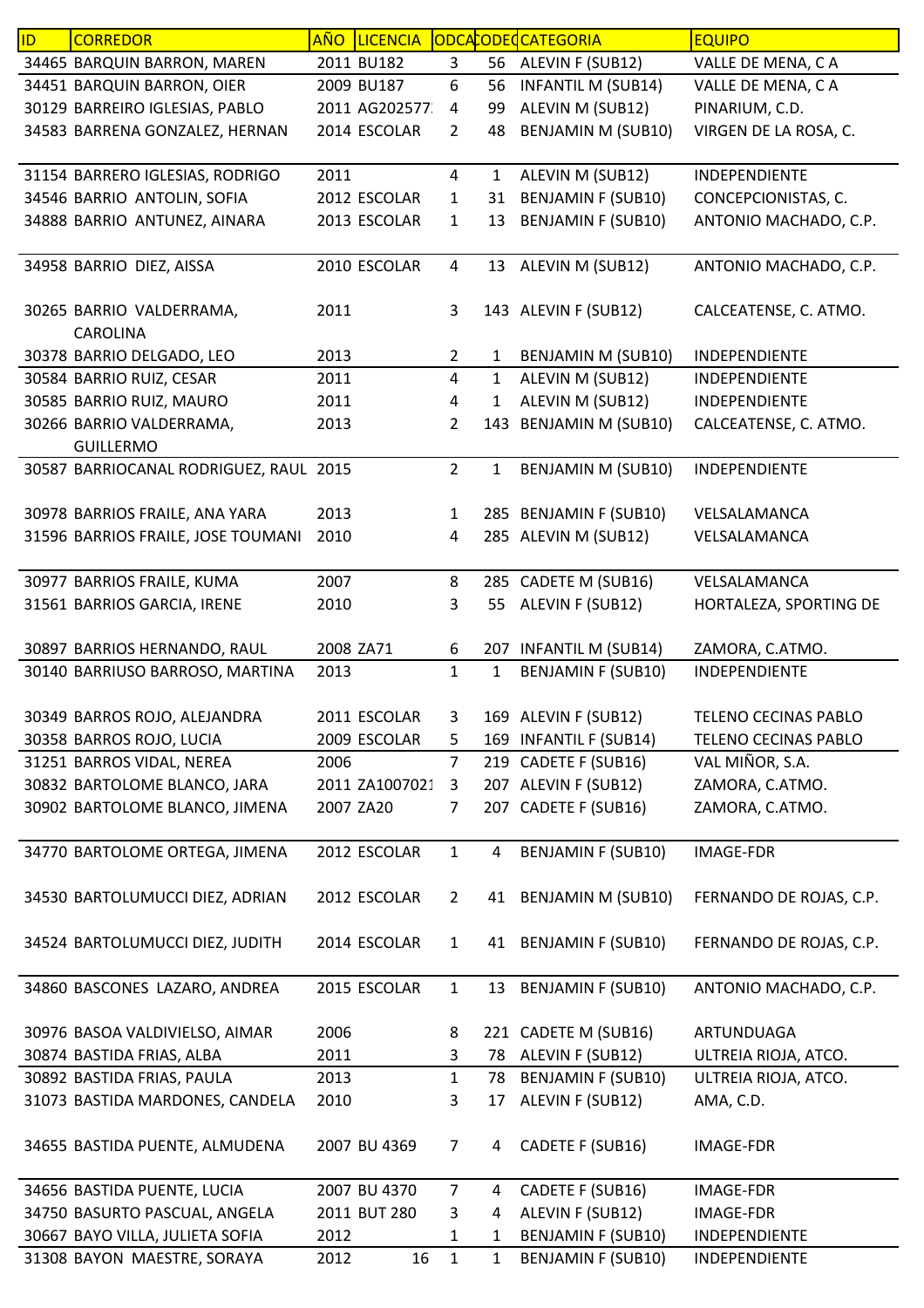| ID | CORREDOR | AÑO | LICENCIA | ODCA | CODEC | CATEGORIA | EQUIPO |
|---|---|---|---|---|---|---|---|
| 34465 | BARQUIN BARRON, MAREN | 2011 | BU182 | 3 | 56 | ALEVIN F (SUB12) | VALLE DE MENA, C A |
| 34451 | BARQUIN BARRON, OIER | 2009 | BU187 | 6 | 56 | INFANTIL M (SUB14) | VALLE DE MENA, C A |
| 30129 | BARREIRO IGLESIAS, PABLO | 2011 | AG202577 | 4 | 99 | ALEVIN M (SUB12) | PINARIUM, C.D. |
| 34583 | BARRENA GONZALEZ, HERNAN | 2014 | ESCOLAR | 2 | 48 | BENJAMIN M (SUB10) | VIRGEN DE LA ROSA, C. |
| 31154 | BARRERO IGLESIAS, RODRIGO | 2011 | | 4 | 1 | ALEVIN M (SUB12) | INDEPENDIENTE |
| 34546 | BARRIO ANTOLIN, SOFIA | 2012 | ESCOLAR | 1 | 31 | BENJAMIN F (SUB10) | CONCEPCIONISTAS, C. |
| 34888 | BARRIO ANTUNEZ, AINARA | 2013 | ESCOLAR | 1 | 13 | BENJAMIN F (SUB10) | ANTONIO MACHADO, C.P. |
| 34958 | BARRIO DIEZ, AISSA | 2010 | ESCOLAR | 4 | 13 | ALEVIN M (SUB12) | ANTONIO MACHADO, C.P. |
| 30265 | BARRIO VALDERRAMA, CAROLINA | 2011 | | 3 | 143 | ALEVIN F (SUB12) | CALCEATENSE, C. ATMO. |
| 30378 | BARRIO DELGADO, LEO | 2013 | | 2 | 1 | BENJAMIN M (SUB10) | INDEPENDIENTE |
| 30584 | BARRIO RUIZ, CESAR | 2011 | | 4 | 1 | ALEVIN M (SUB12) | INDEPENDIENTE |
| 30585 | BARRIO RUIZ, MAURO | 2011 | | 4 | 1 | ALEVIN M (SUB12) | INDEPENDIENTE |
| 30266 | BARRIO VALDERRAMA, GUILLERMO | 2013 | | 2 | 143 | BENJAMIN M (SUB10) | CALCEATENSE, C. ATMO. |
| 30587 | BARRIOCANAL RODRIGUEZ, RAUL | 2015 | | 2 | 1 | BENJAMIN M (SUB10) | INDEPENDIENTE |
| 30978 | BARRIOS FRAILE, ANA YARA | 2013 | | 1 | 285 | BENJAMIN F (SUB10) | VELSALAMANCA |
| 31596 | BARRIOS FRAILE, JOSE TOUMANI | 2010 | | 4 | 285 | ALEVIN M (SUB12) | VELSALAMANCA |
| 30977 | BARRIOS FRAILE, KUMA | 2007 | | 8 | 285 | CADETE M (SUB16) | VELSALAMANCA |
| 31561 | BARRIOS GARCIA, IRENE | 2010 | | 3 | 55 | ALEVIN F (SUB12) | HORTALEZA, SPORTING DE |
| 30897 | BARRIOS HERNANDO, RAUL | 2008 | ZA71 | 6 | 207 | INFANTIL M (SUB14) | ZAMORA, C.ATMO. |
| 30140 | BARRIUSO BARROSO, MARTINA | 2013 | | 1 | 1 | BENJAMIN F (SUB10) | INDEPENDIENTE |
| 30349 | BARROS ROJO, ALEJANDRA | 2011 | ESCOLAR | 3 | 169 | ALEVIN F (SUB12) | TELENO CECINAS PABLO |
| 30358 | BARROS ROJO, LUCIA | 2009 | ESCOLAR | 5 | 169 | INFANTIL F (SUB14) | TELENO CECINAS PABLO |
| 31251 | BARROS VIDAL, NEREA | 2006 | | 7 | 219 | CADETE F (SUB16) | VAL MIÑOR, S.A. |
| 30832 | BARTOLOME BLANCO, JARA | 2011 | ZA1007021 | 3 | 207 | ALEVIN F (SUB12) | ZAMORA, C.ATMO. |
| 30902 | BARTOLOME BLANCO, JIMENA | 2007 | ZA20 | 7 | 207 | CADETE F (SUB16) | ZAMORA, C.ATMO. |
| 34770 | BARTOLOME ORTEGA, JIMENA | 2012 | ESCOLAR | 1 | 4 | BENJAMIN F (SUB10) | IMAGE-FDR |
| 34530 | BARTOLUMUCCI DIEZ, ADRIAN | 2012 | ESCOLAR | 2 | 41 | BENJAMIN M (SUB10) | FERNANDO DE ROJAS, C.P. |
| 34524 | BARTOLUMUCCI DIEZ, JUDITH | 2014 | ESCOLAR | 1 | 41 | BENJAMIN F (SUB10) | FERNANDO DE ROJAS, C.P. |
| 34860 | BASCONES LAZARO, ANDREA | 2015 | ESCOLAR | 1 | 13 | BENJAMIN F (SUB10) | ANTONIO MACHADO, C.P. |
| 30976 | BASOA VALDIVIELSO, AIMAR | 2006 | | 8 | 221 | CADETE M (SUB16) | ARTUNDUAGA |
| 30874 | BASTIDA FRIAS, ALBA | 2011 | | 3 | 78 | ALEVIN F (SUB12) | ULTREIA RIOJA, ATCO. |
| 30892 | BASTIDA FRIAS, PAULA | 2013 | | 1 | 78 | BENJAMIN F (SUB10) | ULTREIA RIOJA, ATCO. |
| 31073 | BASTIDA MARDONES, CANDELA | 2010 | | 3 | 17 | ALEVIN F (SUB12) | AMA, C.D. |
| 34655 | BASTIDA PUENTE, ALMUDENA | 2007 | BU 4369 | 7 | 4 | CADETE F (SUB16) | IMAGE-FDR |
| 34656 | BASTIDA PUENTE, LUCIA | 2007 | BU 4370 | 7 | 4 | CADETE F (SUB16) | IMAGE-FDR |
| 34750 | BASURTO PASCUAL, ANGELA | 2011 | BUT 280 | 3 | 4 | ALEVIN F (SUB12) | IMAGE-FDR |
| 30667 | BAYO VILLA, JULIETA SOFIA | 2012 | | 1 | 1 | BENJAMIN F (SUB10) | INDEPENDIENTE |
| 31308 | BAYON MAESTRE, SORAYA | 2012 | 16 | 1 | 1 | BENJAMIN F (SUB10) | INDEPENDIENTE |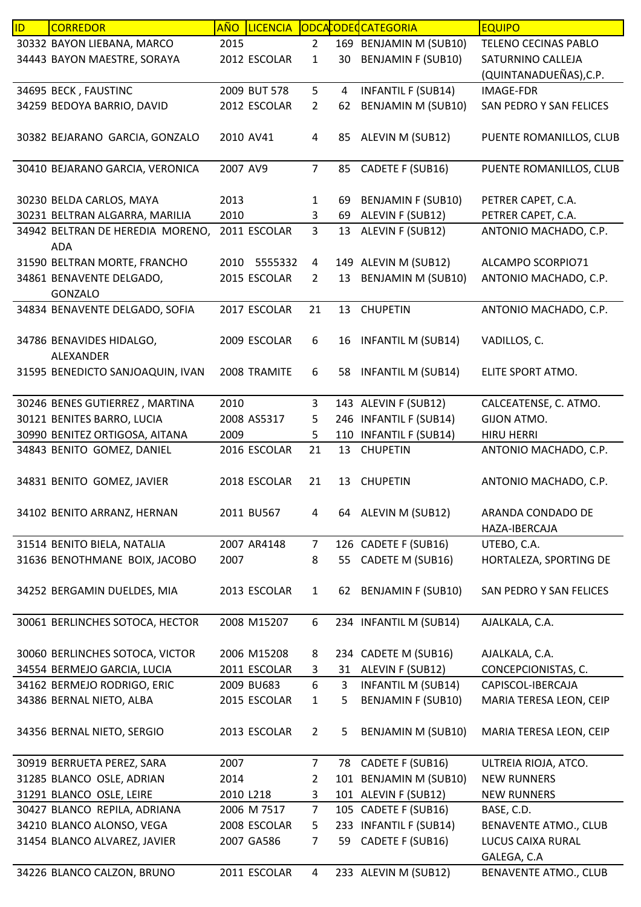| ID | CORREDOR | AÑO | LICENCIA | CODCAT | CODEQ | CATEGORIA | EQUIPO |
|---|---|---|---|---|---|---|---|
| 30332 | BAYON LIEBANA, MARCO | 2015 | | 2 | 169 | BENJAMIN M (SUB10) | TELENO CECINAS PABLO |
| 34443 | BAYON MAESTRE, SORAYA | 2012 | ESCOLAR | 1 | 30 | BENJAMIN F (SUB10) | SATURNINO CALLEJA (QUINTANADUEÑAS),C.P. |
| 34695 | BECK , FAUSTINC | 2009 | BUT 578 | 5 | 4 | INFANTIL F (SUB14) | IMAGE-FDR |
| 34259 | BEDOYA BARRIO, DAVID | 2012 | ESCOLAR | 2 | 62 | BENJAMIN M (SUB10) | SAN PEDRO Y SAN FELICES |
| 30382 | BEJARANO GARCIA, GONZALO | 2010 | AV41 | 4 | 85 | ALEVIN M (SUB12) | PUENTE ROMANILLOS, CLUB |
| 30410 | BEJARANO GARCIA, VERONICA | 2007 | AV9 | 7 | 85 | CADETE F (SUB16) | PUENTE ROMANILLOS, CLUB |
| 30230 | BELDA CARLOS, MAYA | 2013 | | 1 | 69 | BENJAMIN F (SUB10) | PETRER CAPET, C.A. |
| 30231 | BELTRAN ALGARRA, MARILIA | 2010 | | 3 | 69 | ALEVIN F (SUB12) | PETRER CAPET, C.A. |
| 34942 | BELTRAN DE HEREDIA MORENO, ADA | 2011 | ESCOLAR | 3 | 13 | ALEVIN F (SUB12) | ANTONIO MACHADO, C.P. |
| 31590 | BELTRAN MORTE, FRANCHO | 2010 | 5555332 | 4 | 149 | ALEVIN M (SUB12) | ALCAMPO SCORPIO71 |
| 34861 | BENAVENTE DELGADO, GONZALO | 2015 | ESCOLAR | 2 | 13 | BENJAMIN M (SUB10) | ANTONIO MACHADO, C.P. |
| 34834 | BENAVENTE DELGADO, SOFIA | 2017 | ESCOLAR | 21 | 13 | CHUPETIN | ANTONIO MACHADO, C.P. |
| 34786 | BENAVIDES HIDALGO, ALEXANDER | 2009 | ESCOLAR | 6 | 16 | INFANTIL M (SUB14) | VADILLOS, C. |
| 31595 | BENEDICTO SANJOAQUIN, IVAN | 2008 | TRAMITE | 6 | 58 | INFANTIL M (SUB14) | ELITE SPORT ATMO. |
| 30246 | BENES GUTIERREZ , MARTINA | 2010 | | 3 | 143 | ALEVIN F (SUB12) | CALCEATENSE, C. ATMO. |
| 30121 | BENITES BARRO, LUCIA | 2008 | AS5317 | 5 | 246 | INFANTIL F (SUB14) | GIJON ATMO. |
| 30990 | BENITEZ ORTIGOSA, AITANA | 2009 | | 5 | 110 | INFANTIL F (SUB14) | HIRU HERRI |
| 34843 | BENITO GOMEZ, DANIEL | 2016 | ESCOLAR | 21 | 13 | CHUPETIN | ANTONIO MACHADO, C.P. |
| 34831 | BENITO GOMEZ, JAVIER | 2018 | ESCOLAR | 21 | 13 | CHUPETIN | ANTONIO MACHADO, C.P. |
| 34102 | BENITO ARRANZ, HERNAN | 2011 | BU567 | 4 | 64 | ALEVIN M (SUB12) | ARANDA CONDADO DE HAZA-IBERCAJA |
| 31514 | BENITO BIELA, NATALIA | 2007 | AR4148 | 7 | 126 | CADETE F (SUB16) | UTEBO, C.A. |
| 31636 | BENOTHMANE BOIX, JACOBO | 2007 | | 8 | 55 | CADETE M (SUB16) | HORTALEZA, SPORTING DE |
| 34252 | BERGAMIN DUELDES, MIA | 2013 | ESCOLAR | 1 | 62 | BENJAMIN F (SUB10) | SAN PEDRO Y SAN FELICES |
| 30061 | BERLINCHES SOTOCA, HECTOR | 2008 | M15207 | 6 | 234 | INFANTIL M (SUB14) | AJALKALA, C.A. |
| 30060 | BERLINCHES SOTOCA, VICTOR | 2006 | M15208 | 8 | 234 | CADETE M (SUB16) | AJALKALA, C.A. |
| 34554 | BERMEJO GARCIA, LUCIA | 2011 | ESCOLAR | 3 | 31 | ALEVIN F (SUB12) | CONCEPCIONISTAS, C. |
| 34162 | BERMEJO RODRIGO, ERIC | 2009 | BU683 | 6 | 3 | INFANTIL M (SUB14) | CAPISCOL-IBERCAJA |
| 34386 | BERNAL NIETO, ALBA | 2015 | ESCOLAR | 1 | 5 | BENJAMIN F (SUB10) | MARIA TERESA LEON, CEIP |
| 34356 | BERNAL NIETO, SERGIO | 2013 | ESCOLAR | 2 | 5 | BENJAMIN M (SUB10) | MARIA TERESA LEON, CEIP |
| 30919 | BERRUETA PEREZ, SARA | 2007 | | 7 | 78 | CADETE F (SUB16) | ULTREIA RIOJA, ATCO. |
| 31285 | BLANCO OSLE, ADRIAN | 2014 | | 2 | 101 | BENJAMIN M (SUB10) | NEW RUNNERS |
| 31291 | BLANCO OSLE, LEIRE | 2010 | L218 | 3 | 101 | ALEVIN F (SUB12) | NEW RUNNERS |
| 30427 | BLANCO REPILA, ADRIANA | 2006 | M 7517 | 7 | 105 | CADETE F (SUB16) | BASE, C.D. |
| 34210 | BLANCO ALONSO, VEGA | 2008 | ESCOLAR | 5 | 233 | INFANTIL F (SUB14) | BENAVENTE ATMO., CLUB |
| 31454 | BLANCO ALVAREZ, JAVIER | 2007 | GA586 | 7 | 59 | CADETE F (SUB16) | LUCUS CAIXA RURAL GALEGA, C.A |
| 34226 | BLANCO CALZON, BRUNO | 2011 | ESCOLAR | 4 | 233 | ALEVIN M (SUB12) | BENAVENTE ATMO., CLUB |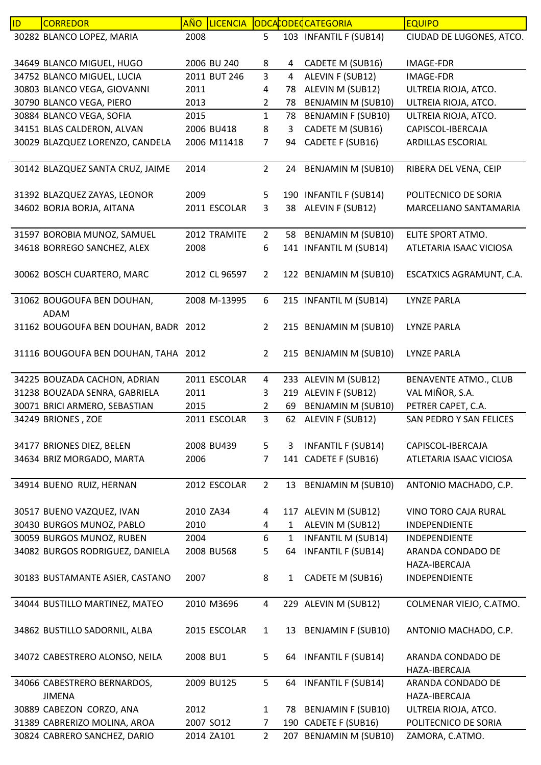| ID | CORREDOR | AÑO | LICENCIA | CODCA | CODEQ | CATEGORIA | EQUIPO |
| --- | --- | --- | --- | --- | --- | --- | --- |
| 30282 | BLANCO LOPEZ, MARIA | 2008 | | 5 | 103 | INFANTIL F (SUB14) | CIUDAD DE LUGONES, ATCO. |
| 34649 | BLANCO MIGUEL, HUGO | 2006 | BU 240 | 8 | 4 | CADETE M (SUB16) | IMAGE-FDR |
| 34752 | BLANCO MIGUEL, LUCIA | 2011 | BUT 246 | 3 | 4 | ALEVIN F (SUB12) | IMAGE-FDR |
| 30803 | BLANCO VEGA, GIOVANNI | 2011 | | 4 | 78 | ALEVIN M (SUB12) | ULTREIA RIOJA, ATCO. |
| 30790 | BLANCO VEGA, PIERO | 2013 | | 2 | 78 | BENJAMIN M (SUB10) | ULTREIA RIOJA, ATCO. |
| 30884 | BLANCO VEGA, SOFIA | 2015 | | 1 | 78 | BENJAMIN F (SUB10) | ULTREIA RIOJA, ATCO. |
| 34151 | BLAS CALDERON, ALVAN | 2006 | BU418 | 8 | 3 | CADETE M (SUB16) | CAPISCOL-IBERCAJA |
| 30029 | BLAZQUEZ LORENZO, CANDELA | 2006 | M11418 | 7 | 94 | CADETE F (SUB16) | ARDILLAS ESCORIAL |
| 30142 | BLAZQUEZ SANTA CRUZ, JAIME | 2014 | | 2 | 24 | BENJAMIN M (SUB10) | RIBERA DEL VENA, CEIP |
| 31392 | BLAZQUEZ ZAYAS, LEONOR | 2009 | | 5 | 190 | INFANTIL F (SUB14) | POLITECNICO DE SORIA |
| 34602 | BORJA BORJA, AITANA | 2011 | ESCOLAR | 3 | 38 | ALEVIN F (SUB12) | MARCELIANO SANTAMARIA |
| 31597 | BOROBIA MUNOZ, SAMUEL | 2012 | TRAMITE | 2 | 58 | BENJAMIN M (SUB10) | ELITE SPORT ATMO. |
| 34618 | BORREGO SANCHEZ, ALEX | 2008 | | 6 | 141 | INFANTIL M (SUB14) | ATLETARIA ISAAC VICIOSA |
| 30062 | BOSCH CUARTERO, MARC | 2012 | CL 96597 | 2 | 122 | BENJAMIN M (SUB10) | ESCATXICS AGRAMUNT, C.A. |
| 31062 | BOUGOUFA BEN DOUHAN, ADAM | 2008 | M-13995 | 6 | 215 | INFANTIL M (SUB14) | LYNZE PARLA |
| 31162 | BOUGOUFA BEN DOUHAN, BADR | 2012 | | 2 | 215 | BENJAMIN M (SUB10) | LYNZE PARLA |
| 31116 | BOUGOUFA BEN DOUHAN, TAHA | 2012 | | 2 | 215 | BENJAMIN M (SUB10) | LYNZE PARLA |
| 34225 | BOUZADA CACHON, ADRIAN | 2011 | ESCOLAR | 4 | 233 | ALEVIN M (SUB12) | BENAVENTE ATMO., CLUB |
| 31238 | BOUZADA SENRA, GABRIELA | 2011 | | 3 | 219 | ALEVIN F (SUB12) | VAL MIÑOR, S.A. |
| 30071 | BRICI ARMERO, SEBASTIAN | 2015 | | 2 | 69 | BENJAMIN M (SUB10) | PETRER CAPET, C.A. |
| 34249 | BRIONES , ZOE | 2011 | ESCOLAR | 3 | 62 | ALEVIN F (SUB12) | SAN PEDRO Y SAN FELICES |
| 34177 | BRIONES DIEZ, BELEN | 2008 | BU439 | 5 | 3 | INFANTIL F (SUB14) | CAPISCOL-IBERCAJA |
| 34634 | BRIZ MORGADO, MARTA | 2006 | | 7 | 141 | CADETE F (SUB16) | ATLETARIA ISAAC VICIOSA |
| 34914 | BUENO  RUIZ, HERNAN | 2012 | ESCOLAR | 2 | 13 | BENJAMIN M (SUB10) | ANTONIO MACHADO, C.P. |
| 30517 | BUENO VAZQUEZ, IVAN | 2010 | ZA34 | 4 | 117 | ALEVIN M (SUB12) | VINO TORO CAJA RURAL |
| 30430 | BURGOS MUNOZ, PABLO | 2010 | | 4 | 1 | ALEVIN M (SUB12) | INDEPENDIENTE |
| 30059 | BURGOS MUNOZ, RUBEN | 2004 | | 6 | 1 | INFANTIL M (SUB14) | INDEPENDIENTE |
| 34082 | BURGOS RODRIGUEZ, DANIELA | 2008 | BU568 | 5 | 64 | INFANTIL F (SUB14) | ARANDA CONDADO DE HAZA-IBERCAJA |
| 30183 | BUSTAMANTE ASIER, CASTANO | 2007 | | 8 | 1 | CADETE M (SUB16) | INDEPENDIENTE |
| 34044 | BUSTILLO MARTINEZ, MATEO | 2010 | M3696 | 4 | 229 | ALEVIN M (SUB12) | COLMENAR VIEJO, C.ATMO. |
| 34862 | BUSTILLO SADORNIL, ALBA | 2015 | ESCOLAR | 1 | 13 | BENJAMIN F (SUB10) | ANTONIO MACHADO, C.P. |
| 34072 | CABESTRERO ALONSO, NEILA | 2008 | BU1 | 5 | 64 | INFANTIL F (SUB14) | ARANDA CONDADO DE HAZA-IBERCAJA |
| 34066 | CABESTRERO BERNARDOS, JIMENA | 2009 | BU125 | 5 | 64 | INFANTIL F (SUB14) | ARANDA CONDADO DE HAZA-IBERCAJA |
| 30889 | CABEZON  CORZO, ANA | 2012 | | 1 | 78 | BENJAMIN F (SUB10) | ULTREIA RIOJA, ATCO. |
| 31389 | CABRERIZO MOLINA, AROA | 2007 | SO12 | 7 | 190 | CADETE F (SUB16) | POLITECNICO DE SORIA |
| 30824 | CABRERO SANCHEZ, DARIO | 2014 | ZA101 | 2 | 207 | BENJAMIN M (SUB10) | ZAMORA, C.ATMO. |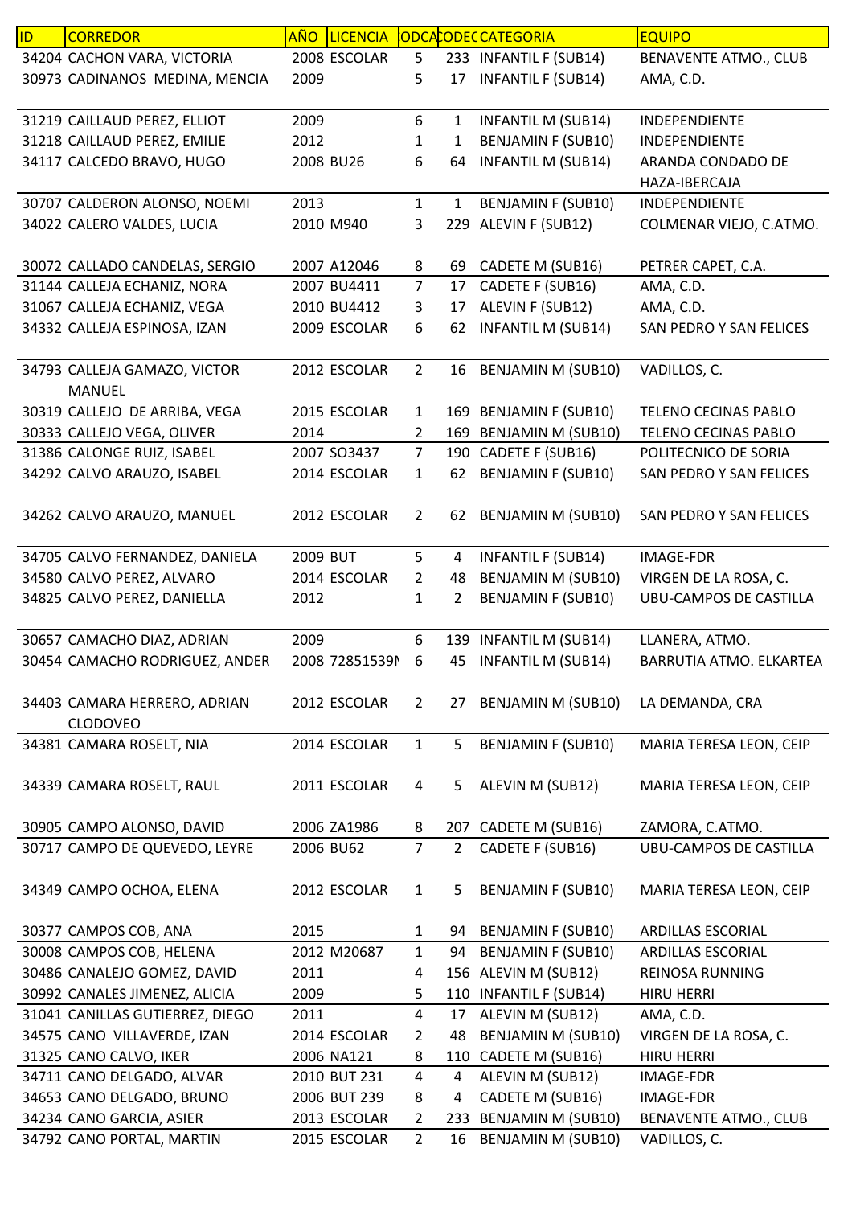| ID | CORREDOR | AÑO | LICENCIA | ODCA | CODEQ | CATEGORIA | EQUIPO |
|---|---|---|---|---|---|---|---|
| 34204 | CACHON VARA, VICTORIA | 2008 | ESCOLAR | 5 | 233 | INFANTIL F (SUB14) | BENAVENTE ATMO., CLUB |
| 30973 | CADINANOS MEDINA, MENCIA | 2009 | | 5 | 17 | INFANTIL F (SUB14) | AMA, C.D. |
| 31219 | CAILLAUD PEREZ, ELLIOT | 2009 | | 6 | 1 | INFANTIL M (SUB14) | INDEPENDIENTE |
| 31218 | CAILLAUD PEREZ, EMILIE | 2012 | | 1 | 1 | BENJAMIN F (SUB10) | INDEPENDIENTE |
| 34117 | CALCEDO BRAVO, HUGO | 2008 | BU26 | 6 | 64 | INFANTIL M (SUB14) | ARANDA CONDADO DE HAZA-IBERCAJA |
| 30707 | CALDERON ALONSO, NOEMI | 2013 | | 1 | 1 | BENJAMIN F (SUB10) | INDEPENDIENTE |
| 34022 | CALERO VALDES, LUCIA | 2010 | M940 | 3 | 229 | ALEVIN F (SUB12) | COLMENAR VIEJO, C.ATMO. |
| 30072 | CALLADO CANDELAS, SERGIO | 2007 | A12046 | 8 | 69 | CADETE M (SUB16) | PETRER CAPET, C.A. |
| 31144 | CALLEJA ECHANIZ, NORA | 2007 | BU4411 | 7 | 17 | CADETE F (SUB16) | AMA, C.D. |
| 31067 | CALLEJA ECHANIZ, VEGA | 2010 | BU4412 | 3 | 17 | ALEVIN F (SUB12) | AMA, C.D. |
| 34332 | CALLEJA ESPINOSA, IZAN | 2009 | ESCOLAR | 6 | 62 | INFANTIL M (SUB14) | SAN PEDRO Y SAN FELICES |
| 34793 | CALLEJA GAMAZO, VICTOR MANUEL | 2012 | ESCOLAR | 2 | 16 | BENJAMIN M (SUB10) | VADILLOS, C. |
| 30319 | CALLEJO DE ARRIBA, VEGA | 2015 | ESCOLAR | 1 | 169 | BENJAMIN F (SUB10) | TELENO CECINAS PABLO |
| 30333 | CALLEJO VEGA, OLIVER | 2014 | | 2 | 169 | BENJAMIN M (SUB10) | TELENO CECINAS PABLO |
| 31386 | CALONGE RUIZ, ISABEL | 2007 | SO3437 | 7 | 190 | CADETE F (SUB16) | POLITECNICO DE SORIA |
| 34292 | CALVO ARAUZO, ISABEL | 2014 | ESCOLAR | 1 | 62 | BENJAMIN F (SUB10) | SAN PEDRO Y SAN FELICES |
| 34262 | CALVO ARAUZO, MANUEL | 2012 | ESCOLAR | 2 | 62 | BENJAMIN M (SUB10) | SAN PEDRO Y SAN FELICES |
| 34705 | CALVO FERNANDEZ, DANIELA | 2009 | BUT | 5 | 4 | INFANTIL F (SUB14) | IMAGE-FDR |
| 34580 | CALVO PEREZ, ALVARO | 2014 | ESCOLAR | 2 | 48 | BENJAMIN M (SUB10) | VIRGEN DE LA ROSA, C. |
| 34825 | CALVO PEREZ, DANIELLA | 2012 | | 1 | 2 | BENJAMIN F (SUB10) | UBU-CAMPOS DE CASTILLA |
| 30657 | CAMACHO DIAZ, ADRIAN | 2009 | | 6 | 139 | INFANTIL M (SUB14) | LLANERA, ATMO. |
| 30454 | CAMACHO RODRIGUEZ, ANDER | 2008 | 72851539N | 6 | 45 | INFANTIL M (SUB14) | BARRUTIA ATMO. ELKARTEA |
| 34403 | CAMARA HERRERO, ADRIAN CLODOVEO | 2012 | ESCOLAR | 2 | 27 | BENJAMIN M (SUB10) | LA DEMANDA, CRA |
| 34381 | CAMARA ROSELT, NIA | 2014 | ESCOLAR | 1 | 5 | BENJAMIN F (SUB10) | MARIA TERESA LEON, CEIP |
| 34339 | CAMARA ROSELT, RAUL | 2011 | ESCOLAR | 4 | 5 | ALEVIN M (SUB12) | MARIA TERESA LEON, CEIP |
| 30905 | CAMPO ALONSO, DAVID | 2006 | ZA1986 | 8 | 207 | CADETE M (SUB16) | ZAMORA, C.ATMO. |
| 30717 | CAMPO DE QUEVEDO, LEYRE | 2006 | BU62 | 7 | 2 | CADETE F (SUB16) | UBU-CAMPOS DE CASTILLA |
| 34349 | CAMPO OCHOA, ELENA | 2012 | ESCOLAR | 1 | 5 | BENJAMIN F (SUB10) | MARIA TERESA LEON, CEIP |
| 30377 | CAMPOS COB, ANA | 2015 | | 1 | 94 | BENJAMIN F (SUB10) | ARDILLAS ESCORIAL |
| 30008 | CAMPOS COB, HELENA | 2012 | M20687 | 1 | 94 | BENJAMIN F (SUB10) | ARDILLAS ESCORIAL |
| 30486 | CANALEJO GOMEZ, DAVID | 2011 | | 4 | 156 | ALEVIN M (SUB12) | REINOSA RUNNING |
| 30992 | CANALES JIMENEZ, ALICIA | 2009 | | 5 | 110 | INFANTIL F (SUB14) | HIRU HERRI |
| 31041 | CANILLAS GUTIERREZ, DIEGO | 2011 | | 4 | 17 | ALEVIN M (SUB12) | AMA, C.D. |
| 34575 | CANO VILLAVERDE, IZAN | 2014 | ESCOLAR | 2 | 48 | BENJAMIN M (SUB10) | VIRGEN DE LA ROSA, C. |
| 31325 | CANO CALVO, IKER | 2006 | NA121 | 8 | 110 | CADETE M (SUB16) | HIRU HERRI |
| 34711 | CANO DELGADO, ALVAR | 2010 | BUT 231 | 4 | 4 | ALEVIN M (SUB12) | IMAGE-FDR |
| 34653 | CANO DELGADO, BRUNO | 2006 | BUT 239 | 8 | 4 | CADETE M (SUB16) | IMAGE-FDR |
| 34234 | CANO GARCIA, ASIER | 2013 | ESCOLAR | 2 | 233 | BENJAMIN M (SUB10) | BENAVENTE ATMO., CLUB |
| 34792 | CANO PORTAL, MARTIN | 2015 | ESCOLAR | 2 | 16 | BENJAMIN M (SUB10) | VADILLOS, C. |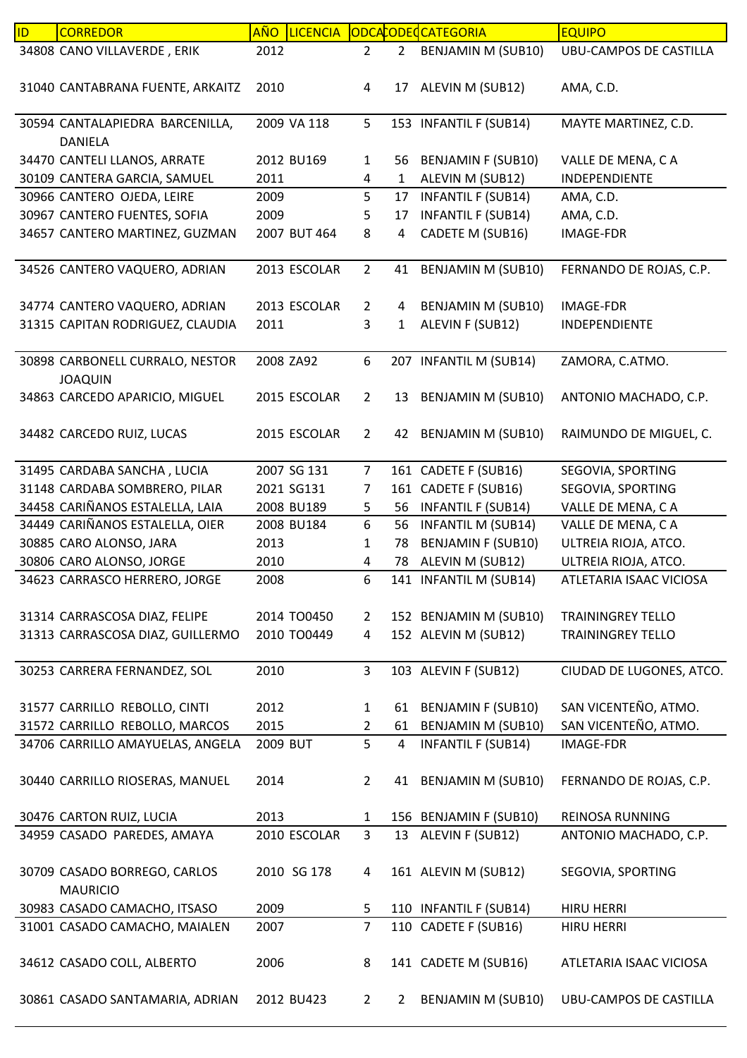| ID | CORREDOR | AÑO | LICENCIA | ODCAT | CODEQ | CATEGORIA | EQUIPO |
|---|---|---|---|---|---|---|---|
| 34808 | CANO VILLAVERDE , ERIK | 2012 | | 2 | 2 | BENJAMIN M (SUB10) | UBU-CAMPOS DE CASTILLA |
| 31040 | CANTABRANA FUENTE, ARKAITZ | 2010 | | 4 | 17 | ALEVIN M (SUB12) | AMA, C.D. |
| 30594 | CANTALAPIEDRA BARCENILLA, DANIELA | 2009 | VA 118 | 5 | 153 | INFANTIL F (SUB14) | MAYTE MARTINEZ, C.D. |
| 34470 | CANTELI LLANOS, ARRATE | 2012 | BU169 | 1 | 56 | BENJAMIN F (SUB10) | VALLE DE MENA, C A |
| 30109 | CANTERA GARCIA, SAMUEL | 2011 | | 4 | 1 | ALEVIN M (SUB12) | INDEPENDIENTE |
| 30966 | CANTERO OJEDA, LEIRE | 2009 | | 5 | 17 | INFANTIL F (SUB14) | AMA, C.D. |
| 30967 | CANTERO FUENTES, SOFIA | 2009 | | 5 | 17 | INFANTIL F (SUB14) | AMA, C.D. |
| 34657 | CANTERO MARTINEZ, GUZMAN | 2007 | BUT 464 | 8 | 4 | CADETE M (SUB16) | IMAGE-FDR |
| 34526 | CANTERO VAQUERO, ADRIAN | 2013 | ESCOLAR | 2 | 41 | BENJAMIN M (SUB10) | FERNANDO DE ROJAS, C.P. |
| 34774 | CANTERO VAQUERO, ADRIAN | 2013 | ESCOLAR | 2 | 4 | BENJAMIN M (SUB10) | IMAGE-FDR |
| 31315 | CAPITAN RODRIGUEZ, CLAUDIA | 2011 | | 3 | 1 | ALEVIN F (SUB12) | INDEPENDIENTE |
| 30898 | CARBONELL CURRALO, NESTOR JOAQUIN | 2008 | ZA92 | 6 | 207 | INFANTIL M (SUB14) | ZAMORA, C.ATMO. |
| 34863 | CARCEDO APARICIO, MIGUEL | 2015 | ESCOLAR | 2 | 13 | BENJAMIN M (SUB10) | ANTONIO MACHADO, C.P. |
| 34482 | CARCEDO RUIZ, LUCAS | 2015 | ESCOLAR | 2 | 42 | BENJAMIN M (SUB10) | RAIMUNDO DE MIGUEL, C. |
| 31495 | CARDABA SANCHA , LUCIA | 2007 | SG 131 | 7 | 161 | CADETE F (SUB16) | SEGOVIA, SPORTING |
| 31148 | CARDABA SOMBRERO, PILAR | 2021 | SG131 | 7 | 161 | CADETE F (SUB16) | SEGOVIA, SPORTING |
| 34458 | CARIÑANOS ESTALELLA, LAIA | 2008 | BU189 | 5 | 56 | INFANTIL F (SUB14) | VALLE DE MENA, C A |
| 34449 | CARIÑANOS ESTALELLA, OIER | 2008 | BU184 | 6 | 56 | INFANTIL M (SUB14) | VALLE DE MENA, C A |
| 30885 | CARO ALONSO, JARA | 2013 | | 1 | 78 | BENJAMIN F (SUB10) | ULTREIA RIOJA, ATCO. |
| 30806 | CARO ALONSO, JORGE | 2010 | | 4 | 78 | ALEVIN M (SUB12) | ULTREIA RIOJA, ATCO. |
| 34623 | CARRASCO HERRERO, JORGE | 2008 | | 6 | 141 | INFANTIL M (SUB14) | ATLETARIA ISAAC VICIOSA |
| 31314 | CARRASCOSA DIAZ, FELIPE | 2014 | TO0450 | 2 | 152 | BENJAMIN M (SUB10) | TRAININGREY TELLO |
| 31313 | CARRASCOSA DIAZ, GUILLERMO | 2010 | TO0449 | 4 | 152 | ALEVIN M (SUB12) | TRAININGREY TELLO |
| 30253 | CARRERA FERNANDEZ, SOL | 2010 | | 3 | 103 | ALEVIN F (SUB12) | CIUDAD DE LUGONES, ATCO. |
| 31577 | CARRILLO REBOLLO, CINTI | 2012 | | 1 | 61 | BENJAMIN F (SUB10) | SAN VICENTEÑO, ATMO. |
| 31572 | CARRILLO REBOLLO, MARCOS | 2015 | | 2 | 61 | BENJAMIN M (SUB10) | SAN VICENTEÑO, ATMO. |
| 34706 | CARRILLO AMAYUELAS, ANGELA | 2009 | BUT | 5 | 4 | INFANTIL F (SUB14) | IMAGE-FDR |
| 30440 | CARRILLO RIOSERAS, MANUEL | 2014 | | 2 | 41 | BENJAMIN M (SUB10) | FERNANDO DE ROJAS, C.P. |
| 30476 | CARTON RUIZ, LUCIA | 2013 | | 1 | 156 | BENJAMIN F (SUB10) | REINOSA RUNNING |
| 34959 | CASADO PAREDES, AMAYA | 2010 | ESCOLAR | 3 | 13 | ALEVIN F (SUB12) | ANTONIO MACHADO, C.P. |
| 30709 | CASADO BORREGO, CARLOS MAURICIO | 2010 | SG 178 | 4 | 161 | ALEVIN M (SUB12) | SEGOVIA, SPORTING |
| 30983 | CASADO CAMACHO, ITSASO | 2009 | | 5 | 110 | INFANTIL F (SUB14) | HIRU HERRI |
| 31001 | CASADO CAMACHO, MAIALEN | 2007 | | 7 | 110 | CADETE F (SUB16) | HIRU HERRI |
| 34612 | CASADO COLL, ALBERTO | 2006 | | 8 | 141 | CADETE M (SUB16) | ATLETARIA ISAAC VICIOSA |
| 30861 | CASADO SANTAMARIA, ADRIAN | 2012 | BU423 | 2 | 2 | BENJAMIN M (SUB10) | UBU-CAMPOS DE CASTILLA |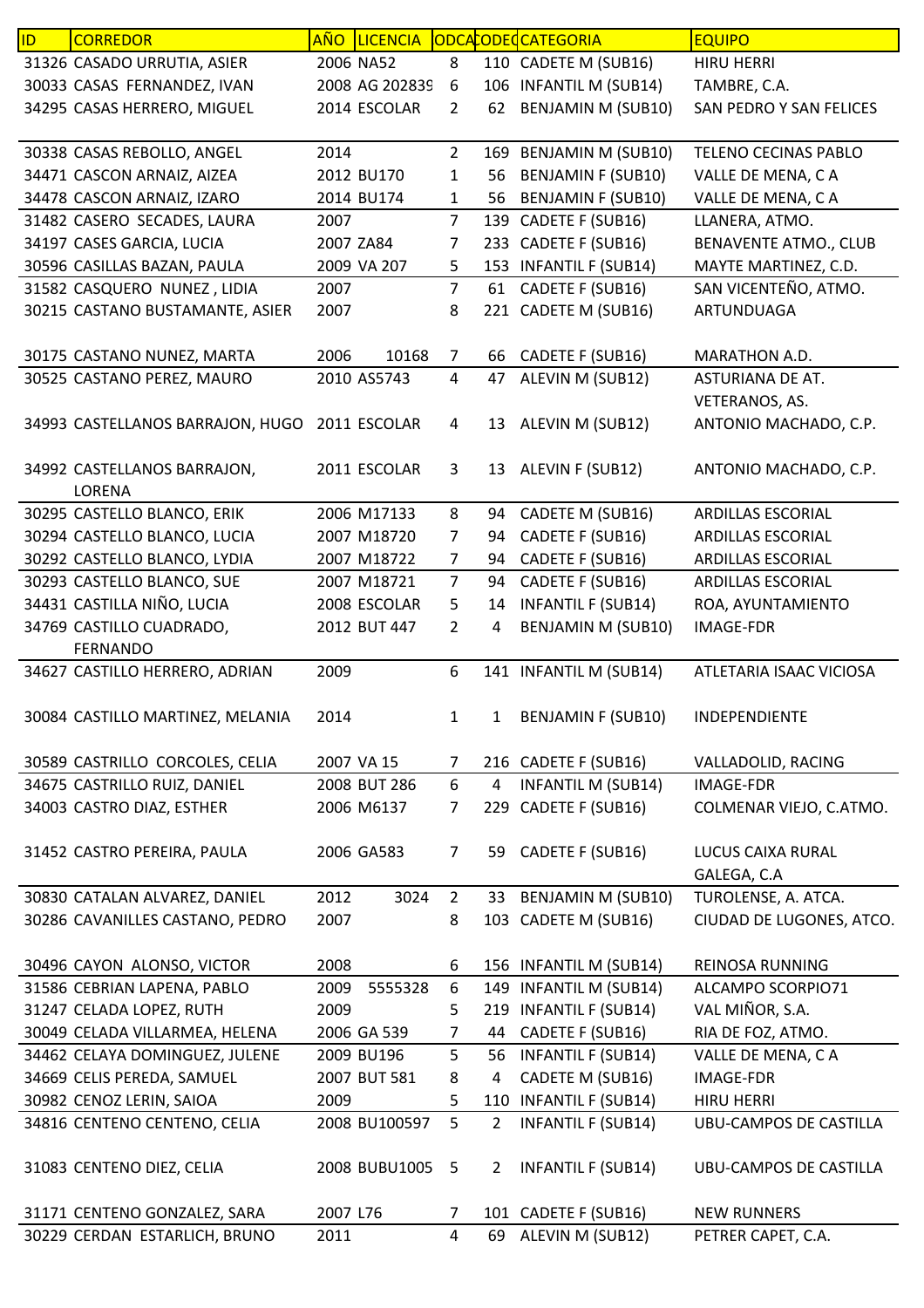| ID | CORREDOR | AÑO | LICENCIA | ODCA | CODEC | CATEGORIA | EQUIPO |
|---|---|---|---|---|---|---|---|
| 31326 | CASADO URRUTIA, ASIER | 2006 | NA52 | 8 | 110 | CADETE M (SUB16) | HIRU HERRI |
| 30033 | CASAS FERNANDEZ, IVAN | 2008 | AG 202839 | 6 | 106 | INFANTIL M (SUB14) | TAMBRE, C.A. |
| 34295 | CASAS HERRERO, MIGUEL | 2014 | ESCOLAR | 2 | 62 | BENJAMIN M (SUB10) | SAN PEDRO Y SAN FELICES |
| 30338 | CASAS REBOLLO, ANGEL | 2014 | | 2 | 169 | BENJAMIN M (SUB10) | TELENO CECINAS PABLO |
| 34471 | CASCON ARNAIZ, AIZEA | 2012 | BU170 | 1 | 56 | BENJAMIN F (SUB10) | VALLE DE MENA, C A |
| 34478 | CASCON ARNAIZ, IZARO | 2014 | BU174 | 1 | 56 | BENJAMIN F (SUB10) | VALLE DE MENA, C A |
| 31482 | CASERO SECADES, LAURA | 2007 | | 7 | 139 | CADETE F (SUB16) | LLANERA, ATMO. |
| 34197 | CASES GARCIA, LUCIA | 2007 | ZA84 | 7 | 233 | CADETE F (SUB16) | BENAVENTE ATMO., CLUB |
| 30596 | CASILLAS BAZAN, PAULA | 2009 | VA 207 | 5 | 153 | INFANTIL F (SUB14) | MAYTE MARTINEZ, C.D. |
| 31582 | CASQUERO NUNEZ , LIDIA | 2007 | | 7 | 61 | CADETE F (SUB16) | SAN VICENTEÑO, ATMO. |
| 30215 | CASTANO BUSTAMANTE, ASIER | 2007 | | 8 | 221 | CADETE M (SUB16) | ARTUNDUAGA |
| 30175 | CASTANO NUNEZ, MARTA | 2006 | 10168 | 7 | 66 | CADETE F (SUB16) | MARATHON A.D. |
| 30525 | CASTANO PEREZ, MAURO | 2010 | AS5743 | 4 | 47 | ALEVIN M (SUB12) | ASTURIANA DE AT. VETERANOS, AS. |
| 34993 | CASTELLANOS BARRAJON, HUGO | 2011 | ESCOLAR | 4 | 13 | ALEVIN M (SUB12) | ANTONIO MACHADO, C.P. |
| 34992 | CASTELLANOS BARRAJON, LORENA | 2011 | ESCOLAR | 3 | 13 | ALEVIN F (SUB12) | ANTONIO MACHADO, C.P. |
| 30295 | CASTELLO BLANCO, ERIK | 2006 | M17133 | 8 | 94 | CADETE M (SUB16) | ARDILLAS ESCORIAL |
| 30294 | CASTELLO BLANCO, LUCIA | 2007 | M18720 | 7 | 94 | CADETE F (SUB16) | ARDILLAS ESCORIAL |
| 30292 | CASTELLO BLANCO, LYDIA | 2007 | M18722 | 7 | 94 | CADETE F (SUB16) | ARDILLAS ESCORIAL |
| 30293 | CASTELLO BLANCO, SUE | 2007 | M18721 | 7 | 94 | CADETE F (SUB16) | ARDILLAS ESCORIAL |
| 34431 | CASTILLA NIÑO, LUCIA | 2008 | ESCOLAR | 5 | 14 | INFANTIL F (SUB14) | ROA, AYUNTAMIENTO |
| 34769 | CASTILLO CUADRADO, FERNANDO | 2012 | BUT 447 | 2 | 4 | BENJAMIN M (SUB10) | IMAGE-FDR |
| 34627 | CASTILLO HERRERO, ADRIAN | 2009 | | 6 | 141 | INFANTIL M (SUB14) | ATLETARIA ISAAC VICIOSA |
| 30084 | CASTILLO MARTINEZ, MELANIA | 2014 | | 1 | 1 | BENJAMIN F (SUB10) | INDEPENDIENTE |
| 30589 | CASTRILLO CORCOLES, CELIA | 2007 | VA 15 | 7 | 216 | CADETE F (SUB16) | VALLADOLID, RACING |
| 34675 | CASTRILLO RUIZ, DANIEL | 2008 | BUT 286 | 6 | 4 | INFANTIL M (SUB14) | IMAGE-FDR |
| 34003 | CASTRO DIAZ, ESTHER | 2006 | M6137 | 7 | 229 | CADETE F (SUB16) | COLMENAR VIEJO, C.ATMO. |
| 31452 | CASTRO PEREIRA, PAULA | 2006 | GA583 | 7 | 59 | CADETE F (SUB16) | LUCUS CAIXA RURAL GALEGA, C.A |
| 30830 | CATALAN ALVAREZ, DANIEL | 2012 | 3024 | 2 | 33 | BENJAMIN M (SUB10) | TUROLENSE, A. ATCA. |
| 30286 | CAVANILLES CASTANO, PEDRO | 2007 | | 8 | 103 | CADETE M (SUB16) | CIUDAD DE LUGONES, ATCO. |
| 30496 | CAYON ALONSO, VICTOR | 2008 | | 6 | 156 | INFANTIL M (SUB14) | REINOSA RUNNING |
| 31586 | CEBRIAN LAPENA, PABLO | 2009 | 5555328 | 6 | 149 | INFANTIL M (SUB14) | ALCAMPO SCORPIO71 |
| 31247 | CELADA LOPEZ, RUTH | 2009 | | 5 | 219 | INFANTIL F (SUB14) | VAL MIÑOR, S.A. |
| 30049 | CELADA VILLARMEA, HELENA | 2006 | GA 539 | 7 | 44 | CADETE F (SUB16) | RIA DE FOZ, ATMO. |
| 34462 | CELAYA DOMINGUEZ, JULENE | 2009 | BU196 | 5 | 56 | INFANTIL F (SUB14) | VALLE DE MENA, C A |
| 34669 | CELIS PEREDA, SAMUEL | 2007 | BUT 581 | 8 | 4 | CADETE M (SUB16) | IMAGE-FDR |
| 30982 | CENOZ LERIN, SAIOA | 2009 | | 5 | 110 | INFANTIL F (SUB14) | HIRU HERRI |
| 34816 | CENTENO CENTENO, CELIA | 2008 | BU100597 | 5 | 2 | INFANTIL F (SUB14) | UBU-CAMPOS DE CASTILLA |
| 31083 | CENTENO DIEZ, CELIA | 2008 | BUBU1005 | 5 | 2 | INFANTIL F (SUB14) | UBU-CAMPOS DE CASTILLA |
| 31171 | CENTENO GONZALEZ, SARA | 2007 | L76 | 7 | 101 | CADETE F (SUB16) | NEW RUNNERS |
| 30229 | CERDAN ESTARLICH, BRUNO | 2011 | | 4 | 69 | ALEVIN M (SUB12) | PETRER CAPET, C.A. |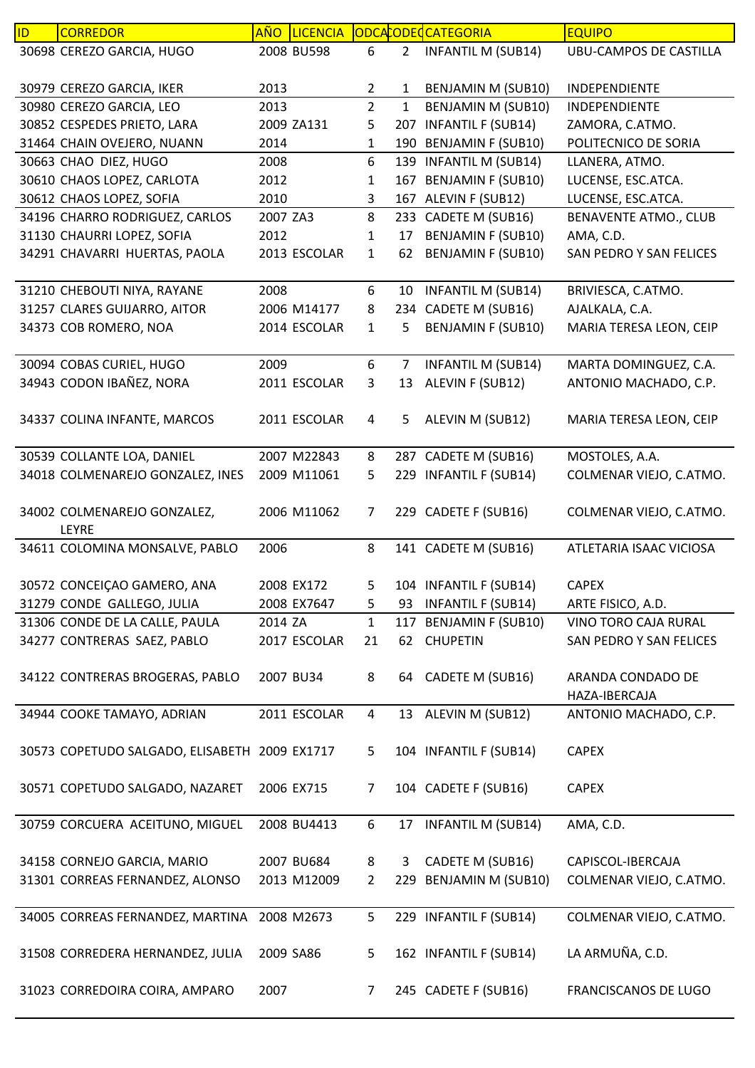| ID | CORREDOR | AÑO | LICENCIA | ODCA | CODEQ | CATEGORIA | EQUIPO |
|---|---|---|---|---|---|---|---|
| 30698 | CEREZO GARCIA, HUGO | 2008 | BU598 | 6 | 2 | INFANTIL M (SUB14) | UBU-CAMPOS DE CASTILLA |
| 30979 | CEREZO GARCIA, IKER | 2013 | | 2 | 1 | BENJAMIN M (SUB10) | INDEPENDIENTE |
| 30980 | CEREZO GARCIA, LEO | 2013 | | 2 | 1 | BENJAMIN M (SUB10) | INDEPENDIENTE |
| 30852 | CESPEDES PRIETO, LARA | 2009 | ZA131 | 5 | 207 | INFANTIL F (SUB14) | ZAMORA, C.ATMO. |
| 31464 | CHAIN OVEJERO, NUANN | 2014 | | 1 | 190 | BENJAMIN F (SUB10) | POLITECNICO DE SORIA |
| 30663 | CHAO DIEZ, HUGO | 2008 | | 6 | 139 | INFANTIL M (SUB14) | LLANERA, ATMO. |
| 30610 | CHAOS LOPEZ, CARLOTA | 2012 | | 1 | 167 | BENJAMIN F (SUB10) | LUCENSE, ESC.ATCA. |
| 30612 | CHAOS LOPEZ, SOFIA | 2010 | | 3 | 167 | ALEVIN F (SUB12) | LUCENSE, ESC.ATCA. |
| 34196 | CHARRO RODRIGUEZ, CARLOS | 2007 | ZA3 | 8 | 233 | CADETE M (SUB16) | BENAVENTE ATMO., CLUB |
| 31130 | CHAURRI LOPEZ, SOFIA | 2012 | | 1 | 17 | BENJAMIN F (SUB10) | AMA, C.D. |
| 34291 | CHAVARRI HUERTAS, PAOLA | 2013 | ESCOLAR | 1 | 62 | BENJAMIN F (SUB10) | SAN PEDRO Y SAN FELICES |
| 31210 | CHEBOUTI NIYA, RAYANE | 2008 | | 6 | 10 | INFANTIL M (SUB14) | BRIVIESCA, C.ATMO. |
| 31257 | CLARES GUIJARRO, AITOR | 2006 | M14177 | 8 | 234 | CADETE M (SUB16) | AJALKALA, C.A. |
| 34373 | COB ROMERO, NOA | 2014 | ESCOLAR | 1 | 5 | BENJAMIN F (SUB10) | MARIA TERESA LEON, CEIP |
| 30094 | COBAS CURIEL, HUGO | 2009 | | 6 | 7 | INFANTIL M (SUB14) | MARTA DOMINGUEZ, C.A. |
| 34943 | CODON IBAÑEZ, NORA | 2011 | ESCOLAR | 3 | 13 | ALEVIN F (SUB12) | ANTONIO MACHADO, C.P. |
| 34337 | COLINA INFANTE, MARCOS | 2011 | ESCOLAR | 4 | 5 | ALEVIN M (SUB12) | MARIA TERESA LEON, CEIP |
| 30539 | COLLANTE LOA, DANIEL | 2007 | M22843 | 8 | 287 | CADETE M (SUB16) | MOSTOLES, A.A. |
| 34018 | COLMENAREJO GONZALEZ, INES | 2009 | M11061 | 5 | 229 | INFANTIL F (SUB14) | COLMENAR VIEJO, C.ATMO. |
| 34002 | COLMENAREJO GONZALEZ, LEYRE | 2006 | M11062 | 7 | 229 | CADETE F (SUB16) | COLMENAR VIEJO, C.ATMO. |
| 34611 | COLOMINA MONSALVE, PABLO | 2006 | | 8 | 141 | CADETE M (SUB16) | ATLETARIA ISAAC VICIOSA |
| 30572 | CONCEIÇAO GAMERO, ANA | 2008 | EX172 | 5 | 104 | INFANTIL F (SUB14) | CAPEX |
| 31279 | CONDE GALLEGO, JULIA | 2008 | EX7647 | 5 | 93 | INFANTIL F (SUB14) | ARTE FISICO, A.D. |
| 31306 | CONDE DE LA CALLE, PAULA | 2014 | ZA | 1 | 117 | BENJAMIN F (SUB10) | VINO TORO CAJA RURAL |
| 34277 | CONTRERAS SAEZ, PABLO | 2017 | ESCOLAR | 21 | 62 | CHUPETIN | SAN PEDRO Y SAN FELICES |
| 34122 | CONTRERAS BROGERAS, PABLO | 2007 | BU34 | 8 | 64 | CADETE M (SUB16) | ARANDA CONDADO DE HAZA-IBERCAJA |
| 34944 | COOKE TAMAYO, ADRIAN | 2011 | ESCOLAR | 4 | 13 | ALEVIN M (SUB12) | ANTONIO MACHADO, C.P. |
| 30573 | COPETUDO SALGADO, ELISABETH | 2009 | EX1717 | 5 | 104 | INFANTIL F (SUB14) | CAPEX |
| 30571 | COPETUDO SALGADO, NAZARET | 2006 | EX715 | 7 | 104 | CADETE F (SUB16) | CAPEX |
| 30759 | CORCUERA ACEITUNO, MIGUEL | 2008 | BU4413 | 6 | 17 | INFANTIL M (SUB14) | AMA, C.D. |
| 34158 | CORNEJO GARCIA, MARIO | 2007 | BU684 | 8 | 3 | CADETE M (SUB16) | CAPISCOL-IBERCAJA |
| 31301 | CORREAS FERNANDEZ, ALONSO | 2013 | M12009 | 2 | 229 | BENJAMIN M (SUB10) | COLMENAR VIEJO, C.ATMO. |
| 34005 | CORREAS FERNANDEZ, MARTINA | 2008 | M2673 | 5 | 229 | INFANTIL F (SUB14) | COLMENAR VIEJO, C.ATMO. |
| 31508 | CORREDERA HERNANDEZ, JULIA | 2009 | SA86 | 5 | 162 | INFANTIL F (SUB14) | LA ARMUÑA, C.D. |
| 31023 | CORREDOIRA COIRA, AMPARO | 2007 | | 7 | 245 | CADETE F (SUB16) | FRANCISCANOS DE LUGO |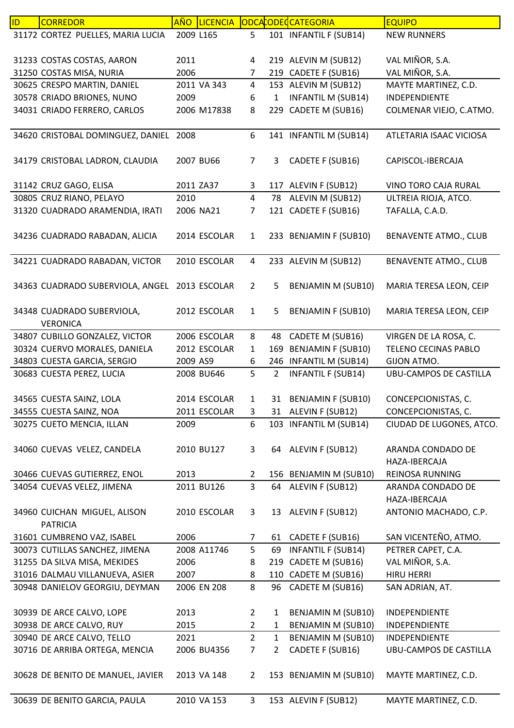| ID | CORREDOR | AÑO | LICENCIA | ODCA | CODEC | CATEGORIA | EQUIPO |
|---|---|---|---|---|---|---|---|
| 31172 | CORTEZ PUELLES, MARIA LUCIA | 2009 | L165 | 5 | 101 | INFANTIL F (SUB14) | NEW RUNNERS |
| 31233 | COSTAS COSTAS, AARON | 2011 | | 4 | 219 | ALEVIN M (SUB12) | VAL MIÑOR, S.A. |
| 31250 | COSTAS MISA, NURIA | 2006 | | 7 | 219 | CADETE F (SUB16) | VAL MIÑOR, S.A. |
| 30625 | CRESPO MARTIN, DANIEL | 2011 | VA 343 | 4 | 153 | ALEVIN M (SUB12) | MAYTE MARTINEZ, C.D. |
| 30578 | CRIADO BRIONES, NUNO | 2009 | | 6 | 1 | INFANTIL M (SUB14) | INDEPENDIENTE |
| 34031 | CRIADO FERRERO, CARLOS | 2006 | M17838 | 8 | 229 | CADETE M (SUB16) | COLMENAR VIEJO, C.ATMO. |
| 34620 | CRISTOBAL DOMINGUEZ, DANIEL | 2008 | | 6 | 141 | INFANTIL M (SUB14) | ATLETARIA ISAAC VICIOSA |
| 34179 | CRISTOBAL LADRON, CLAUDIA | 2007 | BU66 | 7 | 3 | CADETE F (SUB16) | CAPISCOL-IBERCAJA |
| 31142 | CRUZ GAGO, ELISA | 2011 | ZA37 | 3 | 117 | ALEVIN F (SUB12) | VINO TORO CAJA RURAL |
| 30805 | CRUZ RIANO, PELAYO | 2010 | | 4 | 78 | ALEVIN M (SUB12) | ULTREIA RIOJA, ATCO. |
| 31320 | CUADRADO ARAMENDIA, IRATI | 2006 | NA21 | 7 | 121 | CADETE F (SUB16) | TAFALLA, C.A.D. |
| 34236 | CUADRADO RABADAN, ALICIA | 2014 | ESCOLAR | 1 | 233 | BENJAMIN F (SUB10) | BENAVENTE ATMO., CLUB |
| 34221 | CUADRADO RABADAN, VICTOR | 2010 | ESCOLAR | 4 | 233 | ALEVIN M (SUB12) | BENAVENTE ATMO., CLUB |
| 34363 | CUADRADO SUBERVIOLA, ANGEL | 2013 | ESCOLAR | 2 | 5 | BENJAMIN M (SUB10) | MARIA TERESA LEON, CEIP |
| 34348 | CUADRADO SUBERVIOLA, VERONICA | 2012 | ESCOLAR | 1 | 5 | BENJAMIN F (SUB10) | MARIA TERESA LEON, CEIP |
| 34807 | CUBILLO GONZALEZ, VICTOR | 2006 | ESCOLAR | 8 | 48 | CADETE M (SUB16) | VIRGEN DE LA ROSA, C. |
| 30324 | CUERVO MORALES, DANIELA | 2012 | ESCOLAR | 1 | 169 | BENJAMIN F (SUB10) | TELENO CECINAS PABLO |
| 34803 | CUESTA GARCIA, SERGIO | 2009 | AS9 | 6 | 246 | INFANTIL M (SUB14) | GIJON ATMO. |
| 30683 | CUESTA PEREZ, LUCIA | 2008 | BU646 | 5 | 2 | INFANTIL F (SUB14) | UBU-CAMPOS DE CASTILLA |
| 34565 | CUESTA SAINZ, LOLA | 2014 | ESCOLAR | 1 | 31 | BENJAMIN F (SUB10) | CONCEPCIONISTAS, C. |
| 34555 | CUESTA SAINZ, NOA | 2011 | ESCOLAR | 3 | 31 | ALEVIN F (SUB12) | CONCEPCIONISTAS, C. |
| 30275 | CUETO MENCIA, ILLAN | 2009 | | 6 | 103 | INFANTIL M (SUB14) | CIUDAD DE LUGONES, ATCO. |
| 34060 | CUEVAS VELEZ, CANDELA | 2010 | BU127 | 3 | 64 | ALEVIN F (SUB12) | ARANDA CONDADO DE HAZA-IBERCAJA |
| 30466 | CUEVAS GUTIERREZ, ENOL | 2013 | | 2 | 156 | BENJAMIN M (SUB10) | REINOSA RUNNING |
| 34054 | CUEVAS VELEZ, JIMENA | 2011 | BU126 | 3 | 64 | ALEVIN F (SUB12) | ARANDA CONDADO DE HAZA-IBERCAJA |
| 34960 | CUICHAN MIGUEL, ALISON PATRICIA | 2010 | ESCOLAR | 3 | 13 | ALEVIN F (SUB12) | ANTONIO MACHADO, C.P. |
| 31601 | CUMBRENO VAZ, ISABEL | 2006 | | 7 | 61 | CADETE F (SUB16) | SAN VICENTEÑO, ATMO. |
| 30073 | CUTILLAS SANCHEZ, JIMENA | 2008 | A11746 | 5 | 69 | INFANTIL F (SUB14) | PETRER CAPET, C.A. |
| 31255 | DA SILVA MISA, MEKIDES | 2006 | | 8 | 219 | CADETE M (SUB16) | VAL MIÑOR, S.A. |
| 31016 | DALMAU VILLANUEVA, ASIER | 2007 | | 8 | 110 | CADETE M (SUB16) | HIRU HERRI |
| 30948 | DANIELOV GEORGIU, DEYMAN | 2006 | EN 208 | 8 | 96 | CADETE M (SUB16) | SAN ADRIAN, AT. |
| 30939 | DE ARCE CALVO, LOPE | 2013 | | 2 | 1 | BENJAMIN M (SUB10) | INDEPENDIENTE |
| 30938 | DE ARCE CALVO, RUY | 2015 | | 2 | 1 | BENJAMIN M (SUB10) | INDEPENDIENTE |
| 30940 | DE ARCE CALVO, TELLO | 2021 | | 2 | 1 | BENJAMIN M (SUB10) | INDEPENDIENTE |
| 30716 | DE ARRIBA ORTEGA, MENCIA | 2006 | BU4356 | 7 | 2 | CADETE F (SUB16) | UBU-CAMPOS DE CASTILLA |
| 30628 | DE BENITO DE MANUEL, JAVIER | 2013 | VA 148 | 2 | 153 | BENJAMIN M (SUB10) | MAYTE MARTINEZ, C.D. |
| 30639 | DE BENITO GARCIA, PAULA | 2010 | VA 153 | 3 | 153 | ALEVIN F (SUB12) | MAYTE MARTINEZ, C.D. |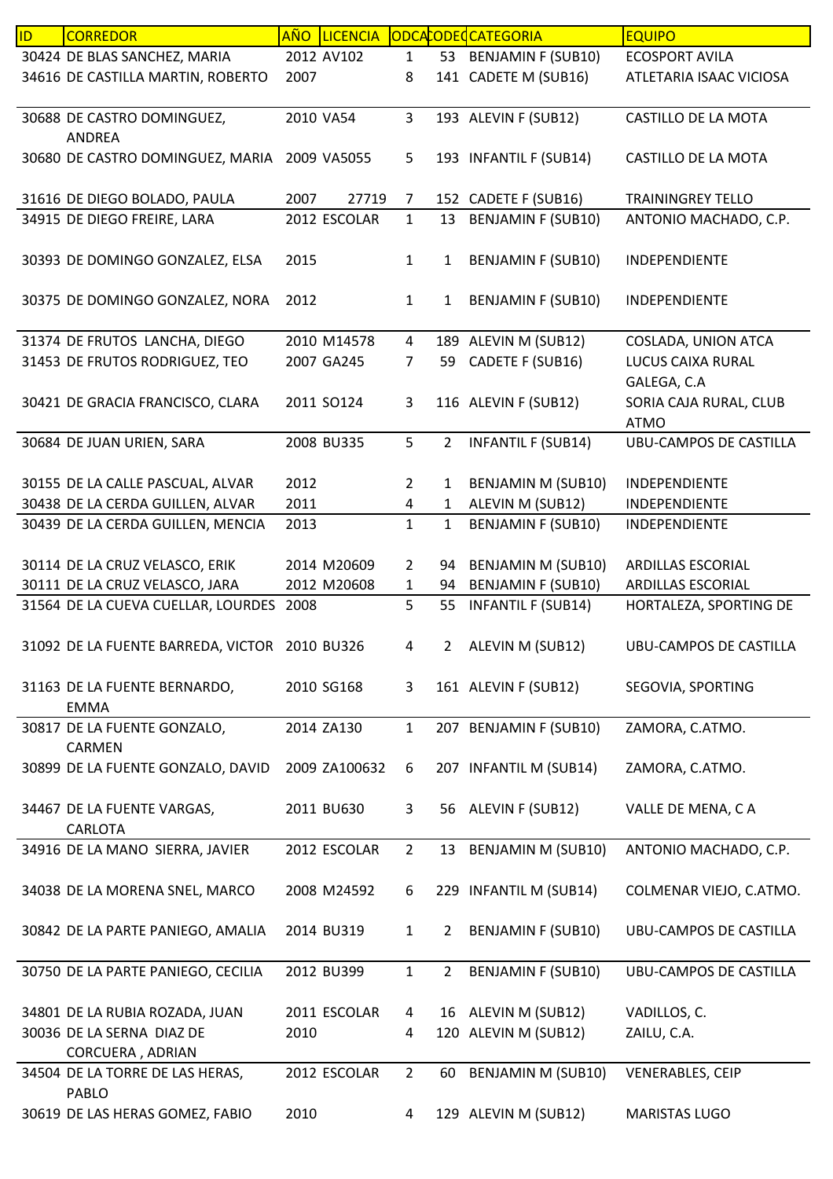| ID | CORREDOR | AÑO | LICENCIA | ODCA | CODEQ | CATEGORIA | EQUIPO |
|---|---|---|---|---|---|---|---|
| 30424 | DE BLAS SANCHEZ, MARIA | 2012 | AV102 | 1 | 53 | BENJAMIN F (SUB10) | ECOSPORT AVILA |
| 34616 | DE CASTILLA MARTIN, ROBERTO | 2007 | | 8 | 141 | CADETE M (SUB16) | ATLETARIA ISAAC VICIOSA |
| 30688 | DE CASTRO DOMINGUEZ, ANDREA | 2010 | VA54 | 3 | 193 | ALEVIN F (SUB12) | CASTILLO DE LA MOTA |
| 30680 | DE CASTRO DOMINGUEZ, MARIA | 2009 | VA5055 | 5 | 193 | INFANTIL F (SUB14) | CASTILLO DE LA MOTA |
| 31616 | DE DIEGO BOLADO, PAULA | 2007 | 27719 | 7 | 152 | CADETE F (SUB16) | TRAININGREY TELLO |
| 34915 | DE DIEGO FREIRE, LARA | 2012 | ESCOLAR | 1 | 13 | BENJAMIN F (SUB10) | ANTONIO MACHADO, C.P. |
| 30393 | DE DOMINGO GONZALEZ, ELSA | 2015 | | 1 | 1 | BENJAMIN F (SUB10) | INDEPENDIENTE |
| 30375 | DE DOMINGO GONZALEZ, NORA | 2012 | | 1 | 1 | BENJAMIN F (SUB10) | INDEPENDIENTE |
| 31374 | DE FRUTOS LANCHA, DIEGO | 2010 | M14578 | 4 | 189 | ALEVIN M (SUB12) | COSLADA, UNION ATCA |
| 31453 | DE FRUTOS RODRIGUEZ, TEO | 2007 | GA245 | 7 | 59 | CADETE F (SUB16) | LUCUS CAIXA RURAL GALEGA, C.A |
| 30421 | DE GRACIA FRANCISCO, CLARA | 2011 | SO124 | 3 | 116 | ALEVIN F (SUB12) | SORIA CAJA RURAL, CLUB ATMO |
| 30684 | DE JUAN URIEN, SARA | 2008 | BU335 | 5 | 2 | INFANTIL F (SUB14) | UBU-CAMPOS DE CASTILLA |
| 30155 | DE LA CALLE PASCUAL, ALVAR | 2012 | | 2 | 1 | BENJAMIN M (SUB10) | INDEPENDIENTE |
| 30438 | DE LA CERDA GUILLEN, ALVAR | 2011 | | 4 | 1 | ALEVIN M (SUB12) | INDEPENDIENTE |
| 30439 | DE LA CERDA GUILLEN, MENCIA | 2013 | | 1 | 1 | BENJAMIN F (SUB10) | INDEPENDIENTE |
| 30114 | DE LA CRUZ VELASCO, ERIK | 2014 | M20609 | 2 | 94 | BENJAMIN M (SUB10) | ARDILLAS ESCORIAL |
| 30111 | DE LA CRUZ VELASCO, JARA | 2012 | M20608 | 1 | 94 | BENJAMIN F (SUB10) | ARDILLAS ESCORIAL |
| 31564 | DE LA CUEVA CUELLAR, LOURDES | 2008 | | 5 | 55 | INFANTIL F (SUB14) | HORTALEZA, SPORTING DE |
| 31092 | DE LA FUENTE BARREDA, VICTOR | 2010 | BU326 | 4 | 2 | ALEVIN M (SUB12) | UBU-CAMPOS DE CASTILLA |
| 31163 | DE LA FUENTE BERNARDO, EMMA | 2010 | SG168 | 3 | 161 | ALEVIN F (SUB12) | SEGOVIA, SPORTING |
| 30817 | DE LA FUENTE GONZALO, CARMEN | 2014 | ZA130 | 1 | 207 | BENJAMIN F (SUB10) | ZAMORA, C.ATMO. |
| 30899 | DE LA FUENTE GONZALO, DAVID | 2009 | ZA100632 | 6 | 207 | INFANTIL M (SUB14) | ZAMORA, C.ATMO. |
| 34467 | DE LA FUENTE VARGAS, CARLOTA | 2011 | BU630 | 3 | 56 | ALEVIN F (SUB12) | VALLE DE MENA, C A |
| 34916 | DE LA MANO SIERRA, JAVIER | 2012 | ESCOLAR | 2 | 13 | BENJAMIN M (SUB10) | ANTONIO MACHADO, C.P. |
| 34038 | DE LA MORENA SNEL, MARCO | 2008 | M24592 | 6 | 229 | INFANTIL M (SUB14) | COLMENAR VIEJO, C.ATMO. |
| 30842 | DE LA PARTE PANIEGO, AMALIA | 2014 | BU319 | 1 | 2 | BENJAMIN F (SUB10) | UBU-CAMPOS DE CASTILLA |
| 30750 | DE LA PARTE PANIEGO, CECILIA | 2012 | BU399 | 1 | 2 | BENJAMIN F (SUB10) | UBU-CAMPOS DE CASTILLA |
| 34801 | DE LA RUBIA ROZADA, JUAN | 2011 | ESCOLAR | 4 | 16 | ALEVIN M (SUB12) | VADILLOS, C. |
| 30036 | DE LA SERNA DIAZ DE CORCUERA , ADRIAN | 2010 | | 4 | 120 | ALEVIN M (SUB12) | ZAILU, C.A. |
| 34504 | DE LA TORRE DE LAS HERAS, PABLO | 2012 | ESCOLAR | 2 | 60 | BENJAMIN M (SUB10) | VENERABLES, CEIP |
| 30619 | DE LAS HERAS GOMEZ, FABIO | 2010 | | 4 | 129 | ALEVIN M (SUB12) | MARISTAS LUGO |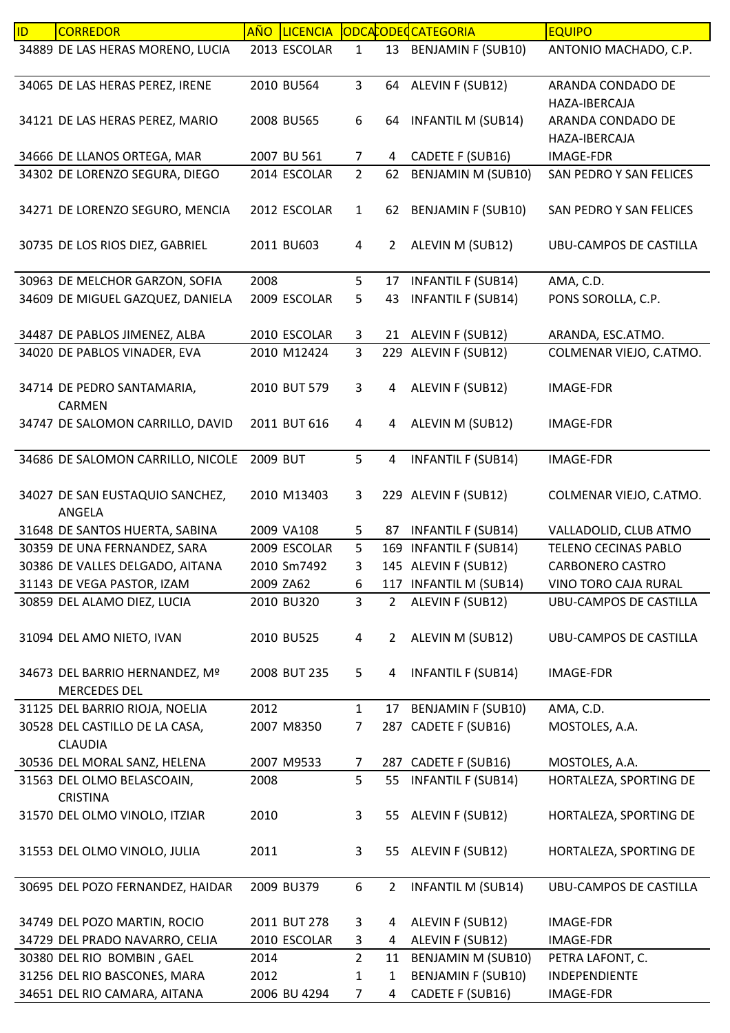| ID | CORREDOR | AÑO | LICENCIA | ODCA | CODEC | CATEGORIA | EQUIPO |
|---|---|---|---|---|---|---|---|
| 34889 | DE LAS HERAS MORENO, LUCIA | 2013 | ESCOLAR | 1 | 13 | BENJAMIN F (SUB10) | ANTONIO MACHADO, C.P. |
| 34065 | DE LAS HERAS PEREZ, IRENE | 2010 | BU564 | 3 | 64 | ALEVIN F (SUB12) | ARANDA CONDADO DE HAZA-IBERCAJA |
| 34121 | DE LAS HERAS PEREZ, MARIO | 2008 | BU565 | 6 | 64 | INFANTIL M (SUB14) | ARANDA CONDADO DE HAZA-IBERCAJA |
| 34666 | DE LLANOS ORTEGA, MAR | 2007 | BU 561 | 7 | 4 | CADETE F (SUB16) | IMAGE-FDR |
| 34302 | DE LORENZO SEGURA, DIEGO | 2014 | ESCOLAR | 2 | 62 | BENJAMIN M (SUB10) | SAN PEDRO Y SAN FELICES |
| 34271 | DE LORENZO SEGURO, MENCIA | 2012 | ESCOLAR | 1 | 62 | BENJAMIN F (SUB10) | SAN PEDRO Y SAN FELICES |
| 30735 | DE LOS RIOS DIEZ, GABRIEL | 2011 | BU603 | 4 | 2 | ALEVIN M (SUB12) | UBU-CAMPOS DE CASTILLA |
| 30963 | DE MELCHOR GARZON, SOFIA | 2008 | | 5 | 17 | INFANTIL F (SUB14) | AMA, C.D. |
| 34609 | DE MIGUEL GAZQUEZ, DANIELA | 2009 | ESCOLAR | 5 | 43 | INFANTIL F (SUB14) | PONS SOROLLA, C.P. |
| 34487 | DE PABLOS JIMENEZ, ALBA | 2010 | ESCOLAR | 3 | 21 | ALEVIN F (SUB12) | ARANDA, ESC.ATMO. |
| 34020 | DE PABLOS VINADER, EVA | 2010 | M12424 | 3 | 229 | ALEVIN F (SUB12) | COLMENAR VIEJO, C.ATMO. |
| 34714 | DE PEDRO SANTAMARIA, CARMEN | 2010 | BUT 579 | 3 | 4 | ALEVIN F (SUB12) | IMAGE-FDR |
| 34747 | DE SALOMON CARRILLO, DAVID | 2011 | BUT 616 | 4 | 4 | ALEVIN M (SUB12) | IMAGE-FDR |
| 34686 | DE SALOMON CARRILLO, NICOLE | 2009 | BUT | 5 | 4 | INFANTIL F (SUB14) | IMAGE-FDR |
| 34027 | DE SAN EUSTAQUIO SANCHEZ, ANGELA | 2010 | M13403 | 3 | 229 | ALEVIN F (SUB12) | COLMENAR VIEJO, C.ATMO. |
| 31648 | DE SANTOS HUERTA, SABINA | 2009 | VA108 | 5 | 87 | INFANTIL F (SUB14) | VALLADOLID, CLUB ATMO |
| 30359 | DE UNA FERNANDEZ, SARA | 2009 | ESCOLAR | 5 | 169 | INFANTIL F (SUB14) | TELENO CECINAS PABLO |
| 30386 | DE VALLES DELGADO, AITANA | 2010 | Sm7492 | 3 | 145 | ALEVIN F (SUB12) | CARBONERO CASTRO |
| 31143 | DE VEGA PASTOR, IZAM | 2009 | ZA62 | 6 | 117 | INFANTIL M (SUB14) | VINO TORO CAJA RURAL |
| 30859 | DEL ALAMO DIEZ, LUCIA | 2010 | BU320 | 3 | 2 | ALEVIN F (SUB12) | UBU-CAMPOS DE CASTILLA |
| 31094 | DEL AMO NIETO, IVAN | 2010 | BU525 | 4 | 2 | ALEVIN M (SUB12) | UBU-CAMPOS DE CASTILLA |
| 34673 | DEL BARRIO HERNANDEZ, Mº MERCEDES DEL | 2008 | BUT 235 | 5 | 4 | INFANTIL F (SUB14) | IMAGE-FDR |
| 31125 | DEL BARRIO RIOJA, NOELIA | 2012 | | 1 | 17 | BENJAMIN F (SUB10) | AMA, C.D. |
| 30528 | DEL CASTILLO DE LA CASA, CLAUDIA | 2007 | M8350 | 7 | 287 | CADETE F (SUB16) | MOSTOLES, A.A. |
| 30536 | DEL MORAL SANZ, HELENA | 2007 | M9533 | 7 | 287 | CADETE F (SUB16) | MOSTOLES, A.A. |
| 31563 | DEL OLMO BELASCOAIN, CRISTINA | 2008 | | 5 | 55 | INFANTIL F (SUB14) | HORTALEZA, SPORTING DE |
| 31570 | DEL OLMO VINOLO, ITZIAR | 2010 | | 3 | 55 | ALEVIN F (SUB12) | HORTALEZA, SPORTING DE |
| 31553 | DEL OLMO VINOLO, JULIA | 2011 | | 3 | 55 | ALEVIN F (SUB12) | HORTALEZA, SPORTING DE |
| 30695 | DEL POZO FERNANDEZ, HAIDAR | 2009 | BU379 | 6 | 2 | INFANTIL M (SUB14) | UBU-CAMPOS DE CASTILLA |
| 34749 | DEL POZO MARTIN, ROCIO | 2011 | BUT 278 | 3 | 4 | ALEVIN F (SUB12) | IMAGE-FDR |
| 34729 | DEL PRADO NAVARRO, CELIA | 2010 | ESCOLAR | 3 | 4 | ALEVIN F (SUB12) | IMAGE-FDR |
| 30380 | DEL RIO BOMBIN , GAEL | 2014 | | 2 | 11 | BENJAMIN M (SUB10) | PETRA LAFONT, C. |
| 31256 | DEL RIO BASCONES, MARA | 2012 | | 1 | 1 | BENJAMIN F (SUB10) | INDEPENDIENTE |
| 34651 | DEL RIO CAMARA, AITANA | 2006 | BU 4294 | 7 | 4 | CADETE F (SUB16) | IMAGE-FDR |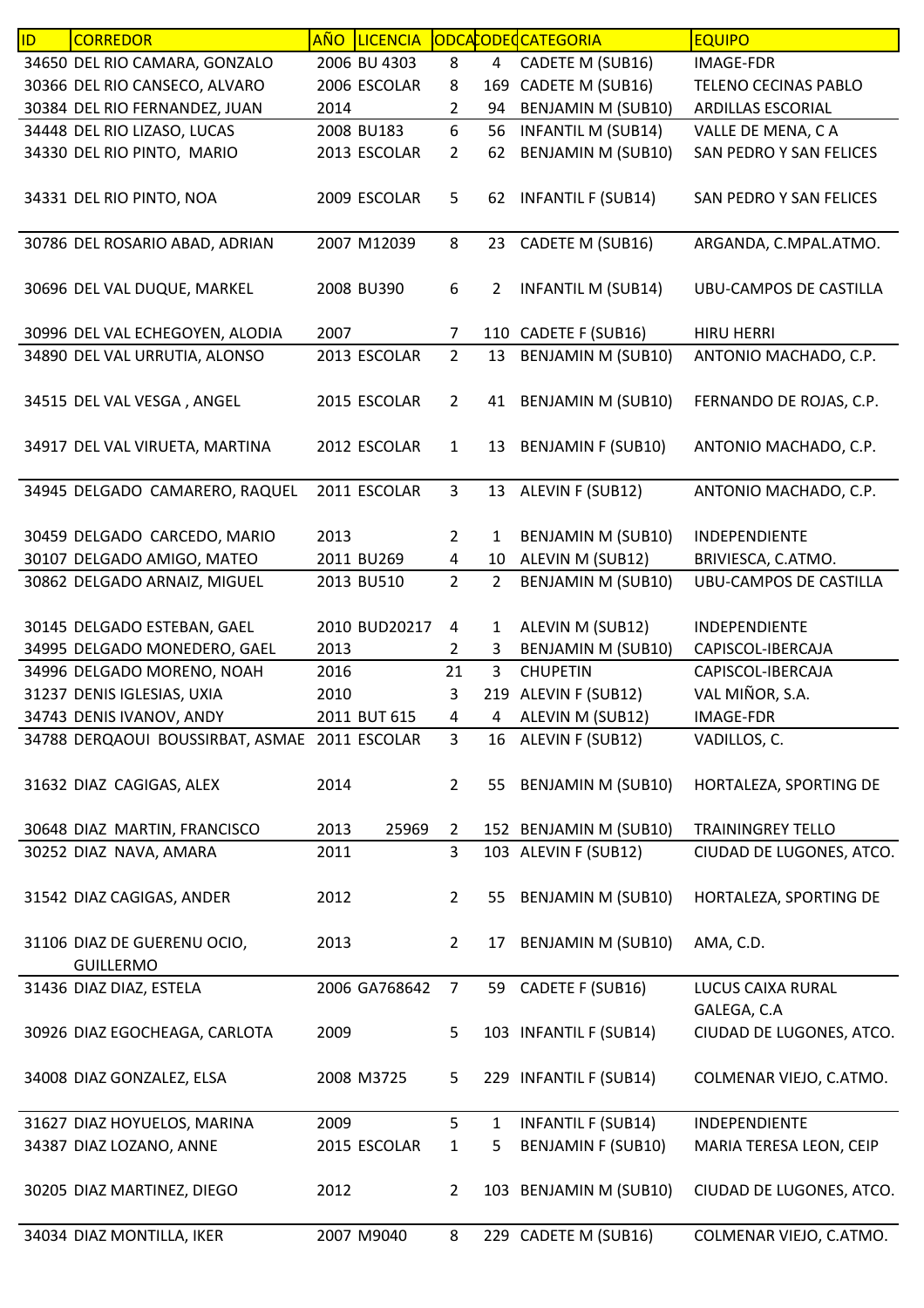| ID | CORREDOR | AÑO | LICENCIA | ODCA | CODEQ | CATEGORIA | EQUIPO |
|---|---|---|---|---|---|---|---|
| 34650 | DEL RIO CAMARA, GONZALO | 2006 | BU 4303 | 8 | 4 | CADETE M (SUB16) | IMAGE-FDR |
| 30366 | DEL RIO CANSECO, ALVARO | 2006 | ESCOLAR | 8 | 169 | CADETE M (SUB16) | TELENO CECINAS PABLO |
| 30384 | DEL RIO FERNANDEZ, JUAN | 2014 | | 2 | 94 | BENJAMIN M (SUB10) | ARDILLAS ESCORIAL |
| 34448 | DEL RIO LIZASO, LUCAS | 2008 | BU183 | 6 | 56 | INFANTIL M (SUB14) | VALLE DE MENA, C A |
| 34330 | DEL RIO PINTO, MARIO | 2013 | ESCOLAR | 2 | 62 | BENJAMIN M (SUB10) | SAN PEDRO Y SAN FELICES |
| 34331 | DEL RIO PINTO, NOA | 2009 | ESCOLAR | 5 | 62 | INFANTIL F (SUB14) | SAN PEDRO Y SAN FELICES |
| 30786 | DEL ROSARIO ABAD, ADRIAN | 2007 | M12039 | 8 | 23 | CADETE M (SUB16) | ARGANDA, C.MPAL.ATMO. |
| 30696 | DEL VAL DUQUE, MARKEL | 2008 | BU390 | 6 | 2 | INFANTIL M (SUB14) | UBU-CAMPOS DE CASTILLA |
| 30996 | DEL VAL ECHEGOYEN, ALODIA | 2007 | | 7 | 110 | CADETE F (SUB16) | HIRU HERRI |
| 34890 | DEL VAL URRUTIA, ALONSO | 2013 | ESCOLAR | 2 | 13 | BENJAMIN M (SUB10) | ANTONIO MACHADO, C.P. |
| 34515 | DEL VAL VESGA , ANGEL | 2015 | ESCOLAR | 2 | 41 | BENJAMIN M (SUB10) | FERNANDO DE ROJAS, C.P. |
| 34917 | DEL VAL VIRUETA, MARTINA | 2012 | ESCOLAR | 1 | 13 | BENJAMIN F (SUB10) | ANTONIO MACHADO, C.P. |
| 34945 | DELGADO CAMARERO, RAQUEL | 2011 | ESCOLAR | 3 | 13 | ALEVIN F (SUB12) | ANTONIO MACHADO, C.P. |
| 30459 | DELGADO CARCEDO, MARIO | 2013 | | 2 | 1 | BENJAMIN M (SUB10) | INDEPENDIENTE |
| 30107 | DELGADO AMIGO, MATEO | 2011 | BU269 | 4 | 10 | ALEVIN M (SUB12) | BRIVIESCA, C.ATMO. |
| 30862 | DELGADO ARNAIZ, MIGUEL | 2013 | BU510 | 2 | 2 | BENJAMIN M (SUB10) | UBU-CAMPOS DE CASTILLA |
| 30145 | DELGADO ESTEBAN, GAEL | 2010 | BUD20217 | 4 | 1 | ALEVIN M (SUB12) | INDEPENDIENTE |
| 34995 | DELGADO MONEDERO, GAEL | 2013 | | 2 | 3 | BENJAMIN M (SUB10) | CAPISCOL-IBERCAJA |
| 34996 | DELGADO MORENO, NOAH | 2016 | | 21 | 3 | CHUPETIN | CAPISCOL-IBERCAJA |
| 31237 | DENIS IGLESIAS, UXIA | 2010 | | 3 | 219 | ALEVIN F (SUB12) | VAL MIÑOR, S.A. |
| 34743 | DENIS IVANOV, ANDY | 2011 | BUT 615 | 4 | 4 | ALEVIN M (SUB12) | IMAGE-FDR |
| 34788 | DERQAOUI BOUSSIRBAT, ASMAE | 2011 | ESCOLAR | 3 | 16 | ALEVIN F (SUB12) | VADILLOS, C. |
| 31632 | DIAZ CAGIGAS, ALEX | 2014 | | 2 | 55 | BENJAMIN M (SUB10) | HORTALEZA, SPORTING DE |
| 30648 | DIAZ MARTIN, FRANCISCO | 2013 | 25969 | 2 | 152 | BENJAMIN M (SUB10) | TRAININGREY TELLO |
| 30252 | DIAZ NAVA, AMARA | 2011 | | 3 | 103 | ALEVIN F (SUB12) | CIUDAD DE LUGONES, ATCO. |
| 31542 | DIAZ CAGIGAS, ANDER | 2012 | | 2 | 55 | BENJAMIN M (SUB10) | HORTALEZA, SPORTING DE |
| 31106 | DIAZ DE GUERENU OCIO, GUILLERMO | 2013 | | 2 | 17 | BENJAMIN M (SUB10) | AMA, C.D. |
| 31436 | DIAZ DIAZ, ESTELA | 2006 | GA768642 | 7 | 59 | CADETE F (SUB16) | LUCUS CAIXA RURAL GALEGA, C.A |
| 30926 | DIAZ EGOCHEAGA, CARLOTA | 2009 | | 5 | 103 | INFANTIL F (SUB14) | CIUDAD DE LUGONES, ATCO. |
| 34008 | DIAZ GONZALEZ, ELSA | 2008 | M3725 | 5 | 229 | INFANTIL F (SUB14) | COLMENAR VIEJO, C.ATMO. |
| 31627 | DIAZ HOYUELOS, MARINA | 2009 | | 5 | 1 | INFANTIL F (SUB14) | INDEPENDIENTE |
| 34387 | DIAZ LOZANO, ANNE | 2015 | ESCOLAR | 1 | 5 | BENJAMIN F (SUB10) | MARIA TERESA LEON, CEIP |
| 30205 | DIAZ MARTINEZ, DIEGO | 2012 | | 2 | 103 | BENJAMIN M (SUB10) | CIUDAD DE LUGONES, ATCO. |
| 34034 | DIAZ MONTILLA, IKER | 2007 | M9040 | 8 | 229 | CADETE M (SUB16) | COLMENAR VIEJO, C.ATMO. |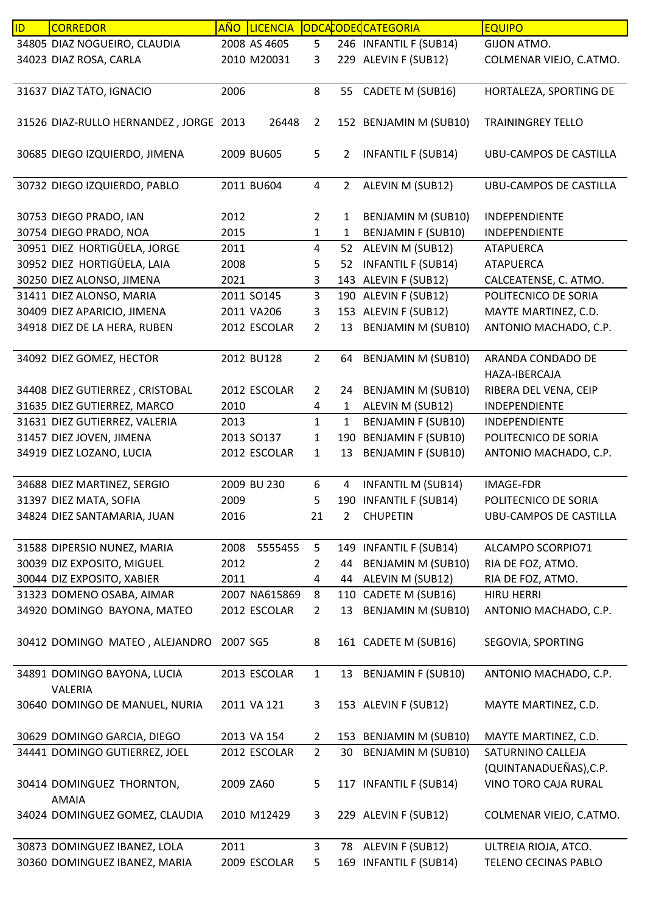| ID | CORREDOR | AÑO | LICENCIA | ODCA | CODEQ | CATEGORIA | EQUIPO |
|---|---|---|---|---|---|---|---|
| 34805 | DIAZ NOGUEIRO, CLAUDIA | 2008 | AS 4605 | 5 | 246 | INFANTIL F (SUB14) | GIJON ATMO. |
| 34023 | DIAZ ROSA, CARLA | 2010 | M20031 | 3 | 229 | ALEVIN F (SUB12) | COLMENAR VIEJO, C.ATMO. |
| 31637 | DIAZ TATO, IGNACIO | 2006 | | 8 | 55 | CADETE M (SUB16) | HORTALEZA, SPORTING DE |
| 31526 | DIAZ-RULLO HERNANDEZ , JORGE | 2013 | 26448 | 2 | 152 | BENJAMIN M (SUB10) | TRAININGREY TELLO |
| 30685 | DIEGO IZQUIERDO, JIMENA | 2009 | BU605 | 5 | 2 | INFANTIL F (SUB14) | UBU-CAMPOS DE CASTILLA |
| 30732 | DIEGO IZQUIERDO, PABLO | 2011 | BU604 | 4 | 2 | ALEVIN M (SUB12) | UBU-CAMPOS DE CASTILLA |
| 30753 | DIEGO PRADO, IAN | 2012 | | 2 | 1 | BENJAMIN M (SUB10) | INDEPENDIENTE |
| 30754 | DIEGO PRADO, NOA | 2015 | | 1 | 1 | BENJAMIN F (SUB10) | INDEPENDIENTE |
| 30951 | DIEZ HORTIGÜELA, JORGE | 2011 | | 4 | 52 | ALEVIN M (SUB12) | ATAPUERCA |
| 30952 | DIEZ HORTIGÜELA, LAIA | 2008 | | 5 | 52 | INFANTIL F (SUB14) | ATAPUERCA |
| 30250 | DIEZ ALONSO, JIMENA | 2021 | | 3 | 143 | ALEVIN F (SUB12) | CALCEATENSE, C. ATMO. |
| 31411 | DIEZ ALONSO, MARIA | 2011 | SO145 | 3 | 190 | ALEVIN F (SUB12) | POLITECNICO DE SORIA |
| 30409 | DIEZ APARICIO, JIMENA | 2011 | VA206 | 3 | 153 | ALEVIN F (SUB12) | MAYTE MARTINEZ, C.D. |
| 34918 | DIEZ DE LA HERA, RUBEN | 2012 | ESCOLAR | 2 | 13 | BENJAMIN M (SUB10) | ANTONIO MACHADO, C.P. |
| 34092 | DIEZ GOMEZ, HECTOR | 2012 | BU128 | 2 | 64 | BENJAMIN M (SUB10) | ARANDA CONDADO DE HAZA-IBERCAJA |
| 34408 | DIEZ GUTIERREZ , CRISTOBAL | 2012 | ESCOLAR | 2 | 24 | BENJAMIN M (SUB10) | RIBERA DEL VENA, CEIP |
| 31635 | DIEZ GUTIERREZ, MARCO | 2010 | | 4 | 1 | ALEVIN M (SUB12) | INDEPENDIENTE |
| 31631 | DIEZ GUTIERREZ, VALERIA | 2013 | | 1 | 1 | BENJAMIN F (SUB10) | INDEPENDIENTE |
| 31457 | DIEZ JOVEN, JIMENA | 2013 | SO137 | 1 | 190 | BENJAMIN F (SUB10) | POLITECNICO DE SORIA |
| 34919 | DIEZ LOZANO, LUCIA | 2012 | ESCOLAR | 1 | 13 | BENJAMIN F (SUB10) | ANTONIO MACHADO, C.P. |
| 34688 | DIEZ MARTINEZ, SERGIO | 2009 | BU 230 | 6 | 4 | INFANTIL M (SUB14) | IMAGE-FDR |
| 31397 | DIEZ MATA, SOFIA | 2009 | | 5 | 190 | INFANTIL F (SUB14) | POLITECNICO DE SORIA |
| 34824 | DIEZ SANTAMARIA, JUAN | 2016 | | 21 | 2 | CHUPETIN | UBU-CAMPOS DE CASTILLA |
| 31588 | DIPERSIO NUNEZ, MARIA | 2008 | 5555455 | 5 | 149 | INFANTIL F (SUB14) | ALCAMPO SCORPIO71 |
| 30039 | DIZ EXPOSITO, MIGUEL | 2012 | | 2 | 44 | BENJAMIN M (SUB10) | RIA DE FOZ, ATMO. |
| 30044 | DIZ EXPOSITO, XABIER | 2011 | | 4 | 44 | ALEVIN M (SUB12) | RIA DE FOZ, ATMO. |
| 31323 | DOMENO OSABA, AIMAR | 2007 | NA615869 | 8 | 110 | CADETE M (SUB16) | HIRU HERRI |
| 34920 | DOMINGO BAYONA, MATEO | 2012 | ESCOLAR | 2 | 13 | BENJAMIN M (SUB10) | ANTONIO MACHADO, C.P. |
| 30412 | DOMINGO MATEO , ALEJANDRO | 2007 | SG5 | 8 | 161 | CADETE M (SUB16) | SEGOVIA, SPORTING |
| 34891 | DOMINGO BAYONA, LUCIA VALERIA | 2013 | ESCOLAR | 1 | 13 | BENJAMIN F (SUB10) | ANTONIO MACHADO, C.P. |
| 30640 | DOMINGO DE MANUEL, NURIA | 2011 | VA 121 | 3 | 153 | ALEVIN F (SUB12) | MAYTE MARTINEZ, C.D. |
| 30629 | DOMINGO GARCIA, DIEGO | 2013 | VA 154 | 2 | 153 | BENJAMIN M (SUB10) | MAYTE MARTINEZ, C.D. |
| 34441 | DOMINGO GUTIERREZ, JOEL | 2012 | ESCOLAR | 2 | 30 | BENJAMIN M (SUB10) | SATURNINO CALLEJA (QUINTANADUEÑAS),C.P. |
| 30414 | DOMINGUEZ THORNTON, AMAIA | 2009 | ZA60 | 5 | 117 | INFANTIL F (SUB14) | VINO TORO CAJA RURAL |
| 34024 | DOMINGUEZ GOMEZ, CLAUDIA | 2010 | M12429 | 3 | 229 | ALEVIN F (SUB12) | COLMENAR VIEJO, C.ATMO. |
| 30873 | DOMINGUEZ IBANEZ, LOLA | 2011 | | 3 | 78 | ALEVIN F (SUB12) | ULTREIA RIOJA, ATCO. |
| 30360 | DOMINGUEZ IBANEZ, MARIA | 2009 | ESCOLAR | 5 | 169 | INFANTIL F (SUB14) | TELENO CECINAS PABLO |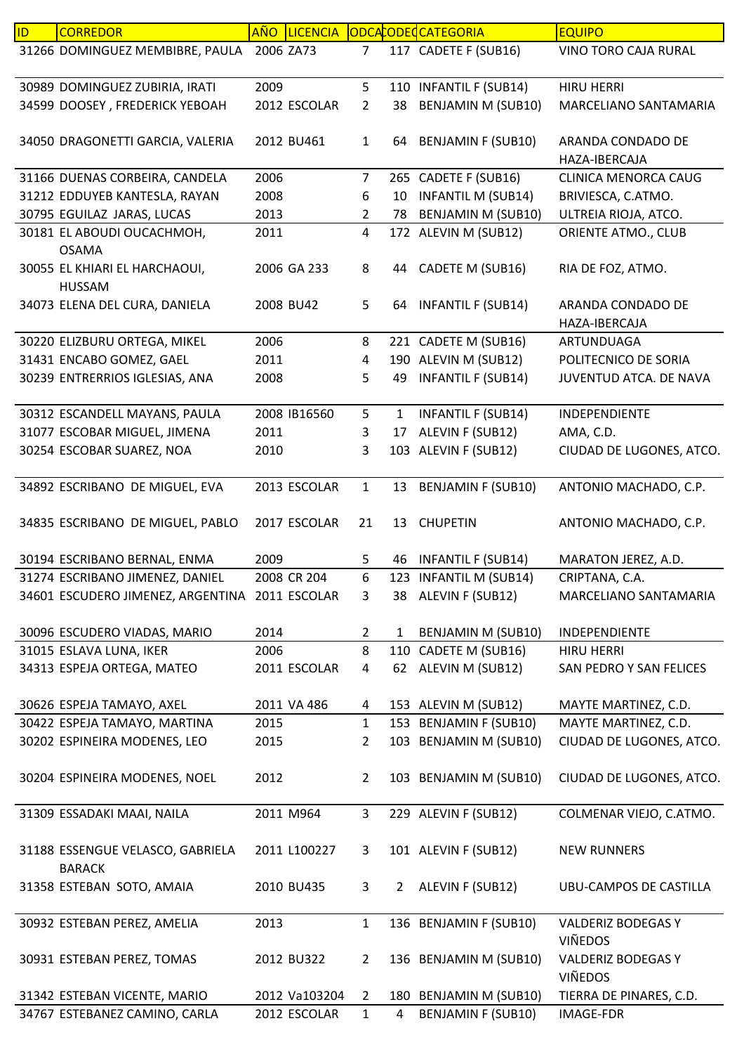| ID | CORREDOR | AÑO | LICENCIA | ODCA | CODEQ | CATEGORIA | EQUIPO |
|---|---|---|---|---|---|---|---|
| 31266 | DOMINGUEZ MEMBIBRE, PAULA | 2006 | ZA73 | 7 | 117 | CADETE F (SUB16) | VINO TORO CAJA RURAL |
| 30989 | DOMINGUEZ ZUBIRIA, IRATI | 2009 | | 5 | 110 | INFANTIL F (SUB14) | HIRU HERRI |
| 34599 | DOOSEY , FREDERICK YEBOAH | 2012 | ESCOLAR | 2 | 38 | BENJAMIN M (SUB10) | MARCELIANO SANTAMARIA |
| 34050 | DRAGONETTI GARCIA, VALERIA | 2012 | BU461 | 1 | 64 | BENJAMIN F (SUB10) | ARANDA CONDADO DE HAZA-IBERCAJA |
| 31166 | DUENAS CORBEIRA, CANDELA | 2006 | | 7 | 265 | CADETE F (SUB16) | CLINICA MENORCA CAUG |
| 31212 | EDDUYEB KANTESLA, RAYAN | 2008 | | 6 | 10 | INFANTIL M (SUB14) | BRIVIESCA, C.ATMO. |
| 30795 | EGUILAZ JARAS, LUCAS | 2013 | | 2 | 78 | BENJAMIN M (SUB10) | ULTREIA RIOJA, ATCO. |
| 30181 | EL ABOUDI OUCACHMOH, OSAMA | 2011 | | 4 | 172 | ALEVIN M (SUB12) | ORIENTE ATMO., CLUB |
| 30055 | EL KHIARI EL HARCHAOUI, HUSSAM | 2006 | GA 233 | 8 | 44 | CADETE M (SUB16) | RIA DE FOZ, ATMO. |
| 34073 | ELENA DEL CURA, DANIELA | 2008 | BU42 | 5 | 64 | INFANTIL F (SUB14) | ARANDA CONDADO DE HAZA-IBERCAJA |
| 30220 | ELIZBURU ORTEGA, MIKEL | 2006 | | 8 | 221 | CADETE M (SUB16) | ARTUNDUAGA |
| 31431 | ENCABO GOMEZ, GAEL | 2011 | | 4 | 190 | ALEVIN M (SUB12) | POLITECNICO DE SORIA |
| 30239 | ENTRERRIOS IGLESIAS, ANA | 2008 | | 5 | 49 | INFANTIL F (SUB14) | JUVENTUD ATCA. DE NAVA |
| 30312 | ESCANDELL MAYANS, PAULA | 2008 | IB16560 | 5 | 1 | INFANTIL F (SUB14) | INDEPENDIENTE |
| 31077 | ESCOBAR MIGUEL, JIMENA | 2011 | | 3 | 17 | ALEVIN F (SUB12) | AMA, C.D. |
| 30254 | ESCOBAR SUAREZ, NOA | 2010 | | 3 | 103 | ALEVIN F (SUB12) | CIUDAD DE LUGONES, ATCO. |
| 34892 | ESCRIBANO DE MIGUEL, EVA | 2013 | ESCOLAR | 1 | 13 | BENJAMIN F (SUB10) | ANTONIO MACHADO, C.P. |
| 34835 | ESCRIBANO DE MIGUEL, PABLO | 2017 | ESCOLAR | 21 | 13 | CHUPETIN | ANTONIO MACHADO, C.P. |
| 30194 | ESCRIBANO BERNAL, ENMA | 2009 | | 5 | 46 | INFANTIL F (SUB14) | MARATON JEREZ, A.D. |
| 31274 | ESCRIBANO JIMENEZ, DANIEL | 2008 | CR 204 | 6 | 123 | INFANTIL M (SUB14) | CRIPTANA, C.A. |
| 34601 | ESCUDERO JIMENEZ, ARGENTINA | 2011 | ESCOLAR | 3 | 38 | ALEVIN F (SUB12) | MARCELIANO SANTAMARIA |
| 30096 | ESCUDERO VIADAS, MARIO | 2014 | | 2 | 1 | BENJAMIN M (SUB10) | INDEPENDIENTE |
| 31015 | ESLAVA LUNA, IKER | 2006 | | 8 | 110 | CADETE M (SUB16) | HIRU HERRI |
| 34313 | ESPEJA ORTEGA, MATEO | 2011 | ESCOLAR | 4 | 62 | ALEVIN M (SUB12) | SAN PEDRO Y SAN FELICES |
| 30626 | ESPEJA TAMAYO, AXEL | 2011 | VA 486 | 4 | 153 | ALEVIN M (SUB12) | MAYTE MARTINEZ, C.D. |
| 30422 | ESPEJA TAMAYO, MARTINA | 2015 | | 1 | 153 | BENJAMIN F (SUB10) | MAYTE MARTINEZ, C.D. |
| 30202 | ESPINEIRA MODENES, LEO | 2015 | | 2 | 103 | BENJAMIN M (SUB10) | CIUDAD DE LUGONES, ATCO. |
| 30204 | ESPINEIRA MODENES, NOEL | 2012 | | 2 | 103 | BENJAMIN M (SUB10) | CIUDAD DE LUGONES, ATCO. |
| 31309 | ESSADAKI MAAI, NAILA | 2011 | M964 | 3 | 229 | ALEVIN F (SUB12) | COLMENAR VIEJO, C.ATMO. |
| 31188 | ESSENGUE VELASCO, GABRIELA BARACK | 2011 | L100227 | 3 | 101 | ALEVIN F (SUB12) | NEW RUNNERS |
| 31358 | ESTEBAN SOTO, AMAIA | 2010 | BU435 | 3 | 2 | ALEVIN F (SUB12) | UBU-CAMPOS DE CASTILLA |
| 30932 | ESTEBAN PEREZ, AMELIA | 2013 | | 1 | 136 | BENJAMIN F (SUB10) | VALDERIZ BODEGAS Y VIÑEDOS |
| 30931 | ESTEBAN PEREZ, TOMAS | 2012 | BU322 | 2 | 136 | BENJAMIN M (SUB10) | VALDERIZ BODEGAS Y VIÑEDOS |
| 31342 | ESTEBAN VICENTE, MARIO | 2012 | Va103204 | 2 | 180 | BENJAMIN M (SUB10) | TIERRA DE PINARES, C.D. |
| 34767 | ESTEBANEZ CAMINO, CARLA | 2012 | ESCOLAR | 1 | 4 | BENJAMIN F (SUB10) | IMAGE-FDR |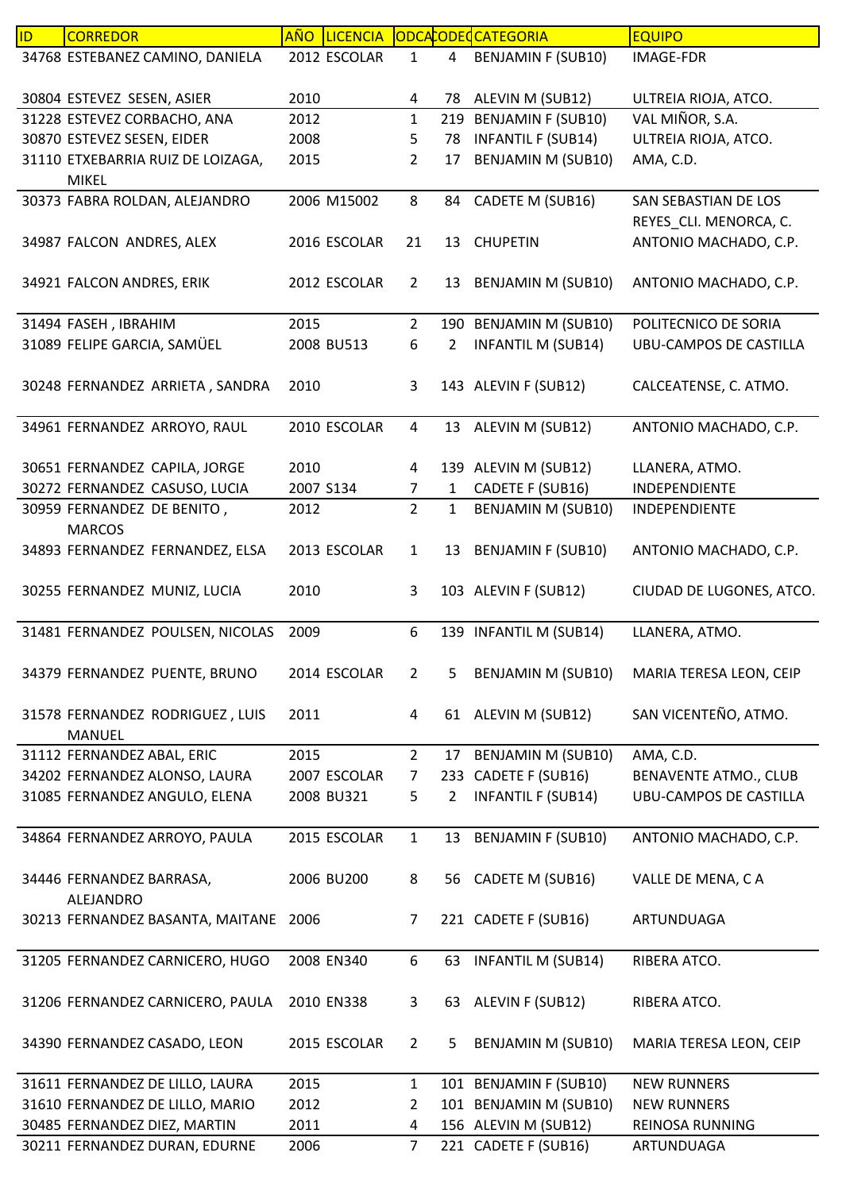| ID | CORREDOR | AÑO | LICENCIA | ODCA | CODEC | CATEGORIA | EQUIPO |
|---|---|---|---|---|---|---|---|
| 34768 | ESTEBANEZ CAMINO, DANIELA | 2012 | ESCOLAR | 1 | 4 | BENJAMIN F (SUB10) | IMAGE-FDR |
| 30804 | ESTEVEZ SESEN, ASIER | 2010 | | 4 | 78 | ALEVIN M (SUB12) | ULTREIA RIOJA, ATCO. |
| 31228 | ESTEVEZ CORBACHO, ANA | 2012 | | 1 | 219 | BENJAMIN F (SUB10) | VAL MIÑOR, S.A. |
| 30870 | ESTEVEZ SESEN, EIDER | 2008 | | 5 | 78 | INFANTIL F (SUB14) | ULTREIA RIOJA, ATCO. |
| 31110 | ETXEBARRIA RUIZ DE LOIZAGA, MIKEL | 2015 | | 2 | 17 | BENJAMIN M (SUB10) | AMA, C.D. |
| 30373 | FABRA ROLDAN, ALEJANDRO | 2006 | M15002 | 8 | 84 | CADETE M (SUB16) | SAN SEBASTIAN DE LOS REYES_CLI. MENORCA, C. |
| 34987 | FALCON ANDRES, ALEX | 2016 | ESCOLAR | 21 | 13 | CHUPETIN | ANTONIO MACHADO, C.P. |
| 34921 | FALCON ANDRES, ERIK | 2012 | ESCOLAR | 2 | 13 | BENJAMIN M (SUB10) | ANTONIO MACHADO, C.P. |
| 31494 | FASEH , IBRAHIM | 2015 | | 2 | 190 | BENJAMIN M (SUB10) | POLITECNICO DE SORIA |
| 31089 | FELIPE GARCIA, SAMÜEL | 2008 | BU513 | 6 | 2 | INFANTIL M (SUB14) | UBU-CAMPOS DE CASTILLA |
| 30248 | FERNANDEZ ARRIETA , SANDRA | 2010 | | 3 | 143 | ALEVIN F (SUB12) | CALCEATENSE, C. ATMO. |
| 34961 | FERNANDEZ ARROYO, RAUL | 2010 | ESCOLAR | 4 | 13 | ALEVIN M (SUB12) | ANTONIO MACHADO, C.P. |
| 30651 | FERNANDEZ CAPILA, JORGE | 2010 | | 4 | 139 | ALEVIN M (SUB12) | LLANERA, ATMO. |
| 30272 | FERNANDEZ CASUSO, LUCIA | 2007 | S134 | 7 | 1 | CADETE F (SUB16) | INDEPENDIENTE |
| 30959 | FERNANDEZ DE BENITO , MARCOS | 2012 | | 2 | 1 | BENJAMIN M (SUB10) | INDEPENDIENTE |
| 34893 | FERNANDEZ FERNANDEZ, ELSA | 2013 | ESCOLAR | 1 | 13 | BENJAMIN F (SUB10) | ANTONIO MACHADO, C.P. |
| 30255 | FERNANDEZ MUNIZ, LUCIA | 2010 | | 3 | 103 | ALEVIN F (SUB12) | CIUDAD DE LUGONES, ATCO. |
| 31481 | FERNANDEZ POULSEN, NICOLAS | 2009 | | 6 | 139 | INFANTIL M (SUB14) | LLANERA, ATMO. |
| 34379 | FERNANDEZ PUENTE, BRUNO | 2014 | ESCOLAR | 2 | 5 | BENJAMIN M (SUB10) | MARIA TERESA LEON, CEIP |
| 31578 | FERNANDEZ RODRIGUEZ , LUIS MANUEL | 2011 | | 4 | 61 | ALEVIN M (SUB12) | SAN VICENTEÑO, ATMO. |
| 31112 | FERNANDEZ ABAL, ERIC | 2015 | | 2 | 17 | BENJAMIN M (SUB10) | AMA, C.D. |
| 34202 | FERNANDEZ ALONSO, LAURA | 2007 | ESCOLAR | 7 | 233 | CADETE F (SUB16) | BENAVENTE ATMO., CLUB |
| 31085 | FERNANDEZ ANGULO, ELENA | 2008 | BU321 | 5 | 2 | INFANTIL F (SUB14) | UBU-CAMPOS DE CASTILLA |
| 34864 | FERNANDEZ ARROYO, PAULA | 2015 | ESCOLAR | 1 | 13 | BENJAMIN F (SUB10) | ANTONIO MACHADO, C.P. |
| 34446 | FERNANDEZ BARRASA, ALEJANDRO | 2006 | BU200 | 8 | 56 | CADETE M (SUB16) | VALLE DE MENA, C A |
| 30213 | FERNANDEZ BASANTA, MAITANE | 2006 | | 7 | 221 | CADETE F (SUB16) | ARTUNDUAGA |
| 31205 | FERNANDEZ CARNICERO, HUGO | 2008 | EN340 | 6 | 63 | INFANTIL M (SUB14) | RIBERA ATCO. |
| 31206 | FERNANDEZ CARNICERO, PAULA | 2010 | EN338 | 3 | 63 | ALEVIN F (SUB12) | RIBERA ATCO. |
| 34390 | FERNANDEZ CASADO, LEON | 2015 | ESCOLAR | 2 | 5 | BENJAMIN M (SUB10) | MARIA TERESA LEON, CEIP |
| 31611 | FERNANDEZ DE LILLO, LAURA | 2015 | | 1 | 101 | BENJAMIN F (SUB10) | NEW RUNNERS |
| 31610 | FERNANDEZ DE LILLO, MARIO | 2012 | | 2 | 101 | BENJAMIN M (SUB10) | NEW RUNNERS |
| 30485 | FERNANDEZ DIEZ, MARTIN | 2011 | | 4 | 156 | ALEVIN M (SUB12) | REINOSA RUNNING |
| 30211 | FERNANDEZ DURAN, EDURNE | 2006 | | 7 | 221 | CADETE F (SUB16) | ARTUNDUAGA |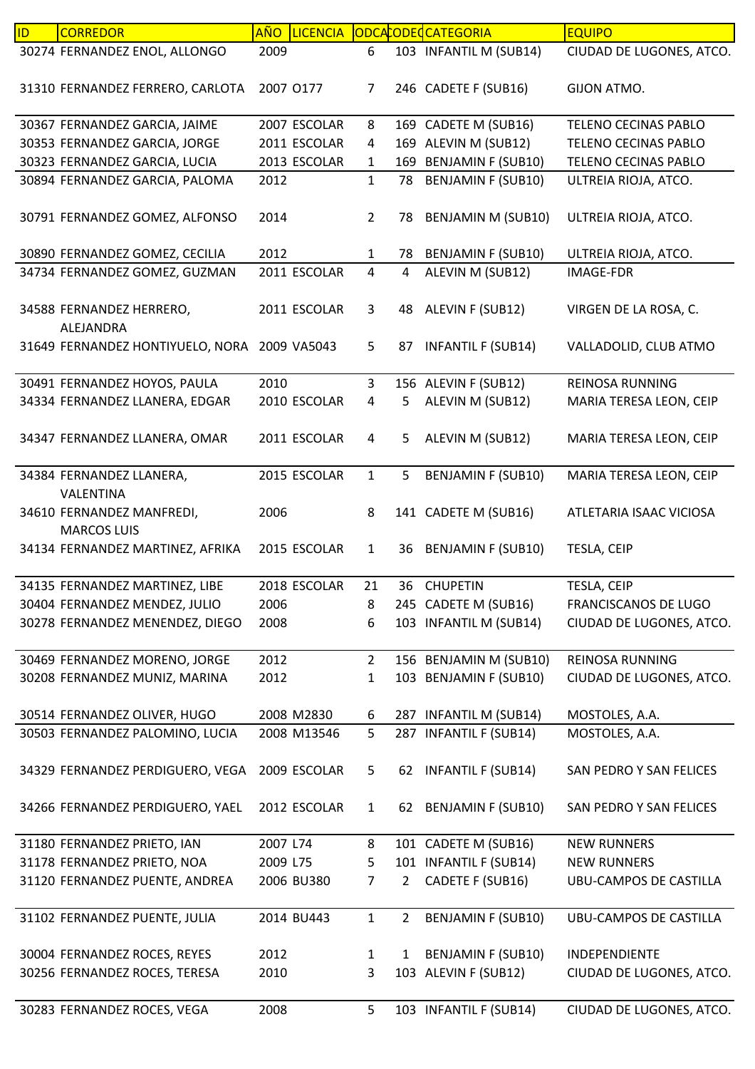| ID | CORREDOR | AÑO | LICENCIA | ODCA | CODEC | CATEGORIA | EQUIPO |
|---|---|---|---|---|---|---|---|
| 30274 | FERNANDEZ ENOL, ALLONGO | 2009 | | 6 | 103 | INFANTIL M (SUB14) | CIUDAD DE LUGONES, ATCO. |
| 31310 | FERNANDEZ FERRERO, CARLOTA | 2007 | O177 | 7 | 246 | CADETE F (SUB16) | GIJON ATMO. |
| 30367 | FERNANDEZ GARCIA, JAIME | 2007 | ESCOLAR | 8 | 169 | CADETE M (SUB16) | TELENO CECINAS PABLO |
| 30353 | FERNANDEZ GARCIA, JORGE | 2011 | ESCOLAR | 4 | 169 | ALEVIN M (SUB12) | TELENO CECINAS PABLO |
| 30323 | FERNANDEZ GARCIA, LUCIA | 2013 | ESCOLAR | 1 | 169 | BENJAMIN F (SUB10) | TELENO CECINAS PABLO |
| 30894 | FERNANDEZ GARCIA, PALOMA | 2012 | | 1 | 78 | BENJAMIN F (SUB10) | ULTREIA RIOJA, ATCO. |
| 30791 | FERNANDEZ GOMEZ, ALFONSO | 2014 | | 2 | 78 | BENJAMIN M (SUB10) | ULTREIA RIOJA, ATCO. |
| 30890 | FERNANDEZ GOMEZ, CECILIA | 2012 | | 1 | 78 | BENJAMIN F (SUB10) | ULTREIA RIOJA, ATCO. |
| 34734 | FERNANDEZ GOMEZ, GUZMAN | 2011 | ESCOLAR | 4 | 4 | ALEVIN M (SUB12) | IMAGE-FDR |
| 34588 | FERNANDEZ HERRERO, ALEJANDRA | 2011 | ESCOLAR | 3 | 48 | ALEVIN F (SUB12) | VIRGEN DE LA ROSA, C. |
| 31649 | FERNANDEZ HONTIYUELO, NORA | 2009 | VA5043 | 5 | 87 | INFANTIL F (SUB14) | VALLADOLID, CLUB ATMO |
| 30491 | FERNANDEZ HOYOS, PAULA | 2010 | | 3 | 156 | ALEVIN F (SUB12) | REINOSA RUNNING |
| 34334 | FERNANDEZ LLANERA, EDGAR | 2010 | ESCOLAR | 4 | 5 | ALEVIN M (SUB12) | MARIA TERESA LEON, CEIP |
| 34347 | FERNANDEZ LLANERA, OMAR | 2011 | ESCOLAR | 4 | 5 | ALEVIN M (SUB12) | MARIA TERESA LEON, CEIP |
| 34384 | FERNANDEZ LLANERA, VALENTINA | 2015 | ESCOLAR | 1 | 5 | BENJAMIN F (SUB10) | MARIA TERESA LEON, CEIP |
| 34610 | FERNANDEZ MANFREDI, MARCOS LUIS | 2006 | | 8 | 141 | CADETE M (SUB16) | ATLETARIA ISAAC VICIOSA |
| 34134 | FERNANDEZ MARTINEZ, AFRIKA | 2015 | ESCOLAR | 1 | 36 | BENJAMIN F (SUB10) | TESLA, CEIP |
| 34135 | FERNANDEZ MARTINEZ, LIBE | 2018 | ESCOLAR | 21 | 36 | CHUPETIN | TESLA, CEIP |
| 30404 | FERNANDEZ MENDEZ, JULIO | 2006 | | 8 | 245 | CADETE M (SUB16) | FRANCISCANOS DE LUGO |
| 30278 | FERNANDEZ MENENDEZ, DIEGO | 2008 | | 6 | 103 | INFANTIL M (SUB14) | CIUDAD DE LUGONES, ATCO. |
| 30469 | FERNANDEZ MORENO, JORGE | 2012 | | 2 | 156 | BENJAMIN M (SUB10) | REINOSA RUNNING |
| 30208 | FERNANDEZ MUNIZ, MARINA | 2012 | | 1 | 103 | BENJAMIN F (SUB10) | CIUDAD DE LUGONES, ATCO. |
| 30514 | FERNANDEZ OLIVER, HUGO | 2008 | M2830 | 6 | 287 | INFANTIL M (SUB14) | MOSTOLES, A.A. |
| 30503 | FERNANDEZ PALOMINO, LUCIA | 2008 | M13546 | 5 | 287 | INFANTIL F (SUB14) | MOSTOLES, A.A. |
| 34329 | FERNANDEZ PERDIGUERO, VEGA | 2009 | ESCOLAR | 5 | 62 | INFANTIL F (SUB14) | SAN PEDRO Y SAN FELICES |
| 34266 | FERNANDEZ PERDIGUERO, YAEL | 2012 | ESCOLAR | 1 | 62 | BENJAMIN F (SUB10) | SAN PEDRO Y SAN FELICES |
| 31180 | FERNANDEZ PRIETO, IAN | 2007 | L74 | 8 | 101 | CADETE M (SUB16) | NEW RUNNERS |
| 31178 | FERNANDEZ PRIETO, NOA | 2009 | L75 | 5 | 101 | INFANTIL F (SUB14) | NEW RUNNERS |
| 31120 | FERNANDEZ PUENTE, ANDREA | 2006 | BU380 | 7 | 2 | CADETE F (SUB16) | UBU-CAMPOS DE CASTILLA |
| 31102 | FERNANDEZ PUENTE, JULIA | 2014 | BU443 | 1 | 2 | BENJAMIN F (SUB10) | UBU-CAMPOS DE CASTILLA |
| 30004 | FERNANDEZ ROCES, REYES | 2012 | | 1 | 1 | BENJAMIN F (SUB10) | INDEPENDIENTE |
| 30256 | FERNANDEZ ROCES, TERESA | 2010 | | 3 | 103 | ALEVIN F (SUB12) | CIUDAD DE LUGONES, ATCO. |
| 30283 | FERNANDEZ ROCES, VEGA | 2008 | | 5 | 103 | INFANTIL F (SUB14) | CIUDAD DE LUGONES, ATCO. |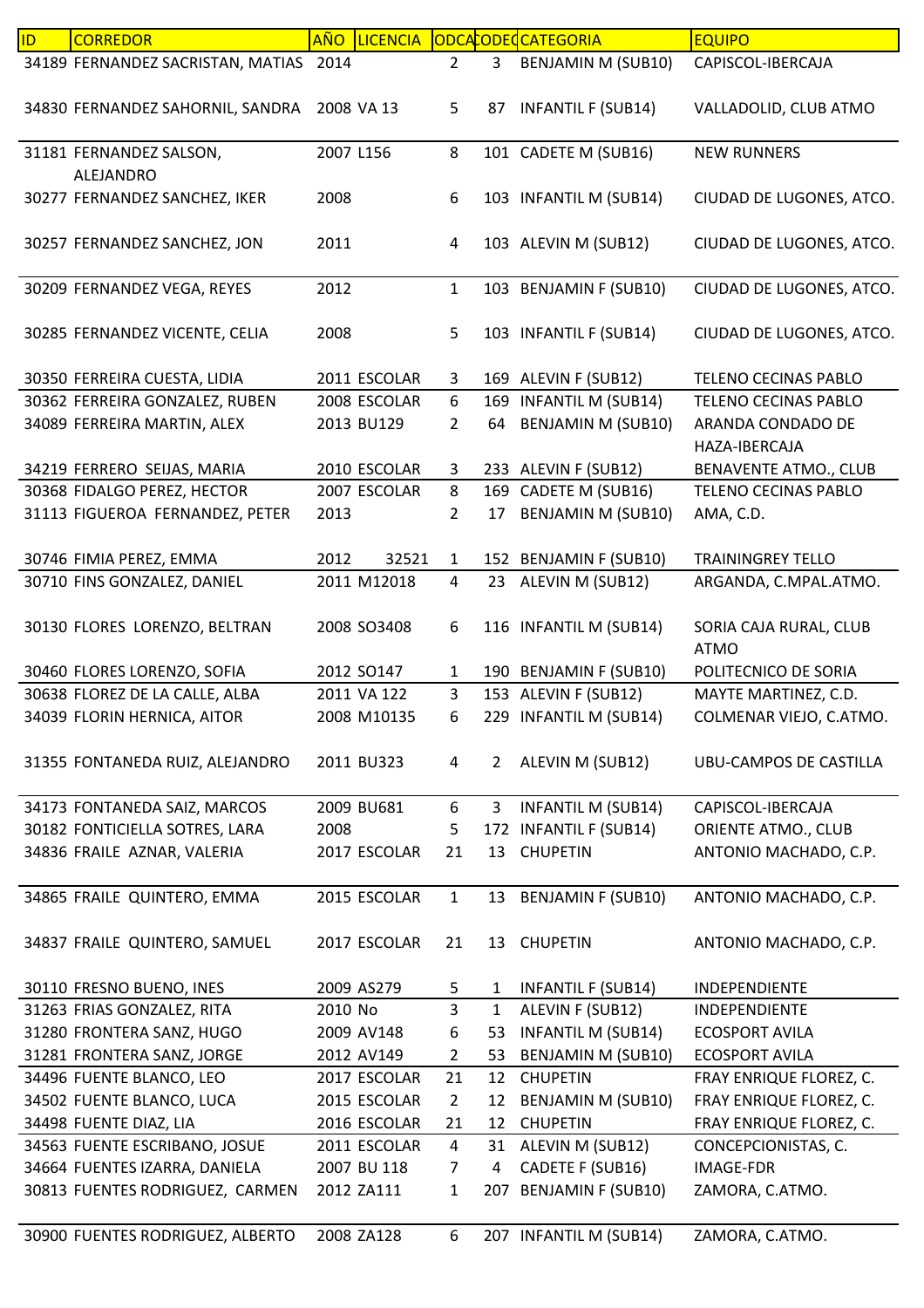| ID | CORREDOR | AÑO | LICENCIA | ODCAT | CODEQ | CATEGORIA | EQUIPO |
| --- | --- | --- | --- | --- | --- | --- | --- |
| 34189 | FERNANDEZ SACRISTAN, MATIAS | 2014 | | 2 | 3 | BENJAMIN M (SUB10) | CAPISCOL-IBERCAJA |
| 34830 | FERNANDEZ SAHORNIL, SANDRA | 2008 | VA 13 | 5 | 87 | INFANTIL F (SUB14) | VALLADOLID, CLUB ATMO |
| 31181 | FERNANDEZ SALSON, ALEJANDRO | 2007 | L156 | 8 | 101 | CADETE M (SUB16) | NEW RUNNERS |
| 30277 | FERNANDEZ SANCHEZ, IKER | 2008 | | 6 | 103 | INFANTIL M (SUB14) | CIUDAD DE LUGONES, ATCO. |
| 30257 | FERNANDEZ SANCHEZ, JON | 2011 | | 4 | 103 | ALEVIN M (SUB12) | CIUDAD DE LUGONES, ATCO. |
| 30209 | FERNANDEZ VEGA, REYES | 2012 | | 1 | 103 | BENJAMIN F (SUB10) | CIUDAD DE LUGONES, ATCO. |
| 30285 | FERNANDEZ VICENTE, CELIA | 2008 | | 5 | 103 | INFANTIL F (SUB14) | CIUDAD DE LUGONES, ATCO. |
| 30350 | FERREIRA CUESTA, LIDIA | 2011 | ESCOLAR | 3 | 169 | ALEVIN F (SUB12) | TELENO CECINAS PABLO |
| 30362 | FERREIRA GONZALEZ, RUBEN | 2008 | ESCOLAR | 6 | 169 | INFANTIL M (SUB14) | TELENO CECINAS PABLO |
| 34089 | FERREIRA MARTIN, ALEX | 2013 | BU129 | 2 | 64 | BENJAMIN M (SUB10) | ARANDA CONDADO DE HAZA-IBERCAJA |
| 34219 | FERRERO SEIJAS, MARIA | 2010 | ESCOLAR | 3 | 233 | ALEVIN F (SUB12) | BENAVENTE ATMO., CLUB |
| 30368 | FIDALGO PEREZ, HECTOR | 2007 | ESCOLAR | 8 | 169 | CADETE M (SUB16) | TELENO CECINAS PABLO |
| 31113 | FIGUEROA FERNANDEZ, PETER | 2013 | | 2 | 17 | BENJAMIN M (SUB10) | AMA, C.D. |
| 30746 | FIMIA PEREZ, EMMA | 2012 | 32521 | 1 | 152 | BENJAMIN F (SUB10) | TRAININGREY TELLO |
| 30710 | FINS GONZALEZ, DANIEL | 2011 | M12018 | 4 | 23 | ALEVIN M (SUB12) | ARGANDA, C.MPAL.ATMO. |
| 30130 | FLORES LORENZO, BELTRAN | 2008 | SO3408 | 6 | 116 | INFANTIL M (SUB14) | SORIA CAJA RURAL, CLUB ATMO |
| 30460 | FLORES LORENZO, SOFIA | 2012 | SO147 | 1 | 190 | BENJAMIN F (SUB10) | POLITECNICO DE SORIA |
| 30638 | FLOREZ DE LA CALLE, ALBA | 2011 | VA 122 | 3 | 153 | ALEVIN F (SUB12) | MAYTE MARTINEZ, C.D. |
| 34039 | FLORIN HERNICA, AITOR | 2008 | M10135 | 6 | 229 | INFANTIL M (SUB14) | COLMENAR VIEJO, C.ATMO. |
| 31355 | FONTANEDA RUIZ, ALEJANDRO | 2011 | BU323 | 4 | 2 | ALEVIN M (SUB12) | UBU-CAMPOS DE CASTILLA |
| 34173 | FONTANEDA SAIZ, MARCOS | 2009 | BU681 | 6 | 3 | INFANTIL M (SUB14) | CAPISCOL-IBERCAJA |
| 30182 | FONTICIELLA SOTRES, LARA | 2008 | | 5 | 172 | INFANTIL F (SUB14) | ORIENTE ATMO., CLUB |
| 34836 | FRAILE AZNAR, VALERIA | 2017 | ESCOLAR | 21 | 13 | CHUPETIN | ANTONIO MACHADO, C.P. |
| 34865 | FRAILE QUINTERO, EMMA | 2015 | ESCOLAR | 1 | 13 | BENJAMIN F (SUB10) | ANTONIO MACHADO, C.P. |
| 34837 | FRAILE QUINTERO, SAMUEL | 2017 | ESCOLAR | 21 | 13 | CHUPETIN | ANTONIO MACHADO, C.P. |
| 30110 | FRESNO BUENO, INES | 2009 | AS279 | 5 | 1 | INFANTIL F (SUB14) | INDEPENDIENTE |
| 31263 | FRIAS GONZALEZ, RITA | 2010 | No | 3 | 1 | ALEVIN F (SUB12) | INDEPENDIENTE |
| 31280 | FRONTERA SANZ, HUGO | 2009 | AV148 | 6 | 53 | INFANTIL M (SUB14) | ECOSPORT AVILA |
| 31281 | FRONTERA SANZ, JORGE | 2012 | AV149 | 2 | 53 | BENJAMIN M (SUB10) | ECOSPORT AVILA |
| 34496 | FUENTE BLANCO, LEO | 2017 | ESCOLAR | 21 | 12 | CHUPETIN | FRAY ENRIQUE FLOREZ, C. |
| 34502 | FUENTE BLANCO, LUCA | 2015 | ESCOLAR | 2 | 12 | BENJAMIN M (SUB10) | FRAY ENRIQUE FLOREZ, C. |
| 34498 | FUENTE DIAZ, LIA | 2016 | ESCOLAR | 21 | 12 | CHUPETIN | FRAY ENRIQUE FLOREZ, C. |
| 34563 | FUENTE ESCRIBANO, JOSUE | 2011 | ESCOLAR | 4 | 31 | ALEVIN M (SUB12) | CONCEPCIONISTAS, C. |
| 34664 | FUENTES IZARRA, DANIELA | 2007 | BU 118 | 7 | 4 | CADETE F (SUB16) | IMAGE-FDR |
| 30813 | FUENTES RODRIGUEZ, CARMEN | 2012 | ZA111 | 1 | 207 | BENJAMIN F (SUB10) | ZAMORA, C.ATMO. |
| 30900 | FUENTES RODRIGUEZ, ALBERTO | 2008 | ZA128 | 6 | 207 | INFANTIL M (SUB14) | ZAMORA, C.ATMO. |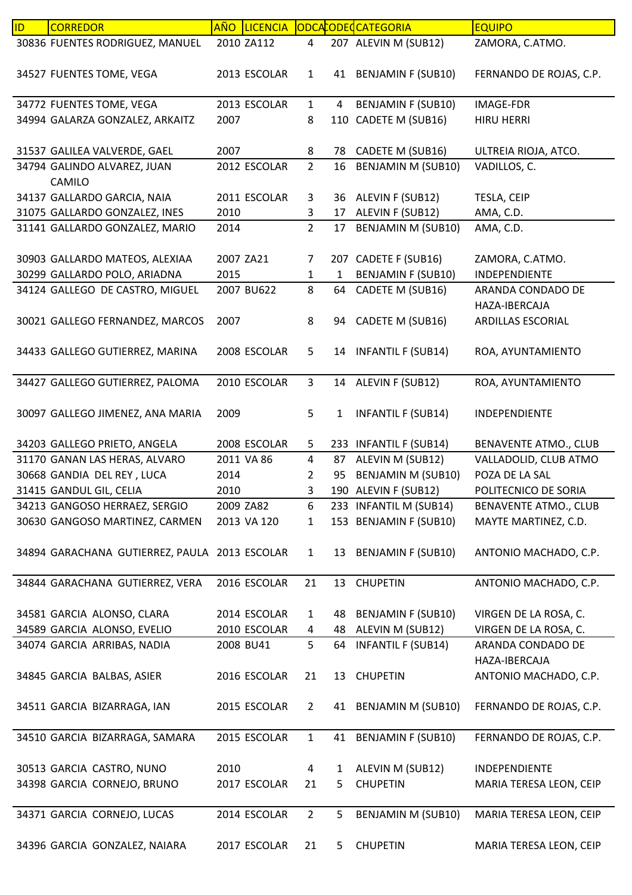| ID | CORREDOR | AÑO | LICENCIA | ODCA | CODEC | CATEGORIA | EQUIPO |
|---|---|---|---|---|---|---|---|
| 30836 | FUENTES RODRIGUEZ, MANUEL | 2010 | ZA112 | 4 | 207 | ALEVIN M (SUB12) | ZAMORA, C.ATMO. |
| 34527 | FUENTES TOME, VEGA | 2013 | ESCOLAR | 1 | 41 | BENJAMIN F (SUB10) | FERNANDO DE ROJAS, C.P. |
| 34772 | FUENTES TOME, VEGA | 2013 | ESCOLAR | 1 | 4 | BENJAMIN F (SUB10) | IMAGE-FDR |
| 34994 | GALARZA GONZALEZ, ARKAITZ | 2007 | | 8 | 110 | CADETE M (SUB16) | HIRU HERRI |
| 31537 | GALILEA VALVERDE, GAEL | 2007 | | 8 | 78 | CADETE M (SUB16) | ULTREIA RIOJA, ATCO. |
| 34794 | GALINDO ALVAREZ, JUAN CAMILO | 2012 | ESCOLAR | 2 | 16 | BENJAMIN M (SUB10) | VADILLOS, C. |
| 34137 | GALLARDO GARCIA, NAIA | 2011 | ESCOLAR | 3 | 36 | ALEVIN F (SUB12) | TESLA, CEIP |
| 31075 | GALLARDO GONZALEZ, INES | 2010 | | 3 | 17 | ALEVIN F (SUB12) | AMA, C.D. |
| 31141 | GALLARDO GONZALEZ, MARIO | 2014 | | 2 | 17 | BENJAMIN M (SUB10) | AMA, C.D. |
| 30903 | GALLARDO MATEOS, ALEXIAA | 2007 | ZA21 | 7 | 207 | CADETE F (SUB16) | ZAMORA, C.ATMO. |
| 30299 | GALLARDO POLO, ARIADNA | 2015 | | 1 | 1 | BENJAMIN F (SUB10) | INDEPENDIENTE |
| 34124 | GALLEGO DE CASTRO, MIGUEL | 2007 | BU622 | 8 | 64 | CADETE M (SUB16) | ARANDA CONDADO DE HAZA-IBERCAJA |
| 30021 | GALLEGO FERNANDEZ, MARCOS | 2007 | | 8 | 94 | CADETE M (SUB16) | ARDILLAS ESCORIAL |
| 34433 | GALLEGO GUTIERREZ, MARINA | 2008 | ESCOLAR | 5 | 14 | INFANTIL F (SUB14) | ROA, AYUNTAMIENTO |
| 34427 | GALLEGO GUTIERREZ, PALOMA | 2010 | ESCOLAR | 3 | 14 | ALEVIN F (SUB12) | ROA, AYUNTAMIENTO |
| 30097 | GALLEGO JIMENEZ, ANA MARIA | 2009 | | 5 | 1 | INFANTIL F (SUB14) | INDEPENDIENTE |
| 34203 | GALLEGO PRIETO, ANGELA | 2008 | ESCOLAR | 5 | 233 | INFANTIL F (SUB14) | BENAVENTE ATMO., CLUB |
| 31170 | GANAN LAS HERAS, ALVARO | 2011 | VA 86 | 4 | 87 | ALEVIN M (SUB12) | VALLADOLID, CLUB ATMO |
| 30668 | GANDIA DEL REY , LUCA | 2014 | | 2 | 95 | BENJAMIN M (SUB10) | POZA DE LA SAL |
| 31415 | GANDUL GIL, CELIA | 2010 | | 3 | 190 | ALEVIN F (SUB12) | POLITECNICO DE SORIA |
| 34213 | GANGOSO HERRAEZ, SERGIO | 2009 | ZA82 | 6 | 233 | INFANTIL M (SUB14) | BENAVENTE ATMO., CLUB |
| 30630 | GANGOSO MARTINEZ, CARMEN | 2013 | VA 120 | 1 | 153 | BENJAMIN F (SUB10) | MAYTE MARTINEZ, C.D. |
| 34894 | GARACHANA GUTIERREZ, PAULA | 2013 | ESCOLAR | 1 | 13 | BENJAMIN F (SUB10) | ANTONIO MACHADO, C.P. |
| 34844 | GARACHANA GUTIERREZ, VERA | 2016 | ESCOLAR | 21 | 13 | CHUPETIN | ANTONIO MACHADO, C.P. |
| 34581 | GARCIA ALONSO, CLARA | 2014 | ESCOLAR | 1 | 48 | BENJAMIN F (SUB10) | VIRGEN DE LA ROSA, C. |
| 34589 | GARCIA ALONSO, EVELIO | 2010 | ESCOLAR | 4 | 48 | ALEVIN M (SUB12) | VIRGEN DE LA ROSA, C. |
| 34074 | GARCIA ARRIBAS, NADIA | 2008 | BU41 | 5 | 64 | INFANTIL F (SUB14) | ARANDA CONDADO DE HAZA-IBERCAJA |
| 34845 | GARCIA BALBAS, ASIER | 2016 | ESCOLAR | 21 | 13 | CHUPETIN | ANTONIO MACHADO, C.P. |
| 34511 | GARCIA BIZARRAGA, IAN | 2015 | ESCOLAR | 2 | 41 | BENJAMIN M (SUB10) | FERNANDO DE ROJAS, C.P. |
| 34510 | GARCIA BIZARRAGA, SAMARA | 2015 | ESCOLAR | 1 | 41 | BENJAMIN F (SUB10) | FERNANDO DE ROJAS, C.P. |
| 30513 | GARCIA CASTRO, NUNO | 2010 | | 4 | 1 | ALEVIN M (SUB12) | INDEPENDIENTE |
| 34398 | GARCIA CORNEJO, BRUNO | 2017 | ESCOLAR | 21 | 5 | CHUPETIN | MARIA TERESA LEON, CEIP |
| 34371 | GARCIA CORNEJO, LUCAS | 2014 | ESCOLAR | 2 | 5 | BENJAMIN M (SUB10) | MARIA TERESA LEON, CEIP |
| 34396 | GARCIA GONZALEZ, NAIARA | 2017 | ESCOLAR | 21 | 5 | CHUPETIN | MARIA TERESA LEON, CEIP |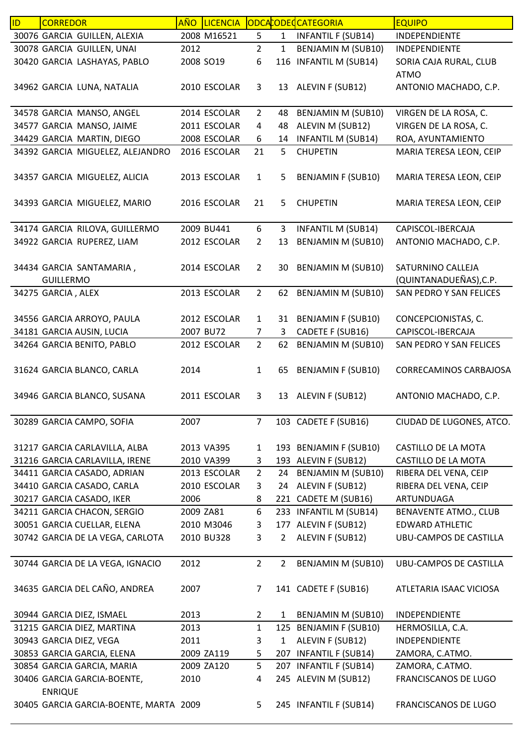| ID | CORREDOR | AÑO | LICENCIA | ODCA | CODEQ | CATEGORIA | EQUIPO |
|---|---|---|---|---|---|---|---|
| 30076 | GARCIA  GUILLEN, ALEXIA | 2008 | M16521 | 5 | 1 | INFANTIL F (SUB14) | INDEPENDIENTE |
| 30078 | GARCIA  GUILLEN, UNAI | 2012 | | 2 | 1 | BENJAMIN M (SUB10) | INDEPENDIENTE |
| 30420 | GARCIA  LASHAYAS, PABLO | 2008 | SO19 | 6 | 116 | INFANTIL M (SUB14) | SORIA CAJA RURAL, CLUB ATMO |
| 34962 | GARCIA  LUNA, NATALIA | 2010 | ESCOLAR | 3 | 13 | ALEVIN F (SUB12) | ANTONIO MACHADO, C.P. |
| 34578 | GARCIA  MANSO, ANGEL | 2014 | ESCOLAR | 2 | 48 | BENJAMIN M (SUB10) | VIRGEN DE LA ROSA, C. |
| 34577 | GARCIA  MANSO, JAIME | 2011 | ESCOLAR | 4 | 48 | ALEVIN M (SUB12) | VIRGEN DE LA ROSA, C. |
| 34429 | GARCIA  MARTIN, DIEGO | 2008 | ESCOLAR | 6 | 14 | INFANTIL M (SUB14) | ROA, AYUNTAMIENTO |
| 34392 | GARCIA  MIGUELEZ, ALEJANDRO | 2016 | ESCOLAR | 21 | 5 | CHUPETIN | MARIA TERESA LEON, CEIP |
| 34357 | GARCIA  MIGUELEZ, ALICIA | 2013 | ESCOLAR | 1 | 5 | BENJAMIN F (SUB10) | MARIA TERESA LEON, CEIP |
| 34393 | GARCIA  MIGUELEZ, MARIO | 2016 | ESCOLAR | 21 | 5 | CHUPETIN | MARIA TERESA LEON, CEIP |
| 34174 | GARCIA  RILOVA, GUILLERMO | 2009 | BU441 | 6 | 3 | INFANTIL M (SUB14) | CAPISCOL-IBERCAJA |
| 34922 | GARCIA  RUPEREZ, LIAM | 2012 | ESCOLAR | 2 | 13 | BENJAMIN M (SUB10) | ANTONIO MACHADO, C.P. |
| 34434 | GARCIA  SANTAMARIA , GUILLERMO | 2014 | ESCOLAR | 2 | 30 | BENJAMIN M (SUB10) | SATURNINO CALLEJA (QUINTANADUEÑAS),C.P. |
| 34275 | GARCIA , ALEX | 2013 | ESCOLAR | 2 | 62 | BENJAMIN M (SUB10) | SAN PEDRO Y SAN FELICES |
| 34556 | GARCIA ARROYO, PAULA | 2012 | ESCOLAR | 1 | 31 | BENJAMIN F (SUB10) | CONCEPCIONISTAS, C. |
| 34181 | GARCIA AUSIN, LUCIA | 2007 | BU72 | 7 | 3 | CADETE F (SUB16) | CAPISCOL-IBERCAJA |
| 34264 | GARCIA BENITO, PABLO | 2012 | ESCOLAR | 2 | 62 | BENJAMIN M (SUB10) | SAN PEDRO Y SAN FELICES |
| 31624 | GARCIA BLANCO, CARLA | 2014 | | 1 | 65 | BENJAMIN F (SUB10) | CORRECAMINOS CARBAJOSA |
| 34946 | GARCIA BLANCO, SUSANA | 2011 | ESCOLAR | 3 | 13 | ALEVIN F (SUB12) | ANTONIO MACHADO, C.P. |
| 30289 | GARCIA CAMPO, SOFIA | 2007 | | 7 | 103 | CADETE F (SUB16) | CIUDAD DE LUGONES, ATCO. |
| 31217 | GARCIA CARLAVILLA, ALBA | 2013 | VA395 | 1 | 193 | BENJAMIN F (SUB10) | CASTILLO DE LA MOTA |
| 31216 | GARCIA CARLAVILLA, IRENE | 2010 | VA399 | 3 | 193 | ALEVIN F (SUB12) | CASTILLO DE LA MOTA |
| 34411 | GARCIA CASADO, ADRIAN | 2013 | ESCOLAR | 2 | 24 | BENJAMIN M (SUB10) | RIBERA DEL VENA, CEIP |
| 34410 | GARCIA CASADO, CARLA | 2010 | ESCOLAR | 3 | 24 | ALEVIN F (SUB12) | RIBERA DEL VENA, CEIP |
| 30217 | GARCIA CASADO, IKER | 2006 | | 8 | 221 | CADETE M (SUB16) | ARTUNDUAGA |
| 34211 | GARCIA CHACON, SERGIO | 2009 | ZA81 | 6 | 233 | INFANTIL M (SUB14) | BENAVENTE ATMO., CLUB |
| 30051 | GARCIA CUELLAR, ELENA | 2010 | M3046 | 3 | 177 | ALEVIN F (SUB12) | EDWARD ATHLETIC |
| 30742 | GARCIA DE LA VEGA, CARLOTA | 2010 | BU328 | 3 | 2 | ALEVIN F (SUB12) | UBU-CAMPOS DE CASTILLA |
| 30744 | GARCIA DE LA VEGA, IGNACIO | 2012 | | 2 | 2 | BENJAMIN M (SUB10) | UBU-CAMPOS DE CASTILLA |
| 34635 | GARCIA DEL CAÑO, ANDREA | 2007 | | 7 | 141 | CADETE F (SUB16) | ATLETARIA ISAAC VICIOSA |
| 30944 | GARCIA DIEZ, ISMAEL | 2013 | | 2 | 1 | BENJAMIN M (SUB10) | INDEPENDIENTE |
| 31215 | GARCIA DIEZ, MARTINA | 2013 | | 1 | 125 | BENJAMIN F (SUB10) | HERMOSILLA, C.A. |
| 30943 | GARCIA DIEZ, VEGA | 2011 | | 3 | 1 | ALEVIN F (SUB12) | INDEPENDIENTE |
| 30853 | GARCIA GARCIA, ELENA | 2009 | ZA119 | 5 | 207 | INFANTIL F (SUB14) | ZAMORA, C.ATMO. |
| 30854 | GARCIA GARCIA, MARIA | 2009 | ZA120 | 5 | 207 | INFANTIL F (SUB14) | ZAMORA, C.ATMO. |
| 30406 | GARCIA GARCIA-BOENTE, ENRIQUE | 2010 | | 4 | 245 | ALEVIN M (SUB12) | FRANCISCANOS DE LUGO |
| 30405 | GARCIA GARCIA-BOENTE, MARTA | 2009 | | 5 | 245 | INFANTIL F (SUB14) | FRANCISCANOS DE LUGO |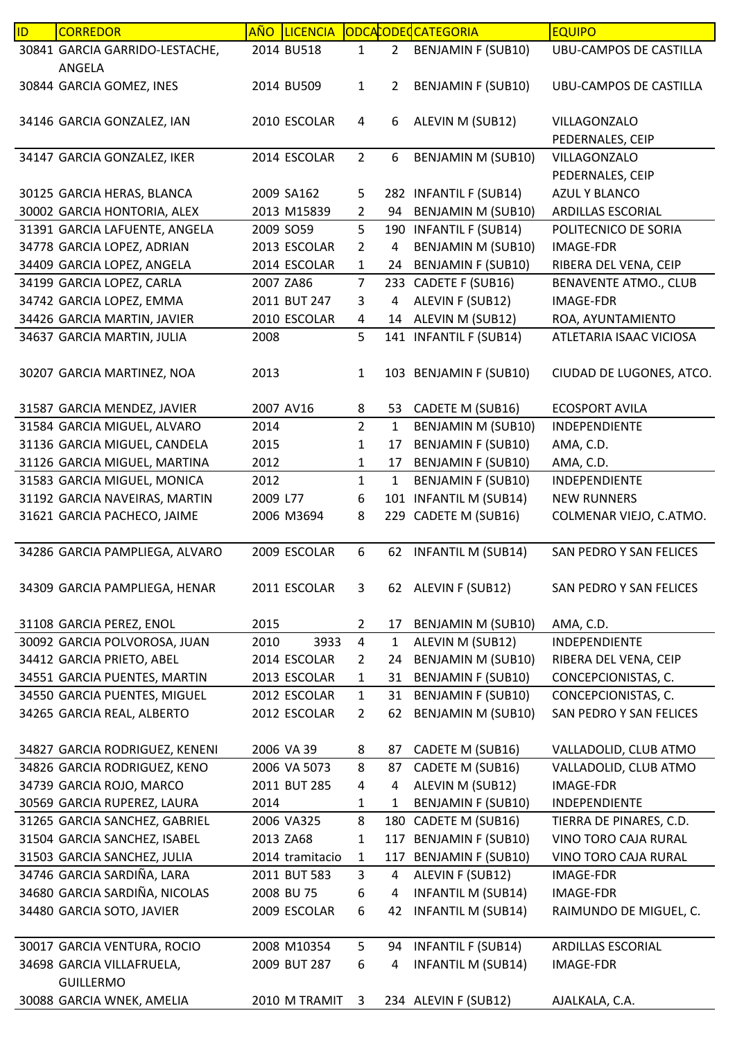| ID | CORREDOR | AÑO | LICENCIA | CODCAT | CODEQ | CATEGORIA | EQUIPO |
|---|---|---|---|---|---|---|---|
| 30841 | GARCIA GARRIDO-LESTACHE, ANGELA | 2014 | BU518 | 1 | 2 | BENJAMIN F (SUB10) | UBU-CAMPOS DE CASTILLA |
| 30844 | GARCIA GOMEZ, INES | 2014 | BU509 | 1 | 2 | BENJAMIN F (SUB10) | UBU-CAMPOS DE CASTILLA |
| 34146 | GARCIA GONZALEZ, IAN | 2010 | ESCOLAR | 4 | 6 | ALEVIN M (SUB12) | VILLAGONZALO PEDERNALES, CEIP |
| 34147 | GARCIA GONZALEZ, IKER | 2014 | ESCOLAR | 2 | 6 | BENJAMIN M (SUB10) | VILLAGONZALO PEDERNALES, CEIP |
| 30125 | GARCIA HERAS, BLANCA | 2009 | SA162 | 5 | 282 | INFANTIL F (SUB14) | AZUL Y BLANCO |
| 30002 | GARCIA HONTORIA, ALEX | 2013 | M15839 | 2 | 94 | BENJAMIN M (SUB10) | ARDILLAS ESCORIAL |
| 31391 | GARCIA LAFUENTE, ANGELA | 2009 | SO59 | 5 | 190 | INFANTIL F (SUB14) | POLITECNICO DE SORIA |
| 34778 | GARCIA LOPEZ, ADRIAN | 2013 | ESCOLAR | 2 | 4 | BENJAMIN M (SUB10) | IMAGE-FDR |
| 34409 | GARCIA LOPEZ, ANGELA | 2014 | ESCOLAR | 1 | 24 | BENJAMIN F (SUB10) | RIBERA DEL VENA, CEIP |
| 34199 | GARCIA LOPEZ, CARLA | 2007 | ZA86 | 7 | 233 | CADETE F (SUB16) | BENAVENTE ATMO., CLUB |
| 34742 | GARCIA LOPEZ, EMMA | 2011 | BUT 247 | 3 | 4 | ALEVIN F (SUB12) | IMAGE-FDR |
| 34426 | GARCIA MARTIN, JAVIER | 2010 | ESCOLAR | 4 | 14 | ALEVIN M (SUB12) | ROA, AYUNTAMIENTO |
| 34637 | GARCIA MARTIN, JULIA | 2008 | | 5 | 141 | INFANTIL F (SUB14) | ATLETARIA ISAAC VICIOSA |
| 30207 | GARCIA MARTINEZ, NOA | 2013 | | 1 | 103 | BENJAMIN F (SUB10) | CIUDAD DE LUGONES, ATCO. |
| 31587 | GARCIA MENDEZ, JAVIER | 2007 | AV16 | 8 | 53 | CADETE M (SUB16) | ECOSPORT AVILA |
| 31584 | GARCIA MIGUEL, ALVARO | 2014 | | 2 | 1 | BENJAMIN M (SUB10) | INDEPENDIENTE |
| 31136 | GARCIA MIGUEL, CANDELA | 2015 | | 1 | 17 | BENJAMIN F (SUB10) | AMA, C.D. |
| 31126 | GARCIA MIGUEL, MARTINA | 2012 | | 1 | 17 | BENJAMIN F (SUB10) | AMA, C.D. |
| 31583 | GARCIA MIGUEL, MONICA | 2012 | | 1 | 1 | BENJAMIN F (SUB10) | INDEPENDIENTE |
| 31192 | GARCIA NAVEIRAS, MARTIN | 2009 | L77 | 6 | 101 | INFANTIL M (SUB14) | NEW RUNNERS |
| 31621 | GARCIA PACHECO, JAIME | 2006 | M3694 | 8 | 229 | CADETE M (SUB16) | COLMENAR VIEJO, C.ATMO. |
| 34286 | GARCIA PAMPLIEGA, ALVARO | 2009 | ESCOLAR | 6 | 62 | INFANTIL M (SUB14) | SAN PEDRO Y SAN FELICES |
| 34309 | GARCIA PAMPLIEGA, HENAR | 2011 | ESCOLAR | 3 | 62 | ALEVIN F (SUB12) | SAN PEDRO Y SAN FELICES |
| 31108 | GARCIA PEREZ, ENOL | 2015 | | 2 | 17 | BENJAMIN M (SUB10) | AMA, C.D. |
| 30092 | GARCIA POLVOROSA, JUAN | 2010 | 3933 | 4 | 1 | ALEVIN M (SUB12) | INDEPENDIENTE |
| 34412 | GARCIA PRIETO, ABEL | 2014 | ESCOLAR | 2 | 24 | BENJAMIN M (SUB10) | RIBERA DEL VENA, CEIP |
| 34551 | GARCIA PUENTES, MARTIN | 2013 | ESCOLAR | 1 | 31 | BENJAMIN F (SUB10) | CONCEPCIONISTAS, C. |
| 34550 | GARCIA PUENTES, MIGUEL | 2012 | ESCOLAR | 1 | 31 | BENJAMIN F (SUB10) | CONCEPCIONISTAS, C. |
| 34265 | GARCIA REAL, ALBERTO | 2012 | ESCOLAR | 2 | 62 | BENJAMIN M (SUB10) | SAN PEDRO Y SAN FELICES |
| 34827 | GARCIA RODRIGUEZ, KENENI | 2006 | VA 39 | 8 | 87 | CADETE M (SUB16) | VALLADOLID, CLUB ATMO |
| 34826 | GARCIA RODRIGUEZ, KENO | 2006 | VA 5073 | 8 | 87 | CADETE M (SUB16) | VALLADOLID, CLUB ATMO |
| 34739 | GARCIA ROJO, MARCO | 2011 | BUT 285 | 4 | 4 | ALEVIN M (SUB12) | IMAGE-FDR |
| 30569 | GARCIA RUPEREZ, LAURA | 2014 | | 1 | 1 | BENJAMIN F (SUB10) | INDEPENDIENTE |
| 31265 | GARCIA SANCHEZ, GABRIEL | 2006 | VA325 | 8 | 180 | CADETE M (SUB16) | TIERRA DE PINARES, C.D. |
| 31504 | GARCIA SANCHEZ, ISABEL | 2013 | ZA68 | 1 | 117 | BENJAMIN F (SUB10) | VINO TORO CAJA RURAL |
| 31503 | GARCIA SANCHEZ, JULIA | 2014 | tramitacio | 1 | 117 | BENJAMIN F (SUB10) | VINO TORO CAJA RURAL |
| 34746 | GARCIA SARDIÑA, LARA | 2011 | BUT 583 | 3 | 4 | ALEVIN F (SUB12) | IMAGE-FDR |
| 34680 | GARCIA SARDIÑA, NICOLAS | 2008 | BU 75 | 6 | 4 | INFANTIL M (SUB14) | IMAGE-FDR |
| 34480 | GARCIA SOTO, JAVIER | 2009 | ESCOLAR | 6 | 42 | INFANTIL M (SUB14) | RAIMUNDO DE MIGUEL, C. |
| 30017 | GARCIA VENTURA, ROCIO | 2008 | M10354 | 5 | 94 | INFANTIL F (SUB14) | ARDILLAS ESCORIAL |
| 34698 | GARCIA VILLAFRUELA, GUILLERMO | 2009 | BUT 287 | 6 | 4 | INFANTIL M (SUB14) | IMAGE-FDR |
| 30088 | GARCIA WNEK, AMELIA | 2010 | M TRAMIT | 3 | 234 | ALEVIN F (SUB12) | AJALKALA, C.A. |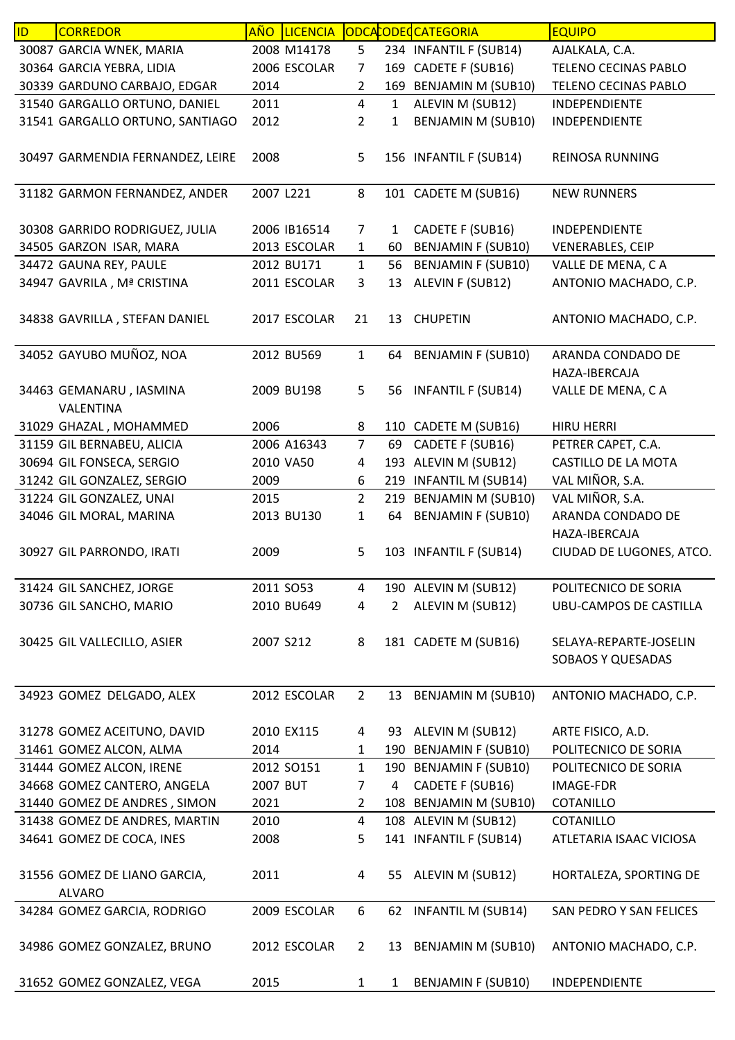| ID | CORREDOR | AÑO | LICENCIA | CODCAT | CODEQ | CATEGORIA | EQUIPO |
|---|---|---|---|---|---|---|---|
| 30087 | GARCIA WNEK, MARIA | 2008 | M14178 | 5 | 234 | INFANTIL F (SUB14) | AJALKALA, C.A. |
| 30364 | GARCIA YEBRA, LIDIA | 2006 | ESCOLAR | 7 | 169 | CADETE F (SUB16) | TELENO CECINAS PABLO |
| 30339 | GARDUNO CARBAJO, EDGAR | 2014 | | 2 | 169 | BENJAMIN M (SUB10) | TELENO CECINAS PABLO |
| 31540 | GARGALLO ORTUNO, DANIEL | 2011 | | 4 | 1 | ALEVIN M (SUB12) | INDEPENDIENTE |
| 31541 | GARGALLO ORTUNO, SANTIAGO | 2012 | | 2 | 1 | BENJAMIN M (SUB10) | INDEPENDIENTE |
| 30497 | GARMENDIA FERNANDEZ, LEIRE | 2008 | | 5 | 156 | INFANTIL F (SUB14) | REINOSA RUNNING |
| 31182 | GARMON FERNANDEZ, ANDER | 2007 | L221 | 8 | 101 | CADETE M (SUB16) | NEW RUNNERS |
| 30308 | GARRIDO RODRIGUEZ, JULIA | 2006 | IB16514 | 7 | 1 | CADETE F (SUB16) | INDEPENDIENTE |
| 34505 | GARZON ISAR, MARA | 2013 | ESCOLAR | 1 | 60 | BENJAMIN F (SUB10) | VENERABLES, CEIP |
| 34472 | GAUNA REY, PAULE | 2012 | BU171 | 1 | 56 | BENJAMIN F (SUB10) | VALLE DE MENA, C A |
| 34947 | GAVRILA , Mª CRISTINA | 2011 | ESCOLAR | 3 | 13 | ALEVIN F (SUB12) | ANTONIO MACHADO, C.P. |
| 34838 | GAVRILLA , STEFAN DANIEL | 2017 | ESCOLAR | 21 | 13 | CHUPETIN | ANTONIO MACHADO, C.P. |
| 34052 | GAYUBO MUÑOZ, NOA | 2012 | BU569 | 1 | 64 | BENJAMIN F (SUB10) | ARANDA CONDADO DE HAZA-IBERCAJA |
| 34463 | GEMANARU , IASMINA VALENTINA | 2009 | BU198 | 5 | 56 | INFANTIL F (SUB14) | VALLE DE MENA, C A |
| 31029 | GHAZAL , MOHAMMED | 2006 | | 8 | 110 | CADETE M (SUB16) | HIRU HERRI |
| 31159 | GIL BERNABEU, ALICIA | 2006 | A16343 | 7 | 69 | CADETE F (SUB16) | PETRER CAPET, C.A. |
| 30694 | GIL FONSECA, SERGIO | 2010 | VA50 | 4 | 193 | ALEVIN M (SUB12) | CASTILLO DE LA MOTA |
| 31242 | GIL GONZALEZ, SERGIO | 2009 | | 6 | 219 | INFANTIL M (SUB14) | VAL MIÑOR, S.A. |
| 31224 | GIL GONZALEZ, UNAI | 2015 | | 2 | 219 | BENJAMIN M (SUB10) | VAL MIÑOR, S.A. |
| 34046 | GIL MORAL, MARINA | 2013 | BU130 | 1 | 64 | BENJAMIN F (SUB10) | ARANDA CONDADO DE HAZA-IBERCAJA |
| 30927 | GIL PARRONDO, IRATI | 2009 | | 5 | 103 | INFANTIL F (SUB14) | CIUDAD DE LUGONES, ATCO. |
| 31424 | GIL SANCHEZ, JORGE | 2011 | SO53 | 4 | 190 | ALEVIN M (SUB12) | POLITECNICO DE SORIA |
| 30736 | GIL SANCHO, MARIO | 2010 | BU649 | 4 | 2 | ALEVIN M (SUB12) | UBU-CAMPOS DE CASTILLA |
| 30425 | GIL VALLECILLO, ASIER | 2007 | S212 | 8 | 181 | CADETE M (SUB16) | SELAYA-REPARTE-JOSELIN SOBAOS Y QUESADAS |
| 34923 | GOMEZ DELGADO, ALEX | 2012 | ESCOLAR | 2 | 13 | BENJAMIN M (SUB10) | ANTONIO MACHADO, C.P. |
| 31278 | GOMEZ ACEITUNO, DAVID | 2010 | EX115 | 4 | 93 | ALEVIN M (SUB12) | ARTE FISICO, A.D. |
| 31461 | GOMEZ ALCON, ALMA | 2014 | | 1 | 190 | BENJAMIN F (SUB10) | POLITECNICO DE SORIA |
| 31444 | GOMEZ ALCON, IRENE | 2012 | SO151 | 1 | 190 | BENJAMIN F (SUB10) | POLITECNICO DE SORIA |
| 34668 | GOMEZ CANTERO, ANGELA | 2007 | BUT | 7 | 4 | CADETE F (SUB16) | IMAGE-FDR |
| 31440 | GOMEZ DE ANDRES , SIMON | 2021 | | 2 | 108 | BENJAMIN M (SUB10) | COTANILLO |
| 31438 | GOMEZ DE ANDRES, MARTIN | 2010 | | 4 | 108 | ALEVIN M (SUB12) | COTANILLO |
| 34641 | GOMEZ DE COCA, INES | 2008 | | 5 | 141 | INFANTIL F (SUB14) | ATLETARIA ISAAC VICIOSA |
| 31556 | GOMEZ DE LIANO GARCIA, ALVARO | 2011 | | 4 | 55 | ALEVIN M (SUB12) | HORTALEZA, SPORTING DE |
| 34284 | GOMEZ GARCIA, RODRIGO | 2009 | ESCOLAR | 6 | 62 | INFANTIL M (SUB14) | SAN PEDRO Y SAN FELICES |
| 34986 | GOMEZ GONZALEZ, BRUNO | 2012 | ESCOLAR | 2 | 13 | BENJAMIN M (SUB10) | ANTONIO MACHADO, C.P. |
| 31652 | GOMEZ GONZALEZ, VEGA | 2015 | | 1 | 1 | BENJAMIN F (SUB10) | INDEPENDIENTE |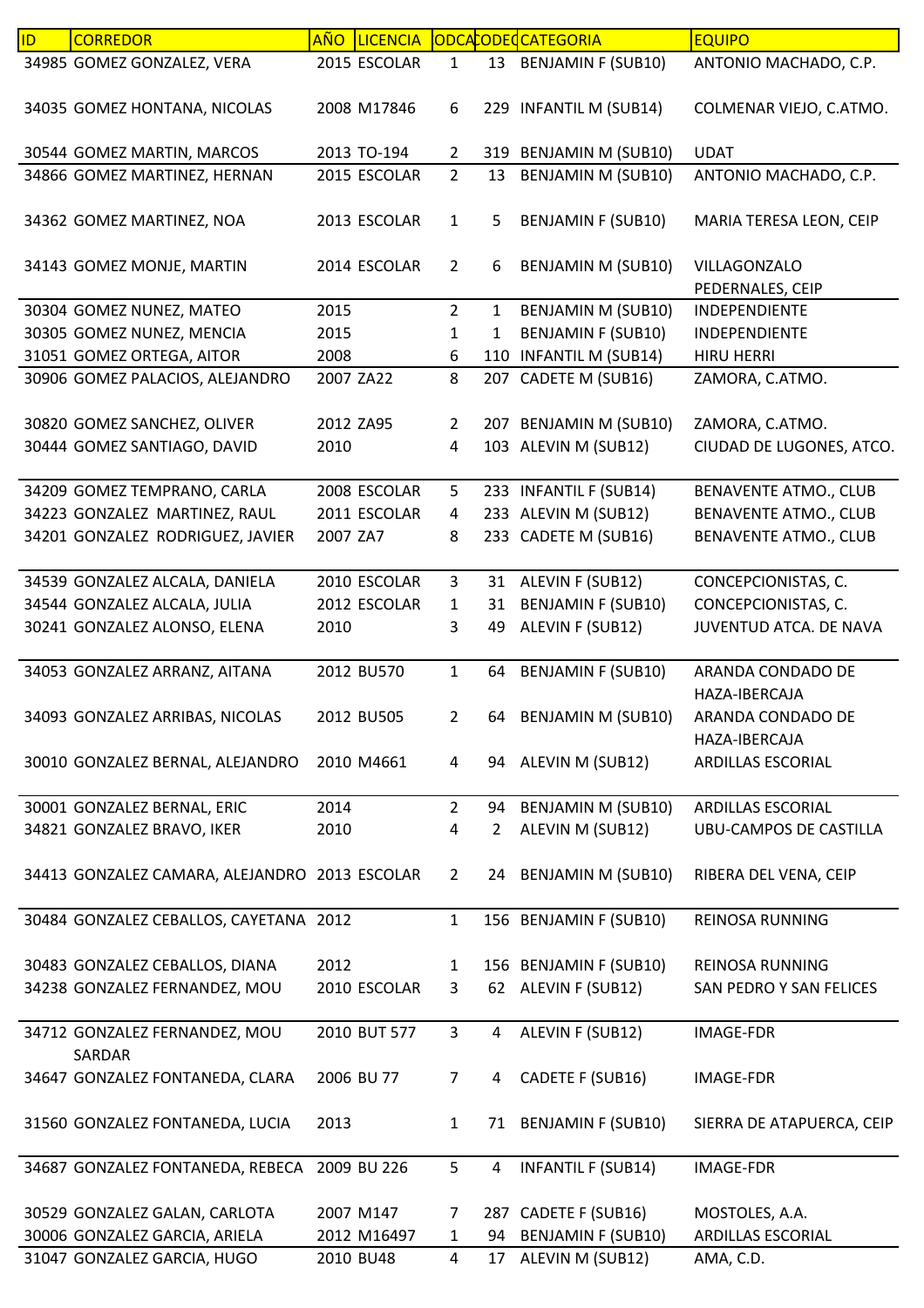| ID | CORREDOR | AÑO | LICENCIA | ODCA | CODEQ | CATEGORIA | EQUIPO |
|---|---|---|---|---|---|---|---|
| 34985 | GOMEZ GONZALEZ, VERA | 2015 | ESCOLAR | 1 | 13 | BENJAMIN F (SUB10) | ANTONIO MACHADO, C.P. |
| 34035 | GOMEZ HONTANA, NICOLAS | 2008 | M17846 | 6 | 229 | INFANTIL M (SUB14) | COLMENAR VIEJO, C.ATMO. |
| 30544 | GOMEZ MARTIN, MARCOS | 2013 | TO-194 | 2 | 319 | BENJAMIN M (SUB10) | UDAT |
| 34866 | GOMEZ MARTINEZ, HERNAN | 2015 | ESCOLAR | 2 | 13 | BENJAMIN M (SUB10) | ANTONIO MACHADO, C.P. |
| 34362 | GOMEZ MARTINEZ, NOA | 2013 | ESCOLAR | 1 | 5 | BENJAMIN F (SUB10) | MARIA TERESA LEON, CEIP |
| 34143 | GOMEZ MONJE, MARTIN | 2014 | ESCOLAR | 2 | 6 | BENJAMIN M (SUB10) | VILLAGONZALO PEDERNALES, CEIP |
| 30304 | GOMEZ NUNEZ, MATEO | 2015 | | 2 | 1 | BENJAMIN M (SUB10) | INDEPENDIENTE |
| 30305 | GOMEZ NUNEZ, MENCIA | 2015 | | 1 | 1 | BENJAMIN F (SUB10) | INDEPENDIENTE |
| 31051 | GOMEZ ORTEGA, AITOR | 2008 | | 6 | 110 | INFANTIL M (SUB14) | HIRU HERRI |
| 30906 | GOMEZ PALACIOS, ALEJANDRO | 2007 | ZA22 | 8 | 207 | CADETE M (SUB16) | ZAMORA, C.ATMO. |
| 30820 | GOMEZ SANCHEZ, OLIVER | 2012 | ZA95 | 2 | 207 | BENJAMIN M (SUB10) | ZAMORA, C.ATMO. |
| 30444 | GOMEZ SANTIAGO, DAVID | 2010 | | 4 | 103 | ALEVIN M (SUB12) | CIUDAD DE LUGONES, ATCO. |
| 34209 | GOMEZ TEMPRANO, CARLA | 2008 | ESCOLAR | 5 | 233 | INFANTIL F (SUB14) | BENAVENTE ATMO., CLUB |
| 34223 | GONZALEZ  MARTINEZ, RAUL | 2011 | ESCOLAR | 4 | 233 | ALEVIN M (SUB12) | BENAVENTE ATMO., CLUB |
| 34201 | GONZALEZ  RODRIGUEZ, JAVIER | 2007 | ZA7 | 8 | 233 | CADETE M (SUB16) | BENAVENTE ATMO., CLUB |
| 34539 | GONZALEZ ALCALA, DANIELA | 2010 | ESCOLAR | 3 | 31 | ALEVIN F (SUB12) | CONCEPCIONISTAS, C. |
| 34544 | GONZALEZ ALCALA, JULIA | 2012 | ESCOLAR | 1 | 31 | BENJAMIN F (SUB10) | CONCEPCIONISTAS, C. |
| 30241 | GONZALEZ ALONSO, ELENA | 2010 | | 3 | 49 | ALEVIN F (SUB12) | JUVENTUD ATCA. DE NAVA |
| 34053 | GONZALEZ ARRANZ, AITANA | 2012 | BU570 | 1 | 64 | BENJAMIN F (SUB10) | ARANDA CONDADO DE HAZA-IBERCAJA |
| 34093 | GONZALEZ ARRIBAS, NICOLAS | 2012 | BU505 | 2 | 64 | BENJAMIN M (SUB10) | ARANDA CONDADO DE HAZA-IBERCAJA |
| 30010 | GONZALEZ BERNAL, ALEJANDRO | 2010 | M4661 | 4 | 94 | ALEVIN M (SUB12) | ARDILLAS ESCORIAL |
| 30001 | GONZALEZ BERNAL, ERIC | 2014 | | 2 | 94 | BENJAMIN M (SUB10) | ARDILLAS ESCORIAL |
| 34821 | GONZALEZ BRAVO, IKER | 2010 | | 4 | 2 | ALEVIN M (SUB12) | UBU-CAMPOS DE CASTILLA |
| 34413 | GONZALEZ CAMARA, ALEJANDRO | 2013 | ESCOLAR | 2 | 24 | BENJAMIN M (SUB10) | RIBERA DEL VENA, CEIP |
| 30484 | GONZALEZ CEBALLOS, CAYETANA | 2012 | | 1 | 156 | BENJAMIN F (SUB10) | REINOSA RUNNING |
| 30483 | GONZALEZ CEBALLOS, DIANA | 2012 | | 1 | 156 | BENJAMIN F (SUB10) | REINOSA RUNNING |
| 34238 | GONZALEZ FERNANDEZ, MOU | 2010 | ESCOLAR | 3 | 62 | ALEVIN F (SUB12) | SAN PEDRO Y SAN FELICES |
| 34712 | GONZALEZ FERNANDEZ, MOU SARDAR | 2010 | BUT 577 | 3 | 4 | ALEVIN F (SUB12) | IMAGE-FDR |
| 34647 | GONZALEZ FONTANEDA, CLARA | 2006 | BU 77 | 7 | 4 | CADETE F (SUB16) | IMAGE-FDR |
| 31560 | GONZALEZ FONTANEDA, LUCIA | 2013 | | 1 | 71 | BENJAMIN F (SUB10) | SIERRA DE ATAPUERCA, CEIP |
| 34687 | GONZALEZ FONTANEDA, REBECA | 2009 | BU 226 | 5 | 4 | INFANTIL F (SUB14) | IMAGE-FDR |
| 30529 | GONZALEZ GALAN, CARLOTA | 2007 | M147 | 7 | 287 | CADETE F (SUB16) | MOSTOLES, A.A. |
| 30006 | GONZALEZ GARCIA, ARIELA | 2012 | M16497 | 1 | 94 | BENJAMIN F (SUB10) | ARDILLAS ESCORIAL |
| 31047 | GONZALEZ GARCIA, HUGO | 2010 | BU48 | 4 | 17 | ALEVIN M (SUB12) | AMA, C.D. |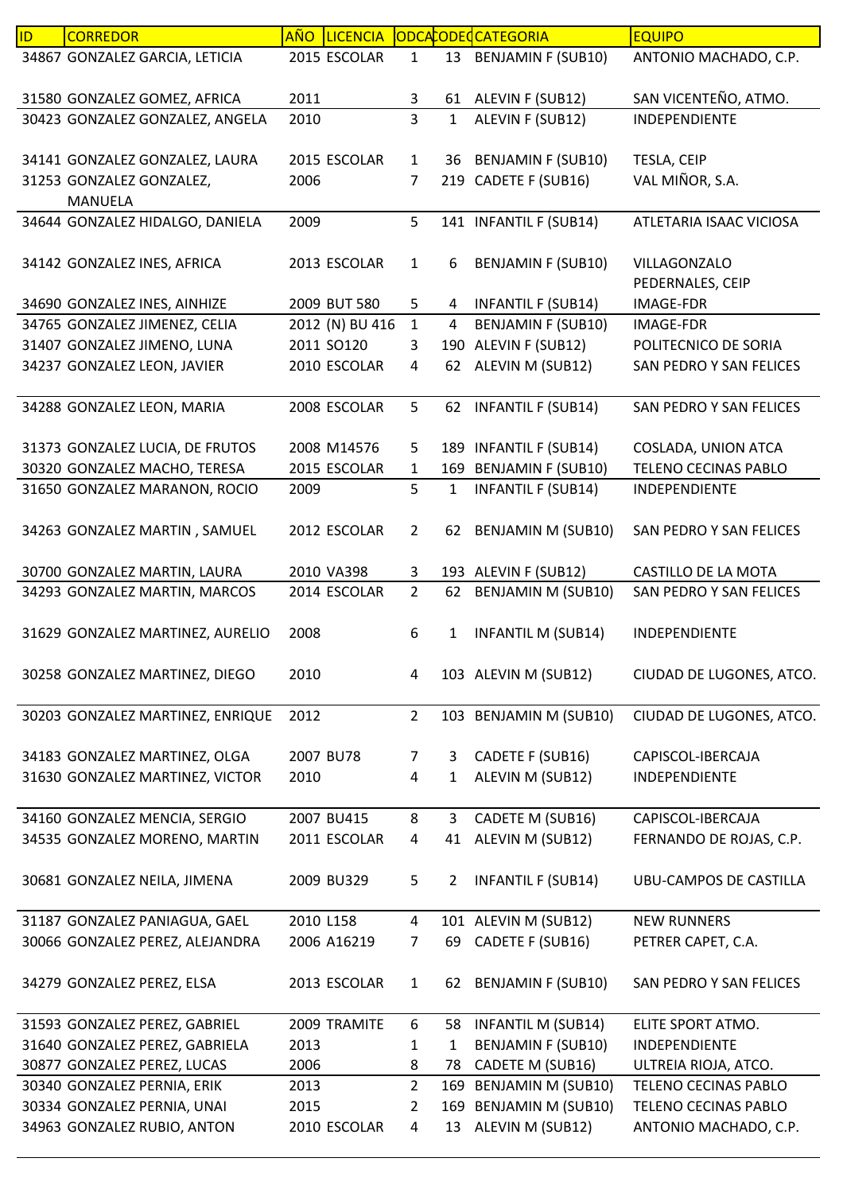| ID | CORREDOR | AÑO | LICENCIA | ODCA | CODEC | CATEGORIA | EQUIPO |
|---|---|---|---|---|---|---|---|
| 34867 | GONZALEZ GARCIA, LETICIA | 2015 | ESCOLAR | 1 | 13 | BENJAMIN F (SUB10) | ANTONIO MACHADO, C.P. |
| 31580 | GONZALEZ GOMEZ, AFRICA | 2011 | | 3 | 61 | ALEVIN F (SUB12) | SAN VICENTEÑO, ATMO. |
| 30423 | GONZALEZ GONZALEZ, ANGELA | 2010 | | 3 | 1 | ALEVIN F (SUB12) | INDEPENDIENTE |
| 34141 | GONZALEZ GONZALEZ, LAURA | 2015 | ESCOLAR | 1 | 36 | BENJAMIN F (SUB10) | TESLA, CEIP |
| 31253 | GONZALEZ GONZALEZ, MANUELA | 2006 | | 7 | 219 | CADETE F (SUB16) | VAL MIÑOR, S.A. |
| 34644 | GONZALEZ HIDALGO, DANIELA | 2009 | | 5 | 141 | INFANTIL F (SUB14) | ATLETARIA ISAAC VICIOSA |
| 34142 | GONZALEZ INES, AFRICA | 2013 | ESCOLAR | 1 | 6 | BENJAMIN F (SUB10) | VILLAGONZALO PEDERNALES, CEIP |
| 34690 | GONZALEZ INES, AINHIZE | 2009 | BUT 580 | 5 | 4 | INFANTIL F (SUB14) | IMAGE-FDR |
| 34765 | GONZALEZ JIMENEZ, CELIA | 2012 | (N) BU 416 | 1 | 4 | BENJAMIN F (SUB10) | IMAGE-FDR |
| 31407 | GONZALEZ JIMENO, LUNA | 2011 | SO120 | 3 | 190 | ALEVIN F (SUB12) | POLITECNICO DE SORIA |
| 34237 | GONZALEZ LEON, JAVIER | 2010 | ESCOLAR | 4 | 62 | ALEVIN M (SUB12) | SAN PEDRO Y SAN FELICES |
| 34288 | GONZALEZ LEON, MARIA | 2008 | ESCOLAR | 5 | 62 | INFANTIL F (SUB14) | SAN PEDRO Y SAN FELICES |
| 31373 | GONZALEZ LUCIA, DE FRUTOS | 2008 | M14576 | 5 | 189 | INFANTIL F (SUB14) | COSLADA, UNION ATCA |
| 30320 | GONZALEZ MACHO, TERESA | 2015 | ESCOLAR | 1 | 169 | BENJAMIN F (SUB10) | TELENO CECINAS PABLO |
| 31650 | GONZALEZ MARANON, ROCIO | 2009 | | 5 | 1 | INFANTIL F (SUB14) | INDEPENDIENTE |
| 34263 | GONZALEZ MARTIN , SAMUEL | 2012 | ESCOLAR | 2 | 62 | BENJAMIN M (SUB10) | SAN PEDRO Y SAN FELICES |
| 30700 | GONZALEZ MARTIN, LAURA | 2010 | VA398 | 3 | 193 | ALEVIN F (SUB12) | CASTILLO DE LA MOTA |
| 34293 | GONZALEZ MARTIN, MARCOS | 2014 | ESCOLAR | 2 | 62 | BENJAMIN M (SUB10) | SAN PEDRO Y SAN FELICES |
| 31629 | GONZALEZ MARTINEZ, AURELIO | 2008 | | 6 | 1 | INFANTIL M (SUB14) | INDEPENDIENTE |
| 30258 | GONZALEZ MARTINEZ, DIEGO | 2010 | | 4 | 103 | ALEVIN M (SUB12) | CIUDAD DE LUGONES, ATCO. |
| 30203 | GONZALEZ MARTINEZ, ENRIQUE | 2012 | | 2 | 103 | BENJAMIN M (SUB10) | CIUDAD DE LUGONES, ATCO. |
| 34183 | GONZALEZ MARTINEZ, OLGA | 2007 | BU78 | 7 | 3 | CADETE F (SUB16) | CAPISCOL-IBERCAJA |
| 31630 | GONZALEZ MARTINEZ, VICTOR | 2010 | | 4 | 1 | ALEVIN M (SUB12) | INDEPENDIENTE |
| 34160 | GONZALEZ MENCIA, SERGIO | 2007 | BU415 | 8 | 3 | CADETE M (SUB16) | CAPISCOL-IBERCAJA |
| 34535 | GONZALEZ MORENO, MARTIN | 2011 | ESCOLAR | 4 | 41 | ALEVIN M (SUB12) | FERNANDO DE ROJAS, C.P. |
| 30681 | GONZALEZ NEILA, JIMENA | 2009 | BU329 | 5 | 2 | INFANTIL F (SUB14) | UBU-CAMPOS DE CASTILLA |
| 31187 | GONZALEZ PANIAGUA, GAEL | 2010 | L158 | 4 | 101 | ALEVIN M (SUB12) | NEW RUNNERS |
| 30066 | GONZALEZ PEREZ, ALEJANDRA | 2006 | A16219 | 7 | 69 | CADETE F (SUB16) | PETRER CAPET, C.A. |
| 34279 | GONZALEZ PEREZ, ELSA | 2013 | ESCOLAR | 1 | 62 | BENJAMIN F (SUB10) | SAN PEDRO Y SAN FELICES |
| 31593 | GONZALEZ PEREZ, GABRIEL | 2009 | TRAMITE | 6 | 58 | INFANTIL M (SUB14) | ELITE SPORT ATMO. |
| 31640 | GONZALEZ PEREZ, GABRIELA | 2013 | | 1 | 1 | BENJAMIN F (SUB10) | INDEPENDIENTE |
| 30877 | GONZALEZ PEREZ, LUCAS | 2006 | | 8 | 78 | CADETE M (SUB16) | ULTREIA RIOJA, ATCO. |
| 30340 | GONZALEZ PERNIA, ERIK | 2013 | | 2 | 169 | BENJAMIN M (SUB10) | TELENO CECINAS PABLO |
| 30334 | GONZALEZ PERNIA, UNAI | 2015 | | 2 | 169 | BENJAMIN M (SUB10) | TELENO CECINAS PABLO |
| 34963 | GONZALEZ RUBIO, ANTON | 2010 | ESCOLAR | 4 | 13 | ALEVIN M (SUB12) | ANTONIO MACHADO, C.P. |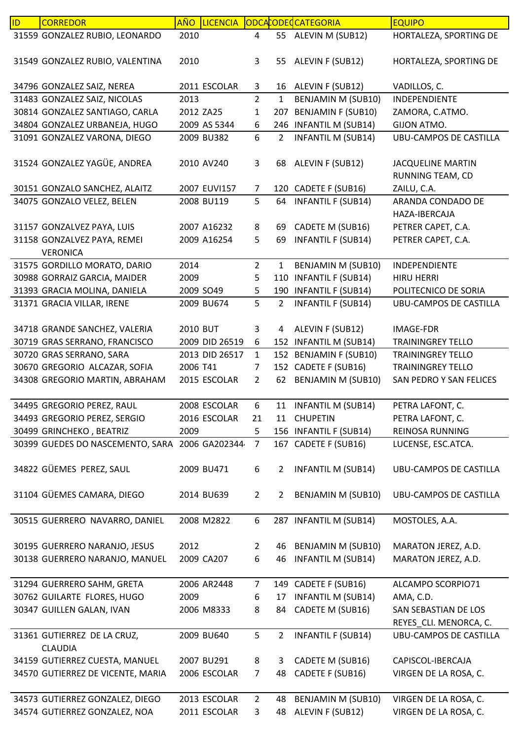| ID | CORREDOR | AÑO | LICENCIA | ODCAT | CODEQ | CATEGORIA | EQUIPO |
|---|---|---|---|---|---|---|---|
| 31559 | GONZALEZ RUBIO, LEONARDO | 2010 | | 4 | 55 | ALEVIN M (SUB12) | HORTALEZA, SPORTING DE |
| 31549 | GONZALEZ RUBIO, VALENTINA | 2010 | | 3 | 55 | ALEVIN F (SUB12) | HORTALEZA, SPORTING DE |
| 34796 | GONZALEZ SAIZ, NEREA | 2011 | ESCOLAR | 3 | 16 | ALEVIN F (SUB12) | VADILLOS, C. |
| 31483 | GONZALEZ SAIZ, NICOLAS | 2013 | | 2 | 1 | BENJAMIN M (SUB10) | INDEPENDIENTE |
| 30814 | GONZALEZ SANTIAGO, CARLA | 2012 | ZA25 | 1 | 207 | BENJAMIN F (SUB10) | ZAMORA, C.ATMO. |
| 34804 | GONZALEZ URBANEJA, HUGO | 2009 | AS 5344 | 6 | 246 | INFANTIL M (SUB14) | GIJON ATMO. |
| 31091 | GONZALEZ VARONA, DIEGO | 2009 | BU382 | 6 | 2 | INFANTIL M (SUB14) | UBU-CAMPOS DE CASTILLA |
| 31524 | GONZALEZ YAGÜE, ANDREA | 2010 | AV240 | 3 | 68 | ALEVIN F (SUB12) | JACQUELINE MARTIN RUNNING TEAM, CD |
| 30151 | GONZALO SANCHEZ, ALAITZ | 2007 | EUVI157 | 7 | 120 | CADETE F (SUB16) | ZAILU, C.A. |
| 34075 | GONZALO VELEZ, BELEN | 2008 | BU119 | 5 | 64 | INFANTIL F (SUB14) | ARANDA CONDADO DE HAZA-IBERCAJA |
| 31157 | GONZALVEZ PAYA, LUIS | 2007 | A16232 | 8 | 69 | CADETE M (SUB16) | PETRER CAPET, C.A. |
| 31158 | GONZALVEZ PAYA, REMEI VERONICA | 2009 | A16254 | 5 | 69 | INFANTIL F (SUB14) | PETRER CAPET, C.A. |
| 31575 | GORDILLO MORATO, DARIO | 2014 | | 2 | 1 | BENJAMIN M (SUB10) | INDEPENDIENTE |
| 30988 | GORRAIZ GARCIA, MAIDER | 2009 | | 5 | 110 | INFANTIL F (SUB14) | HIRU HERRI |
| 31393 | GRACIA MOLINA, DANIELA | 2009 | SO49 | 5 | 190 | INFANTIL F (SUB14) | POLITECNICO DE SORIA |
| 31371 | GRACIA VILLAR, IRENE | 2009 | BU674 | 5 | 2 | INFANTIL F (SUB14) | UBU-CAMPOS DE CASTILLA |
| 34718 | GRANDE SANCHEZ, VALERIA | 2010 | BUT | 3 | 4 | ALEVIN F (SUB12) | IMAGE-FDR |
| 30719 | GRAS SERRANO, FRANCISCO | 2009 | DID 26519 | 6 | 152 | INFANTIL M (SUB14) | TRAININGREY TELLO |
| 30720 | GRAS SERRANO, SARA | 2013 | DID 26517 | 1 | 152 | BENJAMIN F (SUB10) | TRAININGREY TELLO |
| 30670 | GREGORIO ALCAZAR, SOFIA | 2006 | T41 | 7 | 152 | CADETE F (SUB16) | TRAININGREY TELLO |
| 34308 | GREGORIO MARTIN, ABRAHAM | 2015 | ESCOLAR | 2 | 62 | BENJAMIN M (SUB10) | SAN PEDRO Y SAN FELICES |
| 34495 | GREGORIO PEREZ, RAUL | 2008 | ESCOLAR | 6 | 11 | INFANTIL M (SUB14) | PETRA LAFONT, C. |
| 34493 | GREGORIO PEREZ, SERGIO | 2016 | ESCOLAR | 21 | 11 | CHUPETIN | PETRA LAFONT, C. |
| 30499 | GRINCHEKO , BEATRIZ | 2009 | | 5 | 156 | INFANTIL F (SUB14) | REINOSA RUNNING |
| 30399 | GUEDES DO NASCEMENTO, SARA | 2006 | GA202344 | 7 | 167 | CADETE F (SUB16) | LUCENSE, ESC.ATCA. |
| 34822 | GÜEMES PEREZ, SAUL | 2009 | BU471 | 6 | 2 | INFANTIL M (SUB14) | UBU-CAMPOS DE CASTILLA |
| 31104 | GÜEMES CAMARA, DIEGO | 2014 | BU639 | 2 | 2 | BENJAMIN M (SUB10) | UBU-CAMPOS DE CASTILLA |
| 30515 | GUERRERO NAVARRO, DANIEL | 2008 | M2822 | 6 | 287 | INFANTIL M (SUB14) | MOSTOLES, A.A. |
| 30195 | GUERRERO NARANJO, JESUS | 2012 | | 2 | 46 | BENJAMIN M (SUB10) | MARATON JEREZ, A.D. |
| 30138 | GUERRERO NARANJO, MANUEL | 2009 | CA207 | 6 | 46 | INFANTIL M (SUB14) | MARATON JEREZ, A.D. |
| 31294 | GUERRERO SAHM, GRETA | 2006 | AR2448 | 7 | 149 | CADETE F (SUB16) | ALCAMPO SCORPIO71 |
| 30762 | GUILARTE FLORES, HUGO | 2009 | | 6 | 17 | INFANTIL M (SUB14) | AMA, C.D. |
| 30347 | GUILLEN GALAN, IVAN | 2006 | M8333 | 8 | 84 | CADETE M (SUB16) | SAN SEBASTIAN DE LOS REYES_CLI. MENORCA, C. |
| 31361 | GUTIERREZ DE LA CRUZ, CLAUDIA | 2009 | BU640 | 5 | 2 | INFANTIL F (SUB14) | UBU-CAMPOS DE CASTILLA |
| 34159 | GUTIERREZ CUESTA, MANUEL | 2007 | BU291 | 8 | 3 | CADETE M (SUB16) | CAPISCOL-IBERCAJA |
| 34570 | GUTIERREZ DE VICENTE, MARIA | 2006 | ESCOLAR | 7 | 48 | CADETE F (SUB16) | VIRGEN DE LA ROSA, C. |
| 34573 | GUTIERREZ GONZALEZ, DIEGO | 2013 | ESCOLAR | 2 | 48 | BENJAMIN M (SUB10) | VIRGEN DE LA ROSA, C. |
| 34574 | GUTIERREZ GONZALEZ, NOA | 2011 | ESCOLAR | 3 | 48 | ALEVIN F (SUB12) | VIRGEN DE LA ROSA, C. |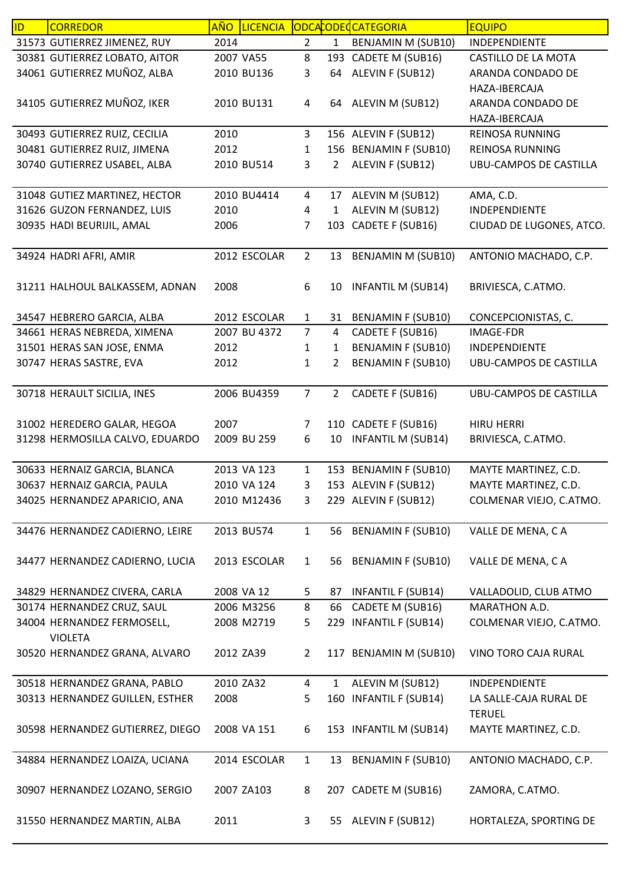| ID | CORREDOR | AÑO | LICENCIA | CODCA | CODEQ | CATEGORIA | EQUIPO |
| --- | --- | --- | --- | --- | --- | --- | --- |
| 31573 | GUTIERREZ JIMENEZ, RUY | 2014 | | 2 | 1 | BENJAMIN M (SUB10) | INDEPENDIENTE |
| 30381 | GUTIERREZ LOBATO, AITOR | 2007 | VA55 | 8 | 193 | CADETE M (SUB16) | CASTILLO DE LA MOTA |
| 34061 | GUTIERREZ MUÑOZ, ALBA | 2010 | BU136 | 3 | 64 | ALEVIN F (SUB12) | ARANDA CONDADO DE HAZA-IBERCAJA |
| 34105 | GUTIERREZ MUÑOZ, IKER | 2010 | BU131 | 4 | 64 | ALEVIN M (SUB12) | ARANDA CONDADO DE HAZA-IBERCAJA |
| 30493 | GUTIERREZ RUIZ, CECILIA | 2010 | | 3 | 156 | ALEVIN F (SUB12) | REINOSA RUNNING |
| 30481 | GUTIERREZ RUIZ, JIMENA | 2012 | | 1 | 156 | BENJAMIN F (SUB10) | REINOSA RUNNING |
| 30740 | GUTIERREZ USABEL, ALBA | 2010 | BU514 | 3 | 2 | ALEVIN F (SUB12) | UBU-CAMPOS DE CASTILLA |
| 31048 | GUTIEZ MARTINEZ, HECTOR | 2010 | BU4414 | 4 | 17 | ALEVIN M (SUB12) | AMA, C.D. |
| 31626 | GUZON FERNANDEZ, LUIS | 2010 | | 4 | 1 | ALEVIN M (SUB12) | INDEPENDIENTE |
| 30935 | HADI BEURIJIL, AMAL | 2006 | | 7 | 103 | CADETE F (SUB16) | CIUDAD DE LUGONES, ATCO. |
| 34924 | HADRI AFRI, AMIR | 2012 | ESCOLAR | 2 | 13 | BENJAMIN M (SUB10) | ANTONIO MACHADO, C.P. |
| 31211 | HALHOUL BALKASSEM, ADNAN | 2008 | | 6 | 10 | INFANTIL M (SUB14) | BRIVIESCA, C.ATMO. |
| 34547 | HEBRERO GARCIA, ALBA | 2012 | ESCOLAR | 1 | 31 | BENJAMIN F (SUB10) | CONCEPCIONISTAS, C. |
| 34661 | HERAS NEBREDA, XIMENA | 2007 | BU 4372 | 7 | 4 | CADETE F (SUB16) | IMAGE-FDR |
| 31501 | HERAS SAN JOSE, ENMA | 2012 | | 1 | 1 | BENJAMIN F (SUB10) | INDEPENDIENTE |
| 30747 | HERAS SASTRE, EVA | 2012 | | 1 | 2 | BENJAMIN F (SUB10) | UBU-CAMPOS DE CASTILLA |
| 30718 | HERAULT SICILIA, INES | 2006 | BU4359 | 7 | 2 | CADETE F (SUB16) | UBU-CAMPOS DE CASTILLA |
| 31002 | HEREDERO GALAR, HEGOA | 2007 | | 7 | 110 | CADETE F (SUB16) | HIRU HERRI |
| 31298 | HERMOSILLA CALVO, EDUARDO | 2009 | BU 259 | 6 | 10 | INFANTIL M (SUB14) | BRIVIESCA, C.ATMO. |
| 30633 | HERNAIZ GARCIA, BLANCA | 2013 | VA 123 | 1 | 153 | BENJAMIN F (SUB10) | MAYTE MARTINEZ, C.D. |
| 30637 | HERNAIZ GARCIA, PAULA | 2010 | VA 124 | 3 | 153 | ALEVIN F (SUB12) | MAYTE MARTINEZ, C.D. |
| 34025 | HERNANDEZ APARICIO, ANA | 2010 | M12436 | 3 | 229 | ALEVIN F (SUB12) | COLMENAR VIEJO, C.ATMO. |
| 34476 | HERNANDEZ CADIERNO, LEIRE | 2013 | BU574 | 1 | 56 | BENJAMIN F (SUB10) | VALLE DE MENA, C A |
| 34477 | HERNANDEZ CADIERNO, LUCIA | 2013 | ESCOLAR | 1 | 56 | BENJAMIN F (SUB10) | VALLE DE MENA, C A |
| 34829 | HERNANDEZ CIVERA, CARLA | 2008 | VA 12 | 5 | 87 | INFANTIL F (SUB14) | VALLADOLID, CLUB ATMO |
| 30174 | HERNANDEZ CRUZ, SAUL | 2006 | M3256 | 8 | 66 | CADETE M (SUB16) | MARATHON A.D. |
| 34004 | HERNANDEZ FERMOSELL, VIOLETA | 2008 | M2719 | 5 | 229 | INFANTIL F (SUB14) | COLMENAR VIEJO, C.ATMO. |
| 30520 | HERNANDEZ GRANA, ALVARO | 2012 | ZA39 | 2 | 117 | BENJAMIN M (SUB10) | VINO TORO CAJA RURAL |
| 30518 | HERNANDEZ GRANA, PABLO | 2010 | ZA32 | 4 | 1 | ALEVIN M (SUB12) | INDEPENDIENTE |
| 30313 | HERNANDEZ GUILLEN, ESTHER | 2008 | | 5 | 160 | INFANTIL F (SUB14) | LA SALLE-CAJA RURAL DE TERUEL |
| 30598 | HERNANDEZ GUTIERREZ, DIEGO | 2008 | VA 151 | 6 | 153 | INFANTIL M (SUB14) | MAYTE MARTINEZ, C.D. |
| 34884 | HERNANDEZ LOAIZA, UCIANA | 2014 | ESCOLAR | 1 | 13 | BENJAMIN F (SUB10) | ANTONIO MACHADO, C.P. |
| 30907 | HERNANDEZ LOZANO, SERGIO | 2007 | ZA103 | 8 | 207 | CADETE M (SUB16) | ZAMORA, C.ATMO. |
| 31550 | HERNANDEZ MARTIN, ALBA | 2011 | | 3 | 55 | ALEVIN F (SUB12) | HORTALEZA, SPORTING DE |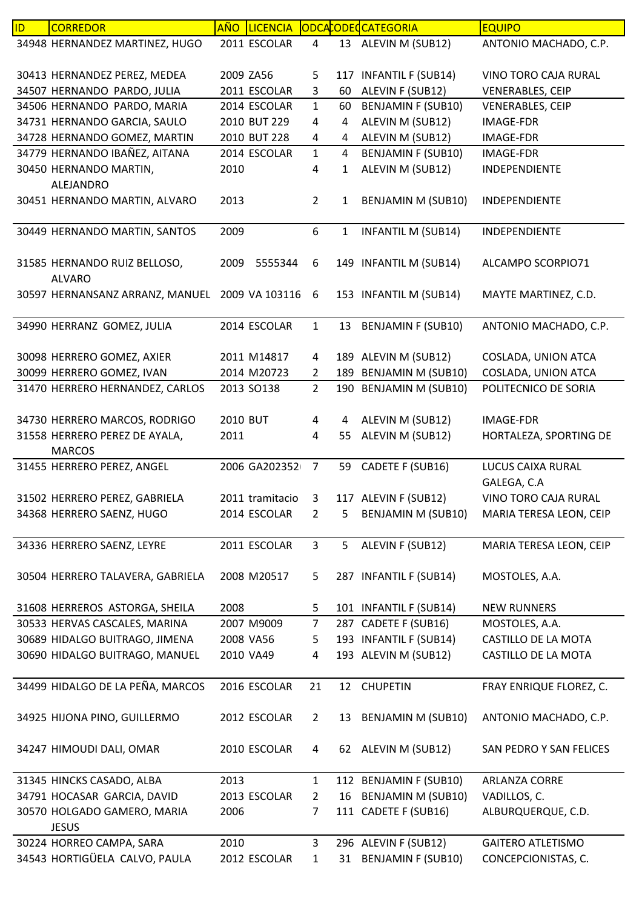| ID | CORREDOR | AÑO | LICENCIA | ODCA | CODEQ | CATEGORIA | EQUIPO |
|---|---|---|---|---|---|---|---|
| 34948 | HERNANDEZ MARTINEZ, HUGO | 2011 | ESCOLAR | 4 | 13 | ALEVIN M (SUB12) | ANTONIO MACHADO, C.P. |
| 30413 | HERNANDEZ PEREZ, MEDEA | 2009 | ZA56 | 5 | 117 | INFANTIL F (SUB14) | VINO TORO CAJA RURAL |
| 34507 | HERNANDO PARDO, JULIA | 2011 | ESCOLAR | 3 | 60 | ALEVIN F (SUB12) | VENERABLES, CEIP |
| 34506 | HERNANDO PARDO, MARIA | 2014 | ESCOLAR | 1 | 60 | BENJAMIN F (SUB10) | VENERABLES, CEIP |
| 34731 | HERNANDO GARCIA, SAULO | 2010 | BUT 229 | 4 | 4 | ALEVIN M (SUB12) | IMAGE-FDR |
| 34728 | HERNANDO GOMEZ, MARTIN | 2010 | BUT 228 | 4 | 4 | ALEVIN M (SUB12) | IMAGE-FDR |
| 34779 | HERNANDO IBAÑEZ, AITANA | 2014 | ESCOLAR | 1 | 4 | BENJAMIN F (SUB10) | IMAGE-FDR |
| 30450 | HERNANDO MARTIN, ALEJANDRO | 2010 | | 4 | 1 | ALEVIN M (SUB12) | INDEPENDIENTE |
| 30451 | HERNANDO MARTIN, ALVARO | 2013 | | 2 | 1 | BENJAMIN M (SUB10) | INDEPENDIENTE |
| 30449 | HERNANDO MARTIN, SANTOS | 2009 | | 6 | 1 | INFANTIL M (SUB14) | INDEPENDIENTE |
| 31585 | HERNANDO RUIZ BELLOSO, ALVARO | 2009 | 5555344 | 6 | 149 | INFANTIL M (SUB14) | ALCAMPO SCORPIO71 |
| 30597 | HERNANSANZ ARRANZ, MANUEL | 2009 | VA 103116 | 6 | 153 | INFANTIL M (SUB14) | MAYTE MARTINEZ, C.D. |
| 34990 | HERRANZ GOMEZ, JULIA | 2014 | ESCOLAR | 1 | 13 | BENJAMIN F (SUB10) | ANTONIO MACHADO, C.P. |
| 30098 | HERRERO GOMEZ, AXIER | 2011 | M14817 | 4 | 189 | ALEVIN M (SUB12) | COSLADA, UNION ATCA |
| 30099 | HERRERO GOMEZ, IVAN | 2014 | M20723 | 2 | 189 | BENJAMIN M (SUB10) | COSLADA, UNION ATCA |
| 31470 | HERRERO HERNANDEZ, CARLOS | 2013 | SO138 | 2 | 190 | BENJAMIN M (SUB10) | POLITECNICO DE SORIA |
| 34730 | HERRERO MARCOS, RODRIGO | 2010 | BUT | 4 | 4 | ALEVIN M (SUB12) | IMAGE-FDR |
| 31558 | HERRERO PEREZ DE AYALA, MARCOS | 2011 | | 4 | 55 | ALEVIN M (SUB12) | HORTALEZA, SPORTING DE |
| 31455 | HERRERO PEREZ, ANGEL | 2006 | GA202352 | 7 | 59 | CADETE F (SUB16) | LUCUS CAIXA RURAL GALEGA, C.A |
| 31502 | HERRERO PEREZ, GABRIELA | 2011 | tramitacio | 3 | 117 | ALEVIN F (SUB12) | VINO TORO CAJA RURAL |
| 34368 | HERRERO SAENZ, HUGO | 2014 | ESCOLAR | 2 | 5 | BENJAMIN M (SUB10) | MARIA TERESA LEON, CEIP |
| 34336 | HERRERO SAENZ, LEYRE | 2011 | ESCOLAR | 3 | 5 | ALEVIN F (SUB12) | MARIA TERESA LEON, CEIP |
| 30504 | HERRERO TALAVERA, GABRIELA | 2008 | M20517 | 5 | 287 | INFANTIL F (SUB14) | MOSTOLES, A.A. |
| 31608 | HERREROS ASTORGA, SHEILA | 2008 | | 5 | 101 | INFANTIL F (SUB14) | NEW RUNNERS |
| 30533 | HERVAS CASCALES, MARINA | 2007 | M9009 | 7 | 287 | CADETE F (SUB16) | MOSTOLES, A.A. |
| 30689 | HIDALGO BUITRAGO, JIMENA | 2008 | VA56 | 5 | 193 | INFANTIL F (SUB14) | CASTILLO DE LA MOTA |
| 30690 | HIDALGO BUITRAGO, MANUEL | 2010 | VA49 | 4 | 193 | ALEVIN M (SUB12) | CASTILLO DE LA MOTA |
| 34499 | HIDALGO DE LA PEÑA, MARCOS | 2016 | ESCOLAR | 21 | 12 | CHUPETIN | FRAY ENRIQUE FLOREZ, C. |
| 34925 | HIJONA PINO, GUILLERMO | 2012 | ESCOLAR | 2 | 13 | BENJAMIN M (SUB10) | ANTONIO MACHADO, C.P. |
| 34247 | HIMOUDI DALI, OMAR | 2010 | ESCOLAR | 4 | 62 | ALEVIN M (SUB12) | SAN PEDRO Y SAN FELICES |
| 31345 | HINCKS CASADO, ALBA | 2013 | | 1 | 112 | BENJAMIN F (SUB10) | ARLANZA CORRE |
| 34791 | HOCASAR GARCIA, DAVID | 2013 | ESCOLAR | 2 | 16 | BENJAMIN M (SUB10) | VADILLOS, C. |
| 30570 | HOLGADO GAMERO, MARIA JESUS | 2006 | | 7 | 111 | CADETE F (SUB16) | ALBURQUERQUE, C.D. |
| 30224 | HORREO CAMPA, SARA | 2010 | | 3 | 296 | ALEVIN F (SUB12) | GAITERO ATLETISMO |
| 34543 | HORTIGÜELA CALVO, PAULA | 2012 | ESCOLAR | 1 | 31 | BENJAMIN F (SUB10) | CONCEPCIONISTAS, C. |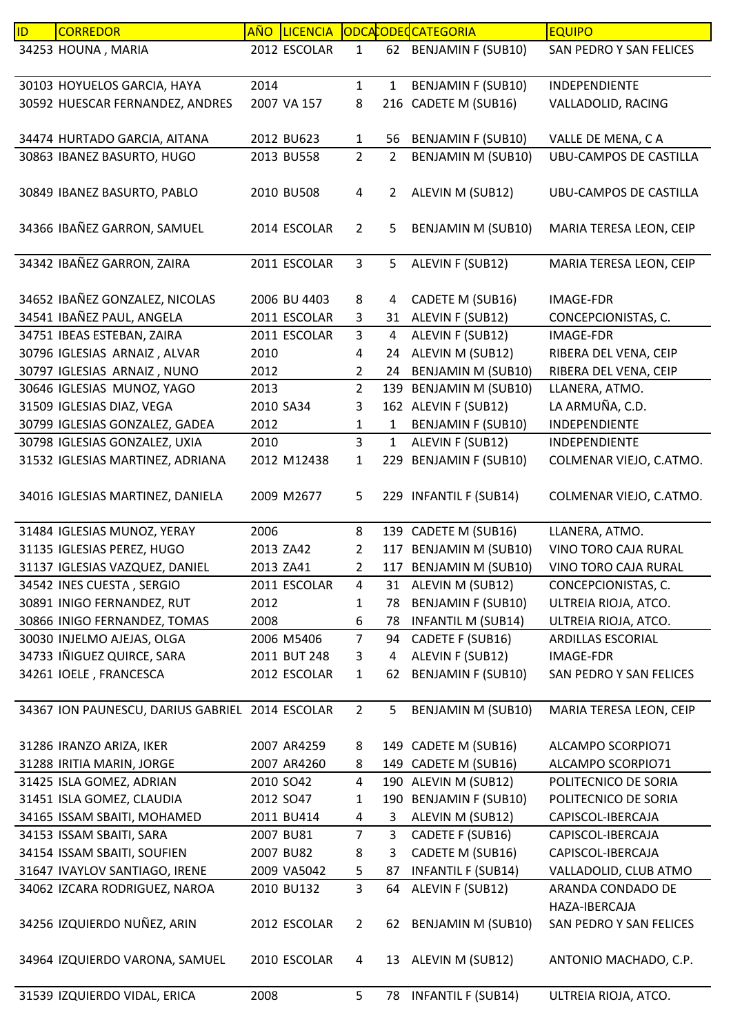| ID | CORREDOR | AÑO | LICENCIA | CODCAT | CODEQ | CATEGORIA | EQUIPO |
|---|---|---|---|---|---|---|---|
| 34253 | HOUNA , MARIA | 2012 | ESCOLAR | 1 | 62 | BENJAMIN F (SUB10) | SAN PEDRO Y SAN FELICES |
| 30103 | HOYUELOS GARCIA, HAYA | 2014 | | 1 | 1 | BENJAMIN F (SUB10) | INDEPENDIENTE |
| 30592 | HUESCAR FERNANDEZ, ANDRES | 2007 | VA 157 | 8 | 216 | CADETE M (SUB16) | VALLADOLID, RACING |
| 34474 | HURTADO GARCIA, AITANA | 2012 | BU623 | 1 | 56 | BENJAMIN F (SUB10) | VALLE DE MENA, C A |
| 30863 | IBANEZ BASURTO, HUGO | 2013 | BU558 | 2 | 2 | BENJAMIN M (SUB10) | UBU-CAMPOS DE CASTILLA |
| 30849 | IBANEZ BASURTO, PABLO | 2010 | BU508 | 4 | 2 | ALEVIN M (SUB12) | UBU-CAMPOS DE CASTILLA |
| 34366 | IBAÑEZ GARRON, SAMUEL | 2014 | ESCOLAR | 2 | 5 | BENJAMIN M (SUB10) | MARIA TERESA LEON, CEIP |
| 34342 | IBAÑEZ GARRON, ZAIRA | 2011 | ESCOLAR | 3 | 5 | ALEVIN F (SUB12) | MARIA TERESA LEON, CEIP |
| 34652 | IBAÑEZ GONZALEZ, NICOLAS | 2006 | BU 4403 | 8 | 4 | CADETE M (SUB16) | IMAGE-FDR |
| 34541 | IBAÑEZ PAUL, ANGELA | 2011 | ESCOLAR | 3 | 31 | ALEVIN F (SUB12) | CONCEPCIONISTAS, C. |
| 34751 | IBEAS ESTEBAN, ZAIRA | 2011 | ESCOLAR | 3 | 4 | ALEVIN F (SUB12) | IMAGE-FDR |
| 30796 | IGLESIAS ARNAIZ , ALVAR | 2010 | | 4 | 24 | ALEVIN M (SUB12) | RIBERA DEL VENA, CEIP |
| 30797 | IGLESIAS ARNAIZ , NUNO | 2012 | | 2 | 24 | BENJAMIN M (SUB10) | RIBERA DEL VENA, CEIP |
| 30646 | IGLESIAS MUNOZ, YAGO | 2013 | | 2 | 139 | BENJAMIN M (SUB10) | LLANERA, ATMO. |
| 31509 | IGLESIAS DIAZ, VEGA | 2010 | SA34 | 3 | 162 | ALEVIN F (SUB12) | LA ARMUÑA, C.D. |
| 30799 | IGLESIAS GONZALEZ, GADEA | 2012 | | 1 | 1 | BENJAMIN F (SUB10) | INDEPENDIENTE |
| 30798 | IGLESIAS GONZALEZ, UXIA | 2010 | | 3 | 1 | ALEVIN F (SUB12) | INDEPENDIENTE |
| 31532 | IGLESIAS MARTINEZ, ADRIANA | 2012 | M12438 | 1 | 229 | BENJAMIN F (SUB10) | COLMENAR VIEJO, C.ATMO. |
| 34016 | IGLESIAS MARTINEZ, DANIELA | 2009 | M2677 | 5 | 229 | INFANTIL F (SUB14) | COLMENAR VIEJO, C.ATMO. |
| 31484 | IGLESIAS MUNOZ, YERAY | 2006 | | 8 | 139 | CADETE M (SUB16) | LLANERA, ATMO. |
| 31135 | IGLESIAS PEREZ, HUGO | 2013 | ZA42 | 2 | 117 | BENJAMIN M (SUB10) | VINO TORO CAJA RURAL |
| 31137 | IGLESIAS VAZQUEZ, DANIEL | 2013 | ZA41 | 2 | 117 | BENJAMIN M (SUB10) | VINO TORO CAJA RURAL |
| 34542 | INES CUESTA , SERGIO | 2011 | ESCOLAR | 4 | 31 | ALEVIN M (SUB12) | CONCEPCIONISTAS, C. |
| 30891 | INIGO FERNANDEZ, RUT | 2012 | | 1 | 78 | BENJAMIN F (SUB10) | ULTREIA RIOJA, ATCO. |
| 30866 | INIGO FERNANDEZ, TOMAS | 2008 | | 6 | 78 | INFANTIL M (SUB14) | ULTREIA RIOJA, ATCO. |
| 30030 | INJELMO AJEJAS, OLGA | 2006 | M5406 | 7 | 94 | CADETE F (SUB16) | ARDILLAS ESCORIAL |
| 34733 | IÑIGUEZ QUIRCE, SARA | 2011 | BUT 248 | 3 | 4 | ALEVIN F (SUB12) | IMAGE-FDR |
| 34261 | IOELE , FRANCESCA | 2012 | ESCOLAR | 1 | 62 | BENJAMIN F (SUB10) | SAN PEDRO Y SAN FELICES |
| 34367 | ION PAUNESCU, DARIUS GABRIEL | 2014 | ESCOLAR | 2 | 5 | BENJAMIN M (SUB10) | MARIA TERESA LEON, CEIP |
| 31286 | IRANZO ARIZA, IKER | 2007 | AR4259 | 8 | 149 | CADETE M (SUB16) | ALCAMPO SCORPIO71 |
| 31288 | IRITIA MARIN, JORGE | 2007 | AR4260 | 8 | 149 | CADETE M (SUB16) | ALCAMPO SCORPIO71 |
| 31425 | ISLA GOMEZ, ADRIAN | 2010 | SO42 | 4 | 190 | ALEVIN M (SUB12) | POLITECNICO DE SORIA |
| 31451 | ISLA GOMEZ, CLAUDIA | 2012 | SO47 | 1 | 190 | BENJAMIN F (SUB10) | POLITECNICO DE SORIA |
| 34165 | ISSAM SBAITI, MOHAMED | 2011 | BU414 | 4 | 3 | ALEVIN M (SUB12) | CAPISCOL-IBERCAJA |
| 34153 | ISSAM SBAITI, SARA | 2007 | BU81 | 7 | 3 | CADETE F (SUB16) | CAPISCOL-IBERCAJA |
| 34154 | ISSAM SBAITI, SOUFIEN | 2007 | BU82 | 8 | 3 | CADETE M (SUB16) | CAPISCOL-IBERCAJA |
| 31647 | IVAYLOV SANTIAGO, IRENE | 2009 | VA5042 | 5 | 87 | INFANTIL F (SUB14) | VALLADOLID, CLUB ATMO |
| 34062 | IZCARA RODRIGUEZ, NAROA | 2010 | BU132 | 3 | 64 | ALEVIN F (SUB12) | ARANDA CONDADO DE HAZA-IBERCAJA |
| 34256 | IZQUIERDO NUÑEZ, ARIN | 2012 | ESCOLAR | 2 | 62 | BENJAMIN M (SUB10) | SAN PEDRO Y SAN FELICES |
| 34964 | IZQUIERDO VARONA, SAMUEL | 2010 | ESCOLAR | 4 | 13 | ALEVIN M (SUB12) | ANTONIO MACHADO, C.P. |
| 31539 | IZQUIERDO VIDAL, ERICA | 2008 | | 5 | 78 | INFANTIL F (SUB14) | ULTREIA RIOJA, ATCO. |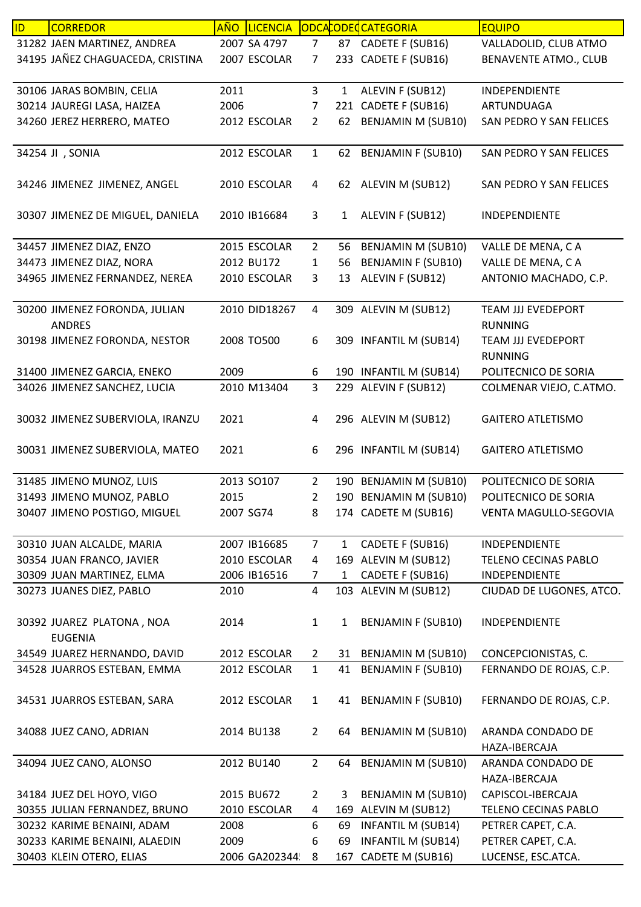| ID | CORREDOR | AÑO | LICENCIA | ODCA | CODEC | CATEGORIA | EQUIPO |
|---|---|---|---|---|---|---|---|
| 31282 | JAEN MARTINEZ, ANDREA | 2007 | SA 4797 | 7 | 87 | CADETE F (SUB16) | VALLADOLID, CLUB ATMO |
| 34195 | JAÑEZ CHAGUACEDA, CRISTINA | 2007 | ESCOLAR | 7 | 233 | CADETE F (SUB16) | BENAVENTE ATMO., CLUB |
| 30106 | JARAS BOMBIN, CELIA | 2011 | | 3 | 1 | ALEVIN F (SUB12) | INDEPENDIENTE |
| 30214 | JAUREGI LASA, HAIZEA | 2006 | | 7 | 221 | CADETE F (SUB16) | ARTUNDUAGA |
| 34260 | JEREZ HERRERO, MATEO | 2012 | ESCOLAR | 2 | 62 | BENJAMIN M (SUB10) | SAN PEDRO Y SAN FELICES |
| 34254 | JI , SONIA | 2012 | ESCOLAR | 1 | 62 | BENJAMIN F (SUB10) | SAN PEDRO Y SAN FELICES |
| 34246 | JIMENEZ JIMENEZ, ANGEL | 2010 | ESCOLAR | 4 | 62 | ALEVIN M (SUB12) | SAN PEDRO Y SAN FELICES |
| 30307 | JIMENEZ DE MIGUEL, DANIELA | 2010 | IB16684 | 3 | 1 | ALEVIN F (SUB12) | INDEPENDIENTE |
| 34457 | JIMENEZ DIAZ, ENZO | 2015 | ESCOLAR | 2 | 56 | BENJAMIN M (SUB10) | VALLE DE MENA, C A |
| 34473 | JIMENEZ DIAZ, NORA | 2012 | BU172 | 1 | 56 | BENJAMIN F (SUB10) | VALLE DE MENA, C A |
| 34965 | JIMENEZ FERNANDEZ, NEREA | 2010 | ESCOLAR | 3 | 13 | ALEVIN F (SUB12) | ANTONIO MACHADO, C.P. |
| 30200 | JIMENEZ FORONDA, JULIAN ANDRES | 2010 | DID18267 | 4 | 309 | ALEVIN M (SUB12) | TEAM JJJ EVEDEPORT RUNNING |
| 30198 | JIMENEZ FORONDA, NESTOR | 2008 | TO500 | 6 | 309 | INFANTIL M (SUB14) | TEAM JJJ EVEDEPORT RUNNING |
| 31400 | JIMENEZ GARCIA, ENEKO | 2009 | | 6 | 190 | INFANTIL M (SUB14) | POLITECNICO DE SORIA |
| 34026 | JIMENEZ SANCHEZ, LUCIA | 2010 | M13404 | 3 | 229 | ALEVIN F (SUB12) | COLMENAR VIEJO, C.ATMO. |
| 30032 | JIMENEZ SUBERVIOLA, IRANZU | 2021 | | 4 | 296 | ALEVIN M (SUB12) | GAITERO ATLETISMO |
| 30031 | JIMENEZ SUBERVIOLA, MATEO | 2021 | | 6 | 296 | INFANTIL M (SUB14) | GAITERO ATLETISMO |
| 31485 | JIMENO MUNOZ, LUIS | 2013 | SO107 | 2 | 190 | BENJAMIN M (SUB10) | POLITECNICO DE SORIA |
| 31493 | JIMENO MUNOZ, PABLO | 2015 | | 2 | 190 | BENJAMIN M (SUB10) | POLITECNICO DE SORIA |
| 30407 | JIMENO POSTIGO, MIGUEL | 2007 | SG74 | 8 | 174 | CADETE M (SUB16) | VENTA MAGULLO-SEGOVIA |
| 30310 | JUAN ALCALDE, MARIA | 2007 | IB16685 | 7 | 1 | CADETE F (SUB16) | INDEPENDIENTE |
| 30354 | JUAN FRANCO, JAVIER | 2010 | ESCOLAR | 4 | 169 | ALEVIN M (SUB12) | TELENO CECINAS PABLO |
| 30309 | JUAN MARTINEZ, ELMA | 2006 | IB16516 | 7 | 1 | CADETE F (SUB16) | INDEPENDIENTE |
| 30273 | JUANES DIEZ, PABLO | 2010 | | 4 | 103 | ALEVIN M (SUB12) | CIUDAD DE LUGONES, ATCO. |
| 30392 | JUAREZ PLATONA , NOA EUGENIA | 2014 | | 1 | 1 | BENJAMIN F (SUB10) | INDEPENDIENTE |
| 34549 | JUAREZ HERNANDO, DAVID | 2012 | ESCOLAR | 2 | 31 | BENJAMIN M (SUB10) | CONCEPCIONISTAS, C. |
| 34528 | JUARROS ESTEBAN, EMMA | 2012 | ESCOLAR | 1 | 41 | BENJAMIN F (SUB10) | FERNANDO DE ROJAS, C.P. |
| 34531 | JUARROS ESTEBAN, SARA | 2012 | ESCOLAR | 1 | 41 | BENJAMIN F (SUB10) | FERNANDO DE ROJAS, C.P. |
| 34088 | JUEZ CANO, ADRIAN | 2014 | BU138 | 2 | 64 | BENJAMIN M (SUB10) | ARANDA CONDADO DE HAZA-IBERCAJA |
| 34094 | JUEZ CANO, ALONSO | 2012 | BU140 | 2 | 64 | BENJAMIN M (SUB10) | ARANDA CONDADO DE HAZA-IBERCAJA |
| 34184 | JUEZ DEL HOYO, VIGO | 2015 | BU672 | 2 | 3 | BENJAMIN M (SUB10) | CAPISCOL-IBERCAJA |
| 30355 | JULIAN FERNANDEZ, BRUNO | 2010 | ESCOLAR | 4 | 169 | ALEVIN M (SUB12) | TELENO CECINAS PABLO |
| 30232 | KARIME BENAINI, ADAM | 2008 | | 6 | 69 | INFANTIL M (SUB14) | PETRER CAPET, C.A. |
| 30233 | KARIME BENAINI, ALAEDIN | 2009 | | 6 | 69 | INFANTIL M (SUB14) | PETRER CAPET, C.A. |
| 30403 | KLEIN OTERO, ELIAS | 2006 | GA202344 | 8 | 167 | CADETE M (SUB16) | LUCENSE, ESC.ATCA. |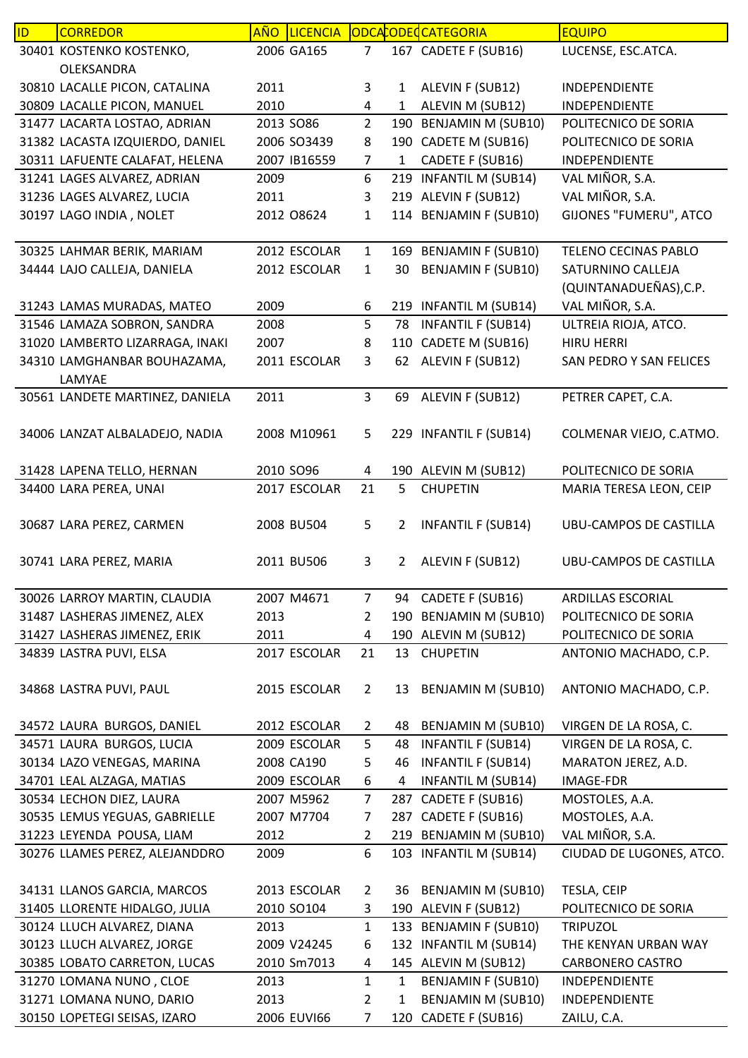| ID | CORREDOR | AÑO | LICENCIA | ODCA | CODEQ | CATEGORIA | EQUIPO |
|---|---|---|---|---|---|---|---|
| 30401 | KOSTENKO KOSTENKO, OLEKSANDRA | 2006 | GA165 | 7 | 167 | CADETE F (SUB16) | LUCENSE, ESC.ATCA. |
| 30810 | LACALLE PICON, CATALINA | 2011 | | 3 | 1 | ALEVIN F (SUB12) | INDEPENDIENTE |
| 30809 | LACALLE PICON, MANUEL | 2010 | | 4 | 1 | ALEVIN M (SUB12) | INDEPENDIENTE |
| 31477 | LACARTA LOSTAO, ADRIAN | 2013 | SO86 | 2 | 190 | BENJAMIN M (SUB10) | POLITECNICO DE SORIA |
| 31382 | LACASTA IZQUIERDO, DANIEL | 2006 | SO3439 | 8 | 190 | CADETE M (SUB16) | POLITECNICO DE SORIA |
| 30311 | LAFUENTE CALAFAT, HELENA | 2007 | IB16559 | 7 | 1 | CADETE F (SUB16) | INDEPENDIENTE |
| 31241 | LAGES ALVAREZ, ADRIAN | 2009 | | 6 | 219 | INFANTIL M (SUB14) | VAL MIÑOR, S.A. |
| 31236 | LAGES ALVAREZ, LUCIA | 2011 | | 3 | 219 | ALEVIN F (SUB12) | VAL MIÑOR, S.A. |
| 30197 | LAGO INDIA , NOLET | 2012 | O8624 | 1 | 114 | BENJAMIN F (SUB10) | GIJONES "FUMERU", ATCO |
| 30325 | LAHMAR BERIK, MARIAM | 2012 | ESCOLAR | 1 | 169 | BENJAMIN F (SUB10) | TELENO CECINAS PABLO |
| 34444 | LAJO CALLEJA, DANIELA | 2012 | ESCOLAR | 1 | 30 | BENJAMIN F (SUB10) | SATURNINO CALLEJA (QUINTANADUEÑAS),C.P. |
| 31243 | LAMAS MURADAS, MATEO | 2009 | | 6 | 219 | INFANTIL M (SUB14) | VAL MIÑOR, S.A. |
| 31546 | LAMAZA SOBRON, SANDRA | 2008 | | 5 | 78 | INFANTIL F (SUB14) | ULTREIA RIOJA, ATCO. |
| 31020 | LAMBERTO LIZARRAGA, INAKI | 2007 | | 8 | 110 | CADETE M (SUB16) | HIRU HERRI |
| 34310 | LAMGHANBAR BOUHAZAMA, LAMYAE | 2011 | ESCOLAR | 3 | 62 | ALEVIN F (SUB12) | SAN PEDRO Y SAN FELICES |
| 30561 | LANDETE MARTINEZ, DANIELA | 2011 | | 3 | 69 | ALEVIN F (SUB12) | PETRER CAPET, C.A. |
| 34006 | LANZAT ALBALADEJO, NADIA | 2008 | M10961 | 5 | 229 | INFANTIL F (SUB14) | COLMENAR VIEJO, C.ATMO. |
| 31428 | LAPENA TELLO, HERNAN | 2010 | SO96 | 4 | 190 | ALEVIN M (SUB12) | POLITECNICO DE SORIA |
| 34400 | LARA PEREA, UNAI | 2017 | ESCOLAR | 21 | 5 | CHUPETIN | MARIA TERESA LEON, CEIP |
| 30687 | LARA PEREZ, CARMEN | 2008 | BU504 | 5 | 2 | INFANTIL F (SUB14) | UBU-CAMPOS DE CASTILLA |
| 30741 | LARA PEREZ, MARIA | 2011 | BU506 | 3 | 2 | ALEVIN F (SUB12) | UBU-CAMPOS DE CASTILLA |
| 30026 | LARROY MARTIN, CLAUDIA | 2007 | M4671 | 7 | 94 | CADETE F (SUB16) | ARDILLAS ESCORIAL |
| 31487 | LASHERAS JIMENEZ, ALEX | 2013 | | 2 | 190 | BENJAMIN M (SUB10) | POLITECNICO DE SORIA |
| 31427 | LASHERAS JIMENEZ, ERIK | 2011 | | 4 | 190 | ALEVIN M (SUB12) | POLITECNICO DE SORIA |
| 34839 | LASTRA PUVI, ELSA | 2017 | ESCOLAR | 21 | 13 | CHUPETIN | ANTONIO MACHADO, C.P. |
| 34868 | LASTRA PUVI, PAUL | 2015 | ESCOLAR | 2 | 13 | BENJAMIN M (SUB10) | ANTONIO MACHADO, C.P. |
| 34572 | LAURA BURGOS, DANIEL | 2012 | ESCOLAR | 2 | 48 | BENJAMIN M (SUB10) | VIRGEN DE LA ROSA, C. |
| 34571 | LAURA BURGOS, LUCIA | 2009 | ESCOLAR | 5 | 48 | INFANTIL F (SUB14) | VIRGEN DE LA ROSA, C. |
| 30134 | LAZO VENEGAS, MARINA | 2008 | CA190 | 5 | 46 | INFANTIL F (SUB14) | MARATON JEREZ, A.D. |
| 34701 | LEAL ALZAGA, MATIAS | 2009 | ESCOLAR | 6 | 4 | INFANTIL M (SUB14) | IMAGE-FDR |
| 30534 | LECHON DIEZ, LAURA | 2007 | M5962 | 7 | 287 | CADETE F (SUB16) | MOSTOLES, A.A. |
| 30535 | LEMUS YEGUAS, GABRIELLE | 2007 | M7704 | 7 | 287 | CADETE F (SUB16) | MOSTOLES, A.A. |
| 31223 | LEYENDA POUSA, LIAM | 2012 | | 2 | 219 | BENJAMIN M (SUB10) | VAL MIÑOR, S.A. |
| 30276 | LLAMES PEREZ, ALEJANDDRO | 2009 | | 6 | 103 | INFANTIL M (SUB14) | CIUDAD DE LUGONES, ATCO. |
| 34131 | LLANOS GARCIA, MARCOS | 2013 | ESCOLAR | 2 | 36 | BENJAMIN M (SUB10) | TESLA, CEIP |
| 31405 | LLORENTE HIDALGO, JULIA | 2010 | SO104 | 3 | 190 | ALEVIN F (SUB12) | POLITECNICO DE SORIA |
| 30124 | LLUCH ALVAREZ, DIANA | 2013 | | 1 | 133 | BENJAMIN F (SUB10) | TRIPUZOL |
| 30123 | LLUCH ALVAREZ, JORGE | 2009 | V24245 | 6 | 132 | INFANTIL M (SUB14) | THE KENYAN URBAN WAY |
| 30385 | LOBATO CARRETON, LUCAS | 2010 | Sm7013 | 4 | 145 | ALEVIN M (SUB12) | CARBONERO CASTRO |
| 31270 | LOMANA NUNO , CLOE | 2013 | | 1 | 1 | BENJAMIN F (SUB10) | INDEPENDIENTE |
| 31271 | LOMANA NUNO, DARIO | 2013 | | 2 | 1 | BENJAMIN M (SUB10) | INDEPENDIENTE |
| 30150 | LOPETEGI SEISAS, IZARO | 2006 | EUVI66 | 7 | 120 | CADETE F (SUB16) | ZAILU, C.A. |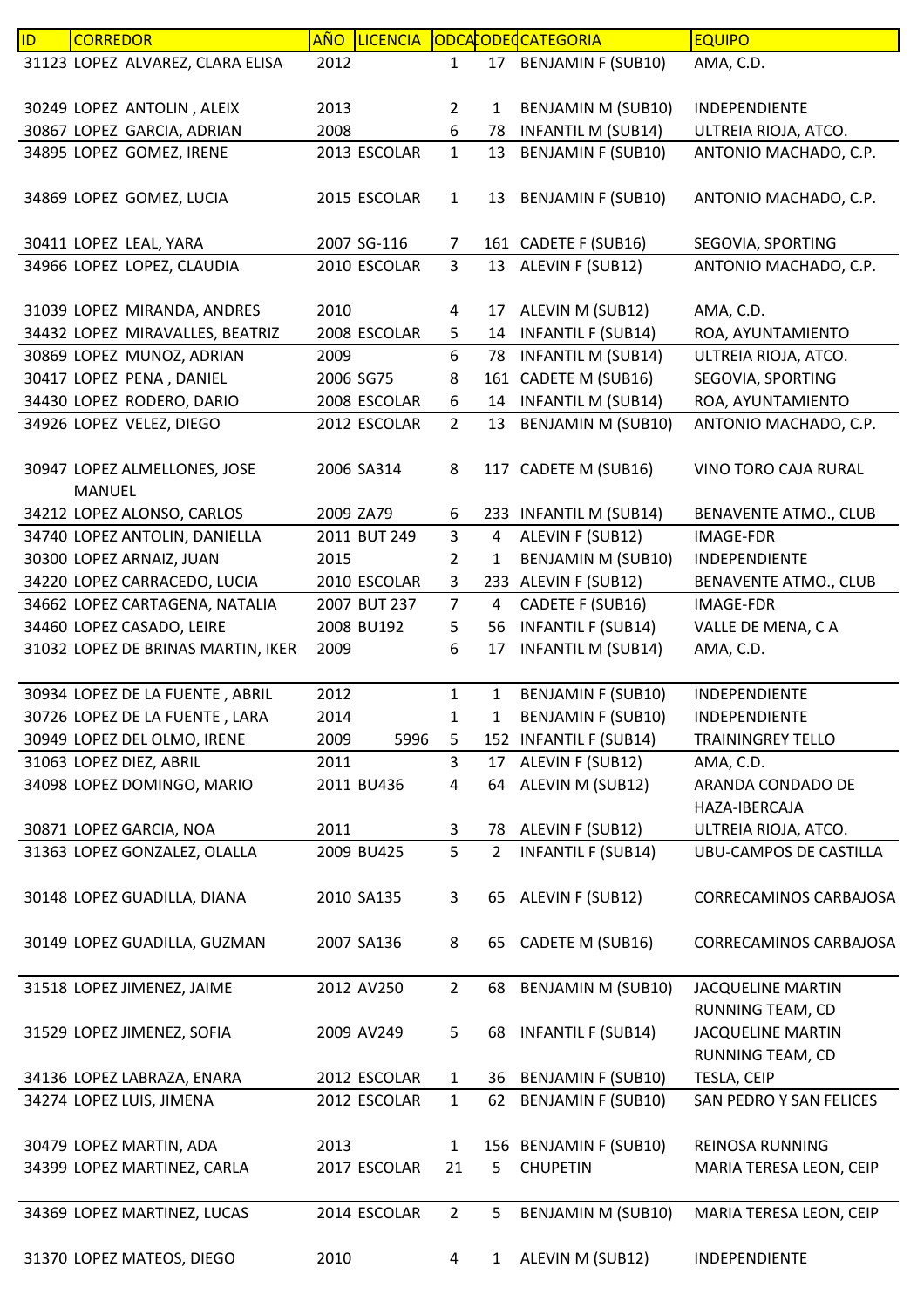| ID | CORREDOR | AÑO | LICENCIA | ODCA | CODEQ | CATEGORIA | EQUIPO |
|---|---|---|---|---|---|---|---|
| 31123 | LOPEZ ALVAREZ, CLARA ELISA | 2012 | | 1 | 17 | BENJAMIN F (SUB10) | AMA, C.D. |
| 30249 | LOPEZ ANTOLIN , ALEIX | 2013 | | 2 | 1 | BENJAMIN M (SUB10) | INDEPENDIENTE |
| 30867 | LOPEZ GARCIA, ADRIAN | 2008 | | 6 | 78 | INFANTIL M (SUB14) | ULTREIA RIOJA, ATCO. |
| 34895 | LOPEZ GOMEZ, IRENE | 2013 | ESCOLAR | 1 | 13 | BENJAMIN F (SUB10) | ANTONIO MACHADO, C.P. |
| 34869 | LOPEZ GOMEZ, LUCIA | 2015 | ESCOLAR | 1 | 13 | BENJAMIN F (SUB10) | ANTONIO MACHADO, C.P. |
| 30411 | LOPEZ LEAL, YARA | 2007 | SG-116 | 7 | 161 | CADETE F (SUB16) | SEGOVIA, SPORTING |
| 34966 | LOPEZ LOPEZ, CLAUDIA | 2010 | ESCOLAR | 3 | 13 | ALEVIN F (SUB12) | ANTONIO MACHADO, C.P. |
| 31039 | LOPEZ MIRANDA, ANDRES | 2010 | | 4 | 17 | ALEVIN M (SUB12) | AMA, C.D. |
| 34432 | LOPEZ MIRAVALLES, BEATRIZ | 2008 | ESCOLAR | 5 | 14 | INFANTIL F (SUB14) | ROA, AYUNTAMIENTO |
| 30869 | LOPEZ MUNOZ, ADRIAN | 2009 | | 6 | 78 | INFANTIL M (SUB14) | ULTREIA RIOJA, ATCO. |
| 30417 | LOPEZ PENA , DANIEL | 2006 | SG75 | 8 | 161 | CADETE M (SUB16) | SEGOVIA, SPORTING |
| 34430 | LOPEZ RODERO, DARIO | 2008 | ESCOLAR | 6 | 14 | INFANTIL M (SUB14) | ROA, AYUNTAMIENTO |
| 34926 | LOPEZ VELEZ, DIEGO | 2012 | ESCOLAR | 2 | 13 | BENJAMIN M (SUB10) | ANTONIO MACHADO, C.P. |
| 30947 | LOPEZ ALMELLONES, JOSE MANUEL | 2006 | SA314 | 8 | 117 | CADETE M (SUB16) | VINO TORO CAJA RURAL |
| 34212 | LOPEZ ALONSO, CARLOS | 2009 | ZA79 | 6 | 233 | INFANTIL M (SUB14) | BENAVENTE ATMO., CLUB |
| 34740 | LOPEZ ANTOLIN, DANIELLA | 2011 | BUT 249 | 3 | 4 | ALEVIN F (SUB12) | IMAGE-FDR |
| 30300 | LOPEZ ARNAIZ, JUAN | 2015 | | 2 | 1 | BENJAMIN M (SUB10) | INDEPENDIENTE |
| 34220 | LOPEZ CARRACEDO, LUCIA | 2010 | ESCOLAR | 3 | 233 | ALEVIN F (SUB12) | BENAVENTE ATMO., CLUB |
| 34662 | LOPEZ CARTAGENA, NATALIA | 2007 | BUT 237 | 7 | 4 | CADETE F (SUB16) | IMAGE-FDR |
| 34460 | LOPEZ CASADO, LEIRE | 2008 | BU192 | 5 | 56 | INFANTIL F (SUB14) | VALLE DE MENA, C A |
| 31032 | LOPEZ DE BRINAS MARTIN, IKER | 2009 | | 6 | 17 | INFANTIL M (SUB14) | AMA, C.D. |
| 30934 | LOPEZ DE LA FUENTE , ABRIL | 2012 | | 1 | 1 | BENJAMIN F (SUB10) | INDEPENDIENTE |
| 30726 | LOPEZ DE LA FUENTE , LARA | 2014 | | 1 | 1 | BENJAMIN F (SUB10) | INDEPENDIENTE |
| 30949 | LOPEZ DEL OLMO, IRENE | 2009 | 5996 | 5 | 152 | INFANTIL F (SUB14) | TRAININGREY TELLO |
| 31063 | LOPEZ DIEZ, ABRIL | 2011 | | 3 | 17 | ALEVIN F (SUB12) | AMA, C.D. |
| 34098 | LOPEZ DOMINGO, MARIO | 2011 | BU436 | 4 | 64 | ALEVIN M (SUB12) | ARANDA CONDADO DE HAZA-IBERCAJA |
| 30871 | LOPEZ GARCIA, NOA | 2011 | | 3 | 78 | ALEVIN F (SUB12) | ULTREIA RIOJA, ATCO. |
| 31363 | LOPEZ GONZALEZ, OLALLA | 2009 | BU425 | 5 | 2 | INFANTIL F (SUB14) | UBU-CAMPOS DE CASTILLA |
| 30148 | LOPEZ GUADILLA, DIANA | 2010 | SA135 | 3 | 65 | ALEVIN F (SUB12) | CORRECAMINOS CARBAJOSA |
| 30149 | LOPEZ GUADILLA, GUZMAN | 2007 | SA136 | 8 | 65 | CADETE M (SUB16) | CORRECAMINOS CARBAJOSA |
| 31518 | LOPEZ JIMENEZ, JAIME | 2012 | AV250 | 2 | 68 | BENJAMIN M (SUB10) | JACQUELINE MARTIN RUNNING TEAM, CD |
| 31529 | LOPEZ JIMENEZ, SOFIA | 2009 | AV249 | 5 | 68 | INFANTIL F (SUB14) | JACQUELINE MARTIN RUNNING TEAM, CD |
| 34136 | LOPEZ LABRAZA, ENARA | 2012 | ESCOLAR | 1 | 36 | BENJAMIN F (SUB10) | TESLA, CEIP |
| 34274 | LOPEZ LUIS, JIMENA | 2012 | ESCOLAR | 1 | 62 | BENJAMIN F (SUB10) | SAN PEDRO Y SAN FELICES |
| 30479 | LOPEZ MARTIN, ADA | 2013 | | 1 | 156 | BENJAMIN F (SUB10) | REINOSA RUNNING |
| 34399 | LOPEZ MARTINEZ, CARLA | 2017 | ESCOLAR | 21 | 5 | CHUPETIN | MARIA TERESA LEON, CEIP |
| 34369 | LOPEZ MARTINEZ, LUCAS | 2014 | ESCOLAR | 2 | 5 | BENJAMIN M (SUB10) | MARIA TERESA LEON, CEIP |
| 31370 | LOPEZ MATEOS, DIEGO | 2010 | | 4 | 1 | ALEVIN M (SUB12) | INDEPENDIENTE |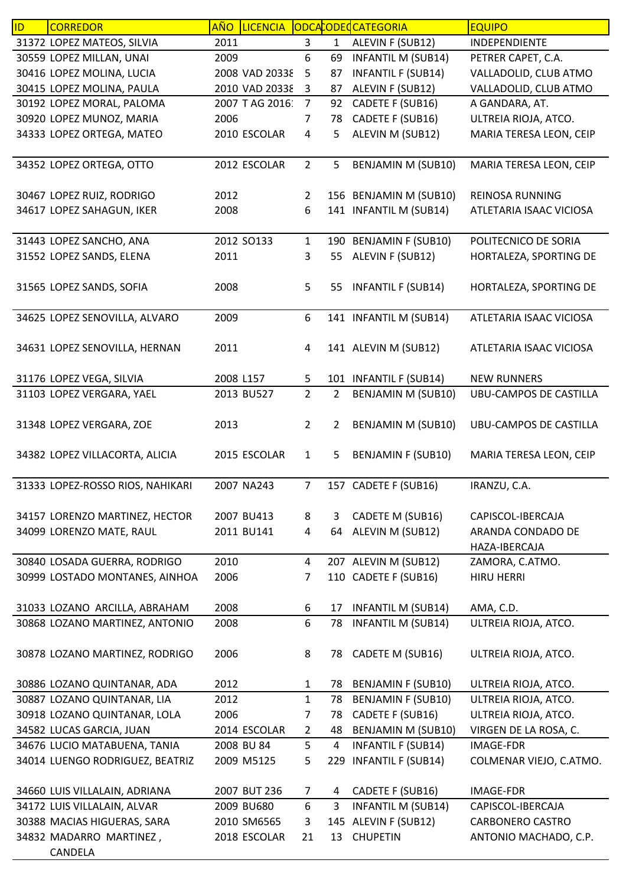| ID | CORREDOR | AÑO | LICENCIA | ODCA | CODEC | CATEGORIA | EQUIPO |
|---|---|---|---|---|---|---|---|
| 31372 | LOPEZ MATEOS, SILVIA | 2011 | | 3 | 1 | ALEVIN F (SUB12) | INDEPENDIENTE |
| 30559 | LOPEZ MILLAN, UNAI | 2009 | | 6 | 69 | INFANTIL M (SUB14) | PETRER CAPET, C.A. |
| 30416 | LOPEZ MOLINA, LUCIA | 2008 | VAD 20338 | 5 | 87 | INFANTIL F (SUB14) | VALLADOLID, CLUB ATMO |
| 30415 | LOPEZ MOLINA, PAULA | 2010 | VAD 20338 | 3 | 87 | ALEVIN F (SUB12) | VALLADOLID, CLUB ATMO |
| 30192 | LOPEZ MORAL, PALOMA | 2007 | T AG 2016 | 7 | 92 | CADETE F (SUB16) | A GANDARA, AT. |
| 30920 | LOPEZ MUNOZ, MARIA | 2006 | | 7 | 78 | CADETE F (SUB16) | ULTREIA RIOJA, ATCO. |
| 34333 | LOPEZ ORTEGA, MATEO | 2010 | ESCOLAR | 4 | 5 | ALEVIN M (SUB12) | MARIA TERESA LEON, CEIP |
| 34352 | LOPEZ ORTEGA, OTTO | 2012 | ESCOLAR | 2 | 5 | BENJAMIN M (SUB10) | MARIA TERESA LEON, CEIP |
| 30467 | LOPEZ RUIZ, RODRIGO | 2012 | | 2 | 156 | BENJAMIN M (SUB10) | REINOSA RUNNING |
| 34617 | LOPEZ SAHAGUN, IKER | 2008 | | 6 | 141 | INFANTIL M (SUB14) | ATLETARIA ISAAC VICIOSA |
| 31443 | LOPEZ SANCHO, ANA | 2012 | SO133 | 1 | 190 | BENJAMIN F (SUB10) | POLITECNICO DE SORIA |
| 31552 | LOPEZ SANDS, ELENA | 2011 | | 3 | 55 | ALEVIN F (SUB12) | HORTALEZA, SPORTING DE |
| 31565 | LOPEZ SANDS, SOFIA | 2008 | | 5 | 55 | INFANTIL F (SUB14) | HORTALEZA, SPORTING DE |
| 34625 | LOPEZ SENOVILLA, ALVARO | 2009 | | 6 | 141 | INFANTIL M (SUB14) | ATLETARIA ISAAC VICIOSA |
| 34631 | LOPEZ SENOVILLA, HERNAN | 2011 | | 4 | 141 | ALEVIN M (SUB12) | ATLETARIA ISAAC VICIOSA |
| 31176 | LOPEZ VEGA, SILVIA | 2008 | L157 | 5 | 101 | INFANTIL F (SUB14) | NEW RUNNERS |
| 31103 | LOPEZ VERGARA, YAEL | 2013 | BU527 | 2 | 2 | BENJAMIN M (SUB10) | UBU-CAMPOS DE CASTILLA |
| 31348 | LOPEZ VERGARA, ZOE | 2013 | | 2 | 2 | BENJAMIN M (SUB10) | UBU-CAMPOS DE CASTILLA |
| 34382 | LOPEZ VILLACORTA, ALICIA | 2015 | ESCOLAR | 1 | 5 | BENJAMIN F (SUB10) | MARIA TERESA LEON, CEIP |
| 31333 | LOPEZ-ROSSO RIOS, NAHIKARI | 2007 | NA243 | 7 | 157 | CADETE F (SUB16) | IRANZU, C.A. |
| 34157 | LORENZO MARTINEZ, HECTOR | 2007 | BU413 | 8 | 3 | CADETE M (SUB16) | CAPISCOL-IBERCAJA |
| 34099 | LORENZO MATE, RAUL | 2011 | BU141 | 4 | 64 | ALEVIN M (SUB12) | ARANDA CONDADO DE HAZA-IBERCAJA |
| 30840 | LOSADA GUERRA, RODRIGO | 2010 | | 4 | 207 | ALEVIN M (SUB12) | ZAMORA, C.ATMO. |
| 30999 | LOSTADO MONTANES, AINHOA | 2006 | | 7 | 110 | CADETE F (SUB16) | HIRU HERRI |
| 31033 | LOZANO ARCILLA, ABRAHAM | 2008 | | 6 | 17 | INFANTIL M (SUB14) | AMA, C.D. |
| 30868 | LOZANO MARTINEZ, ANTONIO | 2008 | | 6 | 78 | INFANTIL M (SUB14) | ULTREIA RIOJA, ATCO. |
| 30878 | LOZANO MARTINEZ, RODRIGO | 2006 | | 8 | 78 | CADETE M (SUB16) | ULTREIA RIOJA, ATCO. |
| 30886 | LOZANO QUINTANAR, ADA | 2012 | | 1 | 78 | BENJAMIN F (SUB10) | ULTREIA RIOJA, ATCO. |
| 30887 | LOZANO QUINTANAR, LIA | 2012 | | 1 | 78 | BENJAMIN F (SUB10) | ULTREIA RIOJA, ATCO. |
| 30918 | LOZANO QUINTANAR, LOLA | 2006 | | 7 | 78 | CADETE F (SUB16) | ULTREIA RIOJA, ATCO. |
| 34582 | LUCAS GARCIA, JUAN | 2014 | ESCOLAR | 2 | 48 | BENJAMIN M (SUB10) | VIRGEN DE LA ROSA, C. |
| 34676 | LUCIO MATABUENA, TANIA | 2008 | BU 84 | 5 | 4 | INFANTIL F (SUB14) | IMAGE-FDR |
| 34014 | LUENGO RODRIGUEZ, BEATRIZ | 2009 | M5125 | 5 | 229 | INFANTIL F (SUB14) | COLMENAR VIEJO, C.ATMO. |
| 34660 | LUIS VILLALAIN, ADRIANA | 2007 | BUT 236 | 7 | 4 | CADETE F (SUB16) | IMAGE-FDR |
| 34172 | LUIS VILLALAIN, ALVAR | 2009 | BU680 | 6 | 3 | INFANTIL M (SUB14) | CAPISCOL-IBERCAJA |
| 30388 | MACIAS HIGUERAS, SARA | 2010 | SM6565 | 3 | 145 | ALEVIN F (SUB12) | CARBONERO CASTRO |
| 34832 | MADARRO MARTINEZ , CANDELA | 2018 | ESCOLAR | 21 | 13 | CHUPETIN | ANTONIO MACHADO, C.P. |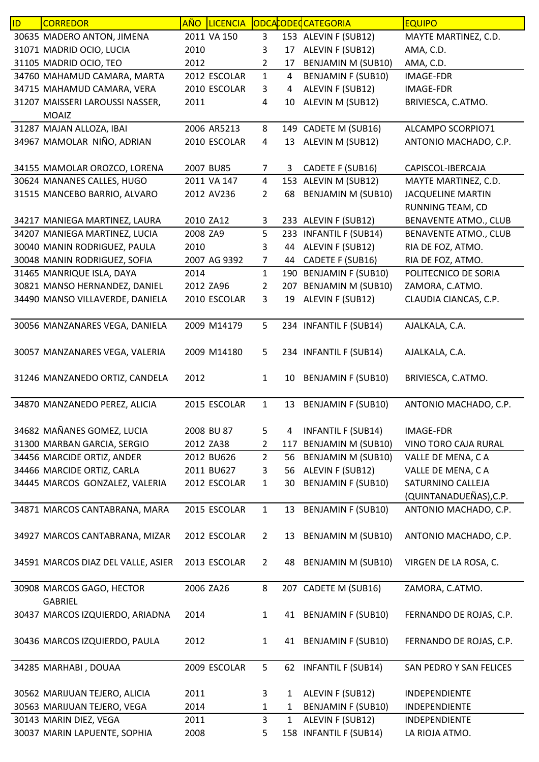| ID | CORREDOR | AÑO | LICENCIA | ODCA | CODEQ | CATEGORIA | EQUIPO |
|---|---|---|---|---|---|---|---|
| 30635 | MADERO ANTON, JIMENA | 2011 | VA 150 | 3 | 153 | ALEVIN F (SUB12) | MAYTE MARTINEZ, C.D. |
| 31071 | MADRID OCIO, LUCIA | 2010 | | 3 | 17 | ALEVIN F (SUB12) | AMA, C.D. |
| 31105 | MADRID OCIO, TEO | 2012 | | 2 | 17 | BENJAMIN M (SUB10) | AMA, C.D. |
| 34760 | MAHAMUD CAMARA, MARTA | 2012 | ESCOLAR | 1 | 4 | BENJAMIN F (SUB10) | IMAGE-FDR |
| 34715 | MAHAMUD CAMARA, VERA | 2010 | ESCOLAR | 3 | 4 | ALEVIN F (SUB12) | IMAGE-FDR |
| 31207 | MAISSERI LAROUSSI NASSER, MOAIZ | 2011 | | 4 | 10 | ALEVIN M (SUB12) | BRIVIESCA, C.ATMO. |
| 31287 | MAJAN ALLOZA, IBAI | 2006 | AR5213 | 8 | 149 | CADETE M (SUB16) | ALCAMPO SCORPIO71 |
| 34967 | MAMOLAR NIÑO, ADRIAN | 2010 | ESCOLAR | 4 | 13 | ALEVIN M (SUB12) | ANTONIO MACHADO, C.P. |
| 34155 | MAMOLAR OROZCO, LORENA | 2007 | BU85 | 7 | 3 | CADETE F (SUB16) | CAPISCOL-IBERCAJA |
| 30624 | MANANES CALLES, HUGO | 2011 | VA 147 | 4 | 153 | ALEVIN M (SUB12) | MAYTE MARTINEZ, C.D. |
| 31515 | MANCEBO BARRIO, ALVARO | 2012 | AV236 | 2 | 68 | BENJAMIN M (SUB10) | JACQUELINE MARTIN RUNNING TEAM, CD |
| 34217 | MANIEGA MARTINEZ, LAURA | 2010 | ZA12 | 3 | 233 | ALEVIN F (SUB12) | BENAVENTE ATMO., CLUB |
| 34207 | MANIEGA MARTINEZ, LUCIA | 2008 | ZA9 | 5 | 233 | INFANTIL F (SUB14) | BENAVENTE ATMO., CLUB |
| 30040 | MANIN RODRIGUEZ, PAULA | 2010 | | 3 | 44 | ALEVIN F (SUB12) | RIA DE FOZ, ATMO. |
| 30048 | MANIN RODRIGUEZ, SOFIA | 2007 | AG 9392 | 7 | 44 | CADETE F (SUB16) | RIA DE FOZ, ATMO. |
| 31465 | MANRIQUE ISLA, DAYA | 2014 | | 1 | 190 | BENJAMIN F (SUB10) | POLITECNICO DE SORIA |
| 30821 | MANSO HERNANDEZ, DANIEL | 2012 | ZA96 | 2 | 207 | BENJAMIN M (SUB10) | ZAMORA, C.ATMO. |
| 34490 | MANSO VILLAVERDE, DANIELA | 2010 | ESCOLAR | 3 | 19 | ALEVIN F (SUB12) | CLAUDIA CIANCAS, C.P. |
| 30056 | MANZANARES VEGA, DANIELA | 2009 | M14179 | 5 | 234 | INFANTIL F (SUB14) | AJALKALA, C.A. |
| 30057 | MANZANARES VEGA, VALERIA | 2009 | M14180 | 5 | 234 | INFANTIL F (SUB14) | AJALKALA, C.A. |
| 31246 | MANZANEDO ORTIZ, CANDELA | 2012 | | 1 | 10 | BENJAMIN F (SUB10) | BRIVIESCA, C.ATMO. |
| 34870 | MANZANEDO PEREZ, ALICIA | 2015 | ESCOLAR | 1 | 13 | BENJAMIN F (SUB10) | ANTONIO MACHADO, C.P. |
| 34682 | MAÑANES GOMEZ, LUCIA | 2008 | BU 87 | 5 | 4 | INFANTIL F (SUB14) | IMAGE-FDR |
| 31300 | MARBAN GARCIA, SERGIO | 2012 | ZA38 | 2 | 117 | BENJAMIN M (SUB10) | VINO TORO CAJA RURAL |
| 34456 | MARCIDE ORTIZ, ANDER | 2012 | BU626 | 2 | 56 | BENJAMIN M (SUB10) | VALLE DE MENA, C A |
| 34466 | MARCIDE ORTIZ, CARLA | 2011 | BU627 | 3 | 56 | ALEVIN F (SUB12) | VALLE DE MENA, C A |
| 34445 | MARCOS GONZALEZ, VALERIA | 2012 | ESCOLAR | 1 | 30 | BENJAMIN F (SUB10) | SATURNINO CALLEJA (QUINTANADUEÑAS),C.P. |
| 34871 | MARCOS CANTABRANA, MARA | 2015 | ESCOLAR | 1 | 13 | BENJAMIN F (SUB10) | ANTONIO MACHADO, C.P. |
| 34927 | MARCOS CANTABRANA, MIZAR | 2012 | ESCOLAR | 2 | 13 | BENJAMIN M (SUB10) | ANTONIO MACHADO, C.P. |
| 34591 | MARCOS DIAZ DEL VALLE, ASIER | 2013 | ESCOLAR | 2 | 48 | BENJAMIN M (SUB10) | VIRGEN DE LA ROSA, C. |
| 30908 | MARCOS GAGO, HECTOR GABRIEL | 2006 | ZA26 | 8 | 207 | CADETE M (SUB16) | ZAMORA, C.ATMO. |
| 30437 | MARCOS IZQUIERDO, ARIADNA | 2014 | | 1 | 41 | BENJAMIN F (SUB10) | FERNANDO DE ROJAS, C.P. |
| 30436 | MARCOS IZQUIERDO, PAULA | 2012 | | 1 | 41 | BENJAMIN F (SUB10) | FERNANDO DE ROJAS, C.P. |
| 34285 | MARHABI , DOUAA | 2009 | ESCOLAR | 5 | 62 | INFANTIL F (SUB14) | SAN PEDRO Y SAN FELICES |
| 30562 | MARIJUAN TEJERO, ALICIA | 2011 | | 3 | 1 | ALEVIN F (SUB12) | INDEPENDIENTE |
| 30563 | MARIJUAN TEJERO, VEGA | 2014 | | 1 | 1 | BENJAMIN F (SUB10) | INDEPENDIENTE |
| 30143 | MARIN DIEZ, VEGA | 2011 | | 3 | 1 | ALEVIN F (SUB12) | INDEPENDIENTE |
| 30037 | MARIN LAPUENTE, SOPHIA | 2008 | | 5 | 158 | INFANTIL F (SUB14) | LA RIOJA ATMO. |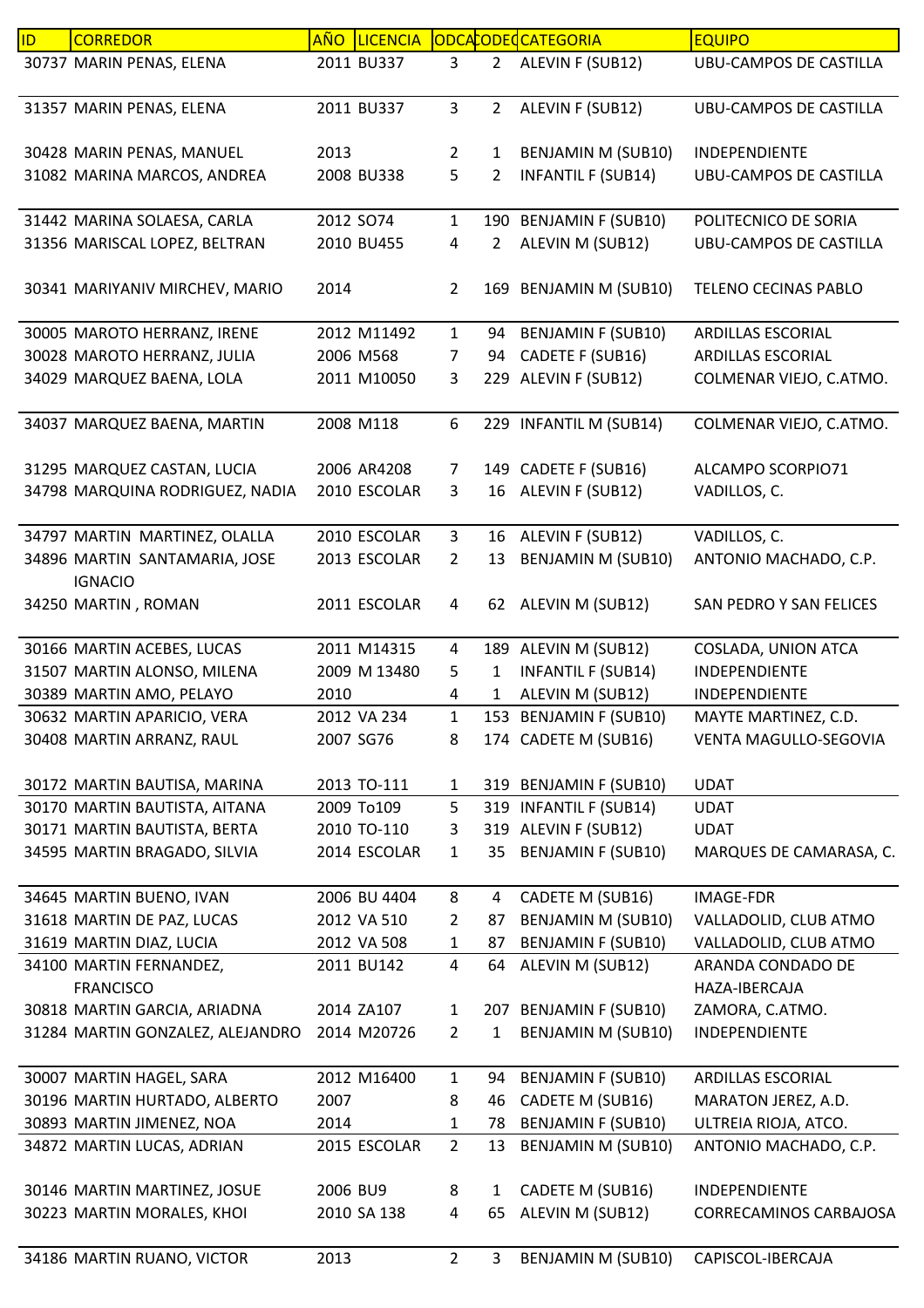| ID | CORREDOR | AÑO | LICENCIA | ODCA | CODEQ | CATEGORIA | EQUIPO |
|---|---|---|---|---|---|---|---|
| 30737 | MARIN PENAS, ELENA | 2011 | BU337 | 3 | 2 | ALEVIN F (SUB12) | UBU-CAMPOS DE CASTILLA |
| 31357 | MARIN PENAS, ELENA | 2011 | BU337 | 3 | 2 | ALEVIN F (SUB12) | UBU-CAMPOS DE CASTILLA |
| 30428 | MARIN PENAS, MANUEL | 2013 | | 2 | 1 | BENJAMIN M (SUB10) | INDEPENDIENTE |
| 31082 | MARINA MARCOS, ANDREA | 2008 | BU338 | 5 | 2 | INFANTIL F (SUB14) | UBU-CAMPOS DE CASTILLA |
| 31442 | MARINA SOLAESA, CARLA | 2012 | SO74 | 1 | 190 | BENJAMIN F (SUB10) | POLITECNICO DE SORIA |
| 31356 | MARISCAL LOPEZ, BELTRAN | 2010 | BU455 | 4 | 2 | ALEVIN M (SUB12) | UBU-CAMPOS DE CASTILLA |
| 30341 | MARIYANIV MIRCHEV, MARIO | 2014 | | 2 | 169 | BENJAMIN M (SUB10) | TELENO CECINAS PABLO |
| 30005 | MAROTO HERRANZ, IRENE | 2012 | M11492 | 1 | 94 | BENJAMIN F (SUB10) | ARDILLAS ESCORIAL |
| 30028 | MAROTO HERRANZ, JULIA | 2006 | M568 | 7 | 94 | CADETE F (SUB16) | ARDILLAS ESCORIAL |
| 34029 | MARQUEZ BAENA, LOLA | 2011 | M10050 | 3 | 229 | ALEVIN F (SUB12) | COLMENAR VIEJO, C.ATMO. |
| 34037 | MARQUEZ BAENA, MARTIN | 2008 | M118 | 6 | 229 | INFANTIL M (SUB14) | COLMENAR VIEJO, C.ATMO. |
| 31295 | MARQUEZ CASTAN, LUCIA | 2006 | AR4208 | 7 | 149 | CADETE F (SUB16) | ALCAMPO SCORPIO71 |
| 34798 | MARQUINA RODRIGUEZ, NADIA | 2010 | ESCOLAR | 3 | 16 | ALEVIN F (SUB12) | VADILLOS, C. |
| 34797 | MARTIN MARTINEZ, OLALLA | 2010 | ESCOLAR | 3 | 16 | ALEVIN F (SUB12) | VADILLOS, C. |
| 34896 | MARTIN SANTAMARIA, JOSE IGNACIO | 2013 | ESCOLAR | 2 | 13 | BENJAMIN M (SUB10) | ANTONIO MACHADO, C.P. |
| 34250 | MARTIN , ROMAN | 2011 | ESCOLAR | 4 | 62 | ALEVIN M (SUB12) | SAN PEDRO Y SAN FELICES |
| 30166 | MARTIN ACEBES, LUCAS | 2011 | M14315 | 4 | 189 | ALEVIN M (SUB12) | COSLADA, UNION ATCA |
| 31507 | MARTIN ALONSO, MILENA | 2009 | M 13480 | 5 | 1 | INFANTIL F (SUB14) | INDEPENDIENTE |
| 30389 | MARTIN AMO, PELAYO | 2010 | | 4 | 1 | ALEVIN M (SUB12) | INDEPENDIENTE |
| 30632 | MARTIN APARICIO, VERA | 2012 | VA 234 | 1 | 153 | BENJAMIN F (SUB10) | MAYTE MARTINEZ, C.D. |
| 30408 | MARTIN ARRANZ, RAUL | 2007 | SG76 | 8 | 174 | CADETE M (SUB16) | VENTA MAGULLO-SEGOVIA |
| 30172 | MARTIN BAUTISA, MARINA | 2013 | TO-111 | 1 | 319 | BENJAMIN F (SUB10) | UDAT |
| 30170 | MARTIN BAUTISTA, AITANA | 2009 | To109 | 5 | 319 | INFANTIL F (SUB14) | UDAT |
| 30171 | MARTIN BAUTISTA, BERTA | 2010 | TO-110 | 3 | 319 | ALEVIN F (SUB12) | UDAT |
| 34595 | MARTIN BRAGADO, SILVIA | 2014 | ESCOLAR | 1 | 35 | BENJAMIN F (SUB10) | MARQUES DE CAMARASA, C. |
| 34645 | MARTIN BUENO, IVAN | 2006 | BU 4404 | 8 | 4 | CADETE M (SUB16) | IMAGE-FDR |
| 31618 | MARTIN DE PAZ, LUCAS | 2012 | VA 510 | 2 | 87 | BENJAMIN M (SUB10) | VALLADOLID, CLUB ATMO |
| 31619 | MARTIN DIAZ, LUCIA | 2012 | VA 508 | 1 | 87 | BENJAMIN F (SUB10) | VALLADOLID, CLUB ATMO |
| 34100 | MARTIN FERNANDEZ, FRANCISCO | 2011 | BU142 | 4 | 64 | ALEVIN M (SUB12) | ARANDA CONDADO DE HAZA-IBERCAJA |
| 30818 | MARTIN GARCIA, ARIADNA | 2014 | ZA107 | 1 | 207 | BENJAMIN F (SUB10) | ZAMORA, C.ATMO. |
| 31284 | MARTIN GONZALEZ, ALEJANDRO | 2014 | M20726 | 2 | 1 | BENJAMIN M (SUB10) | INDEPENDIENTE |
| 30007 | MARTIN HAGEL, SARA | 2012 | M16400 | 1 | 94 | BENJAMIN F (SUB10) | ARDILLAS ESCORIAL |
| 30196 | MARTIN HURTADO, ALBERTO | 2007 | | 8 | 46 | CADETE M (SUB16) | MARATON JEREZ, A.D. |
| 30893 | MARTIN JIMENEZ, NOA | 2014 | | 1 | 78 | BENJAMIN F (SUB10) | ULTREIA RIOJA, ATCO. |
| 34872 | MARTIN LUCAS, ADRIAN | 2015 | ESCOLAR | 2 | 13 | BENJAMIN M (SUB10) | ANTONIO MACHADO, C.P. |
| 30146 | MARTIN MARTINEZ, JOSUE | 2006 | BU9 | 8 | 1 | CADETE M (SUB16) | INDEPENDIENTE |
| 30223 | MARTIN MORALES, KHOI | 2010 | SA 138 | 4 | 65 | ALEVIN M (SUB12) | CORRECAMINOS CARBAJOSA |
| 34186 | MARTIN RUANO, VICTOR | 2013 | | 2 | 3 | BENJAMIN M (SUB10) | CAPISCOL-IBERCAJA |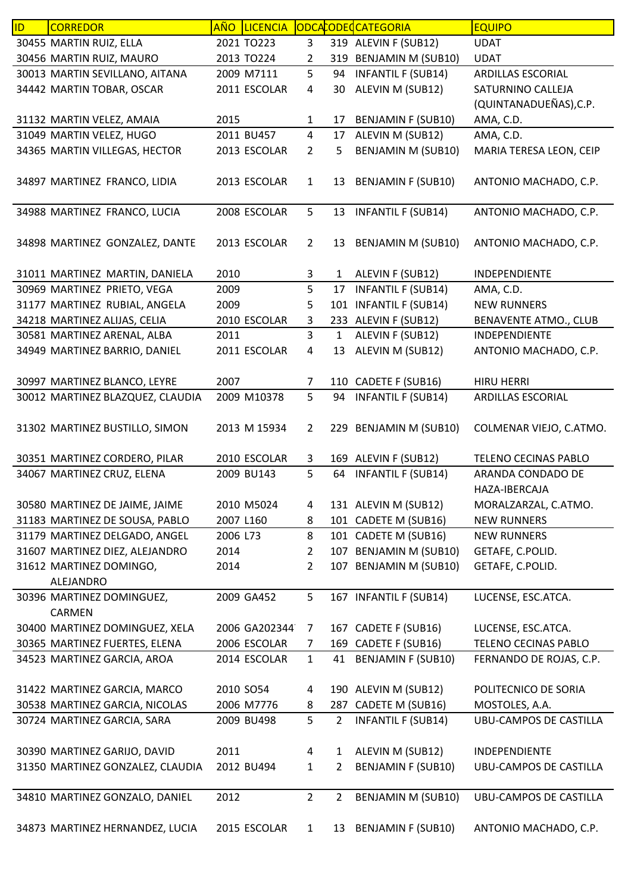| ID | CORREDOR | AÑO | LICENCIA | ODCA | CODEQ | CATEGORIA | EQUIPO |
|---|---|---|---|---|---|---|---|
| 30455 | MARTIN RUIZ, ELLA | 2021 | TO223 | 3 | 319 | ALEVIN F (SUB12) | UDAT |
| 30456 | MARTIN RUIZ, MAURO | 2013 | TO224 | 2 | 319 | BENJAMIN M (SUB10) | UDAT |
| 30013 | MARTIN SEVILLANO, AITANA | 2009 | M7111 | 5 | 94 | INFANTIL F (SUB14) | ARDILLAS ESCORIAL |
| 34442 | MARTIN TOBAR, OSCAR | 2011 | ESCOLAR | 4 | 30 | ALEVIN M (SUB12) | SATURNINO CALLEJA (QUINTANADUEÑAS),C.P. |
| 31132 | MARTIN VELEZ, AMAIA | 2015 | | 1 | 17 | BENJAMIN F (SUB10) | AMA, C.D. |
| 31049 | MARTIN VELEZ, HUGO | 2011 | BU457 | 4 | 17 | ALEVIN M (SUB12) | AMA, C.D. |
| 34365 | MARTIN VILLEGAS, HECTOR | 2013 | ESCOLAR | 2 | 5 | BENJAMIN M (SUB10) | MARIA TERESA LEON, CEIP |
| 34897 | MARTINEZ FRANCO, LIDIA | 2013 | ESCOLAR | 1 | 13 | BENJAMIN F (SUB10) | ANTONIO MACHADO, C.P. |
| 34988 | MARTINEZ FRANCO, LUCIA | 2008 | ESCOLAR | 5 | 13 | INFANTIL F (SUB14) | ANTONIO MACHADO, C.P. |
| 34898 | MARTINEZ GONZALEZ, DANTE | 2013 | ESCOLAR | 2 | 13 | BENJAMIN M (SUB10) | ANTONIO MACHADO, C.P. |
| 31011 | MARTINEZ MARTIN, DANIELA | 2010 | | 3 | 1 | ALEVIN F (SUB12) | INDEPENDIENTE |
| 30969 | MARTINEZ PRIETO, VEGA | 2009 | | 5 | 17 | INFANTIL F (SUB14) | AMA, C.D. |
| 31177 | MARTINEZ RUBIAL, ANGELA | 2009 | | 5 | 101 | INFANTIL F (SUB14) | NEW RUNNERS |
| 34218 | MARTINEZ ALIJAS, CELIA | 2010 | ESCOLAR | 3 | 233 | ALEVIN F (SUB12) | BENAVENTE ATMO., CLUB |
| 30581 | MARTINEZ ARENAL, ALBA | 2011 | | 3 | 1 | ALEVIN F (SUB12) | INDEPENDIENTE |
| 34949 | MARTINEZ BARRIO, DANIEL | 2011 | ESCOLAR | 4 | 13 | ALEVIN M (SUB12) | ANTONIO MACHADO, C.P. |
| 30997 | MARTINEZ BLANCO, LEYRE | 2007 | | 7 | 110 | CADETE F (SUB16) | HIRU HERRI |
| 30012 | MARTINEZ BLAZQUEZ, CLAUDIA | 2009 | M10378 | 5 | 94 | INFANTIL F (SUB14) | ARDILLAS ESCORIAL |
| 31302 | MARTINEZ BUSTILLO, SIMON | 2013 | M 15934 | 2 | 229 | BENJAMIN M (SUB10) | COLMENAR VIEJO, C.ATMO. |
| 30351 | MARTINEZ CORDERO, PILAR | 2010 | ESCOLAR | 3 | 169 | ALEVIN F (SUB12) | TELENO CECINAS PABLO |
| 34067 | MARTINEZ CRUZ, ELENA | 2009 | BU143 | 5 | 64 | INFANTIL F (SUB14) | ARANDA CONDADO DE HAZA-IBERCAJA |
| 30580 | MARTINEZ DE JAIME, JAIME | 2010 | M5024 | 4 | 131 | ALEVIN M (SUB12) | MORALZARZAL, C.ATMO. |
| 31183 | MARTINEZ DE SOUSA, PABLO | 2007 | L160 | 8 | 101 | CADETE M (SUB16) | NEW RUNNERS |
| 31179 | MARTINEZ DELGADO, ANGEL | 2006 | L73 | 8 | 101 | CADETE M (SUB16) | NEW RUNNERS |
| 31607 | MARTINEZ DIEZ, ALEJANDRO | 2014 | | 2 | 107 | BENJAMIN M (SUB10) | GETAFE, C.POLID. |
| 31612 | MARTINEZ DOMINGO, ALEJANDRO | 2014 | | 2 | 107 | BENJAMIN M (SUB10) | GETAFE, C.POLID. |
| 30396 | MARTINEZ DOMINGUEZ, CARMEN | 2009 | GA452 | 5 | 167 | INFANTIL F (SUB14) | LUCENSE, ESC.ATCA. |
| 30400 | MARTINEZ DOMINGUEZ, XELA | 2006 | GA202344 | 7 | 167 | CADETE F (SUB16) | LUCENSE, ESC.ATCA. |
| 30365 | MARTINEZ FUERTES, ELENA | 2006 | ESCOLAR | 7 | 169 | CADETE F (SUB16) | TELENO CECINAS PABLO |
| 34523 | MARTINEZ GARCIA, AROA | 2014 | ESCOLAR | 1 | 41 | BENJAMIN F (SUB10) | FERNANDO DE ROJAS, C.P. |
| 31422 | MARTINEZ GARCIA, MARCO | 2010 | SO54 | 4 | 190 | ALEVIN M (SUB12) | POLITECNICO DE SORIA |
| 30538 | MARTINEZ GARCIA, NICOLAS | 2006 | M7776 | 8 | 287 | CADETE M (SUB16) | MOSTOLES, A.A. |
| 30724 | MARTINEZ GARCIA, SARA | 2009 | BU498 | 5 | 2 | INFANTIL F (SUB14) | UBU-CAMPOS DE CASTILLA |
| 30390 | MARTINEZ GARIJO, DAVID | 2011 | | 4 | 1 | ALEVIN M (SUB12) | INDEPENDIENTE |
| 31350 | MARTINEZ GONZALEZ, CLAUDIA | 2012 | BU494 | 1 | 2 | BENJAMIN F (SUB10) | UBU-CAMPOS DE CASTILLA |
| 34810 | MARTINEZ GONZALO, DANIEL | 2012 | | 2 | 2 | BENJAMIN M (SUB10) | UBU-CAMPOS DE CASTILLA |
| 34873 | MARTINEZ HERNANDEZ, LUCIA | 2015 | ESCOLAR | 1 | 13 | BENJAMIN F (SUB10) | ANTONIO MACHADO, C.P. |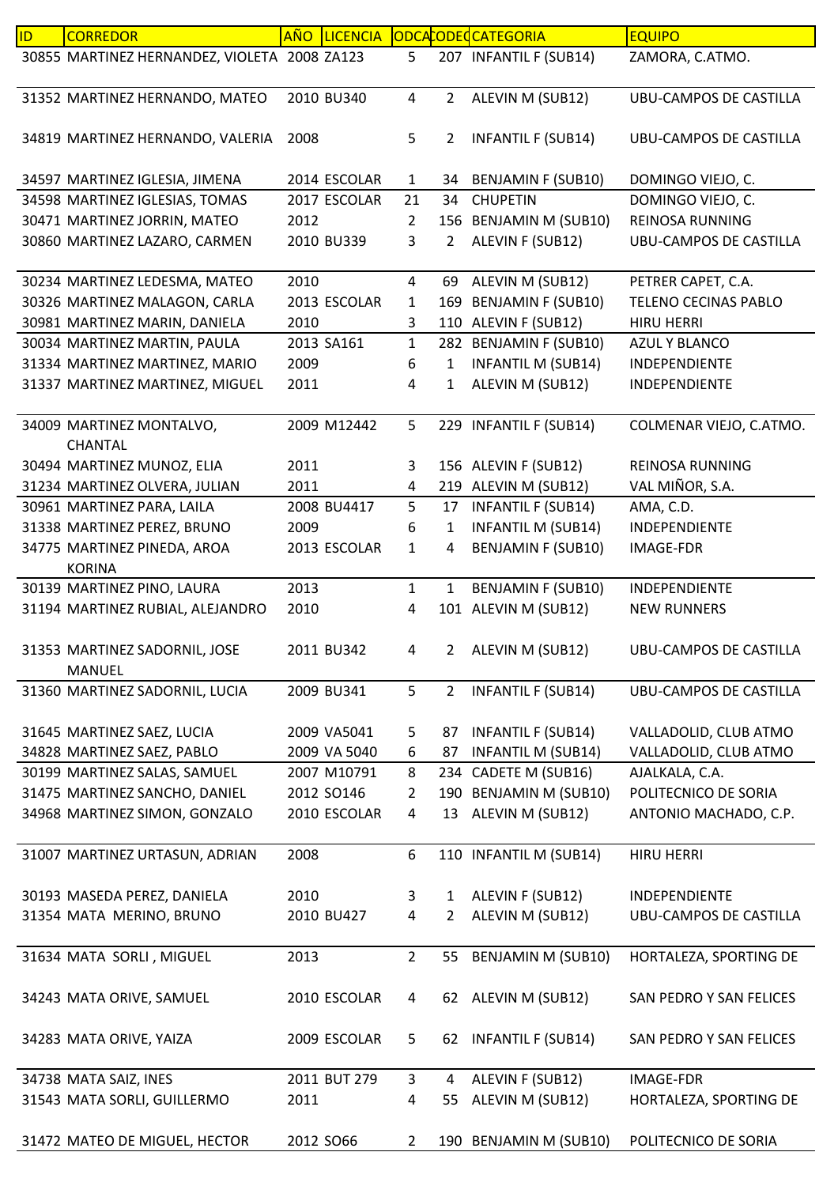| ID | CORREDOR | AÑO | LICENCIA | ODCAT | CODEQ | CATEGORIA | EQUIPO |
|---|---|---|---|---|---|---|---|
| 30855 | MARTINEZ HERNANDEZ, VIOLETA | 2008 | ZA123 | 5 | 207 | INFANTIL F (SUB14) | ZAMORA, C.ATMO. |
| 31352 | MARTINEZ HERNANDO, MATEO | 2010 | BU340 | 4 | 2 | ALEVIN M (SUB12) | UBU-CAMPOS DE CASTILLA |
| 34819 | MARTINEZ HERNANDO, VALERIA | 2008 | | 5 | 2 | INFANTIL F (SUB14) | UBU-CAMPOS DE CASTILLA |
| 34597 | MARTINEZ IGLESIA, JIMENA | 2014 | ESCOLAR | 1 | 34 | BENJAMIN F (SUB10) | DOMINGO VIEJO, C. |
| 34598 | MARTINEZ IGLESIAS, TOMAS | 2017 | ESCOLAR | 21 | 34 | CHUPETIN | DOMINGO VIEJO, C. |
| 30471 | MARTINEZ JORRIN, MATEO | 2012 | | 2 | 156 | BENJAMIN M (SUB10) | REINOSA RUNNING |
| 30860 | MARTINEZ LAZARO, CARMEN | 2010 | BU339 | 3 | 2 | ALEVIN F (SUB12) | UBU-CAMPOS DE CASTILLA |
| 30234 | MARTINEZ LEDESMA, MATEO | 2010 | | 4 | 69 | ALEVIN M (SUB12) | PETRER CAPET, C.A. |
| 30326 | MARTINEZ MALAGON, CARLA | 2013 | ESCOLAR | 1 | 169 | BENJAMIN F (SUB10) | TELENO CECINAS PABLO |
| 30981 | MARTINEZ MARIN, DANIELA | 2010 | | 3 | 110 | ALEVIN F (SUB12) | HIRU HERRI |
| 30034 | MARTINEZ MARTIN, PAULA | 2013 | SA161 | 1 | 282 | BENJAMIN F (SUB10) | AZUL Y BLANCO |
| 31334 | MARTINEZ MARTINEZ, MARIO | 2009 | | 6 | 1 | INFANTIL M (SUB14) | INDEPENDIENTE |
| 31337 | MARTINEZ MARTINEZ, MIGUEL | 2011 | | 4 | 1 | ALEVIN M (SUB12) | INDEPENDIENTE |
| 34009 | MARTINEZ MONTALVO, CHANTAL | 2009 | M12442 | 5 | 229 | INFANTIL F (SUB14) | COLMENAR VIEJO, C.ATMO. |
| 30494 | MARTINEZ MUNOZ, ELIA | 2011 | | 3 | 156 | ALEVIN F (SUB12) | REINOSA RUNNING |
| 31234 | MARTINEZ OLVERA, JULIAN | 2011 | | 4 | 219 | ALEVIN M (SUB12) | VAL MIÑOR, S.A. |
| 30961 | MARTINEZ PARA, LAILA | 2008 | BU4417 | 5 | 17 | INFANTIL F (SUB14) | AMA, C.D. |
| 31338 | MARTINEZ PEREZ, BRUNO | 2009 | | 6 | 1 | INFANTIL M (SUB14) | INDEPENDIENTE |
| 34775 | MARTINEZ PINEDA, AROA KORINA | 2013 | ESCOLAR | 1 | 4 | BENJAMIN F (SUB10) | IMAGE-FDR |
| 30139 | MARTINEZ PINO, LAURA | 2013 | | 1 | 1 | BENJAMIN F (SUB10) | INDEPENDIENTE |
| 31194 | MARTINEZ RUBIAL, ALEJANDRO | 2010 | | 4 | 101 | ALEVIN M (SUB12) | NEW RUNNERS |
| 31353 | MARTINEZ SADORNIL, JOSE MANUEL | 2011 | BU342 | 4 | 2 | ALEVIN M (SUB12) | UBU-CAMPOS DE CASTILLA |
| 31360 | MARTINEZ SADORNIL, LUCIA | 2009 | BU341 | 5 | 2 | INFANTIL F (SUB14) | UBU-CAMPOS DE CASTILLA |
| 31645 | MARTINEZ SAEZ, LUCIA | 2009 | VA5041 | 5 | 87 | INFANTIL F (SUB14) | VALLADOLID, CLUB ATMO |
| 34828 | MARTINEZ SAEZ, PABLO | 2009 | VA 5040 | 6 | 87 | INFANTIL M (SUB14) | VALLADOLID, CLUB ATMO |
| 30199 | MARTINEZ SALAS, SAMUEL | 2007 | M10791 | 8 | 234 | CADETE M (SUB16) | AJALKALA, C.A. |
| 31475 | MARTINEZ SANCHO, DANIEL | 2012 | SO146 | 2 | 190 | BENJAMIN M (SUB10) | POLITECNICO DE SORIA |
| 34968 | MARTINEZ SIMON, GONZALO | 2010 | ESCOLAR | 4 | 13 | ALEVIN M (SUB12) | ANTONIO MACHADO, C.P. |
| 31007 | MARTINEZ URTASUN, ADRIAN | 2008 | | 6 | 110 | INFANTIL M (SUB14) | HIRU HERRI |
| 30193 | MASEDA PEREZ, DANIELA | 2010 | | 3 | 1 | ALEVIN F (SUB12) | INDEPENDIENTE |
| 31354 | MATA MERINO, BRUNO | 2010 | BU427 | 4 | 2 | ALEVIN M (SUB12) | UBU-CAMPOS DE CASTILLA |
| 31634 | MATA SORLI , MIGUEL | 2013 | | 2 | 55 | BENJAMIN M (SUB10) | HORTALEZA, SPORTING DE |
| 34243 | MATA ORIVE, SAMUEL | 2010 | ESCOLAR | 4 | 62 | ALEVIN M (SUB12) | SAN PEDRO Y SAN FELICES |
| 34283 | MATA ORIVE, YAIZA | 2009 | ESCOLAR | 5 | 62 | INFANTIL F (SUB14) | SAN PEDRO Y SAN FELICES |
| 34738 | MATA SAIZ, INES | 2011 | BUT 279 | 3 | 4 | ALEVIN F (SUB12) | IMAGE-FDR |
| 31543 | MATA SORLI, GUILLERMO | 2011 | | 4 | 55 | ALEVIN M (SUB12) | HORTALEZA, SPORTING DE |
| 31472 | MATEO DE MIGUEL, HECTOR | 2012 | SO66 | 2 | 190 | BENJAMIN M (SUB10) | POLITECNICO DE SORIA |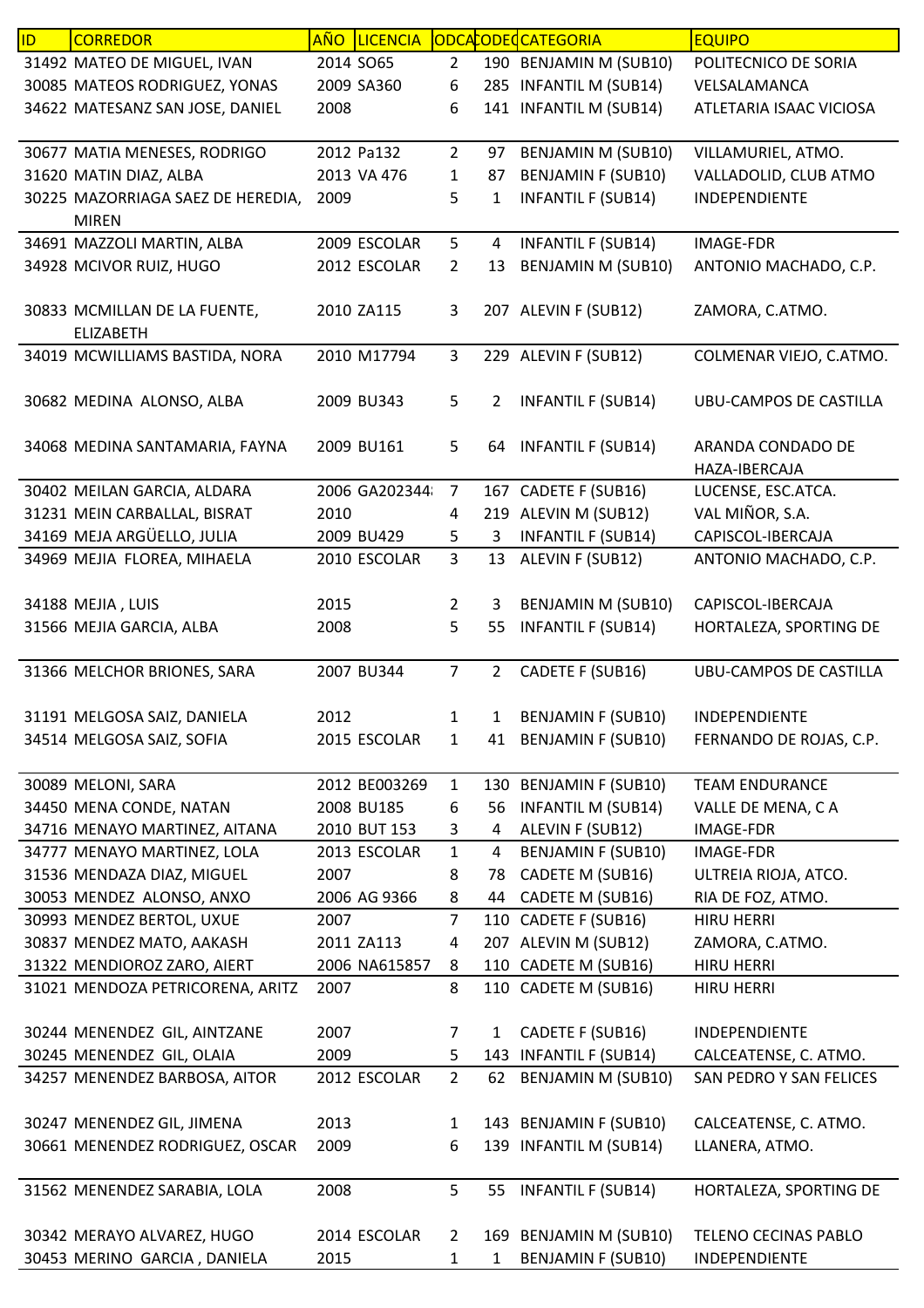| ID | CORREDOR | AÑO | LICENCIA | ODCA | CODEC | CATEGORIA | EQUIPO |
|---|---|---|---|---|---|---|---|
| 31492 | MATEO DE MIGUEL, IVAN | 2014 | SO65 | 2 | 190 | BENJAMIN M (SUB10) | POLITECNICO DE SORIA |
| 30085 | MATEOS RODRIGUEZ, YONAS | 2009 | SA360 | 6 | 285 | INFANTIL M (SUB14) | VELSALAMANCA |
| 34622 | MATESANZ SAN JOSE, DANIEL | 2008 | | 6 | 141 | INFANTIL M (SUB14) | ATLETARIA ISAAC VICIOSA |
| 30677 | MATIA MENESES, RODRIGO | 2012 | Pa132 | 2 | 97 | BENJAMIN M (SUB10) | VILLAMURIEL, ATMO. |
| 31620 | MATIN DIAZ, ALBA | 2013 | VA 476 | 1 | 87 | BENJAMIN F (SUB10) | VALLADOLID, CLUB ATMO |
| 30225 | MAZORRIAGA SAEZ DE HEREDIA, MIREN | 2009 | | 5 | 1 | INFANTIL F (SUB14) | INDEPENDIENTE |
| 34691 | MAZZOLI MARTIN, ALBA | 2009 | ESCOLAR | 5 | 4 | INFANTIL F (SUB14) | IMAGE-FDR |
| 34928 | MCIVOR RUIZ, HUGO | 2012 | ESCOLAR | 2 | 13 | BENJAMIN M (SUB10) | ANTONIO MACHADO, C.P. |
| 30833 | MCMILLAN DE LA FUENTE, ELIZABETH | 2010 | ZA115 | 3 | 207 | ALEVIN F (SUB12) | ZAMORA, C.ATMO. |
| 34019 | MCWILLIAMS BASTIDA, NORA | 2010 | M17794 | 3 | 229 | ALEVIN F (SUB12) | COLMENAR VIEJO, C.ATMO. |
| 30682 | MEDINA ALONSO, ALBA | 2009 | BU343 | 5 | 2 | INFANTIL F (SUB14) | UBU-CAMPOS DE CASTILLA |
| 34068 | MEDINA SANTAMARIA, FAYNA | 2009 | BU161 | 5 | 64 | INFANTIL F (SUB14) | ARANDA CONDADO DE HAZA-IBERCAJA |
| 30402 | MEILAN GARCIA, ALDARA | 2006 | GA202344 | 7 | 167 | CADETE F (SUB16) | LUCENSE, ESC.ATCA. |
| 31231 | MEIN CARBALLAL, BISRAT | 2010 | | 4 | 219 | ALEVIN M (SUB12) | VAL MIÑOR, S.A. |
| 34169 | MEJA ARGÜELLO, JULIA | 2009 | BU429 | 5 | 3 | INFANTIL F (SUB14) | CAPISCOL-IBERCAJA |
| 34969 | MEJIA FLOREA, MIHAELA | 2010 | ESCOLAR | 3 | 13 | ALEVIN F (SUB12) | ANTONIO MACHADO, C.P. |
| 34188 | MEJIA , LUIS | 2015 | | 2 | 3 | BENJAMIN M (SUB10) | CAPISCOL-IBERCAJA |
| 31566 | MEJIA GARCIA, ALBA | 2008 | | 5 | 55 | INFANTIL F (SUB14) | HORTALEZA, SPORTING DE |
| 31366 | MELCHOR BRIONES, SARA | 2007 | BU344 | 7 | 2 | CADETE F (SUB16) | UBU-CAMPOS DE CASTILLA |
| 31191 | MELGOSA SAIZ, DANIELA | 2012 | | 1 | 1 | BENJAMIN F (SUB10) | INDEPENDIENTE |
| 34514 | MELGOSA SAIZ, SOFIA | 2015 | ESCOLAR | 1 | 41 | BENJAMIN F (SUB10) | FERNANDO DE ROJAS, C.P. |
| 30089 | MELONI, SARA | 2012 | BE003269 | 1 | 130 | BENJAMIN F (SUB10) | TEAM ENDURANCE |
| 34450 | MENA CONDE, NATAN | 2008 | BU185 | 6 | 56 | INFANTIL M (SUB14) | VALLE DE MENA, C A |
| 34716 | MENAYO MARTINEZ, AITANA | 2010 | BUT 153 | 3 | 4 | ALEVIN F (SUB12) | IMAGE-FDR |
| 34777 | MENAYO MARTINEZ, LOLA | 2013 | ESCOLAR | 1 | 4 | BENJAMIN F (SUB10) | IMAGE-FDR |
| 31536 | MENDAZA DIAZ, MIGUEL | 2007 | | 8 | 78 | CADETE M (SUB16) | ULTREIA RIOJA, ATCO. |
| 30053 | MENDEZ ALONSO, ANXO | 2006 | AG 9366 | 8 | 44 | CADETE M (SUB16) | RIA DE FOZ, ATMO. |
| 30993 | MENDEZ BERTOL, UXUE | 2007 | | 7 | 110 | CADETE F (SUB16) | HIRU HERRI |
| 30837 | MENDEZ MATO, AAKASH | 2011 | ZA113 | 4 | 207 | ALEVIN M (SUB12) | ZAMORA, C.ATMO. |
| 31322 | MENDIOROZ ZARO, AIERT | 2006 | NA615857 | 8 | 110 | CADETE M (SUB16) | HIRU HERRI |
| 31021 | MENDOZA PETRICORENA, ARITZ | 2007 | | 8 | 110 | CADETE M (SUB16) | HIRU HERRI |
| 30244 | MENENDEZ GIL, AINTZANE | 2007 | | 7 | 1 | CADETE F (SUB16) | INDEPENDIENTE |
| 30245 | MENENDEZ GIL, OLAIA | 2009 | | 5 | 143 | INFANTIL F (SUB14) | CALCEATENSE, C. ATMO. |
| 34257 | MENENDEZ BARBOSA, AITOR | 2012 | ESCOLAR | 2 | 62 | BENJAMIN M (SUB10) | SAN PEDRO Y SAN FELICES |
| 30247 | MENENDEZ GIL, JIMENA | 2013 | | 1 | 143 | BENJAMIN F (SUB10) | CALCEATENSE, C. ATMO. |
| 30661 | MENENDEZ RODRIGUEZ, OSCAR | 2009 | | 6 | 139 | INFANTIL M (SUB14) | LLANERA, ATMO. |
| 31562 | MENENDEZ SARABIA, LOLA | 2008 | | 5 | 55 | INFANTIL F (SUB14) | HORTALEZA, SPORTING DE |
| 30342 | MERAYO ALVAREZ, HUGO | 2014 | ESCOLAR | 2 | 169 | BENJAMIN M (SUB10) | TELENO CECINAS PABLO |
| 30453 | MERINO GARCIA , DANIELA | 2015 | | 1 | 1 | BENJAMIN F (SUB10) | INDEPENDIENTE |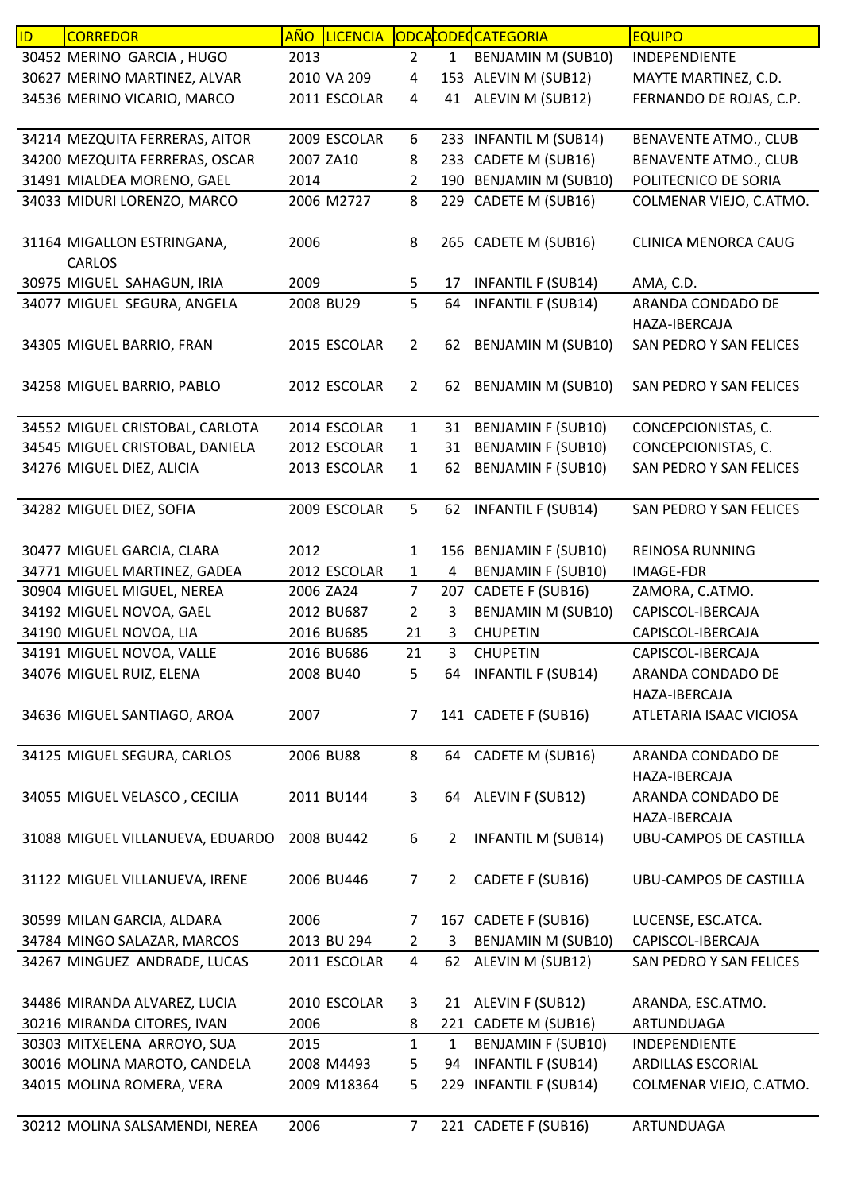| ID | CORREDOR | AÑO | LICENCIA | ODCA | CODEQ | CATEGORIA | EQUIPO |
|---|---|---|---|---|---|---|---|
| 30452 | MERINO GARCIA , HUGO | 2013 | | 2 | 1 | BENJAMIN M (SUB10) | INDEPENDIENTE |
| 30627 | MERINO MARTINEZ, ALVAR | 2010 | VA 209 | 4 | 153 | ALEVIN M (SUB12) | MAYTE MARTINEZ, C.D. |
| 34536 | MERINO VICARIO, MARCO | 2011 | ESCOLAR | 4 | 41 | ALEVIN M (SUB12) | FERNANDO DE ROJAS, C.P. |
| 34214 | MEZQUITA FERRERAS, AITOR | 2009 | ESCOLAR | 6 | 233 | INFANTIL M (SUB14) | BENAVENTE ATMO., CLUB |
| 34200 | MEZQUITA FERRERAS, OSCAR | 2007 | ZA10 | 8 | 233 | CADETE M (SUB16) | BENAVENTE ATMO., CLUB |
| 31491 | MIALDEA MORENO, GAEL | 2014 | | 2 | 190 | BENJAMIN M (SUB10) | POLITECNICO DE SORIA |
| 34033 | MIDURI LORENZO, MARCO | 2006 | M2727 | 8 | 229 | CADETE M (SUB16) | COLMENAR VIEJO, C.ATMO. |
| 31164 | MIGALLON ESTRINGANA, CARLOS | 2006 | | 8 | 265 | CADETE M (SUB16) | CLINICA MENORCA CAUG |
| 30975 | MIGUEL SAHAGUN, IRIA | 2009 | | 5 | 17 | INFANTIL F (SUB14) | AMA, C.D. |
| 34077 | MIGUEL SEGURA, ANGELA | 2008 | BU29 | 5 | 64 | INFANTIL F (SUB14) | ARANDA CONDADO DE HAZA-IBERCAJA |
| 34305 | MIGUEL BARRIO, FRAN | 2015 | ESCOLAR | 2 | 62 | BENJAMIN M (SUB10) | SAN PEDRO Y SAN FELICES |
| 34258 | MIGUEL BARRIO, PABLO | 2012 | ESCOLAR | 2 | 62 | BENJAMIN M (SUB10) | SAN PEDRO Y SAN FELICES |
| 34552 | MIGUEL CRISTOBAL, CARLOTA | 2014 | ESCOLAR | 1 | 31 | BENJAMIN F (SUB10) | CONCEPCIONISTAS, C. |
| 34545 | MIGUEL CRISTOBAL, DANIELA | 2012 | ESCOLAR | 1 | 31 | BENJAMIN F (SUB10) | CONCEPCIONISTAS, C. |
| 34276 | MIGUEL DIEZ, ALICIA | 2013 | ESCOLAR | 1 | 62 | BENJAMIN F (SUB10) | SAN PEDRO Y SAN FELICES |
| 34282 | MIGUEL DIEZ, SOFIA | 2009 | ESCOLAR | 5 | 62 | INFANTIL F (SUB14) | SAN PEDRO Y SAN FELICES |
| 30477 | MIGUEL GARCIA, CLARA | 2012 | | 1 | 156 | BENJAMIN F (SUB10) | REINOSA RUNNING |
| 34771 | MIGUEL MARTINEZ, GADEA | 2012 | ESCOLAR | 1 | 4 | BENJAMIN F (SUB10) | IMAGE-FDR |
| 30904 | MIGUEL MIGUEL, NEREA | 2006 | ZA24 | 7 | 207 | CADETE F (SUB16) | ZAMORA, C.ATMO. |
| 34192 | MIGUEL NOVOA, GAEL | 2012 | BU687 | 2 | 3 | BENJAMIN M (SUB10) | CAPISCOL-IBERCAJA |
| 34190 | MIGUEL NOVOA, LIA | 2016 | BU685 | 21 | 3 | CHUPETIN | CAPISCOL-IBERCAJA |
| 34191 | MIGUEL NOVOA, VALLE | 2016 | BU686 | 21 | 3 | CHUPETIN | CAPISCOL-IBERCAJA |
| 34076 | MIGUEL RUIZ, ELENA | 2008 | BU40 | 5 | 64 | INFANTIL F (SUB14) | ARANDA CONDADO DE HAZA-IBERCAJA |
| 34636 | MIGUEL SANTIAGO, AROA | 2007 | | 7 | 141 | CADETE F (SUB16) | ATLETARIA ISAAC VICIOSA |
| 34125 | MIGUEL SEGURA, CARLOS | 2006 | BU88 | 8 | 64 | CADETE M (SUB16) | ARANDA CONDADO DE HAZA-IBERCAJA |
| 34055 | MIGUEL VELASCO , CECILIA | 2011 | BU144 | 3 | 64 | ALEVIN F (SUB12) | ARANDA CONDADO DE HAZA-IBERCAJA |
| 31088 | MIGUEL VILLANUEVA, EDUARDO | 2008 | BU442 | 6 | 2 | INFANTIL M (SUB14) | UBU-CAMPOS DE CASTILLA |
| 31122 | MIGUEL VILLANUEVA, IRENE | 2006 | BU446 | 7 | 2 | CADETE F (SUB16) | UBU-CAMPOS DE CASTILLA |
| 30599 | MILAN GARCIA, ALDARA | 2006 | | 7 | 167 | CADETE F (SUB16) | LUCENSE, ESC.ATCA. |
| 34784 | MINGO SALAZAR, MARCOS | 2013 | BU 294 | 2 | 3 | BENJAMIN M (SUB10) | CAPISCOL-IBERCAJA |
| 34267 | MINGUEZ ANDRADE, LUCAS | 2011 | ESCOLAR | 4 | 62 | ALEVIN M (SUB12) | SAN PEDRO Y SAN FELICES |
| 34486 | MIRANDA ALVAREZ, LUCIA | 2010 | ESCOLAR | 3 | 21 | ALEVIN F (SUB12) | ARANDA, ESC.ATMO. |
| 30216 | MIRANDA CITORES, IVAN | 2006 | | 8 | 221 | CADETE M (SUB16) | ARTUNDUAGA |
| 30303 | MITXELENA ARROYO, SUA | 2015 | | 1 | 1 | BENJAMIN F (SUB10) | INDEPENDIENTE |
| 30016 | MOLINA MAROTO, CANDELA | 2008 | M4493 | 5 | 94 | INFANTIL F (SUB14) | ARDILLAS ESCORIAL |
| 34015 | MOLINA ROMERA, VERA | 2009 | M18364 | 5 | 229 | INFANTIL F (SUB14) | COLMENAR VIEJO, C.ATMO. |
| 30212 | MOLINA SALSAMENDI, NEREA | 2006 | | 7 | 221 | CADETE F (SUB16) | ARTUNDUAGA |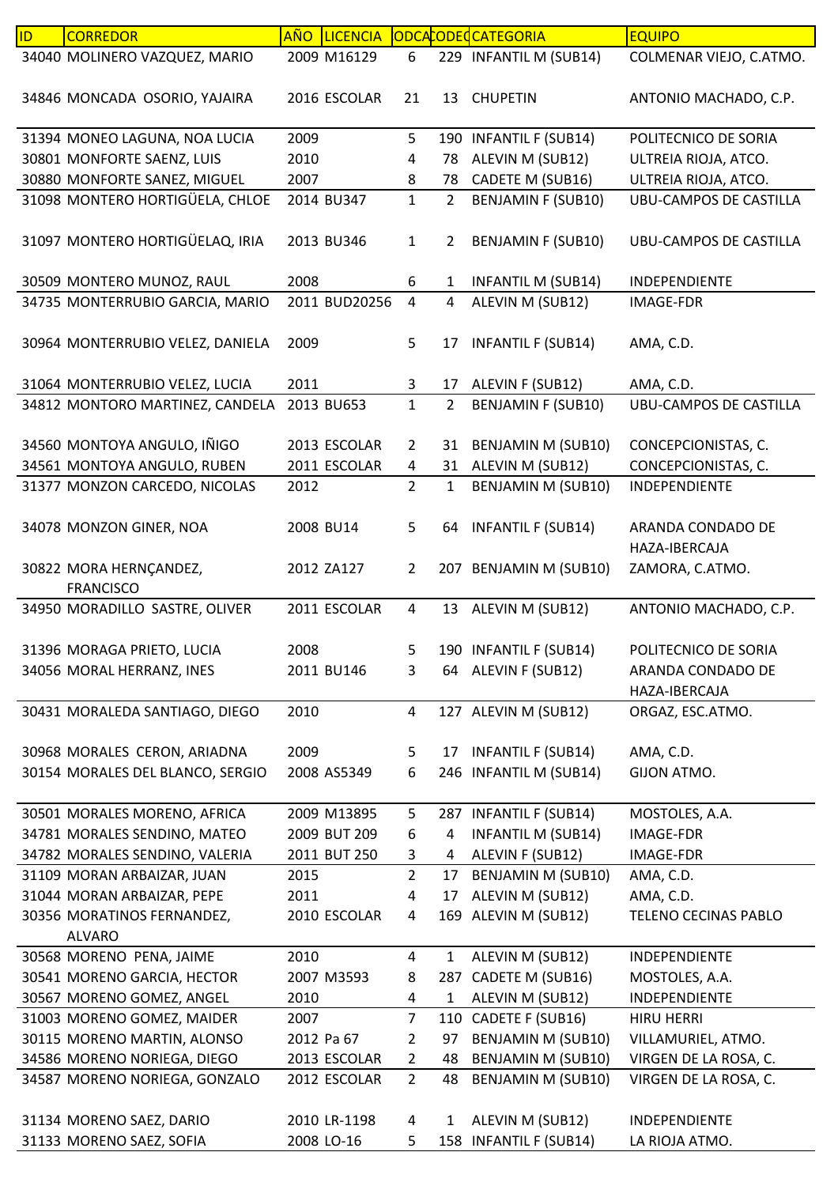| ID | CORREDOR | AÑO | LICENCIA | ODCA | CODEQ | CATEGORIA | EQUIPO |
|---|---|---|---|---|---|---|---|
| 34040 | MOLINERO VAZQUEZ, MARIO | 2009 | M16129 | 6 | 229 | INFANTIL M (SUB14) | COLMENAR VIEJO, C.ATMO. |
| 34846 | MONCADA OSORIO, YAJAIRA | 2016 | ESCOLAR | 21 | 13 | CHUPETIN | ANTONIO MACHADO, C.P. |
| 31394 | MONEO LAGUNA, NOA LUCIA | 2009 | | 5 | 190 | INFANTIL F (SUB14) | POLITECNICO DE SORIA |
| 30801 | MONFORTE SAENZ, LUIS | 2010 | | 4 | 78 | ALEVIN M (SUB12) | ULTREIA RIOJA, ATCO. |
| 30880 | MONFORTE SANEZ, MIGUEL | 2007 | | 8 | 78 | CADETE M (SUB16) | ULTREIA RIOJA, ATCO. |
| 31098 | MONTERO HORTIGÜELA, CHLOE | 2014 | BU347 | 1 | 2 | BENJAMIN F (SUB10) | UBU-CAMPOS DE CASTILLA |
| 31097 | MONTERO HORTIGÜELAQ, IRIA | 2013 | BU346 | 1 | 2 | BENJAMIN F (SUB10) | UBU-CAMPOS DE CASTILLA |
| 30509 | MONTERO MUNOZ, RAUL | 2008 | | 6 | 1 | INFANTIL M (SUB14) | INDEPENDIENTE |
| 34735 | MONTERRUBIO GARCIA, MARIO | 2011 | BUD20256 | 4 | 4 | ALEVIN M (SUB12) | IMAGE-FDR |
| 30964 | MONTERRUBIO VELEZ, DANIELA | 2009 | | 5 | 17 | INFANTIL F (SUB14) | AMA, C.D. |
| 31064 | MONTERRUBIO VELEZ, LUCIA | 2011 | | 3 | 17 | ALEVIN F (SUB12) | AMA, C.D. |
| 34812 | MONTORO MARTINEZ, CANDELA | 2013 | BU653 | 1 | 2 | BENJAMIN F (SUB10) | UBU-CAMPOS DE CASTILLA |
| 34560 | MONTOYA ANGULO, IÑIGO | 2013 | ESCOLAR | 2 | 31 | BENJAMIN M (SUB10) | CONCEPCIONISTAS, C. |
| 34561 | MONTOYA ANGULO, RUBEN | 2011 | ESCOLAR | 4 | 31 | ALEVIN M (SUB12) | CONCEPCIONISTAS, C. |
| 31377 | MONZON CARCEDO, NICOLAS | 2012 | | 2 | 1 | BENJAMIN M (SUB10) | INDEPENDIENTE |
| 34078 | MONZON GINER, NOA | 2008 | BU14 | 5 | 64 | INFANTIL F (SUB14) | ARANDA CONDADO DE HAZA-IBERCAJA |
| 30822 | MORA HERNÇANDEZ, FRANCISCO | 2012 | ZA127 | 2 | 207 | BENJAMIN M (SUB10) | ZAMORA, C.ATMO. |
| 34950 | MORADILLO SASTRE, OLIVER | 2011 | ESCOLAR | 4 | 13 | ALEVIN M (SUB12) | ANTONIO MACHADO, C.P. |
| 31396 | MORAGA PRIETO, LUCIA | 2008 | | 5 | 190 | INFANTIL F (SUB14) | POLITECNICO DE SORIA |
| 34056 | MORAL HERRANZ, INES | 2011 | BU146 | 3 | 64 | ALEVIN F (SUB12) | ARANDA CONDADO DE HAZA-IBERCAJA |
| 30431 | MORALEDA SANTIAGO, DIEGO | 2010 | | 4 | 127 | ALEVIN M (SUB12) | ORGAZ, ESC.ATMO. |
| 30968 | MORALES CERON, ARIADNA | 2009 | | 5 | 17 | INFANTIL F (SUB14) | AMA, C.D. |
| 30154 | MORALES DEL BLANCO, SERGIO | 2008 | AS5349 | 6 | 246 | INFANTIL M (SUB14) | GIJON ATMO. |
| 30501 | MORALES MORENO, AFRICA | 2009 | M13895 | 5 | 287 | INFANTIL F (SUB14) | MOSTOLES, A.A. |
| 34781 | MORALES SENDINO, MATEO | 2009 | BUT 209 | 6 | 4 | INFANTIL M (SUB14) | IMAGE-FDR |
| 34782 | MORALES SENDINO, VALERIA | 2011 | BUT 250 | 3 | 4 | ALEVIN F (SUB12) | IMAGE-FDR |
| 31109 | MORAN ARBAIZAR, JUAN | 2015 | | 2 | 17 | BENJAMIN M (SUB10) | AMA, C.D. |
| 31044 | MORAN ARBAIZAR, PEPE | 2011 | | 4 | 17 | ALEVIN M (SUB12) | AMA, C.D. |
| 30356 | MORATINOS FERNANDEZ, ALVARO | 2010 | ESCOLAR | 4 | 169 | ALEVIN M (SUB12) | TELENO CECINAS PABLO |
| 30568 | MORENO PENA, JAIME | 2010 | | 4 | 1 | ALEVIN M (SUB12) | INDEPENDIENTE |
| 30541 | MORENO GARCIA, HECTOR | 2007 | M3593 | 8 | 287 | CADETE M (SUB16) | MOSTOLES, A.A. |
| 30567 | MORENO GOMEZ, ANGEL | 2010 | | 4 | 1 | ALEVIN M (SUB12) | INDEPENDIENTE |
| 31003 | MORENO GOMEZ, MAIDER | 2007 | | 7 | 110 | CADETE F (SUB16) | HIRU HERRI |
| 30115 | MORENO MARTIN, ALONSO | 2012 | Pa 67 | 2 | 97 | BENJAMIN M (SUB10) | VILLAMURIEL, ATMO. |
| 34586 | MORENO NORIEGA, DIEGO | 2013 | ESCOLAR | 2 | 48 | BENJAMIN M (SUB10) | VIRGEN DE LA ROSA, C. |
| 34587 | MORENO NORIEGA, GONZALO | 2012 | ESCOLAR | 2 | 48 | BENJAMIN M (SUB10) | VIRGEN DE LA ROSA, C. |
| 31134 | MORENO SAEZ, DARIO | 2010 | LR-1198 | 4 | 1 | ALEVIN M (SUB12) | INDEPENDIENTE |
| 31133 | MORENO SAEZ, SOFIA | 2008 | LO-16 | 5 | 158 | INFANTIL F (SUB14) | LA RIOJA ATMO. |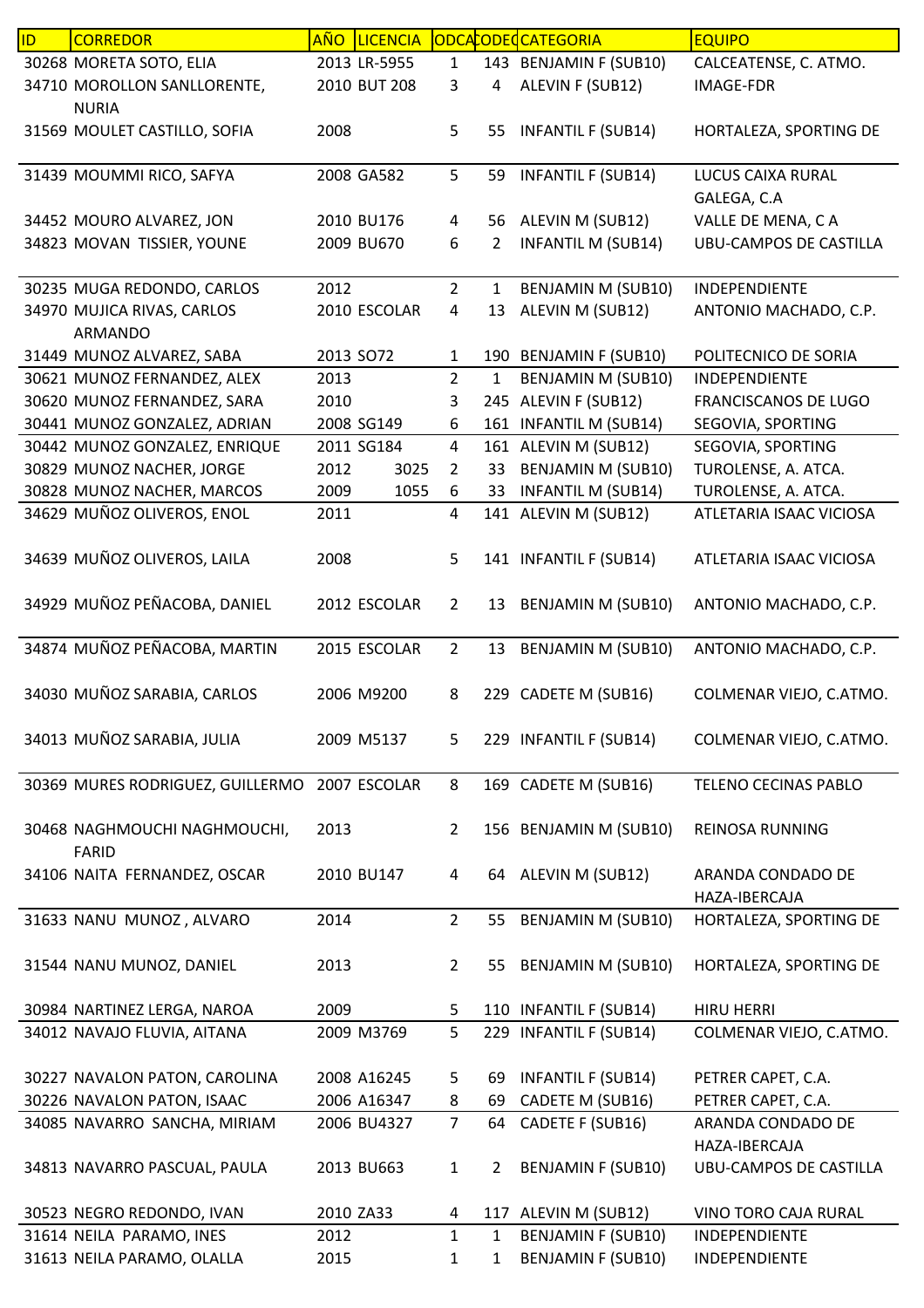| ID | CORREDOR | AÑO | LICENCIA | ODCA | CODEQ | CATEGORIA | EQUIPO |
|---|---|---|---|---|---|---|---|
| 30268 | MORETA SOTO, ELIA | 2013 | LR-5955 | 1 | 143 | BENJAMIN F (SUB10) | CALCEATENSE, C. ATMO. |
| 34710 | MOROLLON SANLLORENTE, NURIA | 2010 | BUT 208 | 3 | 4 | ALEVIN F (SUB12) | IMAGE-FDR |
| 31569 | MOULET CASTILLO, SOFIA | 2008 | | 5 | 55 | INFANTIL F (SUB14) | HORTALEZA, SPORTING DE |
| 31439 | MOUMMI RICO, SAFYA | 2008 | GA582 | 5 | 59 | INFANTIL F (SUB14) | LUCUS CAIXA RURAL GALEGA, C.A |
| 34452 | MOURO ALVAREZ, JON | 2010 | BU176 | 4 | 56 | ALEVIN M (SUB12) | VALLE DE MENA, C A |
| 34823 | MOVAN TISSIER, YOUNE | 2009 | BU670 | 6 | 2 | INFANTIL M (SUB14) | UBU-CAMPOS DE CASTILLA |
| 30235 | MUGA REDONDO, CARLOS | 2012 | | 2 | 1 | BENJAMIN M (SUB10) | INDEPENDIENTE |
| 34970 | MUJICA RIVAS, CARLOS ARMANDO | 2010 | ESCOLAR | 4 | 13 | ALEVIN M (SUB12) | ANTONIO MACHADO, C.P. |
| 31449 | MUNOZ ALVAREZ, SABA | 2013 | SO72 | 1 | 190 | BENJAMIN F (SUB10) | POLITECNICO DE SORIA |
| 30621 | MUNOZ FERNANDEZ, ALEX | 2013 | | 2 | 1 | BENJAMIN M (SUB10) | INDEPENDIENTE |
| 30620 | MUNOZ FERNANDEZ, SARA | 2010 | | 3 | 245 | ALEVIN F (SUB12) | FRANCISCANOS DE LUGO |
| 30441 | MUNOZ GONZALEZ, ADRIAN | 2008 | SG149 | 6 | 161 | INFANTIL M (SUB14) | SEGOVIA, SPORTING |
| 30442 | MUNOZ GONZALEZ, ENRIQUE | 2011 | SG184 | 4 | 161 | ALEVIN M (SUB12) | SEGOVIA, SPORTING |
| 30829 | MUNOZ NACHER, JORGE | 2012 | 3025 | 2 | 33 | BENJAMIN M (SUB10) | TUROLENSE, A. ATCA. |
| 30828 | MUNOZ NACHER, MARCOS | 2009 | 1055 | 6 | 33 | INFANTIL M (SUB14) | TUROLENSE, A. ATCA. |
| 34629 | MUÑOZ OLIVEROS, ENOL | 2011 | | 4 | 141 | ALEVIN M (SUB12) | ATLETARIA ISAAC VICIOSA |
| 34639 | MUÑOZ OLIVEROS, LAILA | 2008 | | 5 | 141 | INFANTIL F (SUB14) | ATLETARIA ISAAC VICIOSA |
| 34929 | MUÑOZ PEÑACOBA, DANIEL | 2012 | ESCOLAR | 2 | 13 | BENJAMIN M (SUB10) | ANTONIO MACHADO, C.P. |
| 34874 | MUÑOZ PEÑACOBA, MARTIN | 2015 | ESCOLAR | 2 | 13 | BENJAMIN M (SUB10) | ANTONIO MACHADO, C.P. |
| 34030 | MUÑOZ SARABIA, CARLOS | 2006 | M9200 | 8 | 229 | CADETE M (SUB16) | COLMENAR VIEJO, C.ATMO. |
| 34013 | MUÑOZ SARABIA, JULIA | 2009 | M5137 | 5 | 229 | INFANTIL F (SUB14) | COLMENAR VIEJO, C.ATMO. |
| 30369 | MURES RODRIGUEZ, GUILLERMO | 2007 | ESCOLAR | 8 | 169 | CADETE M (SUB16) | TELENO CECINAS PABLO |
| 30468 | NAGHMOUCHI NAGHMOUCHI, FARID | 2013 | | 2 | 156 | BENJAMIN M (SUB10) | REINOSA RUNNING |
| 34106 | NAITA FERNANDEZ, OSCAR | 2010 | BU147 | 4 | 64 | ALEVIN M (SUB12) | ARANDA CONDADO DE HAZA-IBERCAJA |
| 31633 | NANU MUNOZ , ALVARO | 2014 | | 2 | 55 | BENJAMIN M (SUB10) | HORTALEZA, SPORTING DE |
| 31544 | NANU MUNOZ, DANIEL | 2013 | | 2 | 55 | BENJAMIN M (SUB10) | HORTALEZA, SPORTING DE |
| 30984 | NARTINEZ LERGA, NAROA | 2009 | | 5 | 110 | INFANTIL F (SUB14) | HIRU HERRI |
| 34012 | NAVAJO FLUVIA, AITANA | 2009 | M3769 | 5 | 229 | INFANTIL F (SUB14) | COLMENAR VIEJO, C.ATMO. |
| 30227 | NAVALON PATON, CAROLINA | 2008 | A16245 | 5 | 69 | INFANTIL F (SUB14) | PETRER CAPET, C.A. |
| 30226 | NAVALON PATON, ISAAC | 2006 | A16347 | 8 | 69 | CADETE M (SUB16) | PETRER CAPET, C.A. |
| 34085 | NAVARRO SANCHA, MIRIAM | 2006 | BU4327 | 7 | 64 | CADETE F (SUB16) | ARANDA CONDADO DE HAZA-IBERCAJA |
| 34813 | NAVARRO PASCUAL, PAULA | 2013 | BU663 | 1 | 2 | BENJAMIN F (SUB10) | UBU-CAMPOS DE CASTILLA |
| 30523 | NEGRO REDONDO, IVAN | 2010 | ZA33 | 4 | 117 | ALEVIN M (SUB12) | VINO TORO CAJA RURAL |
| 31614 | NEILA PARAMO, INES | 2012 | | 1 | 1 | BENJAMIN F (SUB10) | INDEPENDIENTE |
| 31613 | NEILA PARAMO, OLALLA | 2015 | | 1 | 1 | BENJAMIN F (SUB10) | INDEPENDIENTE |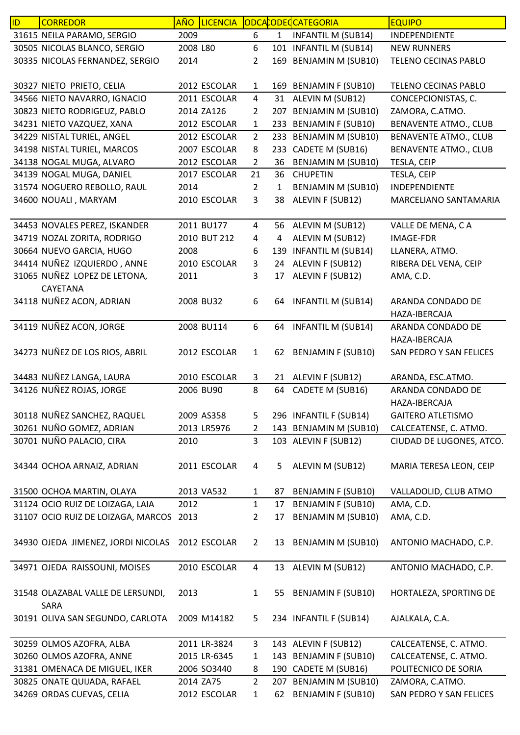| ID | CORREDOR | AÑO | LICENCIA | ODCA | CODEC | CATEGORIA | EQUIPO |
|---|---|---|---|---|---|---|---|
| 31615 | NEILA PARAMO, SERGIO | 2009 | | 6 | 1 | INFANTIL M (SUB14) | INDEPENDIENTE |
| 30505 | NICOLAS BLANCO, SERGIO | 2008 | L80 | 6 | 101 | INFANTIL M (SUB14) | NEW RUNNERS |
| 30335 | NICOLAS FERNANDEZ, SERGIO | 2014 | | 2 | 169 | BENJAMIN M (SUB10) | TELENO CECINAS PABLO |
| 30327 | NIETO PRIETO, CELIA | 2012 | ESCOLAR | 1 | 169 | BENJAMIN F (SUB10) | TELENO CECINAS PABLO |
| 34566 | NIETO NAVARRO, IGNACIO | 2011 | ESCOLAR | 4 | 31 | ALEVIN M (SUB12) | CONCEPCIONISTAS, C. |
| 30823 | NIETO RODRIGEUZ, PABLO | 2014 | ZA126 | 2 | 207 | BENJAMIN M (SUB10) | ZAMORA, C.ATMO. |
| 34231 | NIETO VAZQUEZ, XANA | 2012 | ESCOLAR | 1 | 233 | BENJAMIN F (SUB10) | BENAVENTE ATMO., CLUB |
| 34229 | NISTAL TURIEL, ANGEL | 2012 | ESCOLAR | 2 | 233 | BENJAMIN M (SUB10) | BENAVENTE ATMO., CLUB |
| 34198 | NISTAL TURIEL, MARCOS | 2007 | ESCOLAR | 8 | 233 | CADETE M (SUB16) | BENAVENTE ATMO., CLUB |
| 34138 | NOGAL MUGA, ALVARO | 2012 | ESCOLAR | 2 | 36 | BENJAMIN M (SUB10) | TESLA, CEIP |
| 34139 | NOGAL MUGA, DANIEL | 2017 | ESCOLAR | 21 | 36 | CHUPETIN | TESLA, CEIP |
| 31574 | NOGUERO REBOLLO, RAUL | 2014 | | 2 | 1 | BENJAMIN M (SUB10) | INDEPENDIENTE |
| 34600 | NOUALI , MARYAM | 2010 | ESCOLAR | 3 | 38 | ALEVIN F (SUB12) | MARCELIANO SANTAMARIA |
| 34453 | NOVALES PEREZ, ISKANDER | 2011 | BU177 | 4 | 56 | ALEVIN M (SUB12) | VALLE DE MENA, C A |
| 34719 | NOZAL ZORITA, RODRIGO | 2010 | BUT 212 | 4 | 4 | ALEVIN M (SUB12) | IMAGE-FDR |
| 30664 | NUEVO GARCIA, HUGO | 2008 | | 6 | 139 | INFANTIL M (SUB14) | LLANERA, ATMO. |
| 34414 | NUÑEZ IZQUIERDO , ANNE | 2010 | ESCOLAR | 3 | 24 | ALEVIN F (SUB12) | RIBERA DEL VENA, CEIP |
| 31065 | NUÑEZ LOPEZ DE LETONA, CAYETANA | 2011 | | 3 | 17 | ALEVIN F (SUB12) | AMA, C.D. |
| 34118 | NUÑEZ ACON, ADRIAN | 2008 | BU32 | 6 | 64 | INFANTIL M (SUB14) | ARANDA CONDADO DE HAZA-IBERCAJA |
| 34119 | NUÑEZ ACON, JORGE | 2008 | BU114 | 6 | 64 | INFANTIL M (SUB14) | ARANDA CONDADO DE HAZA-IBERCAJA |
| 34273 | NUÑEZ DE LOS RIOS, ABRIL | 2012 | ESCOLAR | 1 | 62 | BENJAMIN F (SUB10) | SAN PEDRO Y SAN FELICES |
| 34483 | NUÑEZ LANGA, LAURA | 2010 | ESCOLAR | 3 | 21 | ALEVIN F (SUB12) | ARANDA, ESC.ATMO. |
| 34126 | NUÑEZ ROJAS, JORGE | 2006 | BU90 | 8 | 64 | CADETE M (SUB16) | ARANDA CONDADO DE HAZA-IBERCAJA |
| 30118 | NUÑEZ SANCHEZ, RAQUEL | 2009 | AS358 | 5 | 296 | INFANTIL F (SUB14) | GAITERO ATLETISMO |
| 30261 | NUÑO GOMEZ, ADRIAN | 2013 | LR5976 | 2 | 143 | BENJAMIN M (SUB10) | CALCEATENSE, C. ATMO. |
| 30701 | NUÑO PALACIO, CIRA | 2010 | | 3 | 103 | ALEVIN F (SUB12) | CIUDAD DE LUGONES, ATCO. |
| 34344 | OCHOA ARNAIZ, ADRIAN | 2011 | ESCOLAR | 4 | 5 | ALEVIN M (SUB12) | MARIA TERESA LEON, CEIP |
| 31500 | OCHOA MARTIN, OLAYA | 2013 | VA532 | 1 | 87 | BENJAMIN F (SUB10) | VALLADOLID, CLUB ATMO |
| 31124 | OCIO RUIZ DE LOIZAGA, LAIA | 2012 | | 1 | 17 | BENJAMIN F (SUB10) | AMA, C.D. |
| 31107 | OCIO RUIZ DE LOIZAGA, MARCOS | 2013 | | 2 | 17 | BENJAMIN M (SUB10) | AMA, C.D. |
| 34930 | OJEDA JIMENEZ, JORDI NICOLAS | 2012 | ESCOLAR | 2 | 13 | BENJAMIN M (SUB10) | ANTONIO MACHADO, C.P. |
| 34971 | OJEDA RAISSOUNI, MOISES | 2010 | ESCOLAR | 4 | 13 | ALEVIN M (SUB12) | ANTONIO MACHADO, C.P. |
| 31548 | OLAZABAL VALLE DE LERSUNDI, SARA | 2013 | | 1 | 55 | BENJAMIN F (SUB10) | HORTALEZA, SPORTING DE |
| 30191 | OLIVA SAN SEGUNDO, CARLOTA | 2009 | M14182 | 5 | 234 | INFANTIL F (SUB14) | AJALKALA, C.A. |
| 30259 | OLMOS AZOFRA, ALBA | 2011 | LR-3824 | 3 | 143 | ALEVIN F (SUB12) | CALCEATENSE, C. ATMO. |
| 30260 | OLMOS AZOFRA, ANNE | 2015 | LR-6345 | 1 | 143 | BENJAMIN F (SUB10) | CALCEATENSE, C. ATMO. |
| 31381 | OMENACA DE MIGUEL, IKER | 2006 | SO3440 | 8 | 190 | CADETE M (SUB16) | POLITECNICO DE SORIA |
| 30825 | ONATE QUIJADA, RAFAEL | 2014 | ZA75 | 2 | 207 | BENJAMIN M (SUB10) | ZAMORA, C.ATMO. |
| 34269 | ORDAS CUEVAS, CELIA | 2012 | ESCOLAR | 1 | 62 | BENJAMIN F (SUB10) | SAN PEDRO Y SAN FELICES |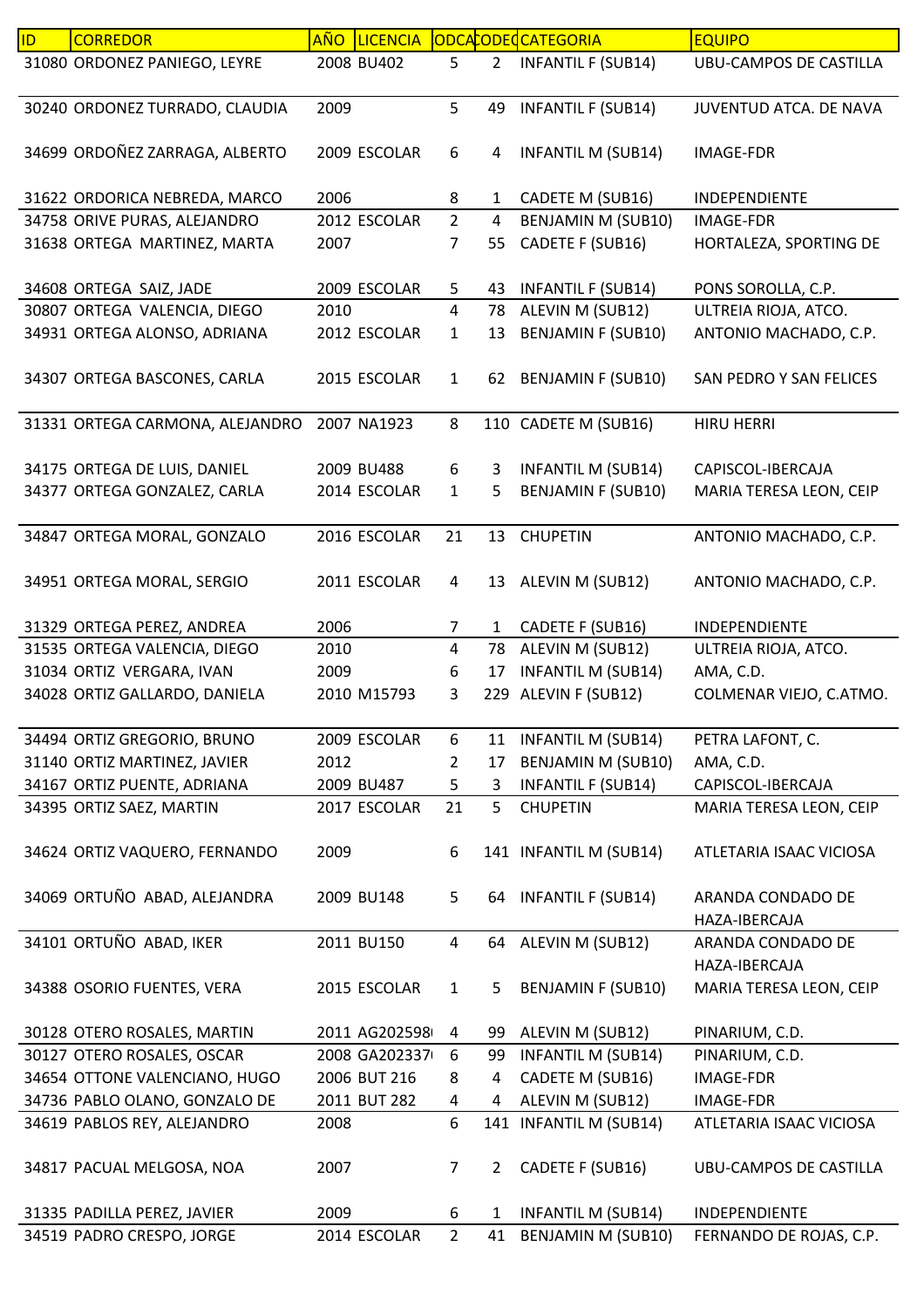| ID | CORREDOR | AÑO | LICENCIA | ODCA | CODEC | CATEGORIA | EQUIPO |
|---|---|---|---|---|---|---|---|
| 31080 | ORDONEZ PANIEGO, LEYRE | 2008 | BU402 | 5 | 2 | INFANTIL F (SUB14) | UBU-CAMPOS DE CASTILLA |
| 30240 | ORDONEZ TURRADO, CLAUDIA | 2009 | | 5 | 49 | INFANTIL F (SUB14) | JUVENTUD ATCA. DE NAVA |
| 34699 | ORDOÑEZ ZARRAGA, ALBERTO | 2009 | ESCOLAR | 6 | 4 | INFANTIL M (SUB14) | IMAGE-FDR |
| 31622 | ORDORICA NEBREDA, MARCO | 2006 | | 8 | 1 | CADETE M (SUB16) | INDEPENDIENTE |
| 34758 | ORIVE PURAS, ALEJANDRO | 2012 | ESCOLAR | 2 | 4 | BENJAMIN M (SUB10) | IMAGE-FDR |
| 31638 | ORTEGA MARTINEZ, MARTA | 2007 | | 7 | 55 | CADETE F (SUB16) | HORTALEZA, SPORTING DE |
| 34608 | ORTEGA SAIZ, JADE | 2009 | ESCOLAR | 5 | 43 | INFANTIL F (SUB14) | PONS SOROLLA, C.P. |
| 30807 | ORTEGA VALENCIA, DIEGO | 2010 | | 4 | 78 | ALEVIN M (SUB12) | ULTREIA RIOJA, ATCO. |
| 34931 | ORTEGA ALONSO, ADRIANA | 2012 | ESCOLAR | 1 | 13 | BENJAMIN F (SUB10) | ANTONIO MACHADO, C.P. |
| 34307 | ORTEGA BASCONES, CARLA | 2015 | ESCOLAR | 1 | 62 | BENJAMIN F (SUB10) | SAN PEDRO Y SAN FELICES |
| 31331 | ORTEGA CARMONA, ALEJANDRO | 2007 | NA1923 | 8 | 110 | CADETE M (SUB16) | HIRU HERRI |
| 34175 | ORTEGA DE LUIS, DANIEL | 2009 | BU488 | 6 | 3 | INFANTIL M (SUB14) | CAPISCOL-IBERCAJA |
| 34377 | ORTEGA GONZALEZ, CARLA | 2014 | ESCOLAR | 1 | 5 | BENJAMIN F (SUB10) | MARIA TERESA LEON, CEIP |
| 34847 | ORTEGA MORAL, GONZALO | 2016 | ESCOLAR | 21 | 13 | CHUPETIN | ANTONIO MACHADO, C.P. |
| 34951 | ORTEGA MORAL, SERGIO | 2011 | ESCOLAR | 4 | 13 | ALEVIN M (SUB12) | ANTONIO MACHADO, C.P. |
| 31329 | ORTEGA PEREZ, ANDREA | 2006 | | 7 | 1 | CADETE F (SUB16) | INDEPENDIENTE |
| 31535 | ORTEGA VALENCIA, DIEGO | 2010 | | 4 | 78 | ALEVIN M (SUB12) | ULTREIA RIOJA, ATCO. |
| 31034 | ORTIZ VERGARA, IVAN | 2009 | | 6 | 17 | INFANTIL M (SUB14) | AMA, C.D. |
| 34028 | ORTIZ GALLARDO, DANIELA | 2010 | M15793 | 3 | 229 | ALEVIN F (SUB12) | COLMENAR VIEJO, C.ATMO. |
| 34494 | ORTIZ GREGORIO, BRUNO | 2009 | ESCOLAR | 6 | 11 | INFANTIL M (SUB14) | PETRA LAFONT, C. |
| 31140 | ORTIZ MARTINEZ, JAVIER | 2012 | | 2 | 17 | BENJAMIN M (SUB10) | AMA, C.D. |
| 34167 | ORTIZ PUENTE, ADRIANA | 2009 | BU487 | 5 | 3 | INFANTIL F (SUB14) | CAPISCOL-IBERCAJA |
| 34395 | ORTIZ SAEZ, MARTIN | 2017 | ESCOLAR | 21 | 5 | CHUPETIN | MARIA TERESA LEON, CEIP |
| 34624 | ORTIZ VAQUERO, FERNANDO | 2009 | | 6 | 141 | INFANTIL M (SUB14) | ATLETARIA ISAAC VICIOSA |
| 34069 | ORTUÑO ABAD, ALEJANDRA | 2009 | BU148 | 5 | 64 | INFANTIL F (SUB14) | ARANDA CONDADO DE HAZA-IBERCAJA |
| 34101 | ORTUÑO ABAD, IKER | 2011 | BU150 | 4 | 64 | ALEVIN M (SUB12) | ARANDA CONDADO DE HAZA-IBERCAJA |
| 34388 | OSORIO FUENTES, VERA | 2015 | ESCOLAR | 1 | 5 | BENJAMIN F (SUB10) | MARIA TERESA LEON, CEIP |
| 30128 | OTERO ROSALES, MARTIN | 2011 | AG202598 | 4 | 99 | ALEVIN M (SUB12) | PINARIUM, C.D. |
| 30127 | OTERO ROSALES, OSCAR | 2008 | GA202337 | 6 | 99 | INFANTIL M (SUB14) | PINARIUM, C.D. |
| 34654 | OTTONE VALENCIANO, HUGO | 2006 | BUT 216 | 8 | 4 | CADETE M (SUB16) | IMAGE-FDR |
| 34736 | PABLO OLANO, GONZALO DE | 2011 | BUT 282 | 4 | 4 | ALEVIN M (SUB12) | IMAGE-FDR |
| 34619 | PABLOS REY, ALEJANDRO | 2008 | | 6 | 141 | INFANTIL M (SUB14) | ATLETARIA ISAAC VICIOSA |
| 34817 | PACUAL MELGOSA, NOA | 2007 | | 7 | 2 | CADETE F (SUB16) | UBU-CAMPOS DE CASTILLA |
| 31335 | PADILLA PEREZ, JAVIER | 2009 | | 6 | 1 | INFANTIL M (SUB14) | INDEPENDIENTE |
| 34519 | PADRO CRESPO, JORGE | 2014 | ESCOLAR | 2 | 41 | BENJAMIN M (SUB10) | FERNANDO DE ROJAS, C.P. |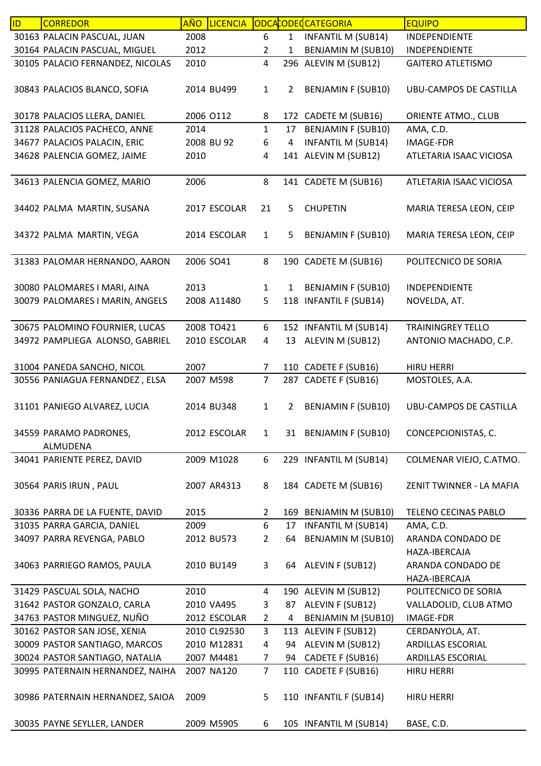| ID | CORREDOR | AÑO | LICENCIA | ODCA | CODEQ | CATEGORIA | EQUIPO |
|---|---|---|---|---|---|---|---|
| 30163 | PALACIN PASCUAL, JUAN | 2008 | | 6 | 1 | INFANTIL M (SUB14) | INDEPENDIENTE |
| 30164 | PALACIN PASCUAL, MIGUEL | 2012 | | 2 | 1 | BENJAMIN M (SUB10) | INDEPENDIENTE |
| 30105 | PALACIO FERNANDEZ, NICOLAS | 2010 | | 4 | 296 | ALEVIN M (SUB12) | GAITERO ATLETISMO |
| 30843 | PALACIOS BLANCO, SOFIA | 2014 | BU499 | 1 | 2 | BENJAMIN F (SUB10) | UBU-CAMPOS DE CASTILLA |
| 30178 | PALACIOS LLERA, DANIEL | 2006 | O112 | 8 | 172 | CADETE M (SUB16) | ORIENTE ATMO., CLUB |
| 31128 | PALACIOS PACHECO, ANNE | 2014 | | 1 | 17 | BENJAMIN F (SUB10) | AMA, C.D. |
| 34677 | PALACIOS PALACIN, ERIC | 2008 | BU 92 | 6 | 4 | INFANTIL M (SUB14) | IMAGE-FDR |
| 34628 | PALENCIA GOMEZ, JAIME | 2010 | | 4 | 141 | ALEVIN M (SUB12) | ATLETARIA ISAAC VICIOSA |
| 34613 | PALENCIA GOMEZ, MARIO | 2006 | | 8 | 141 | CADETE M (SUB16) | ATLETARIA ISAAC VICIOSA |
| 34402 | PALMA MARTIN, SUSANA | 2017 | ESCOLAR | 21 | 5 | CHUPETIN | MARIA TERESA LEON, CEIP |
| 34372 | PALMA MARTIN, VEGA | 2014 | ESCOLAR | 1 | 5 | BENJAMIN F (SUB10) | MARIA TERESA LEON, CEIP |
| 31383 | PALOMAR HERNANDO, AARON | 2006 | SO41 | 8 | 190 | CADETE M (SUB16) | POLITECNICO DE SORIA |
| 30080 | PALOMARES I MARI, AINA | 2013 | | 1 | 1 | BENJAMIN F (SUB10) | INDEPENDIENTE |
| 30079 | PALOMARES I MARIN, ANGELS | 2008 | A11480 | 5 | 118 | INFANTIL F (SUB14) | NOVELDA, AT. |
| 30675 | PALOMINO FOURNIER, LUCAS | 2008 | TO421 | 6 | 152 | INFANTIL M (SUB14) | TRAININGREY TELLO |
| 34972 | PAMPLIEGA ALONSO, GABRIEL | 2010 | ESCOLAR | 4 | 13 | ALEVIN M (SUB12) | ANTONIO MACHADO, C.P. |
| 31004 | PANEDA SANCHO, NICOL | 2007 | | 7 | 110 | CADETE F (SUB16) | HIRU HERRI |
| 30556 | PANIAGUA FERNANDEZ , ELSA | 2007 | M598 | 7 | 287 | CADETE F (SUB16) | MOSTOLES, A.A. |
| 31101 | PANIEGO ALVAREZ, LUCIA | 2014 | BU348 | 1 | 2 | BENJAMIN F (SUB10) | UBU-CAMPOS DE CASTILLA |
| 34559 | PARAMO PADRONES, ALMUDENA | 2012 | ESCOLAR | 1 | 31 | BENJAMIN F (SUB10) | CONCEPCIONISTAS, C. |
| 34041 | PARIENTE PEREZ, DAVID | 2009 | M1028 | 6 | 229 | INFANTIL M (SUB14) | COLMENAR VIEJO, C.ATMO. |
| 30564 | PARIS IRUN , PAUL | 2007 | AR4313 | 8 | 184 | CADETE M (SUB16) | ZENIT TWINNER - LA MAFIA |
| 30336 | PARRA DE LA FUENTE, DAVID | 2015 | | 2 | 169 | BENJAMIN M (SUB10) | TELENO CECINAS PABLO |
| 31035 | PARRA GARCIA, DANIEL | 2009 | | 6 | 17 | INFANTIL M (SUB14) | AMA, C.D. |
| 34097 | PARRA REVENGA, PABLO | 2012 | BU573 | 2 | 64 | BENJAMIN M (SUB10) | ARANDA CONDADO DE HAZA-IBERCAJA |
| 34063 | PARRIEGO RAMOS, PAULA | 2010 | BU149 | 3 | 64 | ALEVIN F (SUB12) | ARANDA CONDADO DE HAZA-IBERCAJA |
| 31429 | PASCUAL SOLA, NACHO | 2010 | | 4 | 190 | ALEVIN M (SUB12) | POLITECNICO DE SORIA |
| 31642 | PASTOR GONZALO, CARLA | 2010 | VA495 | 3 | 87 | ALEVIN F (SUB12) | VALLADOLID, CLUB ATMO |
| 34763 | PASTOR MINGUEZ, NUÑO | 2012 | ESCOLAR | 2 | 4 | BENJAMIN M (SUB10) | IMAGE-FDR |
| 30162 | PASTOR SAN JOSE, XENIA | 2010 | CL92530 | 3 | 113 | ALEVIN F (SUB12) | CERDANYOLA, AT. |
| 30009 | PASTOR SANTIAGO, MARCOS | 2010 | M12831 | 4 | 94 | ALEVIN M (SUB12) | ARDILLAS ESCORIAL |
| 30024 | PASTOR SANTIAGO, NATALIA | 2007 | M4481 | 7 | 94 | CADETE F (SUB16) | ARDILLAS ESCORIAL |
| 30995 | PATERNAIN HERNANDEZ, NAIHA | 2007 | NA120 | 7 | 110 | CADETE F (SUB16) | HIRU HERRI |
| 30986 | PATERNAIN HERNANDEZ, SAIOA | 2009 | | 5 | 110 | INFANTIL F (SUB14) | HIRU HERRI |
| 30035 | PAYNE SEYLLER, LANDER | 2009 | M5905 | 6 | 105 | INFANTIL M (SUB14) | BASE, C.D. |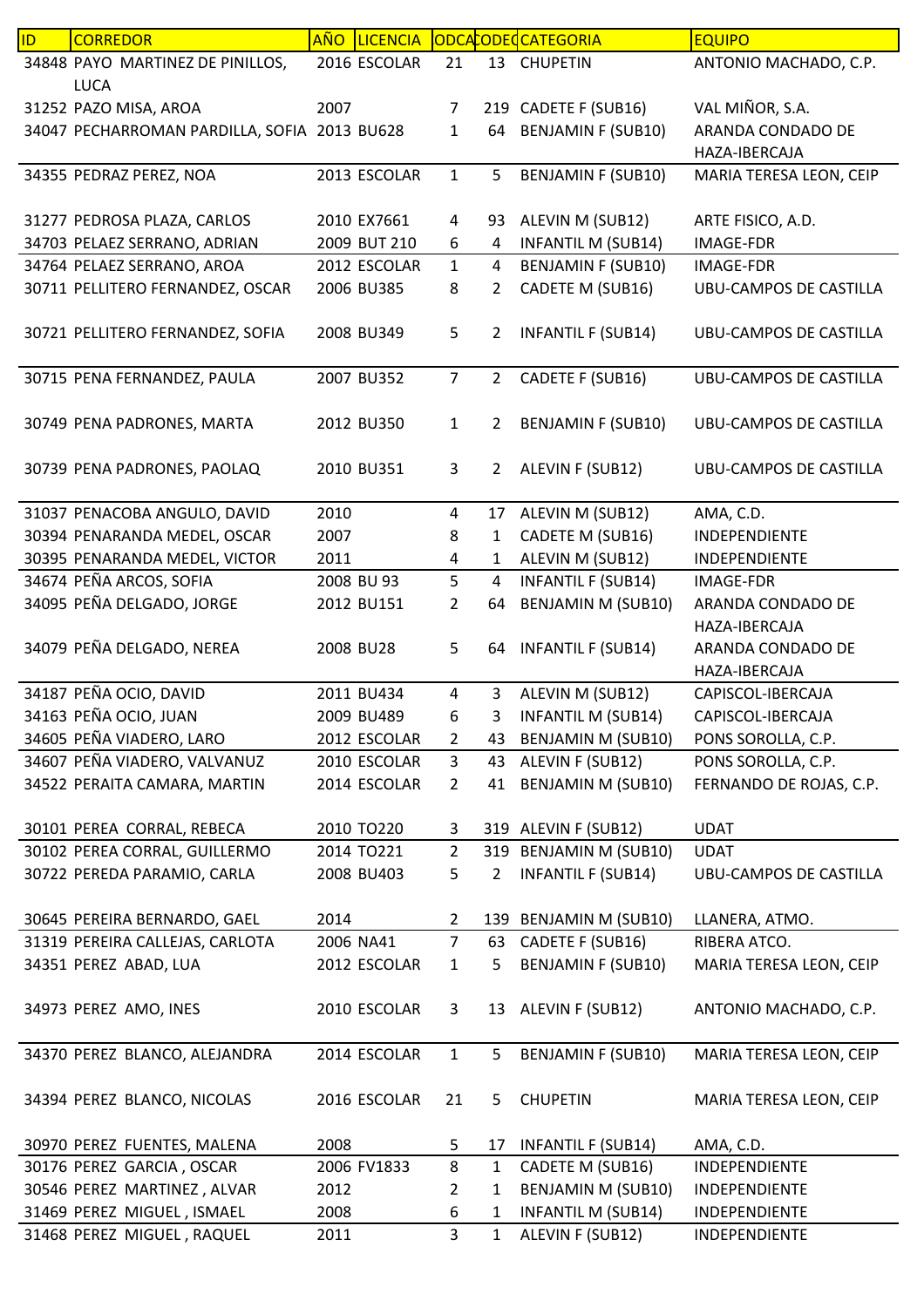| ID | CORREDOR | AÑO | LICENCIA | CODCAT | CODEQ | CATEGORIA | EQUIPO |
|---|---|---|---|---|---|---|---|
| 34848 | PAYO MARTINEZ DE PINILLOS, LUCA | 2016 | ESCOLAR | 21 | 13 | CHUPETIN | ANTONIO MACHADO, C.P. |
| 31252 | PAZO MISA, AROA | 2007 | | 7 | 219 | CADETE F (SUB16) | VAL MIÑOR, S.A. |
| 34047 | PECHARROMAN PARDILLA, SOFIA | 2013 | BU628 | 1 | 64 | BENJAMIN F (SUB10) | ARANDA CONDADO DE HAZA-IBERCAJA |
| 34355 | PEDRAZ PEREZ, NOA | 2013 | ESCOLAR | 1 | 5 | BENJAMIN F (SUB10) | MARIA TERESA LEON, CEIP |
| 31277 | PEDROSA PLAZA, CARLOS | 2010 | EX7661 | 4 | 93 | ALEVIN M (SUB12) | ARTE FISICO, A.D. |
| 34703 | PELAEZ SERRANO, ADRIAN | 2009 | BUT 210 | 6 | 4 | INFANTIL M (SUB14) | IMAGE-FDR |
| 34764 | PELAEZ SERRANO, AROA | 2012 | ESCOLAR | 1 | 4 | BENJAMIN F (SUB10) | IMAGE-FDR |
| 30711 | PELLITERO FERNANDEZ, OSCAR | 2006 | BU385 | 8 | 2 | CADETE M (SUB16) | UBU-CAMPOS DE CASTILLA |
| 30721 | PELLITERO FERNANDEZ, SOFIA | 2008 | BU349 | 5 | 2 | INFANTIL F (SUB14) | UBU-CAMPOS DE CASTILLA |
| 30715 | PENA FERNANDEZ, PAULA | 2007 | BU352 | 7 | 2 | CADETE F (SUB16) | UBU-CAMPOS DE CASTILLA |
| 30749 | PENA PADRONES, MARTA | 2012 | BU350 | 1 | 2 | BENJAMIN F (SUB10) | UBU-CAMPOS DE CASTILLA |
| 30739 | PENA PADRONES, PAOLAQ | 2010 | BU351 | 3 | 2 | ALEVIN F (SUB12) | UBU-CAMPOS DE CASTILLA |
| 31037 | PENACOBA ANGULO, DAVID | 2010 | | 4 | 17 | ALEVIN M (SUB12) | AMA, C.D. |
| 30394 | PENARANDA MEDEL, OSCAR | 2007 | | 8 | 1 | CADETE M (SUB16) | INDEPENDIENTE |
| 30395 | PENARANDA MEDEL, VICTOR | 2011 | | 4 | 1 | ALEVIN M (SUB12) | INDEPENDIENTE |
| 34674 | PEÑA ARCOS, SOFIA | 2008 | BU 93 | 5 | 4 | INFANTIL F (SUB14) | IMAGE-FDR |
| 34095 | PEÑA DELGADO, JORGE | 2012 | BU151 | 2 | 64 | BENJAMIN M (SUB10) | ARANDA CONDADO DE HAZA-IBERCAJA |
| 34079 | PEÑA DELGADO, NEREA | 2008 | BU28 | 5 | 64 | INFANTIL F (SUB14) | ARANDA CONDADO DE HAZA-IBERCAJA |
| 34187 | PEÑA OCIO, DAVID | 2011 | BU434 | 4 | 3 | ALEVIN M (SUB12) | CAPISCOL-IBERCAJA |
| 34163 | PEÑA OCIO, JUAN | 2009 | BU489 | 6 | 3 | INFANTIL M (SUB14) | CAPISCOL-IBERCAJA |
| 34605 | PEÑA VIADERO, LARO | 2012 | ESCOLAR | 2 | 43 | BENJAMIN M (SUB10) | PONS SOROLLA, C.P. |
| 34607 | PEÑA VIADERO, VALVANUZ | 2010 | ESCOLAR | 3 | 43 | ALEVIN F (SUB12) | PONS SOROLLA, C.P. |
| 34522 | PERAITA CAMARA, MARTIN | 2014 | ESCOLAR | 2 | 41 | BENJAMIN M (SUB10) | FERNANDO DE ROJAS, C.P. |
| 30101 | PEREA CORRAL, REBECA | 2010 | TO220 | 3 | 319 | ALEVIN F (SUB12) | UDAT |
| 30102 | PEREA CORRAL, GUILLERMO | 2014 | TO221 | 2 | 319 | BENJAMIN M (SUB10) | UDAT |
| 30722 | PEREDA PARAMIO, CARLA | 2008 | BU403 | 5 | 2 | INFANTIL F (SUB14) | UBU-CAMPOS DE CASTILLA |
| 30645 | PEREIRA BERNARDO, GAEL | 2014 | | 2 | 139 | BENJAMIN M (SUB10) | LLANERA, ATMO. |
| 31319 | PEREIRA CALLEJAS, CARLOTA | 2006 | NA41 | 7 | 63 | CADETE F (SUB16) | RIBERA ATCO. |
| 34351 | PEREZ ABAD, LUA | 2012 | ESCOLAR | 1 | 5 | BENJAMIN F (SUB10) | MARIA TERESA LEON, CEIP |
| 34973 | PEREZ AMO, INES | 2010 | ESCOLAR | 3 | 13 | ALEVIN F (SUB12) | ANTONIO MACHADO, C.P. |
| 34370 | PEREZ BLANCO, ALEJANDRA | 2014 | ESCOLAR | 1 | 5 | BENJAMIN F (SUB10) | MARIA TERESA LEON, CEIP |
| 34394 | PEREZ BLANCO, NICOLAS | 2016 | ESCOLAR | 21 | 5 | CHUPETIN | MARIA TERESA LEON, CEIP |
| 30970 | PEREZ FUENTES, MALENA | 2008 | | 5 | 17 | INFANTIL F (SUB14) | AMA, C.D. |
| 30176 | PEREZ GARCIA , OSCAR | 2006 | FV1833 | 8 | 1 | CADETE M (SUB16) | INDEPENDIENTE |
| 30546 | PEREZ MARTINEZ , ALVAR | 2012 | | 2 | 1 | BENJAMIN M (SUB10) | INDEPENDIENTE |
| 31469 | PEREZ MIGUEL , ISMAEL | 2008 | | 6 | 1 | INFANTIL M (SUB14) | INDEPENDIENTE |
| 31468 | PEREZ MIGUEL , RAQUEL | 2011 | | 3 | 1 | ALEVIN F (SUB12) | INDEPENDIENTE |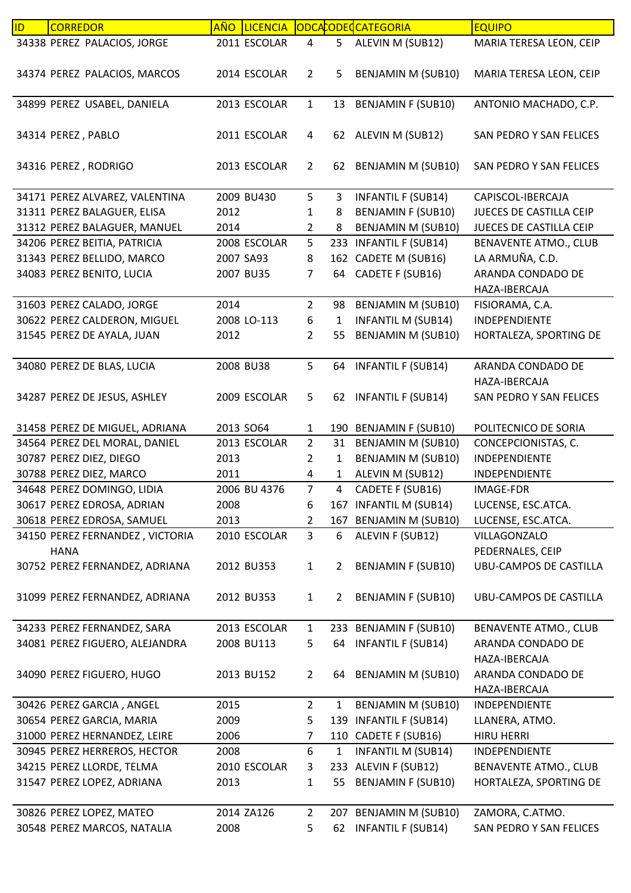| ID | CORREDOR | AÑO | LICENCIA | CODCAT | CODEQ | CATEGORIA | EQUIPO |
|---|---|---|---|---|---|---|---|
| 34338 | PEREZ PALACIOS, JORGE | 2011 | ESCOLAR | 4 | 5 | ALEVIN M (SUB12) | MARIA TERESA LEON, CEIP |
| 34374 | PEREZ PALACIOS, MARCOS | 2014 | ESCOLAR | 2 | 5 | BENJAMIN M (SUB10) | MARIA TERESA LEON, CEIP |
| 34899 | PEREZ USABEL, DANIELA | 2013 | ESCOLAR | 1 | 13 | BENJAMIN F (SUB10) | ANTONIO MACHADO, C.P. |
| 34314 | PEREZ , PABLO | 2011 | ESCOLAR | 4 | 62 | ALEVIN M (SUB12) | SAN PEDRO Y SAN FELICES |
| 34316 | PEREZ , RODRIGO | 2013 | ESCOLAR | 2 | 62 | BENJAMIN M (SUB10) | SAN PEDRO Y SAN FELICES |
| 34171 | PEREZ ALVAREZ, VALENTINA | 2009 | BU430 | 5 | 3 | INFANTIL F (SUB14) | CAPISCOL-IBERCAJA |
| 31311 | PEREZ BALAGUER, ELISA | 2012 | | 1 | 8 | BENJAMIN F (SUB10) | JUECES DE CASTILLA CEIP |
| 31312 | PEREZ BALAGUER, MANUEL | 2014 | | 2 | 8 | BENJAMIN M (SUB10) | JUECES DE CASTILLA CEIP |
| 34206 | PEREZ BEITIA, PATRICIA | 2008 | ESCOLAR | 5 | 233 | INFANTIL F (SUB14) | BENAVENTE ATMO., CLUB |
| 31343 | PEREZ BELLIDO, MARCO | 2007 | SA93 | 8 | 162 | CADETE M (SUB16) | LA ARMUÑA, C.D. |
| 34083 | PEREZ BENITO, LUCIA | 2007 | BU35 | 7 | 64 | CADETE F (SUB16) | ARANDA CONDADO DE HAZA-IBERCAJA |
| 31603 | PEREZ CALADO, JORGE | 2014 | | 2 | 98 | BENJAMIN M (SUB10) | FISIORAMA, C.A. |
| 30622 | PEREZ CALDERON, MIGUEL | 2008 | LO-113 | 6 | 1 | INFANTIL M (SUB14) | INDEPENDIENTE |
| 31545 | PEREZ DE AYALA, JUAN | 2012 | | 2 | 55 | BENJAMIN M (SUB10) | HORTALEZA, SPORTING DE |
| 34080 | PEREZ DE BLAS, LUCIA | 2008 | BU38 | 5 | 64 | INFANTIL F (SUB14) | ARANDA CONDADO DE HAZA-IBERCAJA |
| 34287 | PEREZ DE JESUS, ASHLEY | 2009 | ESCOLAR | 5 | 62 | INFANTIL F (SUB14) | SAN PEDRO Y SAN FELICES |
| 31458 | PEREZ DE MIGUEL, ADRIANA | 2013 | SO64 | 1 | 190 | BENJAMIN F (SUB10) | POLITECNICO DE SORIA |
| 34564 | PEREZ DEL MORAL, DANIEL | 2013 | ESCOLAR | 2 | 31 | BENJAMIN M (SUB10) | CONCEPCIONISTAS, C. |
| 30787 | PEREZ DIEZ, DIEGO | 2013 | | 2 | 1 | BENJAMIN M (SUB10) | INDEPENDIENTE |
| 30788 | PEREZ DIEZ, MARCO | 2011 | | 4 | 1 | ALEVIN M (SUB12) | INDEPENDIENTE |
| 34648 | PEREZ DOMINGO, LIDIA | 2006 | BU 4376 | 7 | 4 | CADETE F (SUB16) | IMAGE-FDR |
| 30617 | PEREZ EDROSA, ADRIAN | 2008 | | 6 | 167 | INFANTIL M (SUB14) | LUCENSE, ESC.ATCA. |
| 30618 | PEREZ EDROSA, SAMUEL | 2013 | | 2 | 167 | BENJAMIN M (SUB10) | LUCENSE, ESC.ATCA. |
| 34150 | PEREZ FERNANDEZ , VICTORIA HANA | 2010 | ESCOLAR | 3 | 6 | ALEVIN F (SUB12) | VILLAGONZALO PEDERNALES, CEIP |
| 30752 | PEREZ FERNANDEZ, ADRIANA | 2012 | BU353 | 1 | 2 | BENJAMIN F (SUB10) | UBU-CAMPOS DE CASTILLA |
| 31099 | PEREZ FERNANDEZ, ADRIANA | 2012 | BU353 | 1 | 2 | BENJAMIN F (SUB10) | UBU-CAMPOS DE CASTILLA |
| 34233 | PEREZ FERNANDEZ, SARA | 2013 | ESCOLAR | 1 | 233 | BENJAMIN F (SUB10) | BENAVENTE ATMO., CLUB |
| 34081 | PEREZ FIGUERO, ALEJANDRA | 2008 | BU113 | 5 | 64 | INFANTIL F (SUB14) | ARANDA CONDADO DE HAZA-IBERCAJA |
| 34090 | PEREZ FIGUERO, HUGO | 2013 | BU152 | 2 | 64 | BENJAMIN M (SUB10) | ARANDA CONDADO DE HAZA-IBERCAJA |
| 30426 | PEREZ GARCIA , ANGEL | 2015 | | 2 | 1 | BENJAMIN M (SUB10) | INDEPENDIENTE |
| 30654 | PEREZ GARCIA, MARIA | 2009 | | 5 | 139 | INFANTIL F (SUB14) | LLANERA, ATMO. |
| 31000 | PEREZ HERNANDEZ, LEIRE | 2006 | | 7 | 110 | CADETE F (SUB16) | HIRU HERRI |
| 30945 | PEREZ HERREROS, HECTOR | 2008 | | 6 | 1 | INFANTIL M (SUB14) | INDEPENDIENTE |
| 34215 | PEREZ LLORDE, TELMA | 2010 | ESCOLAR | 3 | 233 | ALEVIN F (SUB12) | BENAVENTE ATMO., CLUB |
| 31547 | PEREZ LOPEZ, ADRIANA | 2013 | | 1 | 55 | BENJAMIN F (SUB10) | HORTALEZA, SPORTING DE |
| 30826 | PEREZ LOPEZ, MATEO | 2014 | ZA126 | 2 | 207 | BENJAMIN M (SUB10) | ZAMORA, C.ATMO. |
| 30548 | PEREZ MARCOS, NATALIA | 2008 | | 5 | 62 | INFANTIL F (SUB14) | SAN PEDRO Y SAN FELICES |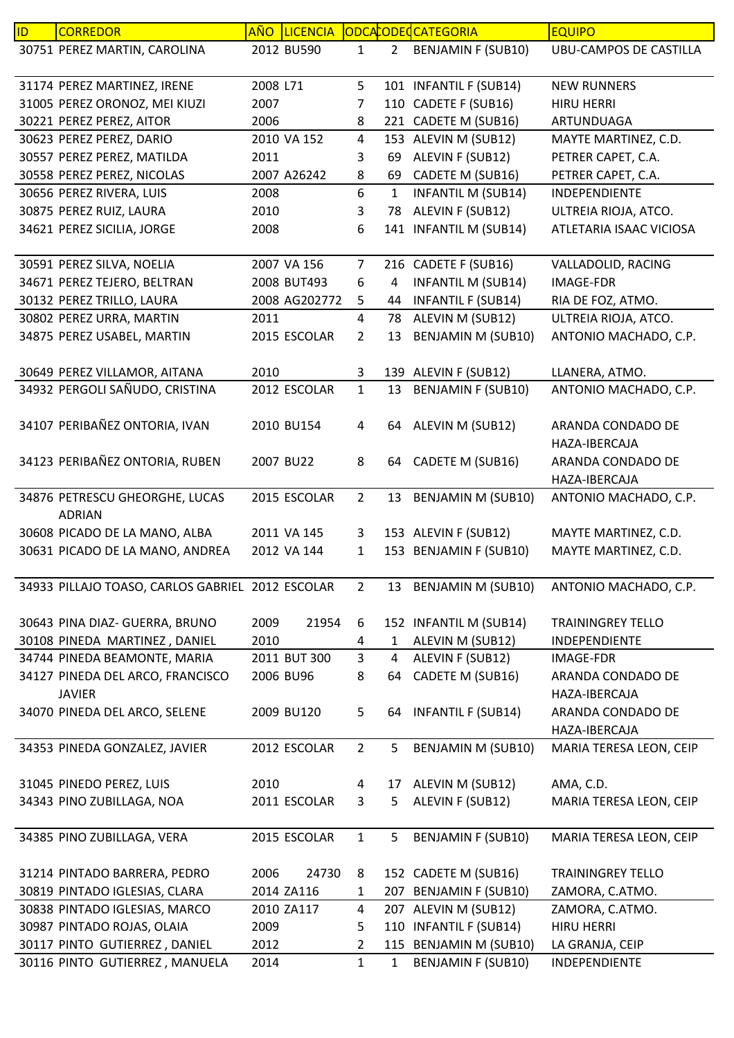| ID | CORREDOR | AÑO | LICENCIA | ODCA | CODEQ | CATEGORIA | EQUIPO |
|---|---|---|---|---|---|---|---|
| 30751 | PEREZ MARTIN, CAROLINA | 2012 | BU590 | 1 | 2 | BENJAMIN F (SUB10) | UBU-CAMPOS DE CASTILLA |
| 31174 | PEREZ MARTINEZ, IRENE | 2008 | L71 | 5 | 101 | INFANTIL F (SUB14) | NEW RUNNERS |
| 31005 | PEREZ ORONOZ, MEI KIUZI | 2007 | | 7 | 110 | CADETE F (SUB16) | HIRU HERRI |
| 30221 | PEREZ PEREZ, AITOR | 2006 | | 8 | 221 | CADETE M (SUB16) | ARTUNDUAGA |
| 30623 | PEREZ PEREZ, DARIO | 2010 | VA 152 | 4 | 153 | ALEVIN M (SUB12) | MAYTE MARTINEZ, C.D. |
| 30557 | PEREZ PEREZ, MATILDA | 2011 | | 3 | 69 | ALEVIN F (SUB12) | PETRER CAPET, C.A. |
| 30558 | PEREZ PEREZ, NICOLAS | 2007 | A26242 | 8 | 69 | CADETE M (SUB16) | PETRER CAPET, C.A. |
| 30656 | PEREZ RIVERA, LUIS | 2008 | | 6 | 1 | INFANTIL M (SUB14) | INDEPENDIENTE |
| 30875 | PEREZ RUIZ, LAURA | 2010 | | 3 | 78 | ALEVIN F (SUB12) | ULTREIA RIOJA, ATCO. |
| 34621 | PEREZ SICILIA, JORGE | 2008 | | 6 | 141 | INFANTIL M (SUB14) | ATLETARIA ISAAC VICIOSA |
| 30591 | PEREZ SILVA, NOELIA | 2007 | VA 156 | 7 | 216 | CADETE F (SUB16) | VALLADOLID, RACING |
| 34671 | PEREZ TEJERO, BELTRAN | 2008 | BUT493 | 6 | 4 | INFANTIL M (SUB14) | IMAGE-FDR |
| 30132 | PEREZ TRILLO, LAURA | 2008 | AG202772 | 5 | 44 | INFANTIL F (SUB14) | RIA DE FOZ, ATMO. |
| 30802 | PEREZ URRA, MARTIN | 2011 | | 4 | 78 | ALEVIN M (SUB12) | ULTREIA RIOJA, ATCO. |
| 34875 | PEREZ USABEL, MARTIN | 2015 | ESCOLAR | 2 | 13 | BENJAMIN M (SUB10) | ANTONIO MACHADO, C.P. |
| 30649 | PEREZ VILLAMOR, AITANA | 2010 | | 3 | 139 | ALEVIN F (SUB12) | LLANERA, ATMO. |
| 34932 | PERGOLI SAÑUDO, CRISTINA | 2012 | ESCOLAR | 1 | 13 | BENJAMIN F (SUB10) | ANTONIO MACHADO, C.P. |
| 34107 | PERIBAÑEZ ONTORIA, IVAN | 2010 | BU154 | 4 | 64 | ALEVIN M (SUB12) | ARANDA CONDADO DE HAZA-IBERCAJA |
| 34123 | PERIBAÑEZ ONTORIA, RUBEN | 2007 | BU22 | 8 | 64 | CADETE M (SUB16) | ARANDA CONDADO DE HAZA-IBERCAJA |
| 34876 | PETRESCU GHEORGHE, LUCAS ADRIAN | 2015 | ESCOLAR | 2 | 13 | BENJAMIN M (SUB10) | ANTONIO MACHADO, C.P. |
| 30608 | PICADO DE LA MANO, ALBA | 2011 | VA 145 | 3 | 153 | ALEVIN F (SUB12) | MAYTE MARTINEZ, C.D. |
| 30631 | PICADO DE LA MANO, ANDREA | 2012 | VA 144 | 1 | 153 | BENJAMIN F (SUB10) | MAYTE MARTINEZ, C.D. |
| 34933 | PILLAJO TOASO, CARLOS GABRIEL | 2012 | ESCOLAR | 2 | 13 | BENJAMIN M (SUB10) | ANTONIO MACHADO, C.P. |
| 30643 | PINA DIAZ- GUERRA, BRUNO | 2009 | 21954 | 6 | 152 | INFANTIL M (SUB14) | TRAININGREY TELLO |
| 30108 | PINEDA MARTINEZ , DANIEL | 2010 | | 4 | 1 | ALEVIN M (SUB12) | INDEPENDIENTE |
| 34744 | PINEDA BEAMONTE, MARIA | 2011 | BUT 300 | 3 | 4 | ALEVIN F (SUB12) | IMAGE-FDR |
| 34127 | PINEDA DEL ARCO, FRANCISCO JAVIER | 2006 | BU96 | 8 | 64 | CADETE M (SUB16) | ARANDA CONDADO DE HAZA-IBERCAJA |
| 34070 | PINEDA DEL ARCO, SELENE | 2009 | BU120 | 5 | 64 | INFANTIL F (SUB14) | ARANDA CONDADO DE HAZA-IBERCAJA |
| 34353 | PINEDA GONZALEZ, JAVIER | 2012 | ESCOLAR | 2 | 5 | BENJAMIN M (SUB10) | MARIA TERESA LEON, CEIP |
| 31045 | PINEDO PEREZ, LUIS | 2010 | | 4 | 17 | ALEVIN M (SUB12) | AMA, C.D. |
| 34343 | PINO ZUBILLAGA, NOA | 2011 | ESCOLAR | 3 | 5 | ALEVIN F (SUB12) | MARIA TERESA LEON, CEIP |
| 34385 | PINO ZUBILLAGA, VERA | 2015 | ESCOLAR | 1 | 5 | BENJAMIN F (SUB10) | MARIA TERESA LEON, CEIP |
| 31214 | PINTADO BARRERA, PEDRO | 2006 | 24730 | 8 | 152 | CADETE M (SUB16) | TRAININGREY TELLO |
| 30819 | PINTADO IGLESIAS, CLARA | 2014 | ZA116 | 1 | 207 | BENJAMIN F (SUB10) | ZAMORA, C.ATMO. |
| 30838 | PINTADO IGLESIAS, MARCO | 2010 | ZA117 | 4 | 207 | ALEVIN M (SUB12) | ZAMORA, C.ATMO. |
| 30987 | PINTADO ROJAS, OLAIA | 2009 | | 5 | 110 | INFANTIL F (SUB14) | HIRU HERRI |
| 30117 | PINTO GUTIERREZ , DANIEL | 2012 | | 2 | 115 | BENJAMIN M (SUB10) | LA GRANJA, CEIP |
| 30116 | PINTO GUTIERREZ , MANUELA | 2014 | | 1 | 1 | BENJAMIN F (SUB10) | INDEPENDIENTE |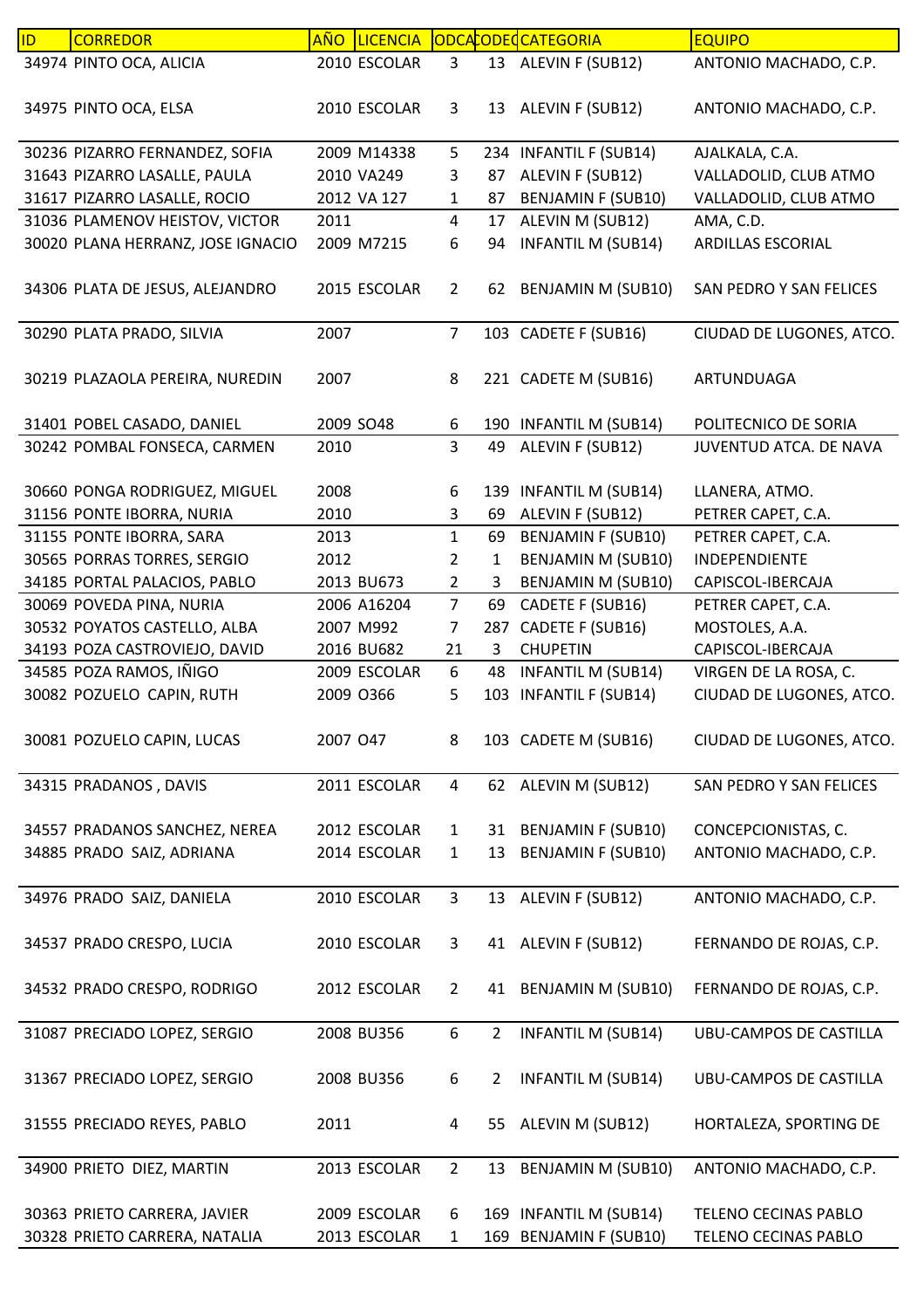| ID | CORREDOR | AÑO | LICENCIA | CODCA | CODEQ | CATEGORIA | EQUIPO |
|---|---|---|---|---|---|---|---|
| 34974 | PINTO OCA, ALICIA | 2010 | ESCOLAR | 3 | 13 | ALEVIN F (SUB12) | ANTONIO MACHADO, C.P. |
| 34975 | PINTO OCA, ELSA | 2010 | ESCOLAR | 3 | 13 | ALEVIN F (SUB12) | ANTONIO MACHADO, C.P. |
| 30236 | PIZARRO FERNANDEZ, SOFIA | 2009 | M14338 | 5 | 234 | INFANTIL F (SUB14) | AJALKALA, C.A. |
| 31643 | PIZARRO LASALLE, PAULA | 2010 | VA249 | 3 | 87 | ALEVIN F (SUB12) | VALLADOLID, CLUB ATMO |
| 31617 | PIZARRO LASALLE, ROCIO | 2012 | VA 127 | 1 | 87 | BENJAMIN F (SUB10) | VALLADOLID, CLUB ATMO |
| 31036 | PLAMENOV HEISTOV, VICTOR | 2011 | | 4 | 17 | ALEVIN M (SUB12) | AMA, C.D. |
| 30020 | PLANA HERRANZ, JOSE IGNACIO | 2009 | M7215 | 6 | 94 | INFANTIL M (SUB14) | ARDILLAS ESCORIAL |
| 34306 | PLATA DE JESUS, ALEJANDRO | 2015 | ESCOLAR | 2 | 62 | BENJAMIN M (SUB10) | SAN PEDRO Y SAN FELICES |
| 30290 | PLATA PRADO, SILVIA | 2007 | | 7 | 103 | CADETE F (SUB16) | CIUDAD DE LUGONES, ATCO. |
| 30219 | PLAZAOLA PEREIRA, NUREDIN | 2007 | | 8 | 221 | CADETE M (SUB16) | ARTUNDUAGA |
| 31401 | POBEL CASADO, DANIEL | 2009 | SO48 | 6 | 190 | INFANTIL M (SUB14) | POLITECNICO DE SORIA |
| 30242 | POMBAL FONSECA, CARMEN | 2010 | | 3 | 49 | ALEVIN F (SUB12) | JUVENTUD ATCA. DE NAVA |
| 30660 | PONGA RODRIGUEZ, MIGUEL | 2008 | | 6 | 139 | INFANTIL M (SUB14) | LLANERA, ATMO. |
| 31156 | PONTE IBORRA, NURIA | 2010 | | 3 | 69 | ALEVIN F (SUB12) | PETRER CAPET, C.A. |
| 31155 | PONTE IBORRA, SARA | 2013 | | 1 | 69 | BENJAMIN F (SUB10) | PETRER CAPET, C.A. |
| 30565 | PORRAS TORRES, SERGIO | 2012 | | 2 | 1 | BENJAMIN M (SUB10) | INDEPENDIENTE |
| 34185 | PORTAL PALACIOS, PABLO | 2013 | BU673 | 2 | 3 | BENJAMIN M (SUB10) | CAPISCOL-IBERCAJA |
| 30069 | POVEDA PINA, NURIA | 2006 | A16204 | 7 | 69 | CADETE F (SUB16) | PETRER CAPET, C.A. |
| 30532 | POYATOS CASTELLO, ALBA | 2007 | M992 | 7 | 287 | CADETE F (SUB16) | MOSTOLES, A.A. |
| 34193 | POZA CASTROVIEJO, DAVID | 2016 | BU682 | 21 | 3 | CHUPETIN | CAPISCOL-IBERCAJA |
| 34585 | POZA RAMOS, IÑIGO | 2009 | ESCOLAR | 6 | 48 | INFANTIL M (SUB14) | VIRGEN DE LA ROSA, C. |
| 30082 | POZUELO CAPIN, RUTH | 2009 | O366 | 5 | 103 | INFANTIL F (SUB14) | CIUDAD DE LUGONES, ATCO. |
| 30081 | POZUELO CAPIN, LUCAS | 2007 | O47 | 8 | 103 | CADETE M (SUB16) | CIUDAD DE LUGONES, ATCO. |
| 34315 | PRADANOS , DAVIS | 2011 | ESCOLAR | 4 | 62 | ALEVIN M (SUB12) | SAN PEDRO Y SAN FELICES |
| 34557 | PRADANOS SANCHEZ, NEREA | 2012 | ESCOLAR | 1 | 31 | BENJAMIN F (SUB10) | CONCEPCIONISTAS, C. |
| 34885 | PRADO SAIZ, ADRIANA | 2014 | ESCOLAR | 1 | 13 | BENJAMIN F (SUB10) | ANTONIO MACHADO, C.P. |
| 34976 | PRADO SAIZ, DANIELA | 2010 | ESCOLAR | 3 | 13 | ALEVIN F (SUB12) | ANTONIO MACHADO, C.P. |
| 34537 | PRADO CRESPO, LUCIA | 2010 | ESCOLAR | 3 | 41 | ALEVIN F (SUB12) | FERNANDO DE ROJAS, C.P. |
| 34532 | PRADO CRESPO, RODRIGO | 2012 | ESCOLAR | 2 | 41 | BENJAMIN M (SUB10) | FERNANDO DE ROJAS, C.P. |
| 31087 | PRECIADO LOPEZ, SERGIO | 2008 | BU356 | 6 | 2 | INFANTIL M (SUB14) | UBU-CAMPOS DE CASTILLA |
| 31367 | PRECIADO LOPEZ, SERGIO | 2008 | BU356 | 6 | 2 | INFANTIL M (SUB14) | UBU-CAMPOS DE CASTILLA |
| 31555 | PRECIADO REYES, PABLO | 2011 | | 4 | 55 | ALEVIN M (SUB12) | HORTALEZA, SPORTING DE |
| 34900 | PRIETO DIEZ, MARTIN | 2013 | ESCOLAR | 2 | 13 | BENJAMIN M (SUB10) | ANTONIO MACHADO, C.P. |
| 30363 | PRIETO CARRERA, JAVIER | 2009 | ESCOLAR | 6 | 169 | INFANTIL M (SUB14) | TELENO CECINAS PABLO |
| 30328 | PRIETO CARRERA, NATALIA | 2013 | ESCOLAR | 1 | 169 | BENJAMIN F (SUB10) | TELENO CECINAS PABLO |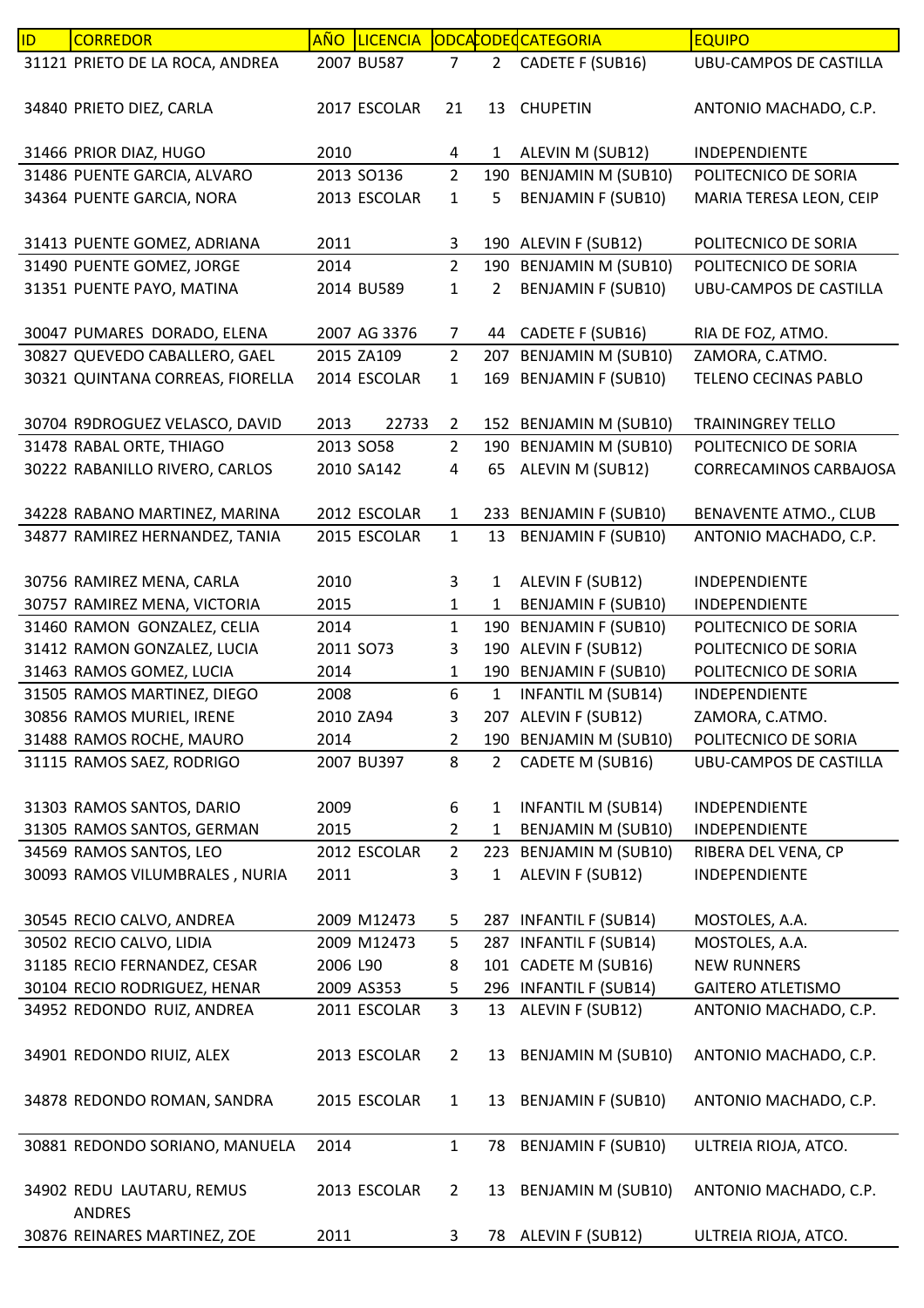| ID | CORREDOR | AÑO | LICENCIA | ODCA | CODEC | CATEGORIA | EQUIPO |
|---|---|---|---|---|---|---|---|
| 31121 | PRIETO DE LA ROCA, ANDREA | 2007 | BU587 | 7 | 2 | CADETE F (SUB16) | UBU-CAMPOS DE CASTILLA |
| 34840 | PRIETO DIEZ, CARLA | 2017 | ESCOLAR | 21 | 13 | CHUPETIN | ANTONIO MACHADO, C.P. |
| 31466 | PRIOR DIAZ, HUGO | 2010 | | 4 | 1 | ALEVIN M (SUB12) | INDEPENDIENTE |
| 31486 | PUENTE GARCIA, ALVARO | 2013 | SO136 | 2 | 190 | BENJAMIN M (SUB10) | POLITECNICO DE SORIA |
| 34364 | PUENTE GARCIA, NORA | 2013 | ESCOLAR | 1 | 5 | BENJAMIN F (SUB10) | MARIA TERESA LEON, CEIP |
| 31413 | PUENTE GOMEZ, ADRIANA | 2011 | | 3 | 190 | ALEVIN F (SUB12) | POLITECNICO DE SORIA |
| 31490 | PUENTE GOMEZ, JORGE | 2014 | | 2 | 190 | BENJAMIN M (SUB10) | POLITECNICO DE SORIA |
| 31351 | PUENTE PAYO, MATINA | 2014 | BU589 | 1 | 2 | BENJAMIN F (SUB10) | UBU-CAMPOS DE CASTILLA |
| 30047 | PUMARES DORADO, ELENA | 2007 | AG 3376 | 7 | 44 | CADETE F (SUB16) | RIA DE FOZ, ATMO. |
| 30827 | QUEVEDO CABALLERO, GAEL | 2015 | ZA109 | 2 | 207 | BENJAMIN M (SUB10) | ZAMORA, C.ATMO. |
| 30321 | QUINTANA CORREAS, FIORELLA | 2014 | ESCOLAR | 1 | 169 | BENJAMIN F (SUB10) | TELENO CECINAS PABLO |
| 30704 | R9DROGUEZ VELASCO, DAVID | 2013 | 22733 | 2 | 152 | BENJAMIN M (SUB10) | TRAININGREY TELLO |
| 31478 | RABAL ORTE, THIAGO | 2013 | SO58 | 2 | 190 | BENJAMIN M (SUB10) | POLITECNICO DE SORIA |
| 30222 | RABANILLO RIVERO, CARLOS | 2010 | SA142 | 4 | 65 | ALEVIN M (SUB12) | CORRECAMINOS CARBAJOSA |
| 34228 | RABANO MARTINEZ, MARINA | 2012 | ESCOLAR | 1 | 233 | BENJAMIN F (SUB10) | BENAVENTE ATMO., CLUB |
| 34877 | RAMIREZ HERNANDEZ, TANIA | 2015 | ESCOLAR | 1 | 13 | BENJAMIN F (SUB10) | ANTONIO MACHADO, C.P. |
| 30756 | RAMIREZ MENA, CARLA | 2010 | | 3 | 1 | ALEVIN F (SUB12) | INDEPENDIENTE |
| 30757 | RAMIREZ MENA, VICTORIA | 2015 | | 1 | 1 | BENJAMIN F (SUB10) | INDEPENDIENTE |
| 31460 | RAMON GONZALEZ, CELIA | 2014 | | 1 | 190 | BENJAMIN F (SUB10) | POLITECNICO DE SORIA |
| 31412 | RAMON GONZALEZ, LUCIA | 2011 | SO73 | 3 | 190 | ALEVIN F (SUB12) | POLITECNICO DE SORIA |
| 31463 | RAMOS GOMEZ, LUCIA | 2014 | | 1 | 190 | BENJAMIN F (SUB10) | POLITECNICO DE SORIA |
| 31505 | RAMOS MARTINEZ, DIEGO | 2008 | | 6 | 1 | INFANTIL M (SUB14) | INDEPENDIENTE |
| 30856 | RAMOS MURIEL, IRENE | 2010 | ZA94 | 3 | 207 | ALEVIN F (SUB12) | ZAMORA, C.ATMO. |
| 31488 | RAMOS ROCHE, MAURO | 2014 | | 2 | 190 | BENJAMIN M (SUB10) | POLITECNICO DE SORIA |
| 31115 | RAMOS SAEZ, RODRIGO | 2007 | BU397 | 8 | 2 | CADETE M (SUB16) | UBU-CAMPOS DE CASTILLA |
| 31303 | RAMOS SANTOS, DARIO | 2009 | | 6 | 1 | INFANTIL M (SUB14) | INDEPENDIENTE |
| 31305 | RAMOS SANTOS, GERMAN | 2015 | | 2 | 1 | BENJAMIN M (SUB10) | INDEPENDIENTE |
| 34569 | RAMOS SANTOS, LEO | 2012 | ESCOLAR | 2 | 223 | BENJAMIN M (SUB10) | RIBERA DEL VENA, CP |
| 30093 | RAMOS VILUMBRALES , NURIA | 2011 | | 3 | 1 | ALEVIN F (SUB12) | INDEPENDIENTE |
| 30545 | RECIO CALVO, ANDREA | 2009 | M12473 | 5 | 287 | INFANTIL F (SUB14) | MOSTOLES, A.A. |
| 30502 | RECIO CALVO, LIDIA | 2009 | M12473 | 5 | 287 | INFANTIL F (SUB14) | MOSTOLES, A.A. |
| 31185 | RECIO FERNANDEZ, CESAR | 2006 | L90 | 8 | 101 | CADETE M (SUB16) | NEW RUNNERS |
| 30104 | RECIO RODRIGUEZ, HENAR | 2009 | AS353 | 5 | 296 | INFANTIL F (SUB14) | GAITERO ATLETISMO |
| 34952 | REDONDO RUIZ, ANDREA | 2011 | ESCOLAR | 3 | 13 | ALEVIN F (SUB12) | ANTONIO MACHADO, C.P. |
| 34901 | REDONDO RIUIZ, ALEX | 2013 | ESCOLAR | 2 | 13 | BENJAMIN M (SUB10) | ANTONIO MACHADO, C.P. |
| 34878 | REDONDO ROMAN, SANDRA | 2015 | ESCOLAR | 1 | 13 | BENJAMIN F (SUB10) | ANTONIO MACHADO, C.P. |
| 30881 | REDONDO SORIANO, MANUELA | 2014 | | 1 | 78 | BENJAMIN F (SUB10) | ULTREIA RIOJA, ATCO. |
| 34902 | REDU LAUTARU, REMUS ANDRES | 2013 | ESCOLAR | 2 | 13 | BENJAMIN M (SUB10) | ANTONIO MACHADO, C.P. |
| 30876 | REINARES MARTINEZ, ZOE | 2011 | | 3 | 78 | ALEVIN F (SUB12) | ULTREIA RIOJA, ATCO. |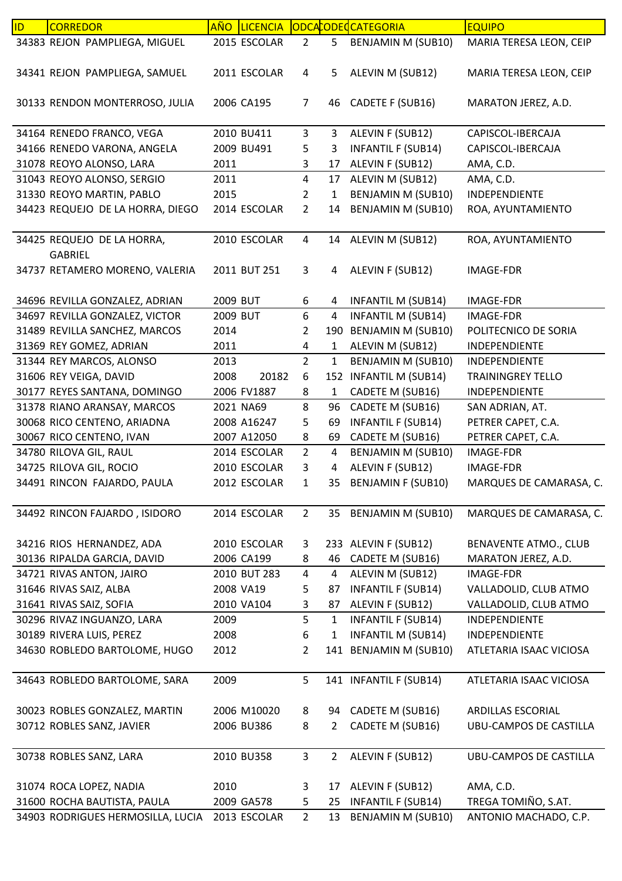| ID | CORREDOR | AÑO | LICENCIA | ODCA | CODEQ | CATEGORIA | EQUIPO |
|---|---|---|---|---|---|---|---|
| 34383 | REJON PAMPLIEGA, MIGUEL | 2015 | ESCOLAR | 2 | 5 | BENJAMIN M (SUB10) | MARIA TERESA LEON, CEIP |
| 34341 | REJON PAMPLIEGA, SAMUEL | 2011 | ESCOLAR | 4 | 5 | ALEVIN M (SUB12) | MARIA TERESA LEON, CEIP |
| 30133 | RENDON MONTERROSO, JULIA | 2006 | CA195 | 7 | 46 | CADETE F (SUB16) | MARATON JEREZ, A.D. |
| 34164 | RENEDO FRANCO, VEGA | 2010 | BU411 | 3 | 3 | ALEVIN F (SUB12) | CAPISCOL-IBERCAJA |
| 34166 | RENEDO VARONA, ANGELA | 2009 | BU491 | 5 | 3 | INFANTIL F (SUB14) | CAPISCOL-IBERCAJA |
| 31078 | REOYO ALONSO, LARA | 2011 | | 3 | 17 | ALEVIN F (SUB12) | AMA, C.D. |
| 31043 | REOYO ALONSO, SERGIO | 2011 | | 4 | 17 | ALEVIN M (SUB12) | AMA, C.D. |
| 31330 | REOYO MARTIN, PABLO | 2015 | | 2 | 1 | BENJAMIN M (SUB10) | INDEPENDIENTE |
| 34423 | REQUEJO DE LA HORRA, DIEGO | 2014 | ESCOLAR | 2 | 14 | BENJAMIN M (SUB10) | ROA, AYUNTAMIENTO |
| 34425 | REQUEJO DE LA HORRA, GABRIEL | 2010 | ESCOLAR | 4 | 14 | ALEVIN M (SUB12) | ROA, AYUNTAMIENTO |
| 34737 | RETAMERO MORENO, VALERIA | 2011 | BUT 251 | 3 | 4 | ALEVIN F (SUB12) | IMAGE-FDR |
| 34696 | REVILLA GONZALEZ, ADRIAN | 2009 | BUT | 6 | 4 | INFANTIL M (SUB14) | IMAGE-FDR |
| 34697 | REVILLA GONZALEZ, VICTOR | 2009 | BUT | 6 | 4 | INFANTIL M (SUB14) | IMAGE-FDR |
| 31489 | REVILLA SANCHEZ, MARCOS | 2014 | | 2 | 190 | BENJAMIN M (SUB10) | POLITECNICO DE SORIA |
| 31369 | REY GOMEZ, ADRIAN | 2011 | | 4 | 1 | ALEVIN M (SUB12) | INDEPENDIENTE |
| 31344 | REY MARCOS, ALONSO | 2013 | | 2 | 1 | BENJAMIN M (SUB10) | INDEPENDIENTE |
| 31606 | REY VEIGA, DAVID | 2008 | 20182 | 6 | 152 | INFANTIL M (SUB14) | TRAININGREY TELLO |
| 30177 | REYES SANTANA, DOMINGO | 2006 | FV1887 | 8 | 1 | CADETE M (SUB16) | INDEPENDIENTE |
| 31378 | RIANO ARANSAY, MARCOS | 2021 | NA69 | 8 | 96 | CADETE M (SUB16) | SAN ADRIAN, AT. |
| 30068 | RICO CENTENO, ARIADNA | 2008 | A16247 | 5 | 69 | INFANTIL F (SUB14) | PETRER CAPET, C.A. |
| 30067 | RICO CENTENO, IVAN | 2007 | A12050 | 8 | 69 | CADETE M (SUB16) | PETRER CAPET, C.A. |
| 34780 | RILOVA GIL, RAUL | 2014 | ESCOLAR | 2 | 4 | BENJAMIN M (SUB10) | IMAGE-FDR |
| 34725 | RILOVA GIL, ROCIO | 2010 | ESCOLAR | 3 | 4 | ALEVIN F (SUB12) | IMAGE-FDR |
| 34491 | RINCON FAJARDO, PAULA | 2012 | ESCOLAR | 1 | 35 | BENJAMIN F (SUB10) | MARQUES DE CAMARASA, C. |
| 34492 | RINCON FAJARDO , ISIDORO | 2014 | ESCOLAR | 2 | 35 | BENJAMIN M (SUB10) | MARQUES DE CAMARASA, C. |
| 34216 | RIOS HERNANDEZ, ADA | 2010 | ESCOLAR | 3 | 233 | ALEVIN F (SUB12) | BENAVENTE ATMO., CLUB |
| 30136 | RIPALDA GARCIA, DAVID | 2006 | CA199 | 8 | 46 | CADETE M (SUB16) | MARATON JEREZ, A.D. |
| 34721 | RIVAS ANTON, JAIRO | 2010 | BUT 283 | 4 | 4 | ALEVIN M (SUB12) | IMAGE-FDR |
| 31646 | RIVAS SAIZ, ALBA | 2008 | VA19 | 5 | 87 | INFANTIL F (SUB14) | VALLADOLID, CLUB ATMO |
| 31641 | RIVAS SAIZ, SOFIA | 2010 | VA104 | 3 | 87 | ALEVIN F (SUB12) | VALLADOLID, CLUB ATMO |
| 30296 | RIVAZ INGUANZO, LARA | 2009 | | 5 | 1 | INFANTIL F (SUB14) | INDEPENDIENTE |
| 30189 | RIVERA LUIS, PEREZ | 2008 | | 6 | 1 | INFANTIL M (SUB14) | INDEPENDIENTE |
| 34630 | ROBLEDO BARTOLOME, HUGO | 2012 | | 2 | 141 | BENJAMIN M (SUB10) | ATLETARIA ISAAC VICIOSA |
| 34643 | ROBLEDO BARTOLOME, SARA | 2009 | | 5 | 141 | INFANTIL F (SUB14) | ATLETARIA ISAAC VICIOSA |
| 30023 | ROBLES GONZALEZ, MARTIN | 2006 | M10020 | 8 | 94 | CADETE M (SUB16) | ARDILLAS ESCORIAL |
| 30712 | ROBLES SANZ, JAVIER | 2006 | BU386 | 8 | 2 | CADETE M (SUB16) | UBU-CAMPOS DE CASTILLA |
| 30738 | ROBLES SANZ, LARA | 2010 | BU358 | 3 | 2 | ALEVIN F (SUB12) | UBU-CAMPOS DE CASTILLA |
| 31074 | ROCA LOPEZ, NADIA | 2010 | | 3 | 17 | ALEVIN F (SUB12) | AMA, C.D. |
| 31600 | ROCHA BAUTISTA, PAULA | 2009 | GA578 | 5 | 25 | INFANTIL F (SUB14) | TREGA TOMIÑO, S.AT. |
| 34903 | RODRIGUES HERMOSILLA, LUCIA | 2013 | ESCOLAR | 2 | 13 | BENJAMIN M (SUB10) | ANTONIO MACHADO, C.P. |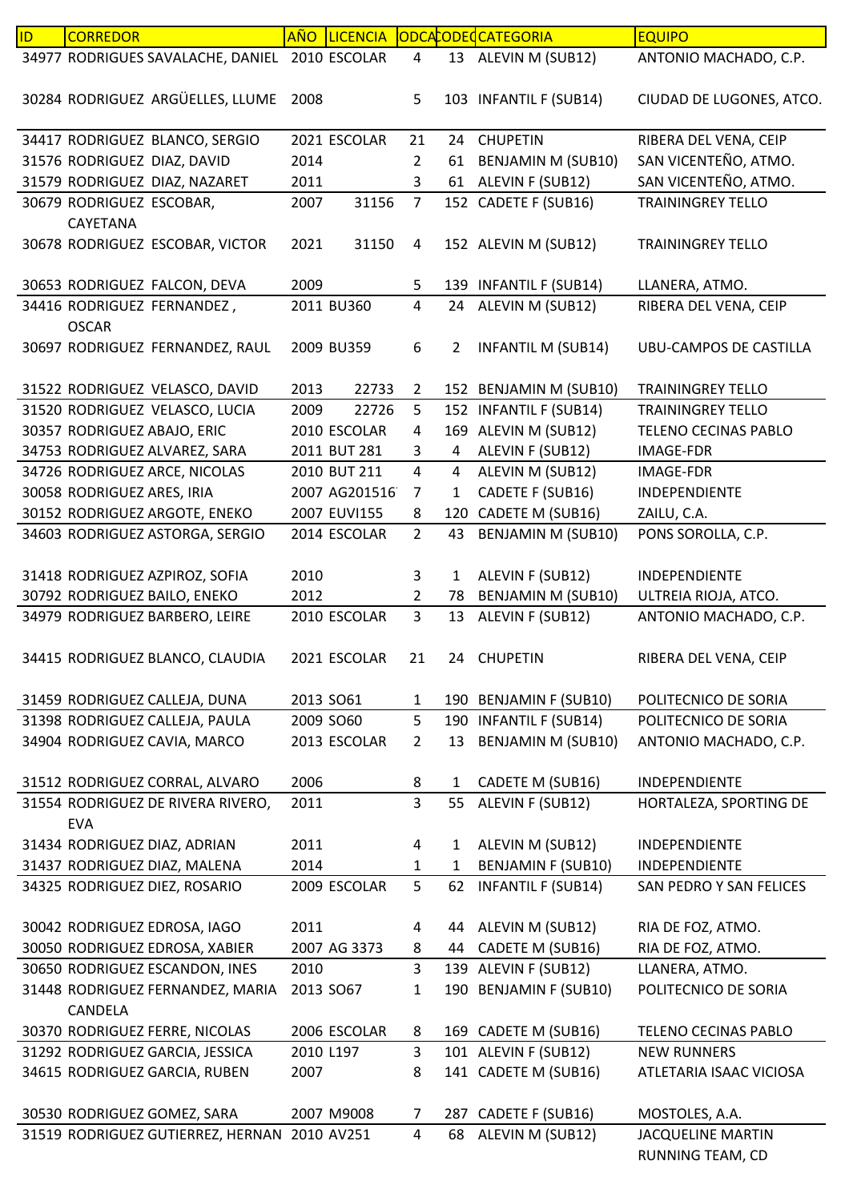| ID | CORREDOR | AÑO | LICENCIA | CODCA | CODEQ | CATEGORIA | EQUIPO |
|---|---|---|---|---|---|---|---|
| 34977 | RODRIGUES SAVALACHE, DANIEL | 2010 | ESCOLAR | 4 | 13 | ALEVIN M (SUB12) | ANTONIO MACHADO, C.P. |
| 30284 | RODRIGUEZ ARGÜELLES, LLUME | 2008 | | 5 | 103 | INFANTIL F (SUB14) | CIUDAD DE LUGONES, ATCO. |
| 34417 | RODRIGUEZ BLANCO, SERGIO | 2021 | ESCOLAR | 21 | 24 | CHUPETIN | RIBERA DEL VENA, CEIP |
| 31576 | RODRIGUEZ DIAZ, DAVID | 2014 | | 2 | 61 | BENJAMIN M (SUB10) | SAN VICENTEÑO, ATMO. |
| 31579 | RODRIGUEZ DIAZ, NAZARET | 2011 | | 3 | 61 | ALEVIN F (SUB12) | SAN VICENTEÑO, ATMO. |
| 30679 | RODRIGUEZ ESCOBAR, CAYETANA | 2007 | 31156 | 7 | 152 | CADETE F (SUB16) | TRAININGREY TELLO |
| 30678 | RODRIGUEZ ESCOBAR, VICTOR | 2021 | 31150 | 4 | 152 | ALEVIN M (SUB12) | TRAININGREY TELLO |
| 30653 | RODRIGUEZ FALCON, DEVA | 2009 | | 5 | 139 | INFANTIL F (SUB14) | LLANERA, ATMO. |
| 34416 | RODRIGUEZ FERNANDEZ , OSCAR | 2011 | BU360 | 4 | 24 | ALEVIN M (SUB12) | RIBERA DEL VENA, CEIP |
| 30697 | RODRIGUEZ FERNANDEZ, RAUL | 2009 | BU359 | 6 | 2 | INFANTIL M (SUB14) | UBU-CAMPOS DE CASTILLA |
| 31522 | RODRIGUEZ VELASCO, DAVID | 2013 | 22733 | 2 | 152 | BENJAMIN M (SUB10) | TRAININGREY TELLO |
| 31520 | RODRIGUEZ VELASCO, LUCIA | 2009 | 22726 | 5 | 152 | INFANTIL F (SUB14) | TRAININGREY TELLO |
| 30357 | RODRIGUEZ ABAJO, ERIC | 2010 | ESCOLAR | 4 | 169 | ALEVIN M (SUB12) | TELENO CECINAS PABLO |
| 34753 | RODRIGUEZ ALVAREZ, SARA | 2011 | BUT 281 | 3 | 4 | ALEVIN F (SUB12) | IMAGE-FDR |
| 34726 | RODRIGUEZ ARCE, NICOLAS | 2010 | BUT 211 | 4 | 4 | ALEVIN M (SUB12) | IMAGE-FDR |
| 30058 | RODRIGUEZ ARES, IRIA | 2007 | AG201516 | 7 | 1 | CADETE F (SUB16) | INDEPENDIENTE |
| 30152 | RODRIGUEZ ARGOTE, ENEKO | 2007 | EUVI155 | 8 | 120 | CADETE M (SUB16) | ZAILU, C.A. |
| 34603 | RODRIGUEZ ASTORGA, SERGIO | 2014 | ESCOLAR | 2 | 43 | BENJAMIN M (SUB10) | PONS SOROLLA, C.P. |
| 31418 | RODRIGUEZ AZPIROZ, SOFIA | 2010 | | 3 | 1 | ALEVIN F (SUB12) | INDEPENDIENTE |
| 30792 | RODRIGUEZ BAILO, ENEKO | 2012 | | 2 | 78 | BENJAMIN M (SUB10) | ULTREIA RIOJA, ATCO. |
| 34979 | RODRIGUEZ BARBERO, LEIRE | 2010 | ESCOLAR | 3 | 13 | ALEVIN F (SUB12) | ANTONIO MACHADO, C.P. |
| 34415 | RODRIGUEZ BLANCO, CLAUDIA | 2021 | ESCOLAR | 21 | 24 | CHUPETIN | RIBERA DEL VENA, CEIP |
| 31459 | RODRIGUEZ CALLEJA, DUNA | 2013 | SO61 | 1 | 190 | BENJAMIN F (SUB10) | POLITECNICO DE SORIA |
| 31398 | RODRIGUEZ CALLEJA, PAULA | 2009 | SO60 | 5 | 190 | INFANTIL F (SUB14) | POLITECNICO DE SORIA |
| 34904 | RODRIGUEZ CAVIA, MARCO | 2013 | ESCOLAR | 2 | 13 | BENJAMIN M (SUB10) | ANTONIO MACHADO, C.P. |
| 31512 | RODRIGUEZ CORRAL, ALVARO | 2006 | | 8 | 1 | CADETE M (SUB16) | INDEPENDIENTE |
| 31554 | RODRIGUEZ DE RIVERA RIVERO, EVA | 2011 | | 3 | 55 | ALEVIN F (SUB12) | HORTALEZA, SPORTING DE |
| 31434 | RODRIGUEZ DIAZ, ADRIAN | 2011 | | 4 | 1 | ALEVIN M (SUB12) | INDEPENDIENTE |
| 31437 | RODRIGUEZ DIAZ, MALENA | 2014 | | 1 | 1 | BENJAMIN F (SUB10) | INDEPENDIENTE |
| 34325 | RODRIGUEZ DIEZ, ROSARIO | 2009 | ESCOLAR | 5 | 62 | INFANTIL F (SUB14) | SAN PEDRO Y SAN FELICES |
| 30042 | RODRIGUEZ EDROSA, IAGO | 2011 | | 4 | 44 | ALEVIN M (SUB12) | RIA DE FOZ, ATMO. |
| 30050 | RODRIGUEZ EDROSA, XABIER | 2007 | AG 3373 | 8 | 44 | CADETE M (SUB16) | RIA DE FOZ, ATMO. |
| 30650 | RODRIGUEZ ESCANDON, INES | 2010 | | 3 | 139 | ALEVIN F (SUB12) | LLANERA, ATMO. |
| 31448 | RODRIGUEZ FERNANDEZ, MARIA CANDELA | 2013 | SO67 | 1 | 190 | BENJAMIN F (SUB10) | POLITECNICO DE SORIA |
| 30370 | RODRIGUEZ FERRE, NICOLAS | 2006 | ESCOLAR | 8 | 169 | CADETE M (SUB16) | TELENO CECINAS PABLO |
| 31292 | RODRIGUEZ GARCIA, JESSICA | 2010 | L197 | 3 | 101 | ALEVIN F (SUB12) | NEW RUNNERS |
| 34615 | RODRIGUEZ GARCIA, RUBEN | 2007 | | 8 | 141 | CADETE M (SUB16) | ATLETARIA ISAAC VICIOSA |
| 30530 | RODRIGUEZ GOMEZ, SARA | 2007 | M9008 | 7 | 287 | CADETE F (SUB16) | MOSTOLES, A.A. |
| 31519 | RODRIGUEZ GUTIERREZ, HERNAN | 2010 | AV251 | 4 | 68 | ALEVIN M (SUB12) | JACQUELINE MARTIN RUNNING TEAM, CD |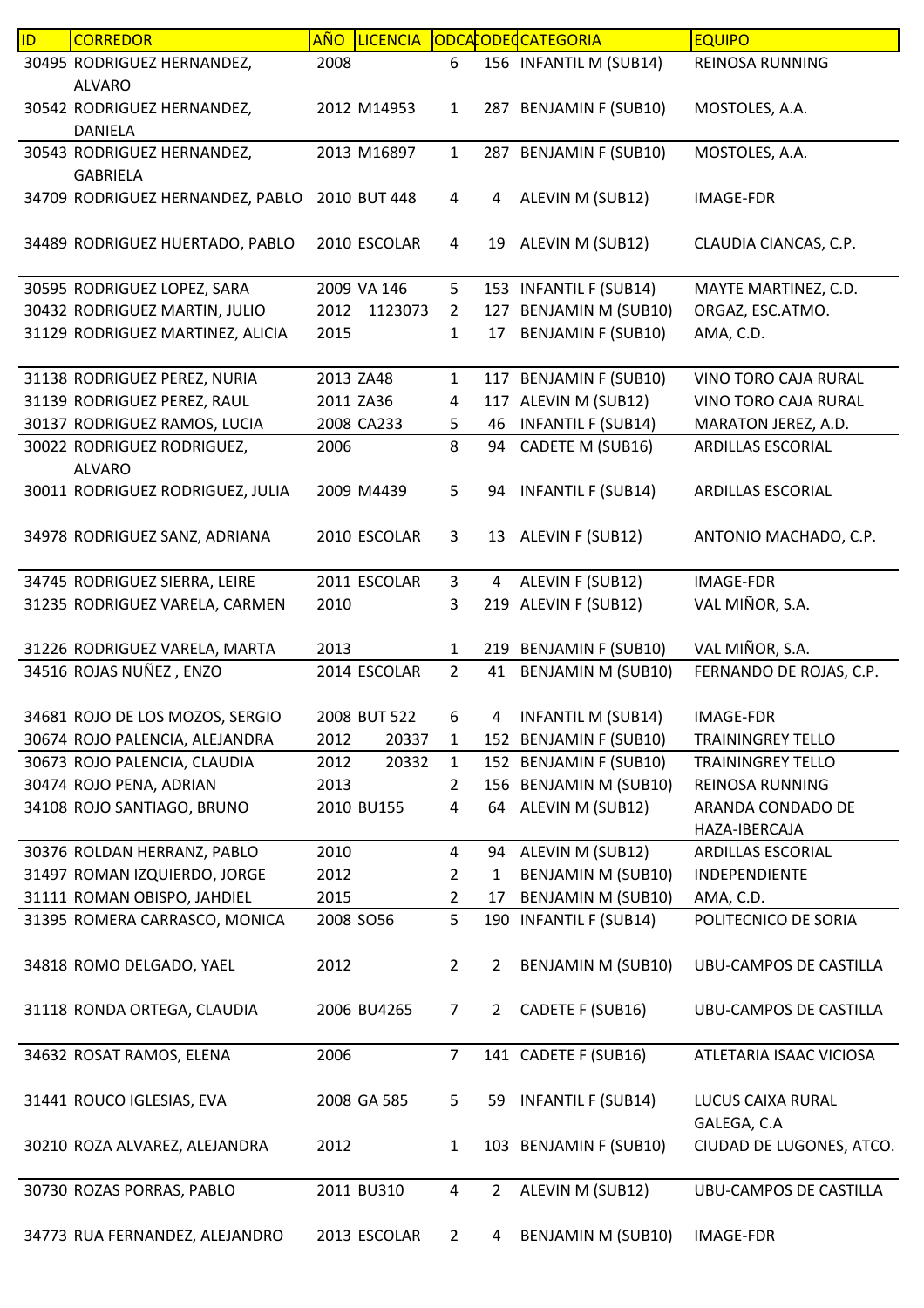| ID | CORREDOR | AÑO | LICENCIA | ODCA | CODEC | CATEGORIA | EQUIPO |
|---|---|---|---|---|---|---|---|
| 30495 | RODRIGUEZ HERNANDEZ, ALVARO | 2008 | | 6 | 156 | INFANTIL M (SUB14) | REINOSA RUNNING |
| 30542 | RODRIGUEZ HERNANDEZ, DANIELA | 2012 | M14953 | 1 | 287 | BENJAMIN F (SUB10) | MOSTOLES, A.A. |
| 30543 | RODRIGUEZ HERNANDEZ, GABRIELA | 2013 | M16897 | 1 | 287 | BENJAMIN F (SUB10) | MOSTOLES, A.A. |
| 34709 | RODRIGUEZ HERNANDEZ, PABLO | 2010 | BUT 448 | 4 | 4 | ALEVIN M (SUB12) | IMAGE-FDR |
| 34489 | RODRIGUEZ HUERTADO, PABLO | 2010 | ESCOLAR | 4 | 19 | ALEVIN M (SUB12) | CLAUDIA CIANCAS, C.P. |
| 30595 | RODRIGUEZ LOPEZ, SARA | 2009 | VA 146 | 5 | 153 | INFANTIL F (SUB14) | MAYTE MARTINEZ, C.D. |
| 30432 | RODRIGUEZ MARTIN, JULIO | 2012 | 1123073 | 2 | 127 | BENJAMIN M (SUB10) | ORGAZ, ESC.ATMO. |
| 31129 | RODRIGUEZ MARTINEZ, ALICIA | 2015 | | 1 | 17 | BENJAMIN F (SUB10) | AMA, C.D. |
| 31138 | RODRIGUEZ PEREZ, NURIA | 2013 | ZA48 | 1 | 117 | BENJAMIN F (SUB10) | VINO TORO CAJA RURAL |
| 31139 | RODRIGUEZ PEREZ, RAUL | 2011 | ZA36 | 4 | 117 | ALEVIN M (SUB12) | VINO TORO CAJA RURAL |
| 30137 | RODRIGUEZ RAMOS, LUCIA | 2008 | CA233 | 5 | 46 | INFANTIL F (SUB14) | MARATON JEREZ, A.D. |
| 30022 | RODRIGUEZ RODRIGUEZ, ALVARO | 2006 | | 8 | 94 | CADETE M (SUB16) | ARDILLAS ESCORIAL |
| 30011 | RODRIGUEZ RODRIGUEZ, JULIA | 2009 | M4439 | 5 | 94 | INFANTIL F (SUB14) | ARDILLAS ESCORIAL |
| 34978 | RODRIGUEZ SANZ, ADRIANA | 2010 | ESCOLAR | 3 | 13 | ALEVIN F (SUB12) | ANTONIO MACHADO, C.P. |
| 34745 | RODRIGUEZ SIERRA, LEIRE | 2011 | ESCOLAR | 3 | 4 | ALEVIN F (SUB12) | IMAGE-FDR |
| 31235 | RODRIGUEZ VARELA, CARMEN | 2010 | | 3 | 219 | ALEVIN F (SUB12) | VAL MIÑOR, S.A. |
| 31226 | RODRIGUEZ VARELA, MARTA | 2013 | | 1 | 219 | BENJAMIN F (SUB10) | VAL MIÑOR, S.A. |
| 34516 | ROJAS NUÑEZ , ENZO | 2014 | ESCOLAR | 2 | 41 | BENJAMIN M (SUB10) | FERNANDO DE ROJAS, C.P. |
| 34681 | ROJO DE LOS MOZOS, SERGIO | 2008 | BUT 522 | 6 | 4 | INFANTIL M (SUB14) | IMAGE-FDR |
| 30674 | ROJO PALENCIA, ALEJANDRA | 2012 | 20337 | 1 | 152 | BENJAMIN F (SUB10) | TRAININGREY TELLO |
| 30673 | ROJO PALENCIA, CLAUDIA | 2012 | 20332 | 1 | 152 | BENJAMIN F (SUB10) | TRAININGREY TELLO |
| 30474 | ROJO PENA, ADRIAN | 2013 | | 2 | 156 | BENJAMIN M (SUB10) | REINOSA RUNNING |
| 34108 | ROJO SANTIAGO, BRUNO | 2010 | BU155 | 4 | 64 | ALEVIN M (SUB12) | ARANDA CONDADO DE HAZA-IBERCAJA |
| 30376 | ROLDAN HERRANZ, PABLO | 2010 | | 4 | 94 | ALEVIN M (SUB12) | ARDILLAS ESCORIAL |
| 31497 | ROMAN IZQUIERDO, JORGE | 2012 | | 2 | 1 | BENJAMIN M (SUB10) | INDEPENDIENTE |
| 31111 | ROMAN OBISPO, JAHDIEL | 2015 | | 2 | 17 | BENJAMIN M (SUB10) | AMA, C.D. |
| 31395 | ROMERA CARRASCO, MONICA | 2008 | SO56 | 5 | 190 | INFANTIL F (SUB14) | POLITECNICO DE SORIA |
| 34818 | ROMO DELGADO, YAEL | 2012 | | 2 | 2 | BENJAMIN M (SUB10) | UBU-CAMPOS DE CASTILLA |
| 31118 | RONDA ORTEGA, CLAUDIA | 2006 | BU4265 | 7 | 2 | CADETE F (SUB16) | UBU-CAMPOS DE CASTILLA |
| 34632 | ROSAT RAMOS, ELENA | 2006 | | 7 | 141 | CADETE F (SUB16) | ATLETARIA ISAAC VICIOSA |
| 31441 | ROUCO IGLESIAS, EVA | 2008 | GA 585 | 5 | 59 | INFANTIL F (SUB14) | LUCUS CAIXA RURAL GALEGA, C.A |
| 30210 | ROZA ALVAREZ, ALEJANDRA | 2012 | | 1 | 103 | BENJAMIN F (SUB10) | CIUDAD DE LUGONES, ATCO. |
| 30730 | ROZAS PORRAS, PABLO | 2011 | BU310 | 4 | 2 | ALEVIN M (SUB12) | UBU-CAMPOS DE CASTILLA |
| 34773 | RUA FERNANDEZ, ALEJANDRO | 2013 | ESCOLAR | 2 | 4 | BENJAMIN M (SUB10) | IMAGE-FDR |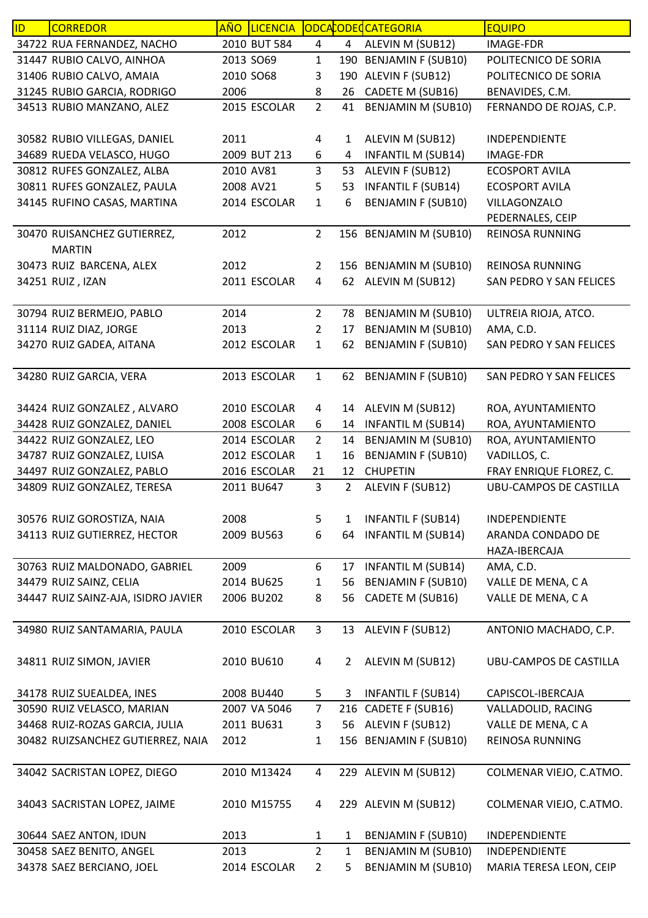| ID | CORREDOR | AÑO | LICENCIA | ODCA | CODEC | CATEGORIA | EQUIPO |
|---|---|---|---|---|---|---|---|
| 34722 | RUA FERNANDEZ, NACHO | 2010 | BUT 584 | 4 | 4 | ALEVIN M (SUB12) | IMAGE-FDR |
| 31447 | RUBIO CALVO, AINHOA | 2013 | SO69 | 1 | 190 | BENJAMIN F (SUB10) | POLITECNICO DE SORIA |
| 31406 | RUBIO CALVO, AMAIA | 2010 | SO68 | 3 | 190 | ALEVIN F (SUB12) | POLITECNICO DE SORIA |
| 31245 | RUBIO GARCIA, RODRIGO | 2006 | | 8 | 26 | CADETE M (SUB16) | BENAVIDES, C.M. |
| 34513 | RUBIO MANZANO, ALEZ | 2015 | ESCOLAR | 2 | 41 | BENJAMIN M (SUB10) | FERNANDO DE ROJAS, C.P. |
| 30582 | RUBIO VILLEGAS, DANIEL | 2011 | | 4 | 1 | ALEVIN M (SUB12) | INDEPENDIENTE |
| 34689 | RUEDA VELASCO, HUGO | 2009 | BUT 213 | 6 | 4 | INFANTIL M (SUB14) | IMAGE-FDR |
| 30812 | RUFES GONZALEZ, ALBA | 2010 | AV81 | 3 | 53 | ALEVIN F (SUB12) | ECOSPORT AVILA |
| 30811 | RUFES GONZALEZ, PAULA | 2008 | AV21 | 5 | 53 | INFANTIL F (SUB14) | ECOSPORT AVILA |
| 34145 | RUFINO CASAS, MARTINA | 2014 | ESCOLAR | 1 | 6 | BENJAMIN F (SUB10) | VILLAGONZALO PEDERNALES, CEIP |
| 30470 | RUISANCHEZ GUTIERREZ, MARTIN | 2012 | | 2 | 156 | BENJAMIN M (SUB10) | REINOSA RUNNING |
| 30473 | RUIZ BARCENA, ALEX | 2012 | | 2 | 156 | BENJAMIN M (SUB10) | REINOSA RUNNING |
| 34251 | RUIZ , IZAN | 2011 | ESCOLAR | 4 | 62 | ALEVIN M (SUB12) | SAN PEDRO Y SAN FELICES |
| 30794 | RUIZ BERMEJO, PABLO | 2014 | | 2 | 78 | BENJAMIN M (SUB10) | ULTREIA RIOJA, ATCO. |
| 31114 | RUIZ DIAZ, JORGE | 2013 | | 2 | 17 | BENJAMIN M (SUB10) | AMA, C.D. |
| 34270 | RUIZ GADEA, AITANA | 2012 | ESCOLAR | 1 | 62 | BENJAMIN F (SUB10) | SAN PEDRO Y SAN FELICES |
| 34280 | RUIZ GARCIA, VERA | 2013 | ESCOLAR | 1 | 62 | BENJAMIN F (SUB10) | SAN PEDRO Y SAN FELICES |
| 34424 | RUIZ GONZALEZ , ALVARO | 2010 | ESCOLAR | 4 | 14 | ALEVIN M (SUB12) | ROA, AYUNTAMIENTO |
| 34428 | RUIZ GONZALEZ, DANIEL | 2008 | ESCOLAR | 6 | 14 | INFANTIL M (SUB14) | ROA, AYUNTAMIENTO |
| 34422 | RUIZ GONZALEZ, LEO | 2014 | ESCOLAR | 2 | 14 | BENJAMIN M (SUB10) | ROA, AYUNTAMIENTO |
| 34787 | RUIZ GONZALEZ, LUISA | 2012 | ESCOLAR | 1 | 16 | BENJAMIN F (SUB10) | VADILLOS, C. |
| 34497 | RUIZ GONZALEZ, PABLO | 2016 | ESCOLAR | 21 | 12 | CHUPETIN | FRAY ENRIQUE FLOREZ, C. |
| 34809 | RUIZ GONZALEZ, TERESA | 2011 | BU647 | 3 | 2 | ALEVIN F (SUB12) | UBU-CAMPOS DE CASTILLA |
| 30576 | RUIZ GOROSTIZA, NAIA | 2008 | | 5 | 1 | INFANTIL F (SUB14) | INDEPENDIENTE |
| 34113 | RUIZ GUTIERREZ, HECTOR | 2009 | BU563 | 6 | 64 | INFANTIL M (SUB14) | ARANDA CONDADO DE HAZA-IBERCAJA |
| 30763 | RUIZ MALDONADO, GABRIEL | 2009 | | 6 | 17 | INFANTIL M (SUB14) | AMA, C.D. |
| 34479 | RUIZ SAINZ, CELIA | 2014 | BU625 | 1 | 56 | BENJAMIN F (SUB10) | VALLE DE MENA, C A |
| 34447 | RUIZ SAINZ-AJA, ISIDRO JAVIER | 2006 | BU202 | 8 | 56 | CADETE M (SUB16) | VALLE DE MENA, C A |
| 34980 | RUIZ SANTAMARIA, PAULA | 2010 | ESCOLAR | 3 | 13 | ALEVIN F (SUB12) | ANTONIO MACHADO, C.P. |
| 34811 | RUIZ SIMON, JAVIER | 2010 | BU610 | 4 | 2 | ALEVIN M (SUB12) | UBU-CAMPOS DE CASTILLA |
| 34178 | RUIZ SUEALDEA, INES | 2008 | BU440 | 5 | 3 | INFANTIL F (SUB14) | CAPISCOL-IBERCAJA |
| 30590 | RUIZ VELASCO, MARIAN | 2007 | VA 5046 | 7 | 216 | CADETE F (SUB16) | VALLADOLID, RACING |
| 34468 | RUIZ-ROZAS GARCIA, JULIA | 2011 | BU631 | 3 | 56 | ALEVIN F (SUB12) | VALLE DE MENA, C A |
| 30482 | RUIZSANCHEZ GUTIERREZ, NAIA | 2012 | | 1 | 156 | BENJAMIN F (SUB10) | REINOSA RUNNING |
| 34042 | SACRISTAN LOPEZ, DIEGO | 2010 | M13424 | 4 | 229 | ALEVIN M (SUB12) | COLMENAR VIEJO, C.ATMO. |
| 34043 | SACRISTAN LOPEZ, JAIME | 2010 | M15755 | 4 | 229 | ALEVIN M (SUB12) | COLMENAR VIEJO, C.ATMO. |
| 30644 | SAEZ ANTON, IDUN | 2013 | | 1 | 1 | BENJAMIN F (SUB10) | INDEPENDIENTE |
| 30458 | SAEZ BENITO, ANGEL | 2013 | | 2 | 1 | BENJAMIN M (SUB10) | INDEPENDIENTE |
| 34378 | SAEZ BERCIANO, JOEL | 2014 | ESCOLAR | 2 | 5 | BENJAMIN M (SUB10) | MARIA TERESA LEON, CEIP |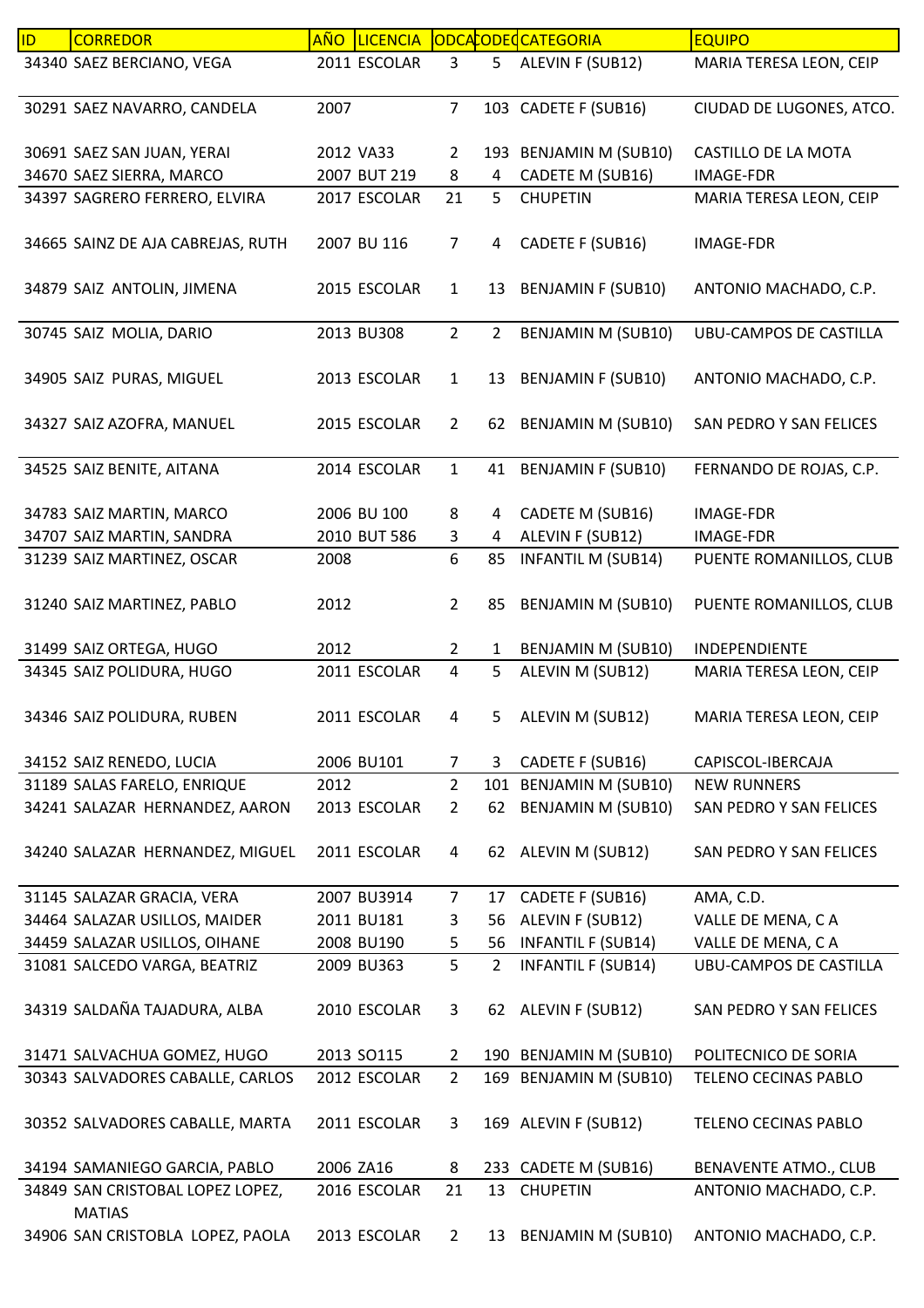| ID | CORREDOR | AÑO | LICENCIA | CODCAT | CODEQ | CATEGORIA | EQUIPO |
|---|---|---|---|---|---|---|---|
| 34340 | SAEZ BERCIANO, VEGA | 2011 | ESCOLAR | 3 | 5 | ALEVIN F (SUB12) | MARIA TERESA LEON, CEIP |
| 30291 | SAEZ NAVARRO, CANDELA | 2007 | | 7 | 103 | CADETE F (SUB16) | CIUDAD DE LUGONES, ATCO. |
| 30691 | SAEZ SAN JUAN, YERAI | 2012 | VA33 | 2 | 193 | BENJAMIN M (SUB10) | CASTILLO DE LA MOTA |
| 34670 | SAEZ SIERRA, MARCO | 2007 | BUT 219 | 8 | 4 | CADETE M (SUB16) | IMAGE-FDR |
| 34397 | SAGRERO FERRERO, ELVIRA | 2017 | ESCOLAR | 21 | 5 | CHUPETIN | MARIA TERESA LEON, CEIP |
| 34665 | SAINZ DE AJA CABREJAS, RUTH | 2007 | BU 116 | 7 | 4 | CADETE F (SUB16) | IMAGE-FDR |
| 34879 | SAIZ ANTOLIN, JIMENA | 2015 | ESCOLAR | 1 | 13 | BENJAMIN F (SUB10) | ANTONIO MACHADO, C.P. |
| 30745 | SAIZ MOLIA, DARIO | 2013 | BU308 | 2 | 2 | BENJAMIN M (SUB10) | UBU-CAMPOS DE CASTILLA |
| 34905 | SAIZ PURAS, MIGUEL | 2013 | ESCOLAR | 1 | 13 | BENJAMIN F (SUB10) | ANTONIO MACHADO, C.P. |
| 34327 | SAIZ AZOFRA, MANUEL | 2015 | ESCOLAR | 2 | 62 | BENJAMIN M (SUB10) | SAN PEDRO Y SAN FELICES |
| 34525 | SAIZ BENITE, AITANA | 2014 | ESCOLAR | 1 | 41 | BENJAMIN F (SUB10) | FERNANDO DE ROJAS, C.P. |
| 34783 | SAIZ MARTIN, MARCO | 2006 | BU 100 | 8 | 4 | CADETE M (SUB16) | IMAGE-FDR |
| 34707 | SAIZ MARTIN, SANDRA | 2010 | BUT 586 | 3 | 4 | ALEVIN F (SUB12) | IMAGE-FDR |
| 31239 | SAIZ MARTINEZ, OSCAR | 2008 | | 6 | 85 | INFANTIL M (SUB14) | PUENTE ROMANILLOS, CLUB |
| 31240 | SAIZ MARTINEZ, PABLO | 2012 | | 2 | 85 | BENJAMIN M (SUB10) | PUENTE ROMANILLOS, CLUB |
| 31499 | SAIZ ORTEGA, HUGO | 2012 | | 2 | 1 | BENJAMIN M (SUB10) | INDEPENDIENTE |
| 34345 | SAIZ POLIDURA, HUGO | 2011 | ESCOLAR | 4 | 5 | ALEVIN M (SUB12) | MARIA TERESA LEON, CEIP |
| 34346 | SAIZ POLIDURA, RUBEN | 2011 | ESCOLAR | 4 | 5 | ALEVIN M (SUB12) | MARIA TERESA LEON, CEIP |
| 34152 | SAIZ RENEDO, LUCIA | 2006 | BU101 | 7 | 3 | CADETE F (SUB16) | CAPISCOL-IBERCAJA |
| 31189 | SALAS FARELO, ENRIQUE | 2012 | | 2 | 101 | BENJAMIN M (SUB10) | NEW RUNNERS |
| 34241 | SALAZAR HERNANDEZ, AARON | 2013 | ESCOLAR | 2 | 62 | BENJAMIN M (SUB10) | SAN PEDRO Y SAN FELICES |
| 34240 | SALAZAR HERNANDEZ, MIGUEL | 2011 | ESCOLAR | 4 | 62 | ALEVIN M (SUB12) | SAN PEDRO Y SAN FELICES |
| 31145 | SALAZAR GRACIA, VERA | 2007 | BU3914 | 7 | 17 | CADETE F (SUB16) | AMA, C.D. |
| 34464 | SALAZAR USILLOS, MAIDER | 2011 | BU181 | 3 | 56 | ALEVIN F (SUB12) | VALLE DE MENA, C A |
| 34459 | SALAZAR USILLOS, OIHANE | 2008 | BU190 | 5 | 56 | INFANTIL F (SUB14) | VALLE DE MENA, C A |
| 31081 | SALCEDO VARGA, BEATRIZ | 2009 | BU363 | 5 | 2 | INFANTIL F (SUB14) | UBU-CAMPOS DE CASTILLA |
| 34319 | SALDAÑA TAJADURA, ALBA | 2010 | ESCOLAR | 3 | 62 | ALEVIN F (SUB12) | SAN PEDRO Y SAN FELICES |
| 31471 | SALVACHUA GOMEZ, HUGO | 2013 | SO115 | 2 | 190 | BENJAMIN M (SUB10) | POLITECNICO DE SORIA |
| 30343 | SALVADORES CABALLE, CARLOS | 2012 | ESCOLAR | 2 | 169 | BENJAMIN M (SUB10) | TELENO CECINAS PABLO |
| 30352 | SALVADORES CABALLE, MARTA | 2011 | ESCOLAR | 3 | 169 | ALEVIN F (SUB12) | TELENO CECINAS PABLO |
| 34194 | SAMANIEGO GARCIA, PABLO | 2006 | ZA16 | 8 | 233 | CADETE M (SUB16) | BENAVENTE ATMO., CLUB |
| 34849 | SAN CRISTOBAL LOPEZ LOPEZ, MATIAS | 2016 | ESCOLAR | 21 | 13 | CHUPETIN | ANTONIO MACHADO, C.P. |
| 34906 | SAN CRISTOBLA LOPEZ, PAOLA | 2013 | ESCOLAR | 2 | 13 | BENJAMIN M (SUB10) | ANTONIO MACHADO, C.P. |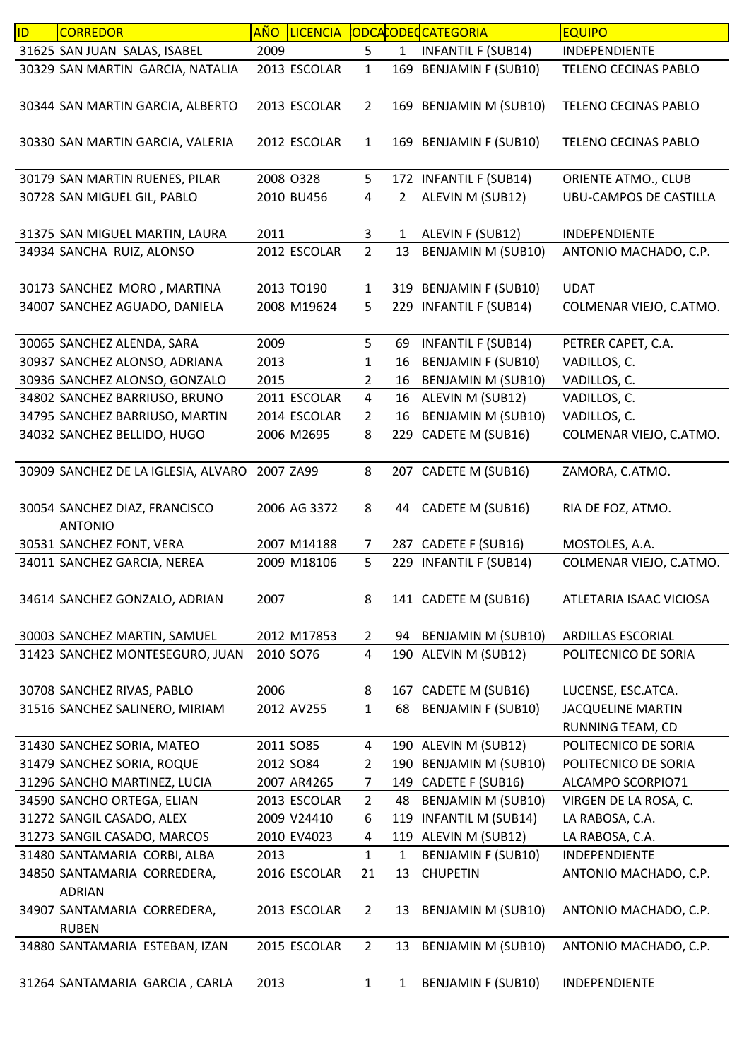| ID | CORREDOR | AÑO | LICENCIA | ODCA | CODEC | CATEGORIA | EQUIPO |
|---|---|---|---|---|---|---|---|
| 31625 | SAN JUAN SALAS, ISABEL | 2009 | | 5 | 1 | INFANTIL F (SUB14) | INDEPENDIENTE |
| 30329 | SAN MARTIN GARCIA, NATALIA | 2013 | ESCOLAR | 1 | 169 | BENJAMIN F (SUB10) | TELENO CECINAS PABLO |
| 30344 | SAN MARTIN GARCIA, ALBERTO | 2013 | ESCOLAR | 2 | 169 | BENJAMIN M (SUB10) | TELENO CECINAS PABLO |
| 30330 | SAN MARTIN GARCIA, VALERIA | 2012 | ESCOLAR | 1 | 169 | BENJAMIN F (SUB10) | TELENO CECINAS PABLO |
| 30179 | SAN MARTIN RUENES, PILAR | 2008 | O328 | 5 | 172 | INFANTIL F (SUB14) | ORIENTE ATMO., CLUB |
| 30728 | SAN MIGUEL GIL, PABLO | 2010 | BU456 | 4 | 2 | ALEVIN M (SUB12) | UBU-CAMPOS DE CASTILLA |
| 31375 | SAN MIGUEL MARTIN, LAURA | 2011 | | 3 | 1 | ALEVIN F (SUB12) | INDEPENDIENTE |
| 34934 | SANCHA RUIZ, ALONSO | 2012 | ESCOLAR | 2 | 13 | BENJAMIN M (SUB10) | ANTONIO MACHADO, C.P. |
| 30173 | SANCHEZ MORO , MARTINA | 2013 | TO190 | 1 | 319 | BENJAMIN F (SUB10) | UDAT |
| 34007 | SANCHEZ AGUADO, DANIELA | 2008 | M19624 | 5 | 229 | INFANTIL F (SUB14) | COLMENAR VIEJO, C.ATMO. |
| 30065 | SANCHEZ ALENDA, SARA | 2009 | | 5 | 69 | INFANTIL F (SUB14) | PETRER CAPET, C.A. |
| 30937 | SANCHEZ ALONSO, ADRIANA | 2013 | | 1 | 16 | BENJAMIN F (SUB10) | VADILLOS, C. |
| 30936 | SANCHEZ ALONSO, GONZALO | 2015 | | 2 | 16 | BENJAMIN M (SUB10) | VADILLOS, C. |
| 34802 | SANCHEZ BARRIUSO, BRUNO | 2011 | ESCOLAR | 4 | 16 | ALEVIN M (SUB12) | VADILLOS, C. |
| 34795 | SANCHEZ BARRIUSO, MARTIN | 2014 | ESCOLAR | 2 | 16 | BENJAMIN M (SUB10) | VADILLOS, C. |
| 34032 | SANCHEZ BELLIDO, HUGO | 2006 | M2695 | 8 | 229 | CADETE M (SUB16) | COLMENAR VIEJO, C.ATMO. |
| 30909 | SANCHEZ DE LA IGLESIA, ALVARO | 2007 | ZA99 | 8 | 207 | CADETE M (SUB16) | ZAMORA, C.ATMO. |
| 30054 | SANCHEZ DIAZ, FRANCISCO ANTONIO | 2006 | AG 3372 | 8 | 44 | CADETE M (SUB16) | RIA DE FOZ, ATMO. |
| 30531 | SANCHEZ FONT, VERA | 2007 | M14188 | 7 | 287 | CADETE F (SUB16) | MOSTOLES, A.A. |
| 34011 | SANCHEZ GARCIA, NEREA | 2009 | M18106 | 5 | 229 | INFANTIL F (SUB14) | COLMENAR VIEJO, C.ATMO. |
| 34614 | SANCHEZ GONZALO, ADRIAN | 2007 | | 8 | 141 | CADETE M (SUB16) | ATLETARIA ISAAC VICIOSA |
| 30003 | SANCHEZ MARTIN, SAMUEL | 2012 | M17853 | 2 | 94 | BENJAMIN M (SUB10) | ARDILLAS ESCORIAL |
| 31423 | SANCHEZ MONTESEGURO, JUAN | 2010 | SO76 | 4 | 190 | ALEVIN M (SUB12) | POLITECNICO DE SORIA |
| 30708 | SANCHEZ RIVAS, PABLO | 2006 | | 8 | 167 | CADETE M (SUB16) | LUCENSE, ESC.ATCA. |
| 31516 | SANCHEZ SALINERO, MIRIAM | 2012 | AV255 | 1 | 68 | BENJAMIN F (SUB10) | JACQUELINE MARTIN RUNNING TEAM, CD |
| 31430 | SANCHEZ SORIA, MATEO | 2011 | SO85 | 4 | 190 | ALEVIN M (SUB12) | POLITECNICO DE SORIA |
| 31479 | SANCHEZ SORIA, ROQUE | 2012 | SO84 | 2 | 190 | BENJAMIN M (SUB10) | POLITECNICO DE SORIA |
| 31296 | SANCHO MARTINEZ, LUCIA | 2007 | AR4265 | 7 | 149 | CADETE F (SUB16) | ALCAMPO SCORPIO71 |
| 34590 | SANCHO ORTEGA, ELIAN | 2013 | ESCOLAR | 2 | 48 | BENJAMIN M (SUB10) | VIRGEN DE LA ROSA, C. |
| 31272 | SANGIL CASADO, ALEX | 2009 | V24410 | 6 | 119 | INFANTIL M (SUB14) | LA RABOSA, C.A. |
| 31273 | SANGIL CASADO, MARCOS | 2010 | EV4023 | 4 | 119 | ALEVIN M (SUB12) | LA RABOSA, C.A. |
| 31480 | SANTAMARIA CORBI, ALBA | 2013 | | 1 | 1 | BENJAMIN F (SUB10) | INDEPENDIENTE |
| 34850 | SANTAMARIA CORREDERA, ADRIAN | 2016 | ESCOLAR | 21 | 13 | CHUPETIN | ANTONIO MACHADO, C.P. |
| 34907 | SANTAMARIA CORREDERA, RUBEN | 2013 | ESCOLAR | 2 | 13 | BENJAMIN M (SUB10) | ANTONIO MACHADO, C.P. |
| 34880 | SANTAMARIA ESTEBAN, IZAN | 2015 | ESCOLAR | 2 | 13 | BENJAMIN M (SUB10) | ANTONIO MACHADO, C.P. |
| 31264 | SANTAMARIA GARCIA , CARLA | 2013 | | 1 | 1 | BENJAMIN F (SUB10) | INDEPENDIENTE |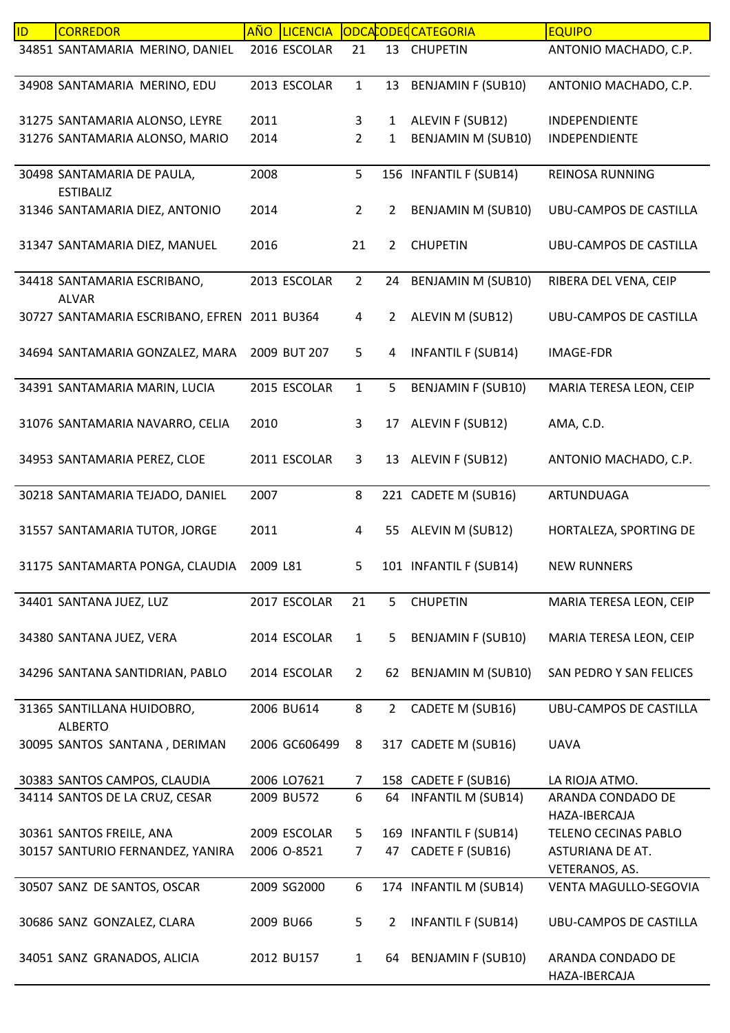| ID | CORREDOR | AÑO | LICENCIA | ODCA | CODEC | CATEGORIA | EQUIPO |
|---|---|---|---|---|---|---|---|
| 34851 | SANTAMARIA MERINO, DANIEL | 2016 | ESCOLAR | 21 | 13 | CHUPETIN | ANTONIO MACHADO, C.P. |
| 34908 | SANTAMARIA MERINO, EDU | 2013 | ESCOLAR | 1 | 13 | BENJAMIN F (SUB10) | ANTONIO MACHADO, C.P. |
| 31275 | SANTAMARIA ALONSO, LEYRE | 2011 | | 3 | 1 | ALEVIN F (SUB12) | INDEPENDIENTE |
| 31276 | SANTAMARIA ALONSO, MARIO | 2014 | | 2 | 1 | BENJAMIN M (SUB10) | INDEPENDIENTE |
| 30498 | SANTAMARIA DE PAULA, ESTIBALIZ | 2008 | | 5 | 156 | INFANTIL F (SUB14) | REINOSA RUNNING |
| 31346 | SANTAMARIA DIEZ, ANTONIO | 2014 | | 2 | 2 | BENJAMIN M (SUB10) | UBU-CAMPOS DE CASTILLA |
| 31347 | SANTAMARIA DIEZ, MANUEL | 2016 | | 21 | 2 | CHUPETIN | UBU-CAMPOS DE CASTILLA |
| 34418 | SANTAMARIA ESCRIBANO, ALVAR | 2013 | ESCOLAR | 2 | 24 | BENJAMIN M (SUB10) | RIBERA DEL VENA, CEIP |
| 30727 | SANTAMARIA ESCRIBANO, EFREN | 2011 | BU364 | 4 | 2 | ALEVIN M (SUB12) | UBU-CAMPOS DE CASTILLA |
| 34694 | SANTAMARIA GONZALEZ, MARA | 2009 | BUT 207 | 5 | 4 | INFANTIL F (SUB14) | IMAGE-FDR |
| 34391 | SANTAMARIA MARIN, LUCIA | 2015 | ESCOLAR | 1 | 5 | BENJAMIN F (SUB10) | MARIA TERESA LEON, CEIP |
| 31076 | SANTAMARIA NAVARRO, CELIA | 2010 | | 3 | 17 | ALEVIN F (SUB12) | AMA, C.D. |
| 34953 | SANTAMARIA PEREZ, CLOE | 2011 | ESCOLAR | 3 | 13 | ALEVIN F (SUB12) | ANTONIO MACHADO, C.P. |
| 30218 | SANTAMARIA TEJADO, DANIEL | 2007 | | 8 | 221 | CADETE M (SUB16) | ARTUNDUAGA |
| 31557 | SANTAMARIA TUTOR, JORGE | 2011 | | 4 | 55 | ALEVIN M (SUB12) | HORTALEZA, SPORTING DE |
| 31175 | SANTAMARTA PONGA, CLAUDIA | 2009 | L81 | 5 | 101 | INFANTIL F (SUB14) | NEW RUNNERS |
| 34401 | SANTANA JUEZ, LUZ | 2017 | ESCOLAR | 21 | 5 | CHUPETIN | MARIA TERESA LEON, CEIP |
| 34380 | SANTANA JUEZ, VERA | 2014 | ESCOLAR | 1 | 5 | BENJAMIN F (SUB10) | MARIA TERESA LEON, CEIP |
| 34296 | SANTANA SANTIDRIAN, PABLO | 2014 | ESCOLAR | 2 | 62 | BENJAMIN M (SUB10) | SAN PEDRO Y SAN FELICES |
| 31365 | SANTILLANA HUIDOBRO, ALBERTO | 2006 | BU614 | 8 | 2 | CADETE M (SUB16) | UBU-CAMPOS DE CASTILLA |
| 30095 | SANTOS SANTANA , DERIMAN | 2006 | GC606499 | 8 | 317 | CADETE M (SUB16) | UAVA |
| 30383 | SANTOS CAMPOS, CLAUDIA | 2006 | LO7621 | 7 | 158 | CADETE F (SUB16) | LA RIOJA ATMO. |
| 34114 | SANTOS DE LA CRUZ, CESAR | 2009 | BU572 | 6 | 64 | INFANTIL M (SUB14) | ARANDA CONDADO DE HAZA-IBERCAJA |
| 30361 | SANTOS FREILE, ANA | 2009 | ESCOLAR | 5 | 169 | INFANTIL F (SUB14) | TELENO CECINAS PABLO |
| 30157 | SANTURIO FERNANDEZ, YANIRA | 2006 | O-8521 | 7 | 47 | CADETE F (SUB16) | ASTURIANA DE AT. VETERANOS, AS. |
| 30507 | SANZ DE SANTOS, OSCAR | 2009 | SG2000 | 6 | 174 | INFANTIL M (SUB14) | VENTA MAGULLO-SEGOVIA |
| 30686 | SANZ GONZALEZ, CLARA | 2009 | BU66 | 5 | 2 | INFANTIL F (SUB14) | UBU-CAMPOS DE CASTILLA |
| 34051 | SANZ GRANADOS, ALICIA | 2012 | BU157 | 1 | 64 | BENJAMIN F (SUB10) | ARANDA CONDADO DE HAZA-IBERCAJA |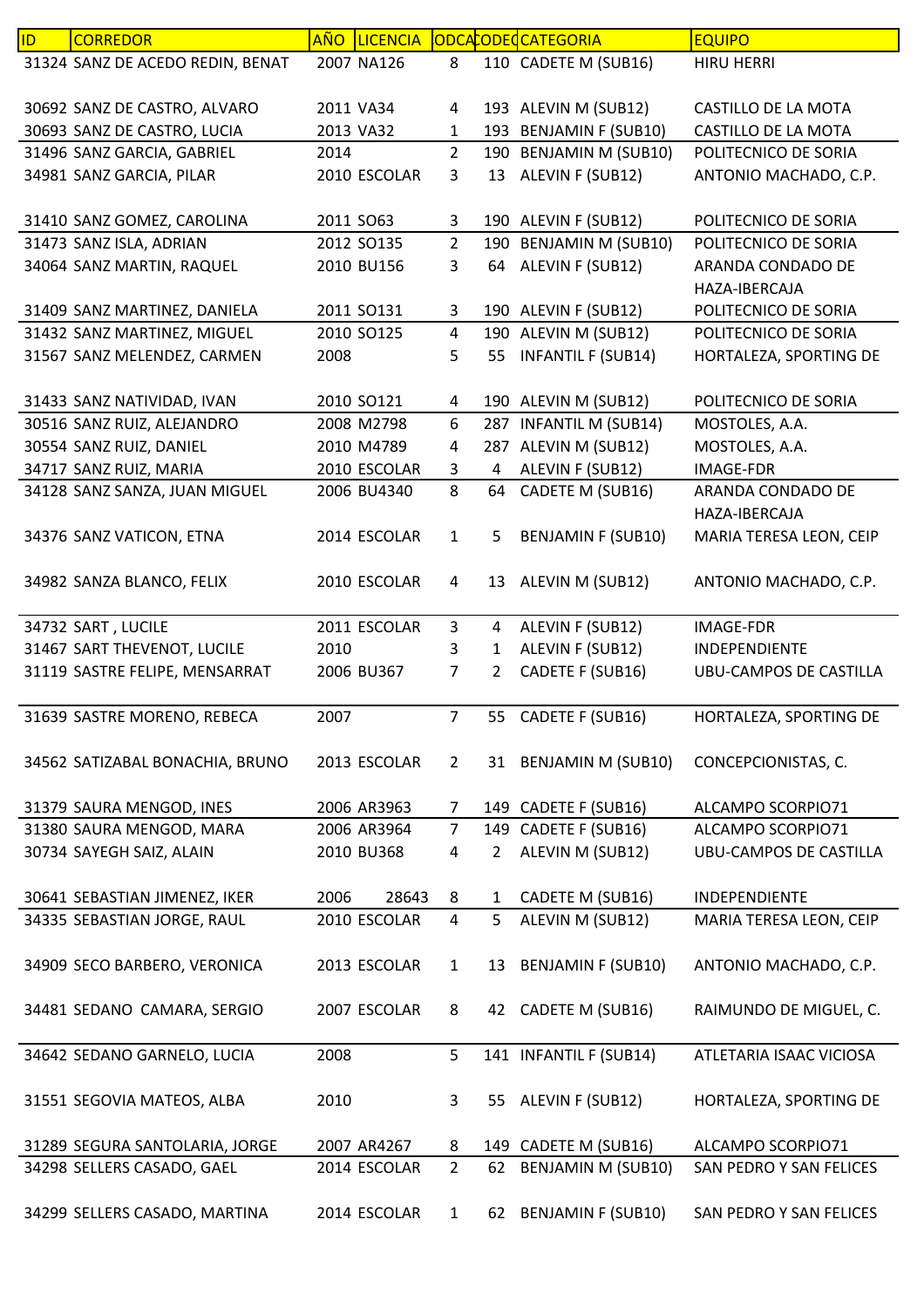| ID | CORREDOR | AÑO | LICENCIA | ODCA | CODEC | CATEGORIA | EQUIPO |
|---|---|---|---|---|---|---|---|
| 31324 | SANZ DE ACEDO REDIN, BENAT | 2007 | NA126 | 8 | 110 | CADETE M (SUB16) | HIRU HERRI |
| 30692 | SANZ DE CASTRO, ALVARO | 2011 | VA34 | 4 | 193 | ALEVIN M (SUB12) | CASTILLO DE LA MOTA |
| 30693 | SANZ DE CASTRO, LUCIA | 2013 | VA32 | 1 | 193 | BENJAMIN F (SUB10) | CASTILLO DE LA MOTA |
| 31496 | SANZ GARCIA, GABRIEL | 2014 | | 2 | 190 | BENJAMIN M (SUB10) | POLITECNICO DE SORIA |
| 34981 | SANZ GARCIA, PILAR | 2010 | ESCOLAR | 3 | 13 | ALEVIN F (SUB12) | ANTONIO MACHADO, C.P. |
| 31410 | SANZ GOMEZ, CAROLINA | 2011 | SO63 | 3 | 190 | ALEVIN F (SUB12) | POLITECNICO DE SORIA |
| 31473 | SANZ ISLA, ADRIAN | 2012 | SO135 | 2 | 190 | BENJAMIN M (SUB10) | POLITECNICO DE SORIA |
| 34064 | SANZ MARTIN, RAQUEL | 2010 | BU156 | 3 | 64 | ALEVIN F (SUB12) | ARANDA CONDADO DE HAZA-IBERCAJA |
| 31409 | SANZ MARTINEZ, DANIELA | 2011 | SO131 | 3 | 190 | ALEVIN F (SUB12) | POLITECNICO DE SORIA |
| 31432 | SANZ MARTINEZ, MIGUEL | 2010 | SO125 | 4 | 190 | ALEVIN M (SUB12) | POLITECNICO DE SORIA |
| 31567 | SANZ MELENDEZ, CARMEN | 2008 | | 5 | 55 | INFANTIL F (SUB14) | HORTALEZA, SPORTING DE |
| 31433 | SANZ NATIVIDAD, IVAN | 2010 | SO121 | 4 | 190 | ALEVIN M (SUB12) | POLITECNICO DE SORIA |
| 30516 | SANZ RUIZ, ALEJANDRO | 2008 | M2798 | 6 | 287 | INFANTIL M (SUB14) | MOSTOLES, A.A. |
| 30554 | SANZ RUIZ, DANIEL | 2010 | M4789 | 4 | 287 | ALEVIN M (SUB12) | MOSTOLES, A.A. |
| 34717 | SANZ RUIZ, MARIA | 2010 | ESCOLAR | 3 | 4 | ALEVIN F (SUB12) | IMAGE-FDR |
| 34128 | SANZ SANZA, JUAN MIGUEL | 2006 | BU4340 | 8 | 64 | CADETE M (SUB16) | ARANDA CONDADO DE HAZA-IBERCAJA |
| 34376 | SANZ VATICON, ETNA | 2014 | ESCOLAR | 1 | 5 | BENJAMIN F (SUB10) | MARIA TERESA LEON, CEIP |
| 34982 | SANZA BLANCO, FELIX | 2010 | ESCOLAR | 4 | 13 | ALEVIN M (SUB12) | ANTONIO MACHADO, C.P. |
| 34732 | SART , LUCILE | 2011 | ESCOLAR | 3 | 4 | ALEVIN F (SUB12) | IMAGE-FDR |
| 31467 | SART THEVENOT, LUCILE | 2010 | | 3 | 1 | ALEVIN F (SUB12) | INDEPENDIENTE |
| 31119 | SASTRE FELIPE, MENSARRAT | 2006 | BU367 | 7 | 2 | CADETE F (SUB16) | UBU-CAMPOS DE CASTILLA |
| 31639 | SASTRE MORENO, REBECA | 2007 | | 7 | 55 | CADETE F (SUB16) | HORTALEZA, SPORTING DE |
| 34562 | SATIZABAL BONACHIA, BRUNO | 2013 | ESCOLAR | 2 | 31 | BENJAMIN M (SUB10) | CONCEPCIONISTAS, C. |
| 31379 | SAURA MENGOD, INES | 2006 | AR3963 | 7 | 149 | CADETE F (SUB16) | ALCAMPO SCORPIO71 |
| 31380 | SAURA MENGOD, MARA | 2006 | AR3964 | 7 | 149 | CADETE F (SUB16) | ALCAMPO SCORPIO71 |
| 30734 | SAYEGH SAIZ, ALAIN | 2010 | BU368 | 4 | 2 | ALEVIN M (SUB12) | UBU-CAMPOS DE CASTILLA |
| 30641 | SEBASTIAN JIMENEZ, IKER | 2006 | 28643 | 8 | 1 | CADETE M (SUB16) | INDEPENDIENTE |
| 34335 | SEBASTIAN JORGE, RAUL | 2010 | ESCOLAR | 4 | 5 | ALEVIN M (SUB12) | MARIA TERESA LEON, CEIP |
| 34909 | SECO BARBERO, VERONICA | 2013 | ESCOLAR | 1 | 13 | BENJAMIN F (SUB10) | ANTONIO MACHADO, C.P. |
| 34481 | SEDANO CAMARA, SERGIO | 2007 | ESCOLAR | 8 | 42 | CADETE M (SUB16) | RAIMUNDO DE MIGUEL, C. |
| 34642 | SEDANO GARNELO, LUCIA | 2008 | | 5 | 141 | INFANTIL F (SUB14) | ATLETARIA ISAAC VICIOSA |
| 31551 | SEGOVIA MATEOS, ALBA | 2010 | | 3 | 55 | ALEVIN F (SUB12) | HORTALEZA, SPORTING DE |
| 31289 | SEGURA SANTOLARIA, JORGE | 2007 | AR4267 | 8 | 149 | CADETE M (SUB16) | ALCAMPO SCORPIO71 |
| 34298 | SELLERS CASADO, GAEL | 2014 | ESCOLAR | 2 | 62 | BENJAMIN M (SUB10) | SAN PEDRO Y SAN FELICES |
| 34299 | SELLERS CASADO, MARTINA | 2014 | ESCOLAR | 1 | 62 | BENJAMIN F (SUB10) | SAN PEDRO Y SAN FELICES |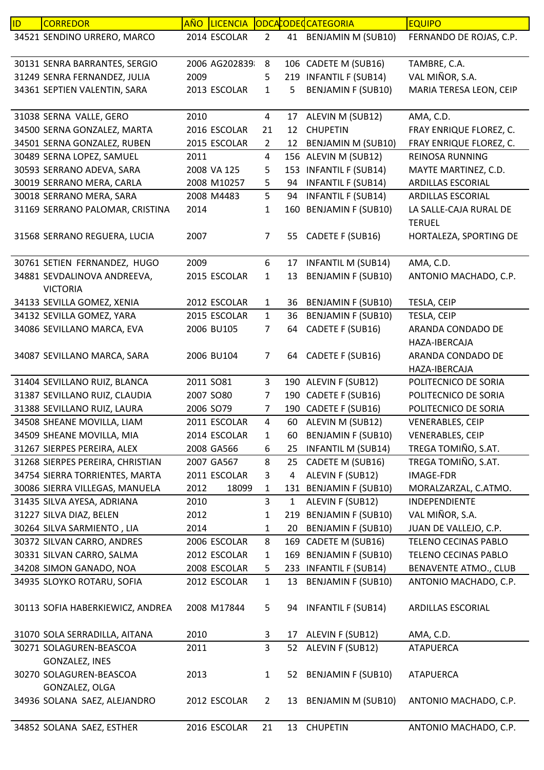| ID | CORREDOR | AÑO | LICENCIA | ODCA | CODEQ | CATEGORIA | EQUIPO |
|---|---|---|---|---|---|---|---|
| 34521 | SENDINO URRERO, MARCO | 2014 | ESCOLAR | 2 | 41 | BENJAMIN M (SUB10) | FERNANDO DE ROJAS, C.P. |
| 30131 | SENRA BARRANTES, SERGIO | 2006 | AG202839 | 8 | 106 | CADETE M (SUB16) | TAMBRE, C.A. |
| 31249 | SENRA FERNANDEZ, JULIA | 2009 | | 5 | 219 | INFANTIL F (SUB14) | VAL MIÑOR, S.A. |
| 34361 | SEPTIEN VALENTIN, SARA | 2013 | ESCOLAR | 1 | 5 | BENJAMIN F (SUB10) | MARIA TERESA LEON, CEIP |
| 31038 | SERNA VALLE, GERO | 2010 | | 4 | 17 | ALEVIN M (SUB12) | AMA, C.D. |
| 34500 | SERNA GONZALEZ, MARTA | 2016 | ESCOLAR | 21 | 12 | CHUPETIN | FRAY ENRIQUE FLOREZ, C. |
| 34501 | SERNA GONZALEZ, RUBEN | 2015 | ESCOLAR | 2 | 12 | BENJAMIN M (SUB10) | FRAY ENRIQUE FLOREZ, C. |
| 30489 | SERNA LOPEZ, SAMUEL | 2011 | | 4 | 156 | ALEVIN M (SUB12) | REINOSA RUNNING |
| 30593 | SERRANO ADEVA, SARA | 2008 | VA 125 | 5 | 153 | INFANTIL F (SUB14) | MAYTE MARTINEZ, C.D. |
| 30019 | SERRANO MERA, CARLA | 2008 | M10257 | 5 | 94 | INFANTIL F (SUB14) | ARDILLAS ESCORIAL |
| 30018 | SERRANO MERA, SARA | 2008 | M4483 | 5 | 94 | INFANTIL F (SUB14) | ARDILLAS ESCORIAL |
| 31169 | SERRANO PALOMAR, CRISTINA | 2014 | | 1 | 160 | BENJAMIN F (SUB10) | LA SALLE-CAJA RURAL DE TERUEL |
| 31568 | SERRANO REGUERA, LUCIA | 2007 | | 7 | 55 | CADETE F (SUB16) | HORTALEZA, SPORTING DE |
| 30761 | SETIEN FERNANDEZ, HUGO | 2009 | | 6 | 17 | INFANTIL M (SUB14) | AMA, C.D. |
| 34881 | SEVDALINOVA ANDREEVA, VICTORIA | 2015 | ESCOLAR | 1 | 13 | BENJAMIN F (SUB10) | ANTONIO MACHADO, C.P. |
| 34133 | SEVILLA GOMEZ, XENIA | 2012 | ESCOLAR | 1 | 36 | BENJAMIN F (SUB10) | TESLA, CEIP |
| 34132 | SEVILLA GOMEZ, YARA | 2015 | ESCOLAR | 1 | 36 | BENJAMIN F (SUB10) | TESLA, CEIP |
| 34086 | SEVILLANO MARCA, EVA | 2006 | BU105 | 7 | 64 | CADETE F (SUB16) | ARANDA CONDADO DE HAZA-IBERCAJA |
| 34087 | SEVILLANO MARCA, SARA | 2006 | BU104 | 7 | 64 | CADETE F (SUB16) | ARANDA CONDADO DE HAZA-IBERCAJA |
| 31404 | SEVILLANO RUIZ, BLANCA | 2011 | SO81 | 3 | 190 | ALEVIN F (SUB12) | POLITECNICO DE SORIA |
| 31387 | SEVILLANO RUIZ, CLAUDIA | 2007 | SO80 | 7 | 190 | CADETE F (SUB16) | POLITECNICO DE SORIA |
| 31388 | SEVILLANO RUIZ, LAURA | 2006 | SO79 | 7 | 190 | CADETE F (SUB16) | POLITECNICO DE SORIA |
| 34508 | SHEANE MOVILLA, LIAM | 2011 | ESCOLAR | 4 | 60 | ALEVIN M (SUB12) | VENERABLES, CEIP |
| 34509 | SHEANE MOVILLA, MIA | 2014 | ESCOLAR | 1 | 60 | BENJAMIN F (SUB10) | VENERABLES, CEIP |
| 31267 | SIERPES PEREIRA, ALEX | 2008 | GA566 | 6 | 25 | INFANTIL M (SUB14) | TREGA TOMIÑO, S.AT. |
| 31268 | SIERPES PEREIRA, CHRISTIAN | 2007 | GA567 | 8 | 25 | CADETE M (SUB16) | TREGA TOMIÑO, S.AT. |
| 34754 | SIERRA TORRIENTES, MARTA | 2011 | ESCOLAR | 3 | 4 | ALEVIN F (SUB12) | IMAGE-FDR |
| 30086 | SIERRA VILLEGAS, MANUELA | 2012 | 18099 | 1 | 131 | BENJAMIN F (SUB10) | MORALZARZAL, C.ATMO. |
| 31435 | SILVA AYESA, ADRIANA | 2010 | | 3 | 1 | ALEVIN F (SUB12) | INDEPENDIENTE |
| 31227 | SILVA DIAZ, BELEN | 2012 | | 1 | 219 | BENJAMIN F (SUB10) | VAL MIÑOR, S.A. |
| 30264 | SILVA SARMIENTO , LIA | 2014 | | 1 | 20 | BENJAMIN F (SUB10) | JUAN DE VALLEJO, C.P. |
| 30372 | SILVAN CARRO, ANDRES | 2006 | ESCOLAR | 8 | 169 | CADETE M (SUB16) | TELENO CECINAS PABLO |
| 30331 | SILVAN CARRO, SALMA | 2012 | ESCOLAR | 1 | 169 | BENJAMIN F (SUB10) | TELENO CECINAS PABLO |
| 34208 | SIMON GANADO, NOA | 2008 | ESCOLAR | 5 | 233 | INFANTIL F (SUB14) | BENAVENTE ATMO., CLUB |
| 34935 | SLOYKO ROTARU, SOFIA | 2012 | ESCOLAR | 1 | 13 | BENJAMIN F (SUB10) | ANTONIO MACHADO, C.P. |
| 30113 | SOFIA HABERKIEWICZ, ANDREA | 2008 | M17844 | 5 | 94 | INFANTIL F (SUB14) | ARDILLAS ESCORIAL |
| 31070 | SOLA SERRADILLA, AITANA | 2010 | | 3 | 17 | ALEVIN F (SUB12) | AMA, C.D. |
| 30271 | SOLAGUREN-BEASCOA GONZALEZ, INES | 2011 | | 3 | 52 | ALEVIN F (SUB12) | ATAPUERCA |
| 30270 | SOLAGUREN-BEASCOA GONZALEZ, OLGA | 2013 | | 1 | 52 | BENJAMIN F (SUB10) | ATAPUERCA |
| 34936 | SOLANA SAEZ, ALEJANDRO | 2012 | ESCOLAR | 2 | 13 | BENJAMIN M (SUB10) | ANTONIO MACHADO, C.P. |
| 34852 | SOLANA SAEZ, ESTHER | 2016 | ESCOLAR | 21 | 13 | CHUPETIN | ANTONIO MACHADO, C.P. |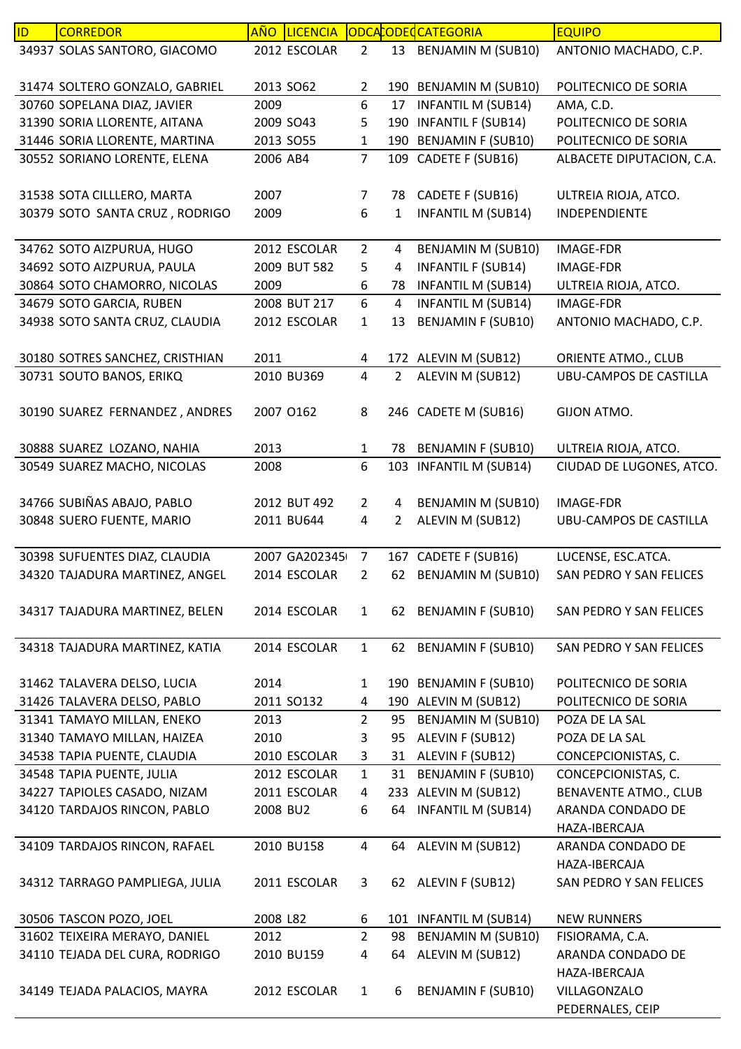| ID | CORREDOR | AÑO | LICENCIA | ODCA | CODEQ | CATEGORIA | EQUIPO |
|---|---|---|---|---|---|---|---|
| 34937 | SOLAS SANTORO, GIACOMO | 2012 | ESCOLAR | 2 | 13 | BENJAMIN M (SUB10) | ANTONIO MACHADO, C.P. |
| 31474 | SOLTERO GONZALO, GABRIEL | 2013 | SO62 | 2 | 190 | BENJAMIN M (SUB10) | POLITECNICO DE SORIA |
| 30760 | SOPELANA DIAZ, JAVIER | 2009 | | 6 | 17 | INFANTIL M (SUB14) | AMA, C.D. |
| 31390 | SORIA LLORENTE, AITANA | 2009 | SO43 | 5 | 190 | INFANTIL F (SUB14) | POLITECNICO DE SORIA |
| 31446 | SORIA LLORENTE, MARTINA | 2013 | SO55 | 1 | 190 | BENJAMIN F (SUB10) | POLITECNICO DE SORIA |
| 30552 | SORIANO LORENTE, ELENA | 2006 | AB4 | 7 | 109 | CADETE F (SUB16) | ALBACETE DIPUTACION, C.A. |
| 31538 | SOTA CILLLERO, MARTA | 2007 | | 7 | 78 | CADETE F (SUB16) | ULTREIA RIOJA, ATCO. |
| 30379 | SOTO SANTA CRUZ , RODRIGO | 2009 | | 6 | 1 | INFANTIL M (SUB14) | INDEPENDIENTE |
| 34762 | SOTO AIZPURUA, HUGO | 2012 | ESCOLAR | 2 | 4 | BENJAMIN M (SUB10) | IMAGE-FDR |
| 34692 | SOTO AIZPURUA, PAULA | 2009 | BUT 582 | 5 | 4 | INFANTIL F (SUB14) | IMAGE-FDR |
| 30864 | SOTO CHAMORRO, NICOLAS | 2009 | | 6 | 78 | INFANTIL M (SUB14) | ULTREIA RIOJA, ATCO. |
| 34679 | SOTO GARCIA, RUBEN | 2008 | BUT 217 | 6 | 4 | INFANTIL M (SUB14) | IMAGE-FDR |
| 34938 | SOTO SANTA CRUZ, CLAUDIA | 2012 | ESCOLAR | 1 | 13 | BENJAMIN F (SUB10) | ANTONIO MACHADO, C.P. |
| 30180 | SOTRES SANCHEZ, CRISTHIAN | 2011 | | 4 | 172 | ALEVIN M (SUB12) | ORIENTE ATMO., CLUB |
| 30731 | SOUTO BANOS, ERIKQ | 2010 | BU369 | 4 | 2 | ALEVIN M (SUB12) | UBU-CAMPOS DE CASTILLA |
| 30190 | SUAREZ FERNANDEZ , ANDRES | 2007 | O162 | 8 | 246 | CADETE M (SUB16) | GIJON ATMO. |
| 30888 | SUAREZ LOZANO, NAHIA | 2013 | | 1 | 78 | BENJAMIN F (SUB10) | ULTREIA RIOJA, ATCO. |
| 30549 | SUAREZ MACHO, NICOLAS | 2008 | | 6 | 103 | INFANTIL M (SUB14) | CIUDAD DE LUGONES, ATCO. |
| 34766 | SUBIÑAS ABAJO, PABLO | 2012 | BUT 492 | 2 | 4 | BENJAMIN M (SUB10) | IMAGE-FDR |
| 30848 | SUERO FUENTE, MARIO | 2011 | BU644 | 4 | 2 | ALEVIN M (SUB12) | UBU-CAMPOS DE CASTILLA |
| 30398 | SUFUENTES DIAZ, CLAUDIA | 2007 | GA202345 | 7 | 167 | CADETE F (SUB16) | LUCENSE, ESC.ATCA. |
| 34320 | TAJADURA MARTINEZ, ANGEL | 2014 | ESCOLAR | 2 | 62 | BENJAMIN M (SUB10) | SAN PEDRO Y SAN FELICES |
| 34317 | TAJADURA MARTINEZ, BELEN | 2014 | ESCOLAR | 1 | 62 | BENJAMIN F (SUB10) | SAN PEDRO Y SAN FELICES |
| 34318 | TAJADURA MARTINEZ, KATIA | 2014 | ESCOLAR | 1 | 62 | BENJAMIN F (SUB10) | SAN PEDRO Y SAN FELICES |
| 31462 | TALAVERA DELSO, LUCIA | 2014 | | 1 | 190 | BENJAMIN F (SUB10) | POLITECNICO DE SORIA |
| 31426 | TALAVERA DELSO, PABLO | 2011 | SO132 | 4 | 190 | ALEVIN M (SUB12) | POLITECNICO DE SORIA |
| 31341 | TAMAYO MILLAN, ENEKO | 2013 | | 2 | 95 | BENJAMIN M (SUB10) | POZA DE LA SAL |
| 31340 | TAMAYO MILLAN, HAIZEA | 2010 | | 3 | 95 | ALEVIN F (SUB12) | POZA DE LA SAL |
| 34538 | TAPIA PUENTE, CLAUDIA | 2010 | ESCOLAR | 3 | 31 | ALEVIN F (SUB12) | CONCEPCIONISTAS, C. |
| 34548 | TAPIA PUENTE, JULIA | 2012 | ESCOLAR | 1 | 31 | BENJAMIN F (SUB10) | CONCEPCIONISTAS, C. |
| 34227 | TAPIOLES CASADO, NIZAM | 2011 | ESCOLAR | 4 | 233 | ALEVIN M (SUB12) | BENAVENTE ATMO., CLUB |
| 34120 | TARDAJOS RINCON, PABLO | 2008 | BU2 | 6 | 64 | INFANTIL M (SUB14) | ARANDA CONDADO DE HAZA-IBERCAJA |
| 34109 | TARDAJOS RINCON, RAFAEL | 2010 | BU158 | 4 | 64 | ALEVIN M (SUB12) | ARANDA CONDADO DE HAZA-IBERCAJA |
| 34312 | TARRAGO PAMPLIEGA, JULIA | 2011 | ESCOLAR | 3 | 62 | ALEVIN F (SUB12) | SAN PEDRO Y SAN FELICES |
| 30506 | TASCON POZO, JOEL | 2008 | L82 | 6 | 101 | INFANTIL M (SUB14) | NEW RUNNERS |
| 31602 | TEIXEIRA MERAYO, DANIEL | 2012 | | 2 | 98 | BENJAMIN M (SUB10) | FISIORAMA, C.A. |
| 34110 | TEJADA DEL CURA, RODRIGO | 2010 | BU159 | 4 | 64 | ALEVIN M (SUB12) | ARANDA CONDADO DE HAZA-IBERCAJA |
| 34149 | TEJADA PALACIOS, MAYRA | 2012 | ESCOLAR | 1 | 6 | BENJAMIN F (SUB10) | VILLAGONZALO PEDERNALES, CEIP |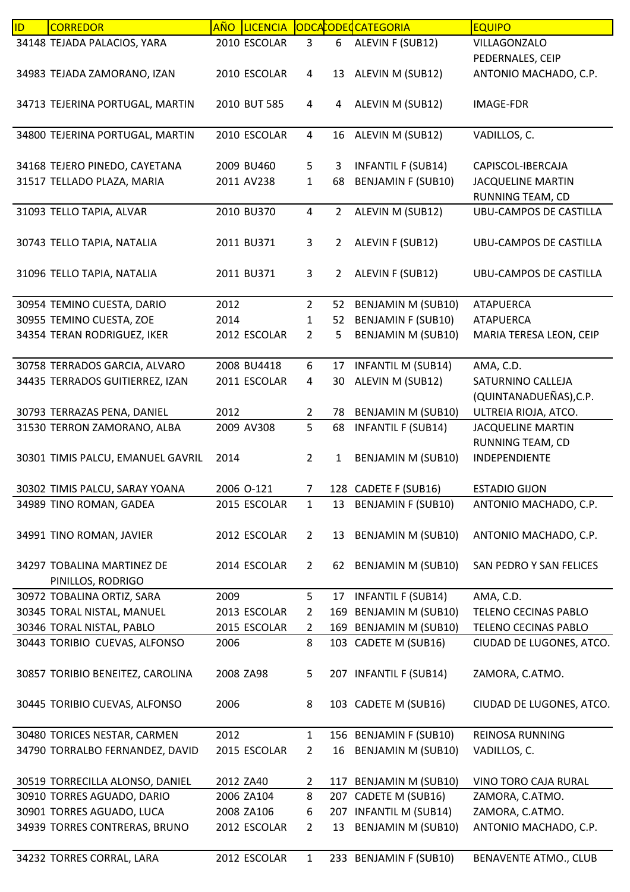| ID | CORREDOR | AÑO | LICENCIA | ODCAT | CODEQ | CATEGORIA | EQUIPO |
|---|---|---|---|---|---|---|---|
| 34148 | TEJADA PALACIOS, YARA | 2010 | ESCOLAR | 3 | 6 | ALEVIN F (SUB12) | VILLAGONZALO PEDERNALES, CEIP |
| 34983 | TEJADA ZAMORANO, IZAN | 2010 | ESCOLAR | 4 | 13 | ALEVIN M (SUB12) | ANTONIO MACHADO, C.P. |
| 34713 | TEJERINA PORTUGAL, MARTIN | 2010 | BUT 585 | 4 | 4 | ALEVIN M (SUB12) | IMAGE-FDR |
| 34800 | TEJERINA PORTUGAL, MARTIN | 2010 | ESCOLAR | 4 | 16 | ALEVIN M (SUB12) | VADILLOS, C. |
| 34168 | TEJERO PINEDO, CAYETANA | 2009 | BU460 | 5 | 3 | INFANTIL F (SUB14) | CAPISCOL-IBERCAJA |
| 31517 | TELLADO PLAZA, MARIA | 2011 | AV238 | 1 | 68 | BENJAMIN F (SUB10) | JACQUELINE MARTIN RUNNING TEAM, CD |
| 31093 | TELLO TAPIA, ALVAR | 2010 | BU370 | 4 | 2 | ALEVIN M (SUB12) | UBU-CAMPOS DE CASTILLA |
| 30743 | TELLO TAPIA, NATALIA | 2011 | BU371 | 3 | 2 | ALEVIN F (SUB12) | UBU-CAMPOS DE CASTILLA |
| 31096 | TELLO TAPIA, NATALIA | 2011 | BU371 | 3 | 2 | ALEVIN F (SUB12) | UBU-CAMPOS DE CASTILLA |
| 30954 | TEMINO CUESTA, DARIO | 2012 | | 2 | 52 | BENJAMIN M (SUB10) | ATAPUERCA |
| 30955 | TEMINO CUESTA, ZOE | 2014 | | 1 | 52 | BENJAMIN F (SUB10) | ATAPUERCA |
| 34354 | TERAN RODRIGUEZ, IKER | 2012 | ESCOLAR | 2 | 5 | BENJAMIN M (SUB10) | MARIA TERESA LEON, CEIP |
| 30758 | TERRADOS GARCIA, ALVARO | 2008 | BU4418 | 6 | 17 | INFANTIL M (SUB14) | AMA, C.D. |
| 34435 | TERRADOS GUITIERREZ, IZAN | 2011 | ESCOLAR | 4 | 30 | ALEVIN M (SUB12) | SATURNINO CALLEJA (QUINTANADUEÑAS),C.P. |
| 30793 | TERRAZAS PENA, DANIEL | 2012 | | 2 | 78 | BENJAMIN M (SUB10) | ULTREIA RIOJA, ATCO. |
| 31530 | TERRON ZAMORANO, ALBA | 2009 | AV308 | 5 | 68 | INFANTIL F (SUB14) | JACQUELINE MARTIN RUNNING TEAM, CD |
| 30301 | TIMIS PALCU, EMANUEL GAVRIL | 2014 | | 2 | 1 | BENJAMIN M (SUB10) | INDEPENDIENTE |
| 30302 | TIMIS PALCU, SARAY YOANA | 2006 | O-121 | 7 | 128 | CADETE F (SUB16) | ESTADIO GIJON |
| 34989 | TINO ROMAN, GADEA | 2015 | ESCOLAR | 1 | 13 | BENJAMIN F (SUB10) | ANTONIO MACHADO, C.P. |
| 34991 | TINO ROMAN, JAVIER | 2012 | ESCOLAR | 2 | 13 | BENJAMIN M (SUB10) | ANTONIO MACHADO, C.P. |
| 34297 | TOBALINA MARTINEZ DE PINILLOS, RODRIGO | 2014 | ESCOLAR | 2 | 62 | BENJAMIN M (SUB10) | SAN PEDRO Y SAN FELICES |
| 30972 | TOBALINA ORTIZ, SARA | 2009 | | 5 | 17 | INFANTIL F (SUB14) | AMA, C.D. |
| 30345 | TORAL NISTAL, MANUEL | 2013 | ESCOLAR | 2 | 169 | BENJAMIN M (SUB10) | TELENO CECINAS PABLO |
| 30346 | TORAL NISTAL, PABLO | 2015 | ESCOLAR | 2 | 169 | BENJAMIN M (SUB10) | TELENO CECINAS PABLO |
| 30443 | TORIBIO CUEVAS, ALFONSO | 2006 | | 8 | 103 | CADETE M (SUB16) | CIUDAD DE LUGONES, ATCO. |
| 30857 | TORIBIO BENEITEZ, CAROLINA | 2008 | ZA98 | 5 | 207 | INFANTIL F (SUB14) | ZAMORA, C.ATMO. |
| 30445 | TORIBIO CUEVAS, ALFONSO | 2006 | | 8 | 103 | CADETE M (SUB16) | CIUDAD DE LUGONES, ATCO. |
| 30480 | TORICES NESTAR, CARMEN | 2012 | | 1 | 156 | BENJAMIN F (SUB10) | REINOSA RUNNING |
| 34790 | TORRALBO FERNANDEZ, DAVID | 2015 | ESCOLAR | 2 | 16 | BENJAMIN M (SUB10) | VADILLOS, C. |
| 30519 | TORRECILLA ALONSO, DANIEL | 2012 | ZA40 | 2 | 117 | BENJAMIN M (SUB10) | VINO TORO CAJA RURAL |
| 30910 | TORRES AGUADO, DARIO | 2006 | ZA104 | 8 | 207 | CADETE M (SUB16) | ZAMORA, C.ATMO. |
| 30901 | TORRES AGUADO, LUCA | 2008 | ZA106 | 6 | 207 | INFANTIL M (SUB14) | ZAMORA, C.ATMO. |
| 34939 | TORRES CONTRERAS, BRUNO | 2012 | ESCOLAR | 2 | 13 | BENJAMIN M (SUB10) | ANTONIO MACHADO, C.P. |
| 34232 | TORRES CORRAL, LARA | 2012 | ESCOLAR | 1 | 233 | BENJAMIN F (SUB10) | BENAVENTE ATMO., CLUB |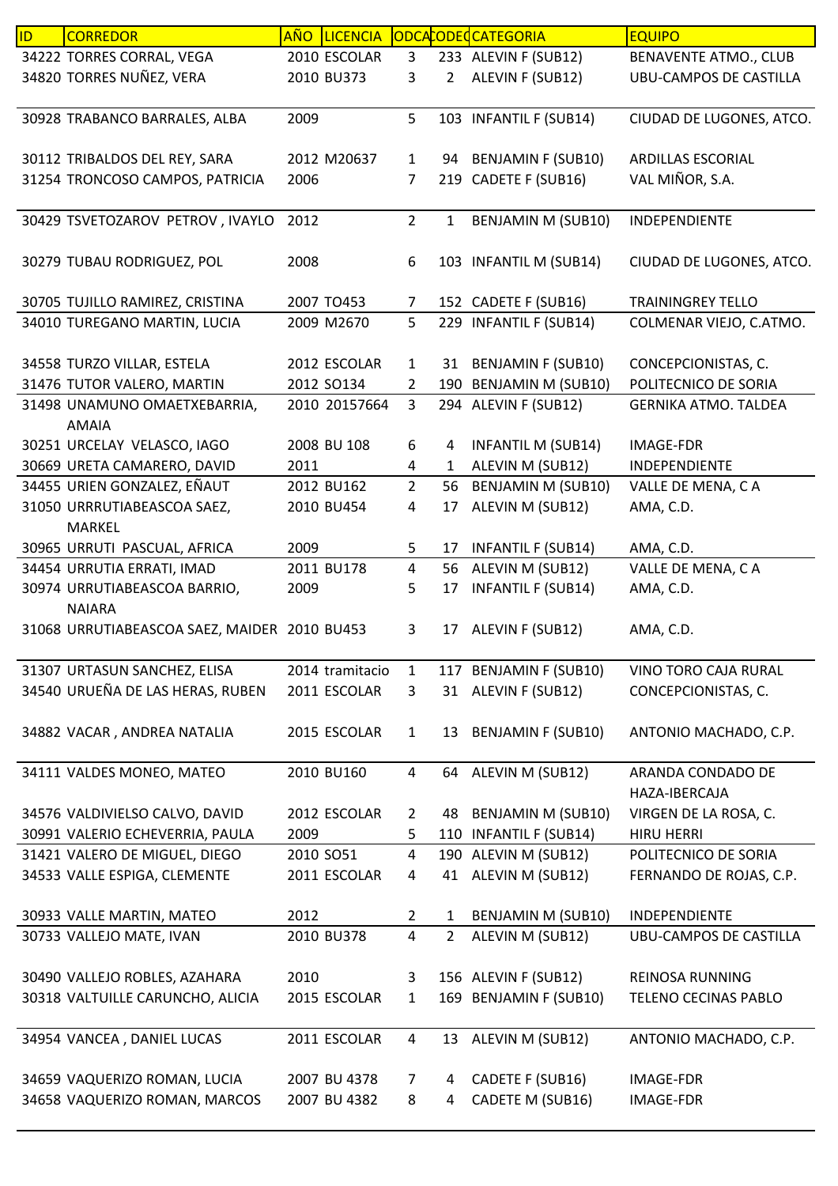| ID | CORREDOR | AÑO | LICENCIA | ODCA | CODEC | CATEGORIA | EQUIPO |
|---|---|---|---|---|---|---|---|
| 34222 | TORRES CORRAL, VEGA | 2010 | ESCOLAR | 3 | 233 | ALEVIN F (SUB12) | BENAVENTE ATMO., CLUB |
| 34820 | TORRES NUÑEZ, VERA | 2010 | BU373 | 3 | 2 | ALEVIN F (SUB12) | UBU-CAMPOS DE CASTILLA |
| 30928 | TRABANCO BARRALES, ALBA | 2009 | | 5 | 103 | INFANTIL F (SUB14) | CIUDAD DE LUGONES, ATCO. |
| 30112 | TRIBALDOS DEL REY, SARA | 2012 | M20637 | 1 | 94 | BENJAMIN F (SUB10) | ARDILLAS ESCORIAL |
| 31254 | TRONCOSO CAMPOS, PATRICIA | 2006 | | 7 | 219 | CADETE F (SUB16) | VAL MIÑOR, S.A. |
| 30429 | TSVETOZAROV PETROV , IVAYLO | 2012 | | 2 | 1 | BENJAMIN M (SUB10) | INDEPENDIENTE |
| 30279 | TUBAU RODRIGUEZ, POL | 2008 | | 6 | 103 | INFANTIL M (SUB14) | CIUDAD DE LUGONES, ATCO. |
| 30705 | TUJILLO RAMIREZ, CRISTINA | 2007 | TO453 | 7 | 152 | CADETE F (SUB16) | TRAININGREY TELLO |
| 34010 | TUREGANO MARTIN, LUCIA | 2009 | M2670 | 5 | 229 | INFANTIL F (SUB14) | COLMENAR VIEJO, C.ATMO. |
| 34558 | TURZO VILLAR, ESTELA | 2012 | ESCOLAR | 1 | 31 | BENJAMIN F (SUB10) | CONCEPCIONISTAS, C. |
| 31476 | TUTOR VALERO, MARTIN | 2012 | SO134 | 2 | 190 | BENJAMIN M (SUB10) | POLITECNICO DE SORIA |
| 31498 | UNAMUNO OMAETXEBARRIA, AMAIA | 2010 | 20157664 | 3 | 294 | ALEVIN F (SUB12) | GERNIKA ATMO. TALDEA |
| 30251 | URCELAY VELASCO, IAGO | 2008 | BU 108 | 6 | 4 | INFANTIL M (SUB14) | IMAGE-FDR |
| 30669 | URETA CAMARERO, DAVID | 2011 | | 4 | 1 | ALEVIN M (SUB12) | INDEPENDIENTE |
| 34455 | URIEN GONZALEZ, EÑAUT | 2012 | BU162 | 2 | 56 | BENJAMIN M (SUB10) | VALLE DE MENA, C A |
| 31050 | URRRUTIABEASCOA SAEZ, MARKEL | 2010 | BU454 | 4 | 17 | ALEVIN M (SUB12) | AMA, C.D. |
| 30965 | URRUTI PASCUAL, AFRICA | 2009 | | 5 | 17 | INFANTIL F (SUB14) | AMA, C.D. |
| 34454 | URRUTIA ERRATI, IMAD | 2011 | BU178 | 4 | 56 | ALEVIN M (SUB12) | VALLE DE MENA, C A |
| 30974 | URRUTIABEASCOA BARRIO, NAIARA | 2009 | | 5 | 17 | INFANTIL F (SUB14) | AMA, C.D. |
| 31068 | URRUTIABEASCOA SAEZ, MAIDER | 2010 | BU453 | 3 | 17 | ALEVIN F (SUB12) | AMA, C.D. |
| 31307 | URTASUN SANCHEZ, ELISA | 2014 | tramitacio | 1 | 117 | BENJAMIN F (SUB10) | VINO TORO CAJA RURAL |
| 34540 | URUEÑA DE LAS HERAS, RUBEN | 2011 | ESCOLAR | 3 | 31 | ALEVIN F (SUB12) | CONCEPCIONISTAS, C. |
| 34882 | VACAR , ANDREA NATALIA | 2015 | ESCOLAR | 1 | 13 | BENJAMIN F (SUB10) | ANTONIO MACHADO, C.P. |
| 34111 | VALDES MONEO, MATEO | 2010 | BU160 | 4 | 64 | ALEVIN M (SUB12) | ARANDA CONDADO DE HAZA-IBERCAJA |
| 34576 | VALDIVIELSO CALVO, DAVID | 2012 | ESCOLAR | 2 | 48 | BENJAMIN M (SUB10) | VIRGEN DE LA ROSA, C. |
| 30991 | VALERIO ECHEVERRIA, PAULA | 2009 | | 5 | 110 | INFANTIL F (SUB14) | HIRU HERRI |
| 31421 | VALERO DE MIGUEL, DIEGO | 2010 | SO51 | 4 | 190 | ALEVIN M (SUB12) | POLITECNICO DE SORIA |
| 34533 | VALLE ESPIGA, CLEMENTE | 2011 | ESCOLAR | 4 | 41 | ALEVIN M (SUB12) | FERNANDO DE ROJAS, C.P. |
| 30933 | VALLE MARTIN, MATEO | 2012 | | 2 | 1 | BENJAMIN M (SUB10) | INDEPENDIENTE |
| 30733 | VALLEJO MATE, IVAN | 2010 | BU378 | 4 | 2 | ALEVIN M (SUB12) | UBU-CAMPOS DE CASTILLA |
| 30490 | VALLEJO ROBLES, AZAHARA | 2010 | | 3 | 156 | ALEVIN F (SUB12) | REINOSA RUNNING |
| 30318 | VALTUILLE CARUNCHO, ALICIA | 2015 | ESCOLAR | 1 | 169 | BENJAMIN F (SUB10) | TELENO CECINAS PABLO |
| 34954 | VANCEA , DANIEL LUCAS | 2011 | ESCOLAR | 4 | 13 | ALEVIN M (SUB12) | ANTONIO MACHADO, C.P. |
| 34659 | VAQUERIZO ROMAN, LUCIA | 2007 | BU 4378 | 7 | 4 | CADETE F (SUB16) | IMAGE-FDR |
| 34658 | VAQUERIZO ROMAN, MARCOS | 2007 | BU 4382 | 8 | 4 | CADETE M (SUB16) | IMAGE-FDR |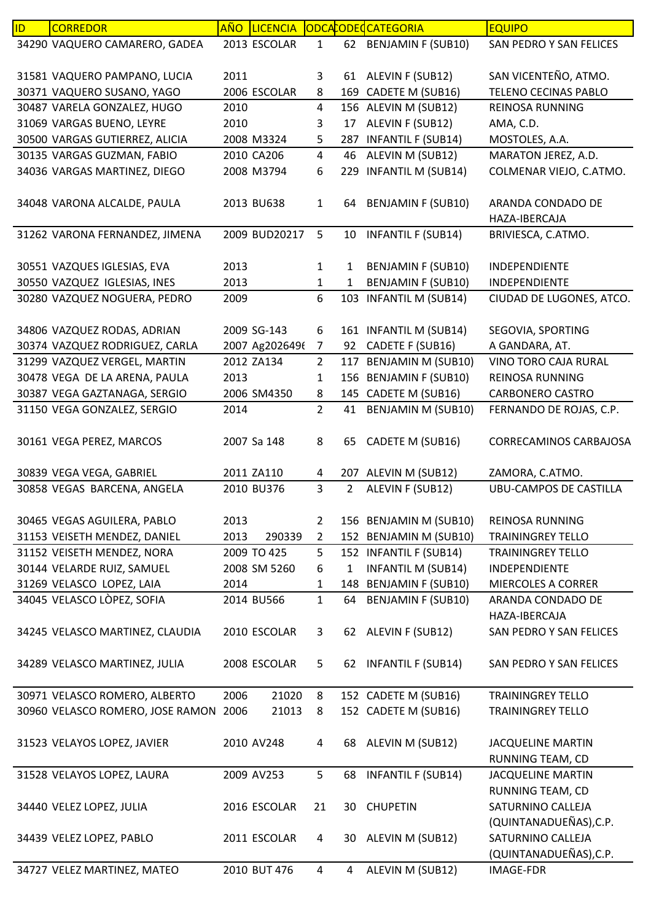| ID | CORREDOR | AÑO | LICENCIA | ODCA | CODEQ | CATEGORIA | EQUIPO |
|---|---|---|---|---|---|---|---|
| 34290 | VAQUERO CAMARERO, GADEA | 2013 | ESCOLAR | 1 | 62 | BENJAMIN F (SUB10) | SAN PEDRO Y SAN FELICES |
| 31581 | VAQUERO PAMPANO, LUCIA | 2011 | | 3 | 61 | ALEVIN F (SUB12) | SAN VICENTEÑO, ATMO. |
| 30371 | VAQUERO SUSANO, YAGO | 2006 | ESCOLAR | 8 | 169 | CADETE M (SUB16) | TELENO CECINAS PABLO |
| 30487 | VARELA GONZALEZ, HUGO | 2010 | | 4 | 156 | ALEVIN M (SUB12) | REINOSA RUNNING |
| 31069 | VARGAS BUENO, LEYRE | 2010 | | 3 | 17 | ALEVIN F (SUB12) | AMA, C.D. |
| 30500 | VARGAS GUTIERREZ, ALICIA | 2008 | M3324 | 5 | 287 | INFANTIL F (SUB14) | MOSTOLES, A.A. |
| 30135 | VARGAS GUZMAN, FABIO | 2010 | CA206 | 4 | 46 | ALEVIN M (SUB12) | MARATON JEREZ, A.D. |
| 34036 | VARGAS MARTINEZ, DIEGO | 2008 | M3794 | 6 | 229 | INFANTIL M (SUB14) | COLMENAR VIEJO, C.ATMO. |
| 34048 | VARONA ALCALDE, PAULA | 2013 | BU638 | 1 | 64 | BENJAMIN F (SUB10) | ARANDA CONDADO DE HAZA-IBERCAJA |
| 31262 | VARONA FERNANDEZ, JIMENA | 2009 | BUD20217 | 5 | 10 | INFANTIL F (SUB14) | BRIVIESCA, C.ATMO. |
| 30551 | VAZQUES IGLESIAS, EVA | 2013 | | 1 | 1 | BENJAMIN F (SUB10) | INDEPENDIENTE |
| 30550 | VAZQUEZ IGLESIAS, INES | 2013 | | 1 | 1 | BENJAMIN F (SUB10) | INDEPENDIENTE |
| 30280 | VAZQUEZ NOGUERA, PEDRO | 2009 | | 6 | 103 | INFANTIL M (SUB14) | CIUDAD DE LUGONES, ATCO. |
| 34806 | VAZQUEZ RODAS, ADRIAN | 2009 | SG-143 | 6 | 161 | INFANTIL M (SUB14) | SEGOVIA, SPORTING |
| 30374 | VAZQUEZ RODRIGUEZ, CARLA | 2007 | Ag2026496 | 7 | 92 | CADETE F (SUB16) | A GANDARA, AT. |
| 31299 | VAZQUEZ VERGEL, MARTIN | 2012 | ZA134 | 2 | 117 | BENJAMIN M (SUB10) | VINO TORO CAJA RURAL |
| 30478 | VEGA DE LA ARENA, PAULA | 2013 | | 1 | 156 | BENJAMIN F (SUB10) | REINOSA RUNNING |
| 30387 | VEGA GAZTANAGA, SERGIO | 2006 | SM4350 | 8 | 145 | CADETE M (SUB16) | CARBONERO CASTRO |
| 31150 | VEGA GONZALEZ, SERGIO | 2014 | | 2 | 41 | BENJAMIN M (SUB10) | FERNANDO DE ROJAS, C.P. |
| 30161 | VEGA PEREZ, MARCOS | 2007 | Sa 148 | 8 | 65 | CADETE M (SUB16) | CORRECAMINOS CARBAJOSA |
| 30839 | VEGA VEGA, GABRIEL | 2011 | ZA110 | 4 | 207 | ALEVIN M (SUB12) | ZAMORA, C.ATMO. |
| 30858 | VEGAS BARCENA, ANGELA | 2010 | BU376 | 3 | 2 | ALEVIN F (SUB12) | UBU-CAMPOS DE CASTILLA |
| 30465 | VEGAS AGUILERA, PABLO | 2013 | | 2 | 156 | BENJAMIN M (SUB10) | REINOSA RUNNING |
| 31153 | VEISETH MENDEZ, DANIEL | 2013 | 290339 | 2 | 152 | BENJAMIN M (SUB10) | TRAININGREY TELLO |
| 31152 | VEISETH MENDEZ, NORA | 2009 | TO 425 | 5 | 152 | INFANTIL F (SUB14) | TRAININGREY TELLO |
| 30144 | VELARDE RUIZ, SAMUEL | 2008 | SM 5260 | 6 | 1 | INFANTIL M (SUB14) | INDEPENDIENTE |
| 31269 | VELASCO LOPEZ, LAIA | 2014 | | 1 | 148 | BENJAMIN F (SUB10) | MIERCOLES A CORRER |
| 34045 | VELASCO LÒPEZ, SOFIA | 2014 | BU566 | 1 | 64 | BENJAMIN F (SUB10) | ARANDA CONDADO DE HAZA-IBERCAJA |
| 34245 | VELASCO MARTINEZ, CLAUDIA | 2010 | ESCOLAR | 3 | 62 | ALEVIN F (SUB12) | SAN PEDRO Y SAN FELICES |
| 34289 | VELASCO MARTINEZ, JULIA | 2008 | ESCOLAR | 5 | 62 | INFANTIL F (SUB14) | SAN PEDRO Y SAN FELICES |
| 30971 | VELASCO ROMERO, ALBERTO | 2006 | 21020 | 8 | 152 | CADETE M (SUB16) | TRAININGREY TELLO |
| 30960 | VELASCO ROMERO, JOSE RAMON | 2006 | 21013 | 8 | 152 | CADETE M (SUB16) | TRAININGREY TELLO |
| 31523 | VELAYOS LOPEZ, JAVIER | 2010 | AV248 | 4 | 68 | ALEVIN M (SUB12) | JACQUELINE MARTIN RUNNING TEAM, CD |
| 31528 | VELAYOS LOPEZ, LAURA | 2009 | AV253 | 5 | 68 | INFANTIL F (SUB14) | JACQUELINE MARTIN RUNNING TEAM, CD |
| 34440 | VELEZ LOPEZ, JULIA | 2016 | ESCOLAR | 21 | 30 | CHUPETIN | SATURNINO CALLEJA (QUINTANADUEÑAS),C.P. |
| 34439 | VELEZ LOPEZ, PABLO | 2011 | ESCOLAR | 4 | 30 | ALEVIN M (SUB12) | SATURNINO CALLEJA (QUINTANADUEÑAS),C.P. |
| 34727 | VELEZ MARTINEZ, MATEO | 2010 | BUT 476 | 4 | 4 | ALEVIN M (SUB12) | IMAGE-FDR |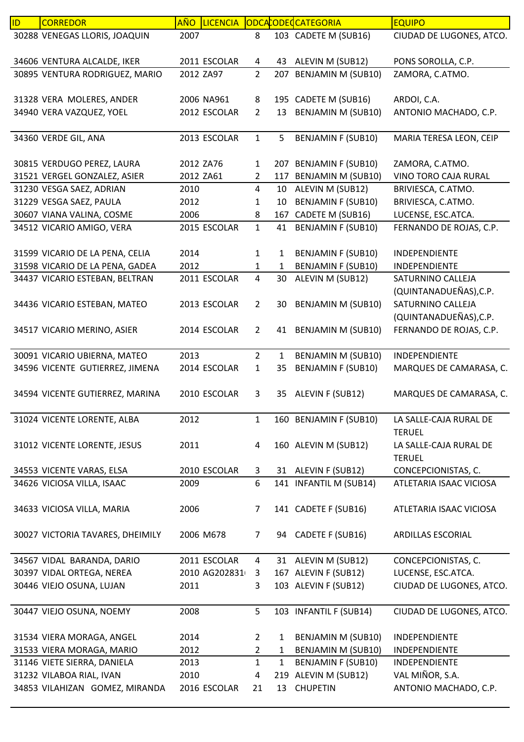| ID | CORREDOR | AÑO | LICENCIA | ODCA | CODEQ | CATEGORIA | EQUIPO |
|---|---|---|---|---|---|---|---|
| 30288 | VENEGAS LLORIS, JOAQUIN | 2007 | | 8 | 103 | CADETE M (SUB16) | CIUDAD DE LUGONES, ATCO. |
| 34606 | VENTURA ALCALDE, IKER | 2011 | ESCOLAR | 4 | 43 | ALEVIN M (SUB12) | PONS SOROLLA, C.P. |
| 30895 | VENTURA RODRIGUEZ, MARIO | 2012 | ZA97 | 2 | 207 | BENJAMIN M (SUB10) | ZAMORA, C.ATMO. |
| 31328 | VERA MOLERES, ANDER | 2006 | NA961 | 8 | 195 | CADETE M (SUB16) | ARDOI, C.A. |
| 34940 | VERA VAZQUEZ, YOEL | 2012 | ESCOLAR | 2 | 13 | BENJAMIN M (SUB10) | ANTONIO MACHADO, C.P. |
| 34360 | VERDE GIL, ANA | 2013 | ESCOLAR | 1 | 5 | BENJAMIN F (SUB10) | MARIA TERESA LEON, CEIP |
| 30815 | VERDUGO PEREZ, LAURA | 2012 | ZA76 | 1 | 207 | BENJAMIN F (SUB10) | ZAMORA, C.ATMO. |
| 31521 | VERGEL GONZALEZ, ASIER | 2012 | ZA61 | 2 | 117 | BENJAMIN M (SUB10) | VINO TORO CAJA RURAL |
| 31230 | VESGA SAEZ, ADRIAN | 2010 | | 4 | 10 | ALEVIN M (SUB12) | BRIVIESCA, C.ATMO. |
| 31229 | VESGA SAEZ, PAULA | 2012 | | 1 | 10 | BENJAMIN F (SUB10) | BRIVIESCA, C.ATMO. |
| 30607 | VIANA VALINA, COSME | 2006 | | 8 | 167 | CADETE M (SUB16) | LUCENSE, ESC.ATCA. |
| 34512 | VICARIO AMIGO, VERA | 2015 | ESCOLAR | 1 | 41 | BENJAMIN F (SUB10) | FERNANDO DE ROJAS, C.P. |
| 31599 | VICARIO DE LA PENA, CELIA | 2014 | | 1 | 1 | BENJAMIN F (SUB10) | INDEPENDIENTE |
| 31598 | VICARIO DE LA PENA, GADEA | 2012 | | 1 | 1 | BENJAMIN F (SUB10) | INDEPENDIENTE |
| 34437 | VICARIO ESTEBAN, BELTRAN | 2011 | ESCOLAR | 4 | 30 | ALEVIN M (SUB12) | SATURNINO CALLEJA (QUINTANADUEÑAS),C.P. |
| 34436 | VICARIO ESTEBAN, MATEO | 2013 | ESCOLAR | 2 | 30 | BENJAMIN M (SUB10) | SATURNINO CALLEJA (QUINTANADUEÑAS),C.P. |
| 34517 | VICARIO MERINO, ASIER | 2014 | ESCOLAR | 2 | 41 | BENJAMIN M (SUB10) | FERNANDO DE ROJAS, C.P. |
| 30091 | VICARIO UBIERNA, MATEO | 2013 | | 2 | 1 | BENJAMIN M (SUB10) | INDEPENDIENTE |
| 34596 | VICENTE GUTIERREZ, JIMENA | 2014 | ESCOLAR | 1 | 35 | BENJAMIN F (SUB10) | MARQUES DE CAMARASA, C. |
| 34594 | VICENTE GUTIERREZ, MARINA | 2010 | ESCOLAR | 3 | 35 | ALEVIN F (SUB12) | MARQUES DE CAMARASA, C. |
| 31024 | VICENTE LORENTE, ALBA | 2012 | | 1 | 160 | BENJAMIN F (SUB10) | LA SALLE-CAJA RURAL DE TERUEL |
| 31012 | VICENTE LORENTE, JESUS | 2011 | | 4 | 160 | ALEVIN M (SUB12) | LA SALLE-CAJA RURAL DE TERUEL |
| 34553 | VICENTE VARAS, ELSA | 2010 | ESCOLAR | 3 | 31 | ALEVIN F (SUB12) | CONCEPCIONISTAS, C. |
| 34626 | VICIOSA VILLA, ISAAC | 2009 | | 6 | 141 | INFANTIL M (SUB14) | ATLETARIA ISAAC VICIOSA |
| 34633 | VICIOSA VILLA, MARIA | 2006 | | 7 | 141 | CADETE F (SUB16) | ATLETARIA ISAAC VICIOSA |
| 30027 | VICTORIA TAVARES, DHEIMILY | 2006 | M678 | 7 | 94 | CADETE F (SUB16) | ARDILLAS ESCORIAL |
| 34567 | VIDAL BARANDA, DARIO | 2011 | ESCOLAR | 4 | 31 | ALEVIN M (SUB12) | CONCEPCIONISTAS, C. |
| 30397 | VIDAL ORTEGA, NEREA | 2010 | AG202831 | 3 | 167 | ALEVIN F (SUB12) | LUCENSE, ESC.ATCA. |
| 30446 | VIEJO OSUNA, LUJAN | 2011 | | 3 | 103 | ALEVIN F (SUB12) | CIUDAD DE LUGONES, ATCO. |
| 30447 | VIEJO OSUNA, NOEMY | 2008 | | 5 | 103 | INFANTIL F (SUB14) | CIUDAD DE LUGONES, ATCO. |
| 31534 | VIERA MORAGA, ANGEL | 2014 | | 2 | 1 | BENJAMIN M (SUB10) | INDEPENDIENTE |
| 31533 | VIERA MORAGA, MARIO | 2012 | | 2 | 1 | BENJAMIN M (SUB10) | INDEPENDIENTE |
| 31146 | VIETE SIERRA, DANIELA | 2013 | | 1 | 1 | BENJAMIN F (SUB10) | INDEPENDIENTE |
| 31232 | VILABOA RIAL, IVAN | 2010 | | 4 | 219 | ALEVIN M (SUB12) | VAL MIÑOR, S.A. |
| 34853 | VILAHIZAN GOMEZ, MIRANDA | 2016 | ESCOLAR | 21 | 13 | CHUPETIN | ANTONIO MACHADO, C.P. |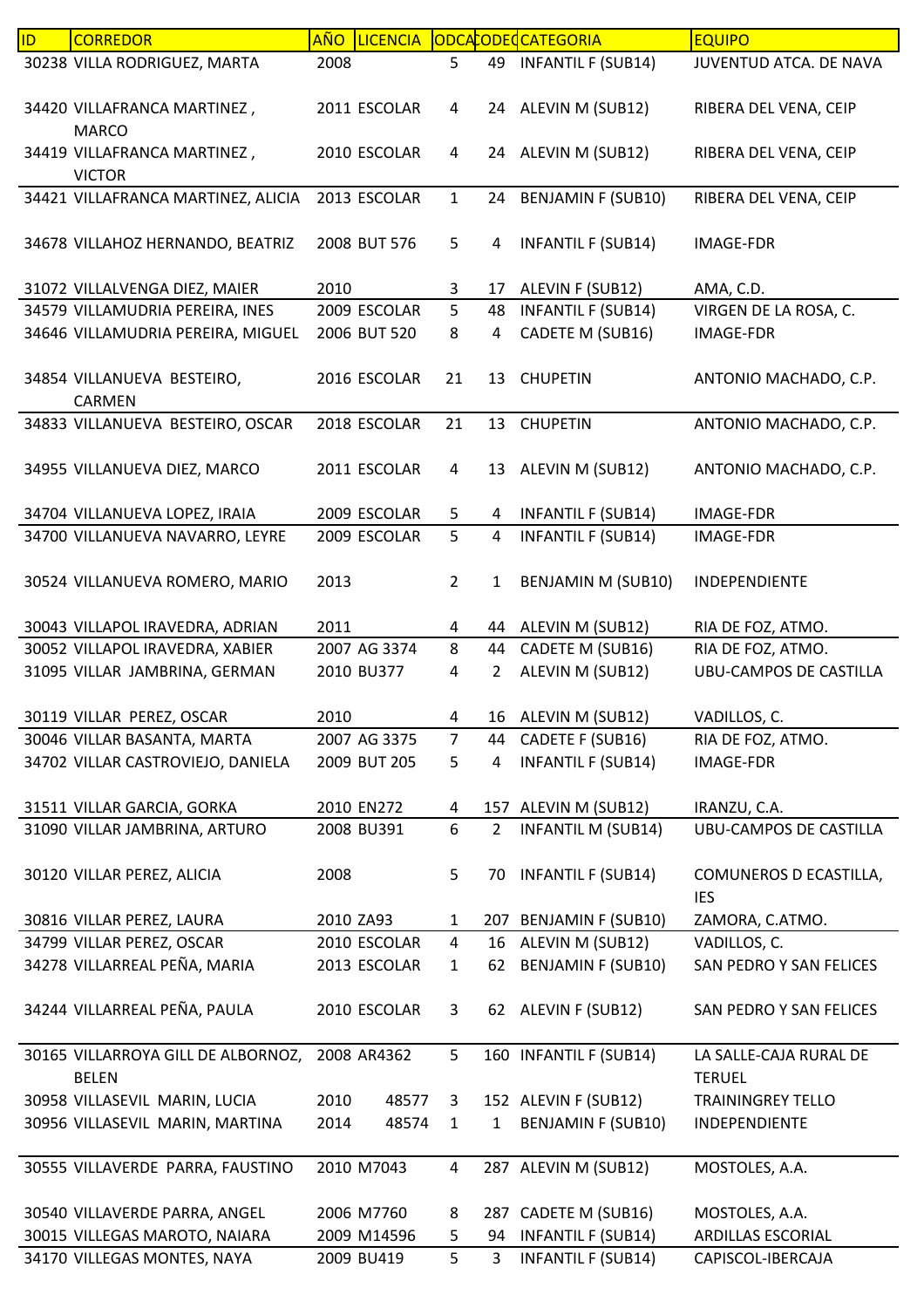| ID | CORREDOR | AÑO | LICENCIA | CODCAT | CODEQ | CATEGORIA | EQUIPO |
|---|---|---|---|---|---|---|---|
| 30238 | VILLA RODRIGUEZ, MARTA | 2008 | | 5 | 49 | INFANTIL F (SUB14) | JUVENTUD ATCA. DE NAVA |
| 34420 | VILLAFRANCA MARTINEZ , MARCO | 2011 | ESCOLAR | 4 | 24 | ALEVIN M (SUB12) | RIBERA DEL VENA, CEIP |
| 34419 | VILLAFRANCA MARTINEZ , VICTOR | 2010 | ESCOLAR | 4 | 24 | ALEVIN M (SUB12) | RIBERA DEL VENA, CEIP |
| 34421 | VILLAFRANCA MARTINEZ, ALICIA | 2013 | ESCOLAR | 1 | 24 | BENJAMIN F (SUB10) | RIBERA DEL VENA, CEIP |
| 34678 | VILLAHOZ HERNANDO, BEATRIZ | 2008 | BUT 576 | 5 | 4 | INFANTIL F (SUB14) | IMAGE-FDR |
| 31072 | VILLALVENGA DIEZ, MAIER | 2010 | | 3 | 17 | ALEVIN F (SUB12) | AMA, C.D. |
| 34579 | VILLAMUDRIA PEREIRA, INES | 2009 | ESCOLAR | 5 | 48 | INFANTIL F (SUB14) | VIRGEN DE LA ROSA, C. |
| 34646 | VILLAMUDRIA PEREIRA, MIGUEL | 2006 | BUT 520 | 8 | 4 | CADETE M (SUB16) | IMAGE-FDR |
| 34854 | VILLANUEVA BESTEIRO, CARMEN | 2016 | ESCOLAR | 21 | 13 | CHUPETIN | ANTONIO MACHADO, C.P. |
| 34833 | VILLANUEVA BESTEIRO, OSCAR | 2018 | ESCOLAR | 21 | 13 | CHUPETIN | ANTONIO MACHADO, C.P. |
| 34955 | VILLANUEVA DIEZ, MARCO | 2011 | ESCOLAR | 4 | 13 | ALEVIN M (SUB12) | ANTONIO MACHADO, C.P. |
| 34704 | VILLANUEVA LOPEZ, IRAIA | 2009 | ESCOLAR | 5 | 4 | INFANTIL F (SUB14) | IMAGE-FDR |
| 34700 | VILLANUEVA NAVARRO, LEYRE | 2009 | ESCOLAR | 5 | 4 | INFANTIL F (SUB14) | IMAGE-FDR |
| 30524 | VILLANUEVA ROMERO, MARIO | 2013 | | 2 | 1 | BENJAMIN M (SUB10) | INDEPENDIENTE |
| 30043 | VILLAPOL IRAVEDRA, ADRIAN | 2011 | | 4 | 44 | ALEVIN M (SUB12) | RIA DE FOZ, ATMO. |
| 30052 | VILLAPOL IRAVEDRA, XABIER | 2007 | AG 3374 | 8 | 44 | CADETE M (SUB16) | RIA DE FOZ, ATMO. |
| 31095 | VILLAR JAMBRINA, GERMAN | 2010 | BU377 | 4 | 2 | ALEVIN M (SUB12) | UBU-CAMPOS DE CASTILLA |
| 30119 | VILLAR PEREZ, OSCAR | 2010 | | 4 | 16 | ALEVIN M (SUB12) | VADILLOS, C. |
| 30046 | VILLAR BASANTA, MARTA | 2007 | AG 3375 | 7 | 44 | CADETE F (SUB16) | RIA DE FOZ, ATMO. |
| 34702 | VILLAR CASTROVIEJO, DANIELA | 2009 | BUT 205 | 5 | 4 | INFANTIL F (SUB14) | IMAGE-FDR |
| 31511 | VILLAR GARCIA, GORKA | 2010 | EN272 | 4 | 157 | ALEVIN M (SUB12) | IRANZU, C.A. |
| 31090 | VILLAR JAMBRINA, ARTURO | 2008 | BU391 | 6 | 2 | INFANTIL M (SUB14) | UBU-CAMPOS DE CASTILLA |
| 30120 | VILLAR PEREZ, ALICIA | 2008 | | 5 | 70 | INFANTIL F (SUB14) | COMUNEROS D ECASTILLA, IES |
| 30816 | VILLAR PEREZ, LAURA | 2010 | ZA93 | 1 | 207 | BENJAMIN F (SUB10) | ZAMORA, C.ATMO. |
| 34799 | VILLAR PEREZ, OSCAR | 2010 | ESCOLAR | 4 | 16 | ALEVIN M (SUB12) | VADILLOS, C. |
| 34278 | VILLARREAL PEÑA, MARIA | 2013 | ESCOLAR | 1 | 62 | BENJAMIN F (SUB10) | SAN PEDRO Y SAN FELICES |
| 34244 | VILLARREAL PEÑA, PAULA | 2010 | ESCOLAR | 3 | 62 | ALEVIN F (SUB12) | SAN PEDRO Y SAN FELICES |
| 30165 | VILLARROYA GILL DE ALBORNOZ, BELEN | 2008 | AR4362 | 5 | 160 | INFANTIL F (SUB14) | LA SALLE-CAJA RURAL DE TERUEL |
| 30958 | VILLASEVIL MARIN, LUCIA | 2010 | 48577 | 3 | 152 | ALEVIN F (SUB12) | TRAININGREY TELLO |
| 30956 | VILLASEVIL MARIN, MARTINA | 2014 | 48574 | 1 | 1 | BENJAMIN F (SUB10) | INDEPENDIENTE |
| 30555 | VILLAVERDE PARRA, FAUSTINO | 2010 | M7043 | 4 | 287 | ALEVIN M (SUB12) | MOSTOLES, A.A. |
| 30540 | VILLAVERDE PARRA, ANGEL | 2006 | M7760 | 8 | 287 | CADETE M (SUB16) | MOSTOLES, A.A. |
| 30015 | VILLEGAS MAROTO, NAIARA | 2009 | M14596 | 5 | 94 | INFANTIL F (SUB14) | ARDILLAS ESCORIAL |
| 34170 | VILLEGAS MONTES, NAYA | 2009 | BU419 | 5 | 3 | INFANTIL F (SUB14) | CAPISCOL-IBERCAJA |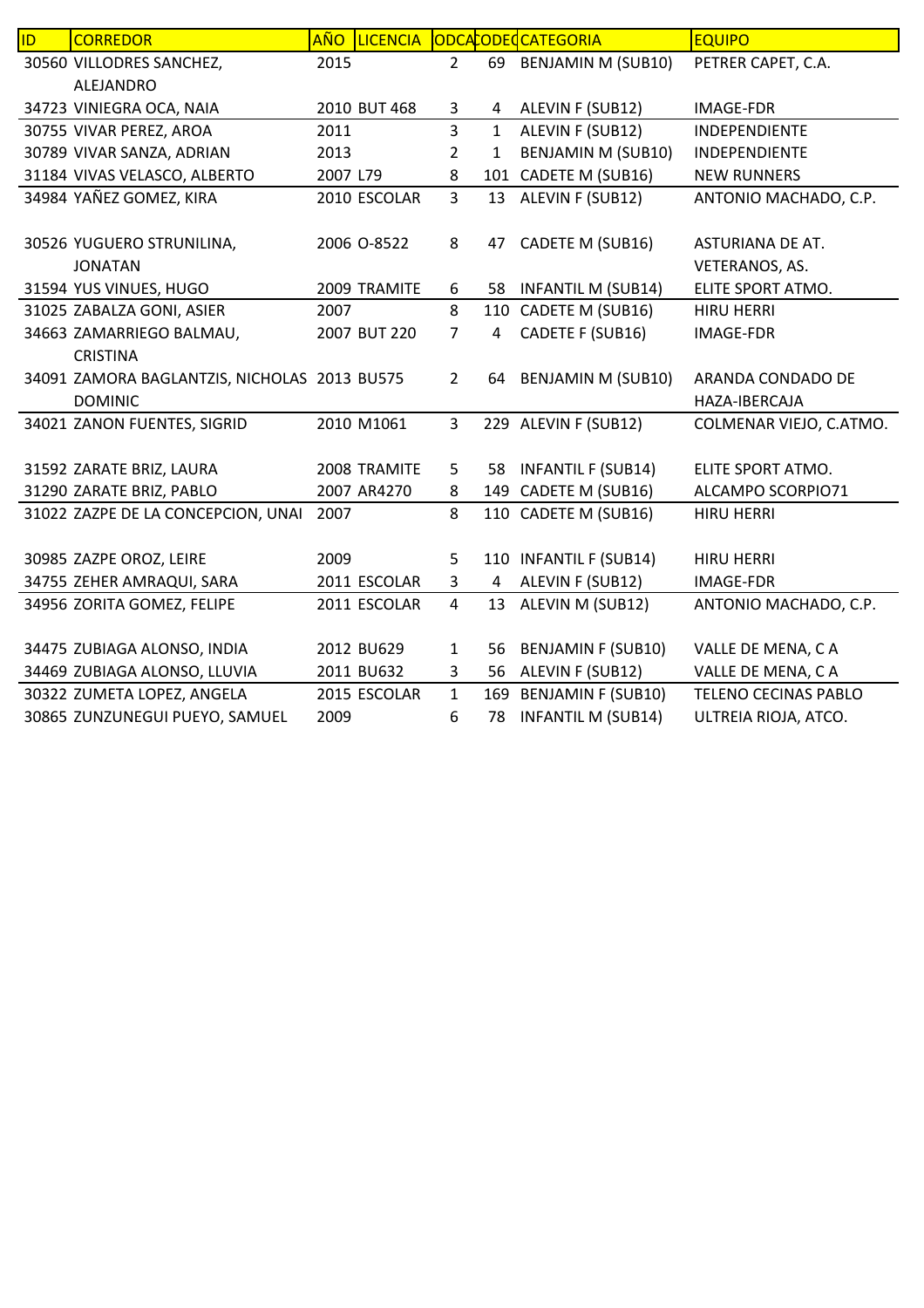| ID | CORREDOR | AÑO | LICENCIA | ODCA | CODEC | CATEGORIA | EQUIPO |
|---|---|---|---|---|---|---|---|
| 30560 | VILLODRES SANCHEZ, ALEJANDRO | 2015 | | 2 | 69 | BENJAMIN M (SUB10) | PETRER CAPET, C.A. |
| 34723 | VINIEGRA OCA, NAIA | 2010 | BUT 468 | 3 | 4 | ALEVIN F (SUB12) | IMAGE-FDR |
| 30755 | VIVAR PEREZ, AROA | 2011 | | 3 | 1 | ALEVIN F (SUB12) | INDEPENDIENTE |
| 30789 | VIVAR SANZA, ADRIAN | 2013 | | 2 | 1 | BENJAMIN M (SUB10) | INDEPENDIENTE |
| 31184 | VIVAS VELASCO, ALBERTO | 2007 | L79 | 8 | 101 | CADETE M (SUB16) | NEW RUNNERS |
| 34984 | YAÑEZ GOMEZ, KIRA | 2010 | ESCOLAR | 3 | 13 | ALEVIN F (SUB12) | ANTONIO MACHADO, C.P. |
| 30526 | YUGUERO STRUNILINA, JONATAN | 2006 | O-8522 | 8 | 47 | CADETE M (SUB16) | ASTURIANA DE AT. VETERANOS, AS. |
| 31594 | YUS VINUES, HUGO | 2009 | TRAMITE | 6 | 58 | INFANTIL M (SUB14) | ELITE SPORT ATMO. |
| 31025 | ZABALZA GONI, ASIER | 2007 | | 8 | 110 | CADETE M (SUB16) | HIRU HERRI |
| 34663 | ZAMARRIEGO BALMAU, CRISTINA | 2007 | BUT 220 | 7 | 4 | CADETE F (SUB16) | IMAGE-FDR |
| 34091 | ZAMORA BAGLANTZIS, NICHOLAS DOMINIC | 2013 | BU575 | 2 | 64 | BENJAMIN M (SUB10) | ARANDA CONDADO DE HAZA-IBERCAJA |
| 34021 | ZANON FUENTES, SIGRID | 2010 | M1061 | 3 | 229 | ALEVIN F (SUB12) | COLMENAR VIEJO, C.ATMO. |
| 31592 | ZARATE BRIZ, LAURA | 2008 | TRAMITE | 5 | 58 | INFANTIL F (SUB14) | ELITE SPORT ATMO. |
| 31290 | ZARATE BRIZ, PABLO | 2007 | AR4270 | 8 | 149 | CADETE M (SUB16) | ALCAMPO SCORPIO71 |
| 31022 | ZAZPE DE LA CONCEPCION, UNAI | 2007 | | 8 | 110 | CADETE M (SUB16) | HIRU HERRI |
| 30985 | ZAZPE OROZ, LEIRE | 2009 | | 5 | 110 | INFANTIL F (SUB14) | HIRU HERRI |
| 34755 | ZEHER AMRAQUI, SARA | 2011 | ESCOLAR | 3 | 4 | ALEVIN F (SUB12) | IMAGE-FDR |
| 34956 | ZORITA GOMEZ, FELIPE | 2011 | ESCOLAR | 4 | 13 | ALEVIN M (SUB12) | ANTONIO MACHADO, C.P. |
| 34475 | ZUBIAGA ALONSO, INDIA | 2012 | BU629 | 1 | 56 | BENJAMIN F (SUB10) | VALLE DE MENA, C A |
| 34469 | ZUBIAGA ALONSO, LLUVIA | 2011 | BU632 | 3 | 56 | ALEVIN F (SUB12) | VALLE DE MENA, C A |
| 30322 | ZUMETA LOPEZ, ANGELA | 2015 | ESCOLAR | 1 | 169 | BENJAMIN F (SUB10) | TELENO CECINAS PABLO |
| 30865 | ZUNZUNEGUI PUEYO, SAMUEL | 2009 | | 6 | 78 | INFANTIL M (SUB14) | ULTREIA RIOJA, ATCO. |